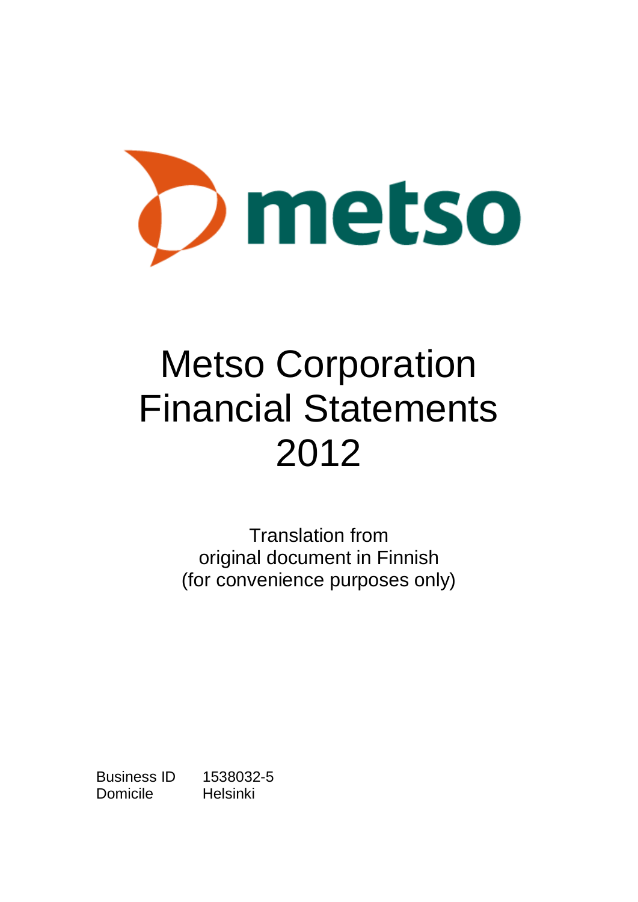metso

# Metso Corporation Financial Statements 2012

Translation from
original document in Finnish
(for convenience purposes only)

Business ID 1538032-5
Domicile Helsinki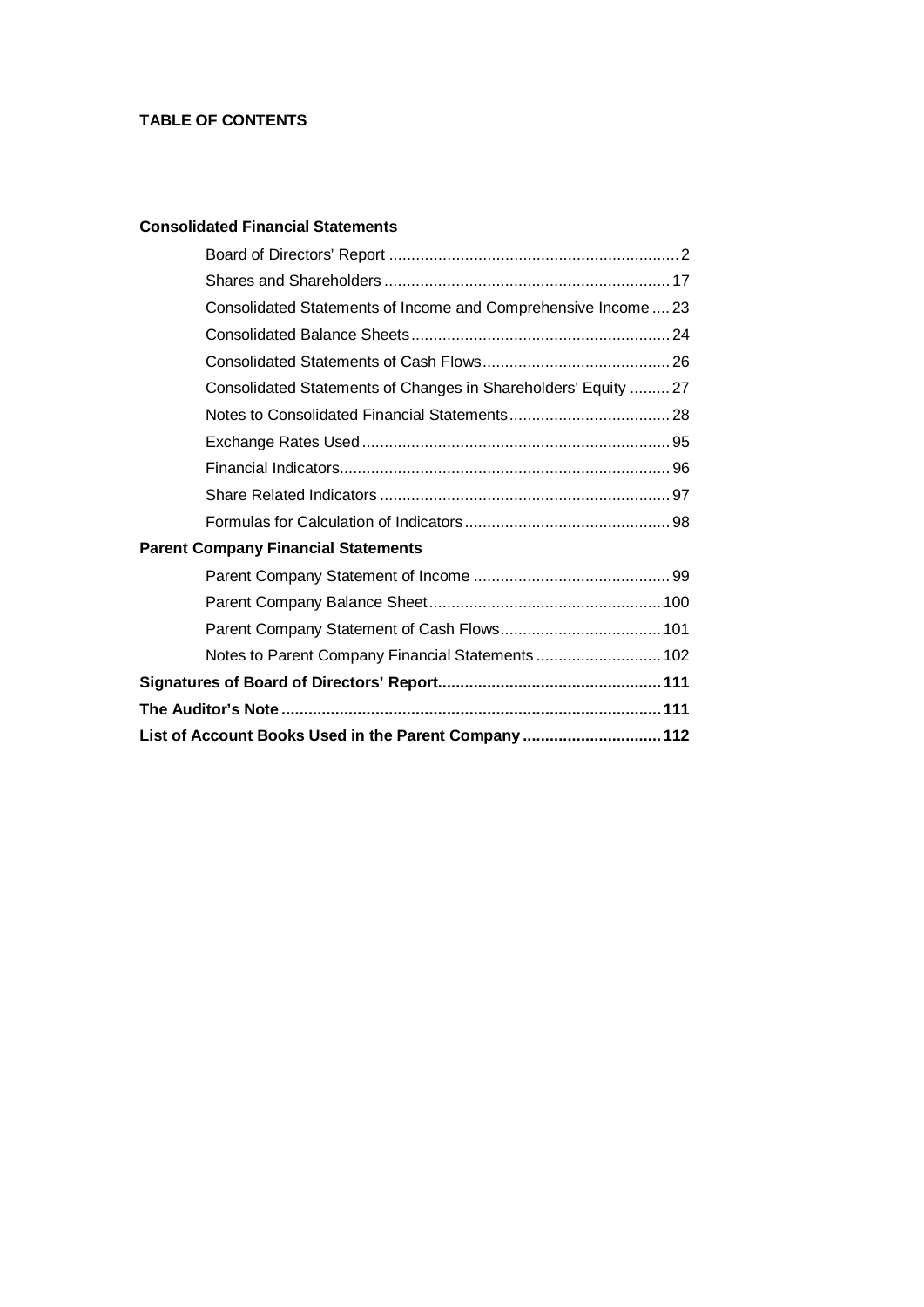# TABLE OF CONTENTS

**Consolidated Financial Statements**

- Board of Directors' Report ... 2
- Shares and Shareholders ... 17
- Consolidated Statements of Income and Comprehensive Income ... 23
- Consolidated Balance Sheets ... 24
- Consolidated Statements of Cash Flows ... 26
- Consolidated Statements of Changes in Shareholders' Equity ... 27
- Notes to Consolidated Financial Statements ... 28
- Exchange Rates Used ... 95
- Financial Indicators ... 96
- Share Related Indicators ... 97
- Formulas for Calculation of Indicators ... 98

**Parent Company Financial Statements**

- Parent Company Statement of Income ... 99
- Parent Company Balance Sheet ... 100
- Parent Company Statement of Cash Flows ... 101
- Notes to Parent Company Financial Statements ... 102

**Signatures of Board of Directors' Report ... 111**

**The Auditor's Note ... 111**

**List of Account Books Used in the Parent Company ... 112**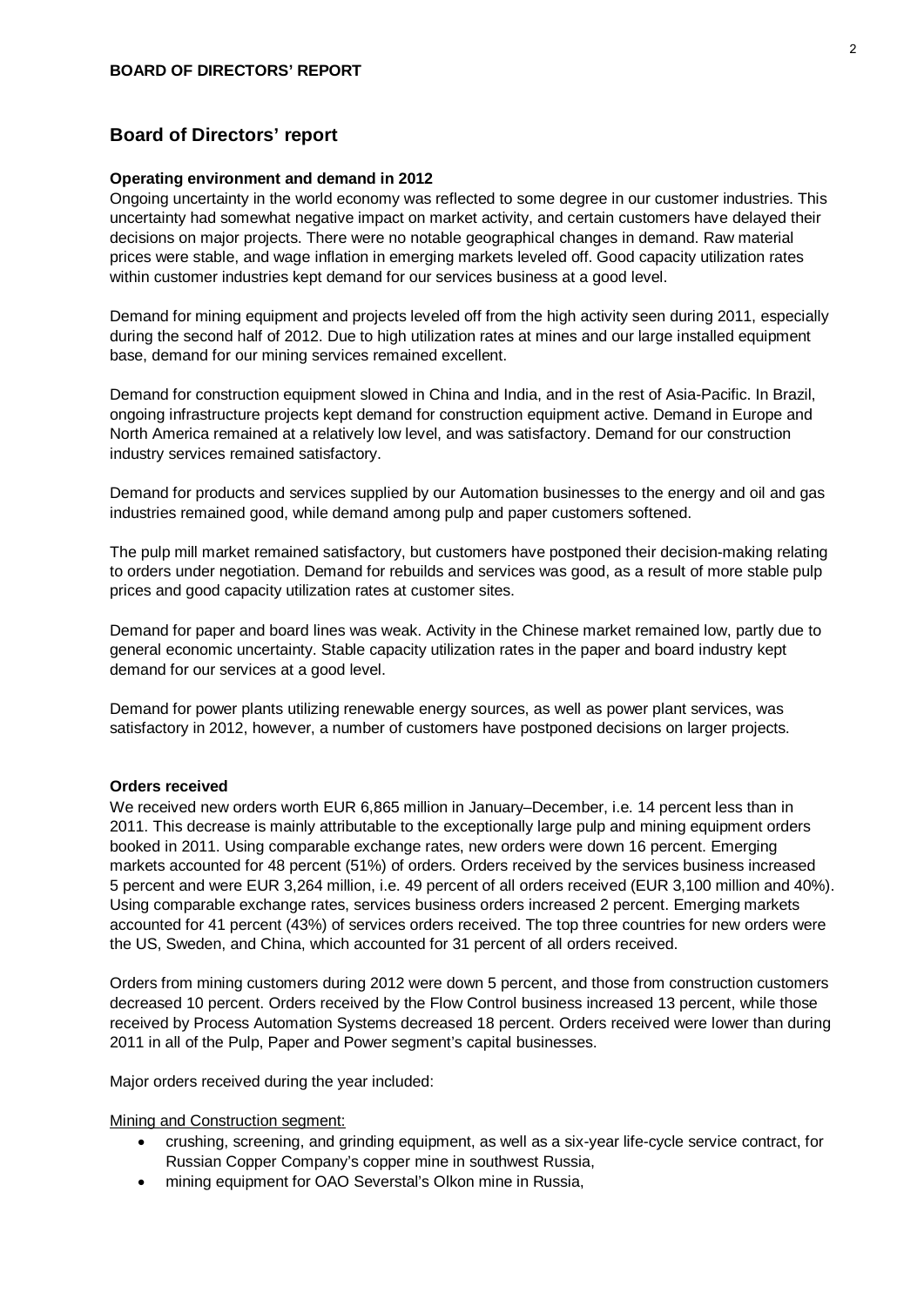## Board of Directors' report

### Operating environment and demand in 2012

Ongoing uncertainty in the world economy was reflected to some degree in our customer industries. This uncertainty had somewhat negative impact on market activity, and certain customers have delayed their decisions on major projects. There were no notable geographical changes in demand. Raw material prices were stable, and wage inflation in emerging markets leveled off. Good capacity utilization rates within customer industries kept demand for our services business at a good level.

Demand for mining equipment and projects leveled off from the high activity seen during 2011, especially during the second half of 2012. Due to high utilization rates at mines and our large installed equipment base, demand for our mining services remained excellent.

Demand for construction equipment slowed in China and India, and in the rest of Asia-Pacific. In Brazil, ongoing infrastructure projects kept demand for construction equipment active. Demand in Europe and North America remained at a relatively low level, and was satisfactory. Demand for our construction industry services remained satisfactory.

Demand for products and services supplied by our Automation businesses to the energy and oil and gas industries remained good, while demand among pulp and paper customers softened.

The pulp mill market remained satisfactory, but customers have postponed their decision-making relating to orders under negotiation. Demand for rebuilds and services was good, as a result of more stable pulp prices and good capacity utilization rates at customer sites.

Demand for paper and board lines was weak. Activity in the Chinese market remained low, partly due to general economic uncertainty. Stable capacity utilization rates in the paper and board industry kept demand for our services at a good level.

Demand for power plants utilizing renewable energy sources, as well as power plant services, was satisfactory in 2012, however, a number of customers have postponed decisions on larger projects.

### Orders received

We received new orders worth EUR 6,865 million in January–December, i.e. 14 percent less than in 2011. This decrease is mainly attributable to the exceptionally large pulp and mining equipment orders booked in 2011. Using comparable exchange rates, new orders were down 16 percent. Emerging markets accounted for 48 percent (51%) of orders. Orders received by the services business increased 5 percent and were EUR 3,264 million, i.e. 49 percent of all orders received (EUR 3,100 million and 40%). Using comparable exchange rates, services business orders increased 2 percent. Emerging markets accounted for 41 percent (43%) of services orders received. The top three countries for new orders were the US, Sweden, and China, which accounted for 31 percent of all orders received.

Orders from mining customers during 2012 were down 5 percent, and those from construction customers decreased 10 percent. Orders received by the Flow Control business increased 13 percent, while those received by Process Automation Systems decreased 18 percent. Orders received were lower than during 2011 in all of the Pulp, Paper and Power segment's capital businesses.

Major orders received during the year included:

Mining and Construction segment:

- crushing, screening, and grinding equipment, as well as a six-year life-cycle service contract, for Russian Copper Company's copper mine in southwest Russia,
- mining equipment for OAO Severstal's Olkon mine in Russia,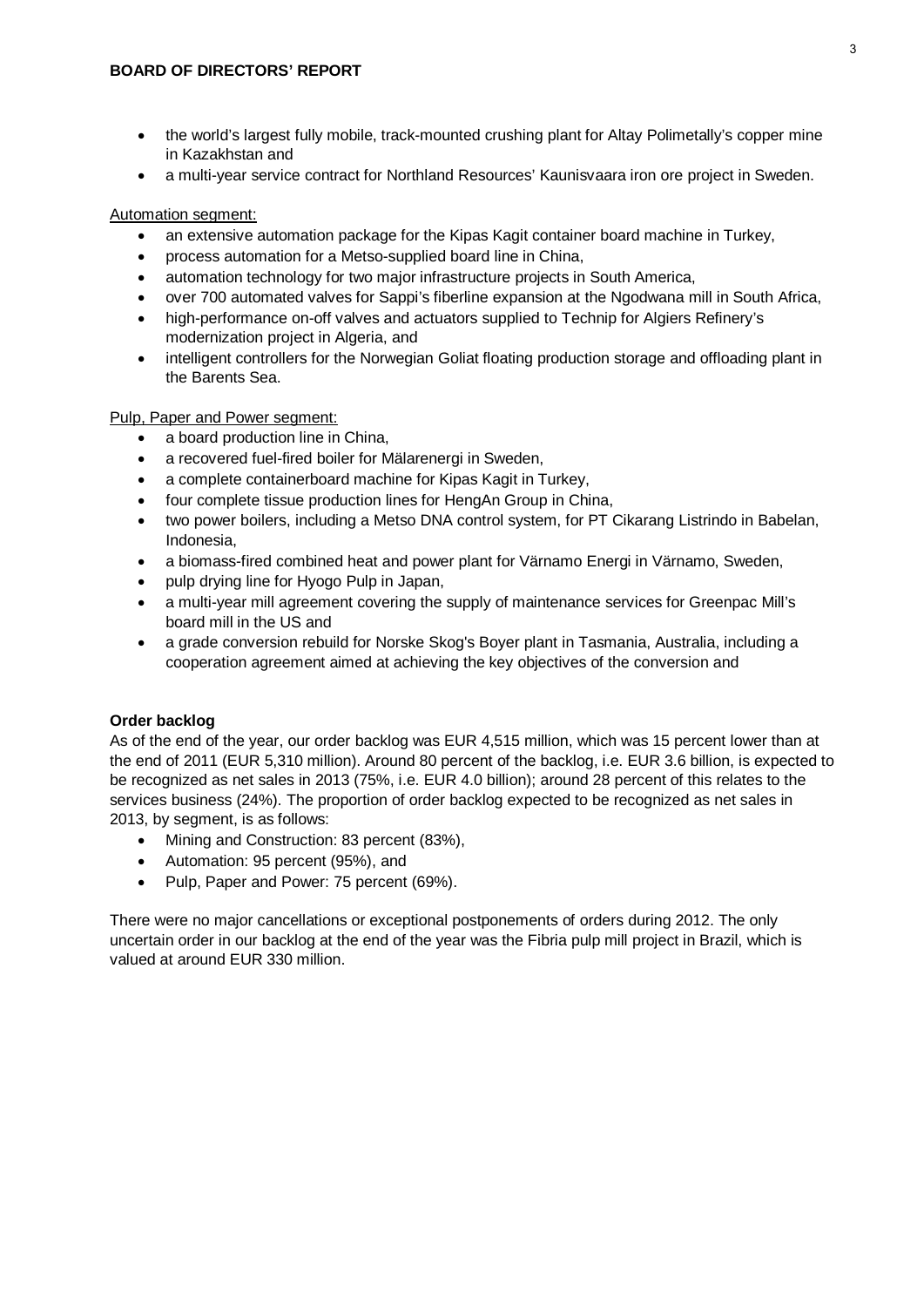- the world's largest fully mobile, track-mounted crushing plant for Altay Polimetally's copper mine in Kazakhstan and
- a multi-year service contract for Northland Resources' Kaunisvaara iron ore project in Sweden.

Automation segment:

- an extensive automation package for the Kipas Kagit container board machine in Turkey,
- process automation for a Metso-supplied board line in China,
- automation technology for two major infrastructure projects in South America,
- over 700 automated valves for Sappi's fiberline expansion at the Ngodwana mill in South Africa,
- high-performance on-off valves and actuators supplied to Technip for Algiers Refinery's modernization project in Algeria, and
- intelligent controllers for the Norwegian Goliat floating production storage and offloading plant in the Barents Sea.

Pulp, Paper and Power segment:

- a board production line in China,
- a recovered fuel-fired boiler for Mälarenergi in Sweden,
- a complete containerboard machine for Kipas Kagit in Turkey,
- four complete tissue production lines for HengAn Group in China,
- two power boilers, including a Metso DNA control system, for PT Cikarang Listrindo in Babelan, Indonesia,
- a biomass-fired combined heat and power plant for Värnamo Energi in Värnamo, Sweden,
- pulp drying line for Hyogo Pulp in Japan,
- a multi-year mill agreement covering the supply of maintenance services for Greenpac Mill's board mill in the US and
- a grade conversion rebuild for Norske Skog's Boyer plant in Tasmania, Australia, including a cooperation agreement aimed at achieving the key objectives of the conversion and

**Order backlog**

As of the end of the year, our order backlog was EUR 4,515 million, which was 15 percent lower than at the end of 2011 (EUR 5,310 million). Around 80 percent of the backlog, i.e. EUR 3.6 billion, is expected to be recognized as net sales in 2013 (75%, i.e. EUR 4.0 billion); around 28 percent of this relates to the services business (24%). The proportion of order backlog expected to be recognized as net sales in 2013, by segment, is as follows:

- Mining and Construction: 83 percent (83%),
- Automation: 95 percent (95%), and
- Pulp, Paper and Power: 75 percent (69%).

There were no major cancellations or exceptional postponements of orders during 2012. The only uncertain order in our backlog at the end of the year was the Fibria pulp mill project in Brazil, which is valued at around EUR 330 million.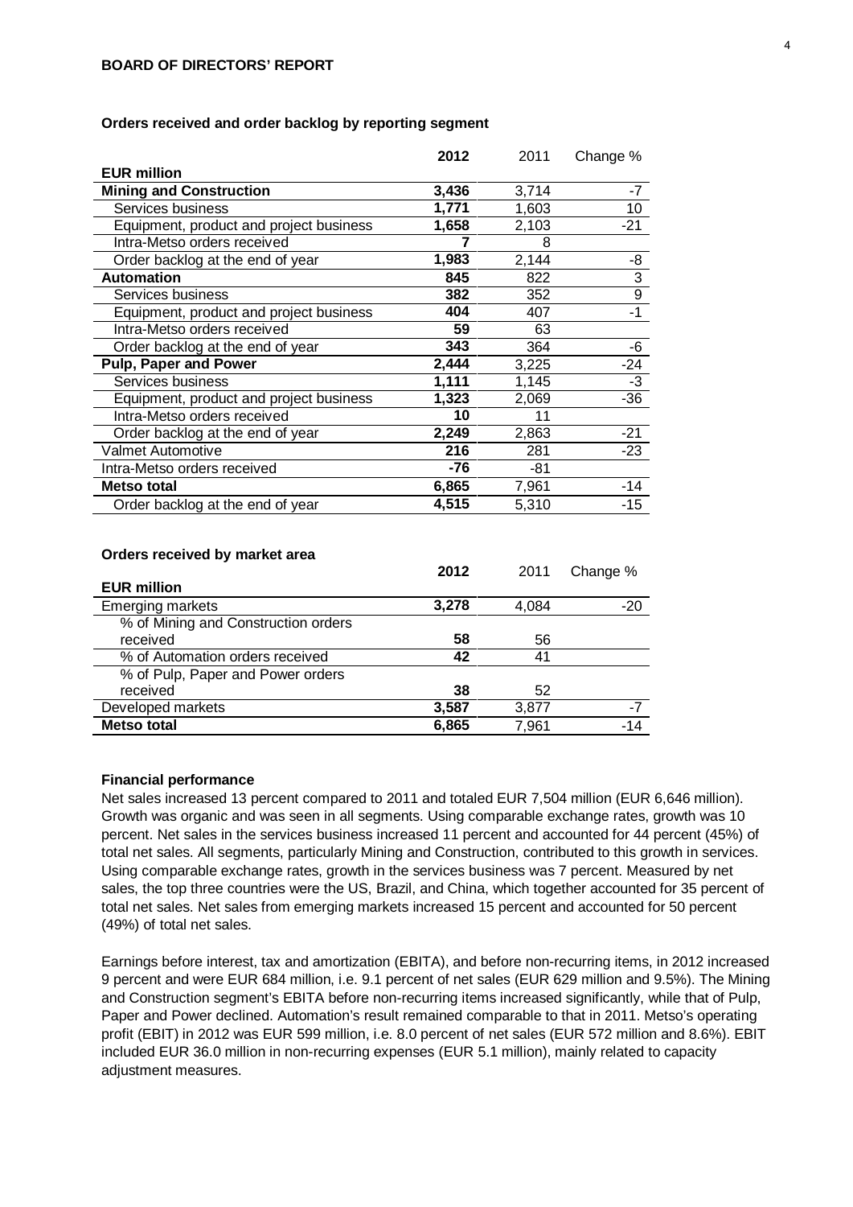**BOARD OF DIRECTORS' REPORT**

**Orders received and order backlog by reporting segment**

| EUR million | **2012** | 2011 | Change % |
|---|---|---|---|
| **Mining and Construction** | **3,436** | 3,714 | -7 |
| Services business | **1,771** | 1,603 | 10 |
| Equipment, product and project business | **1,658** | 2,103 | -21 |
| Intra-Metso orders received | **7** | 8 | |
| Order backlog at the end of year | **1,983** | 2,144 | -8 |
| **Automation** | **845** | 822 | 3 |
| Services business | **382** | 352 | 9 |
| Equipment, product and project business | **404** | 407 | -1 |
| Intra-Metso orders received | **59** | 63 | |
| Order backlog at the end of year | **343** | 364 | -6 |
| **Pulp, Paper and Power** | **2,444** | 3,225 | -24 |
| Services business | **1,111** | 1,145 | -3 |
| Equipment, product and project business | **1,323** | 2,069 | -36 |
| Intra-Metso orders received | **10** | 11 | |
| Order backlog at the end of year | **2,249** | 2,863 | -21 |
| Valmet Automotive | **216** | 281 | -23 |
| Intra-Metso orders received | **-76** | -81 | |
| **Metso total** | **6,865** | 7,961 | -14 |
| Order backlog at the end of year | **4,515** | 5,310 | -15 |

**Orders received by market area**

| EUR million | **2012** | 2011 | Change % |
|---|---|---|---|
| Emerging markets | **3,278** | 4,084 | -20 |
| % of Mining and Construction orders received | **58** | 56 | |
| % of Automation orders received | **42** | 41 | |
| % of Pulp, Paper and Power orders received | **38** | 52 | |
| Developed markets | **3,587** | 3,877 | -7 |
| **Metso total** | **6,865** | 7,961 | -14 |

**Financial performance**

Net sales increased 13 percent compared to 2011 and totaled EUR 7,504 million (EUR 6,646 million). Growth was organic and was seen in all segments. Using comparable exchange rates, growth was 10 percent. Net sales in the services business increased 11 percent and accounted for 44 percent (45%) of total net sales. All segments, particularly Mining and Construction, contributed to this growth in services. Using comparable exchange rates, growth in the services business was 7 percent. Measured by net sales, the top three countries were the US, Brazil, and China, which together accounted for 35 percent of total net sales. Net sales from emerging markets increased 15 percent and accounted for 50 percent (49%) of total net sales.

Earnings before interest, tax and amortization (EBITA), and before non-recurring items, in 2012 increased 9 percent and were EUR 684 million, i.e. 9.1 percent of net sales (EUR 629 million and 9.5%). The Mining and Construction segment's EBITA before non-recurring items increased significantly, while that of Pulp, Paper and Power declined. Automation's result remained comparable to that in 2011. Metso's operating profit (EBIT) in 2012 was EUR 599 million, i.e. 8.0 percent of net sales (EUR 572 million and 8.6%). EBIT included EUR 36.0 million in non-recurring expenses (EUR 5.1 million), mainly related to capacity adjustment measures.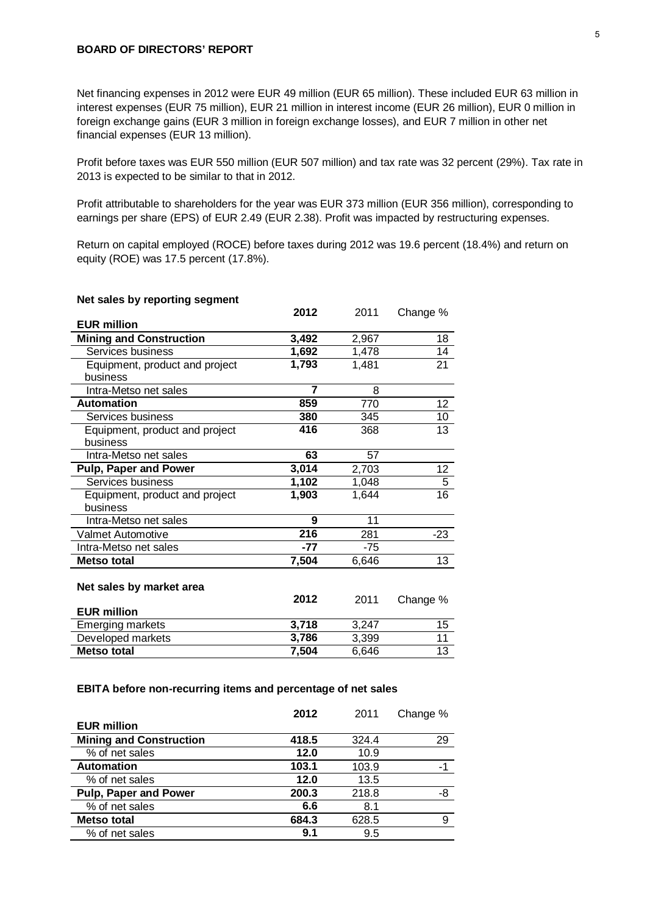**BOARD OF DIRECTORS' REPORT**

Net financing expenses in 2012 were EUR 49 million (EUR 65 million). These included EUR 63 million in interest expenses (EUR 75 million), EUR 21 million in interest income (EUR 26 million), EUR 0 million in foreign exchange gains (EUR 3 million in foreign exchange losses), and EUR 7 million in other net financial expenses (EUR 13 million).

Profit before taxes was EUR 550 million (EUR 507 million) and tax rate was 32 percent (29%). Tax rate in 2013 is expected to be similar to that in 2012.

Profit attributable to shareholders for the year was EUR 373 million (EUR 356 million), corresponding to earnings per share (EPS) of EUR 2.49 (EUR 2.38). Profit was impacted by restructuring expenses.

Return on capital employed (ROCE) before taxes during 2012 was 19.6 percent (18.4%) and return on equity (ROE) was 17.5 percent (17.8%).

**Net sales by reporting segment**

| EUR million | **2012** | 2011 | Change % |
|---|---|---|---|
| **Mining and Construction** | **3,492** | 2,967 | 18 |
| Services business | **1,692** | 1,478 | 14 |
| Equipment, product and project business | **1,793** | 1,481 | 21 |
| Intra-Metso net sales | **7** | 8 | |
| **Automation** | **859** | 770 | 12 |
| Services business | **380** | 345 | 10 |
| Equipment, product and project business | **416** | 368 | 13 |
| Intra-Metso net sales | **63** | 57 | |
| **Pulp, Paper and Power** | **3,014** | 2,703 | 12 |
| Services business | **1,102** | 1,048 | 5 |
| Equipment, product and project business | **1,903** | 1,644 | 16 |
| Intra-Metso net sales | **9** | 11 | |
| Valmet Automotive | **216** | 281 | -23 |
| Intra-Metso net sales | **-77** | -75 | |
| **Metso total** | **7,504** | 6,646 | 13 |

**Net sales by market area**

| EUR million | **2012** | 2011 | Change % |
|---|---|---|---|
| Emerging markets | **3,718** | 3,247 | 15 |
| Developed markets | **3,786** | 3,399 | 11 |
| **Metso total** | **7,504** | 6,646 | 13 |

**EBITA before non-recurring items and percentage of net sales**

| EUR million | **2012** | 2011 | Change % |
|---|---|---|---|
| **Mining and Construction** | **418.5** | 324.4 | 29 |
| % of net sales | **12.0** | 10.9 | |
| **Automation** | **103.1** | 103.9 | -1 |
| % of net sales | **12.0** | 13.5 | |
| **Pulp, Paper and Power** | **200.3** | 218.8 | -8 |
| % of net sales | **6.6** | 8.1 | |
| **Metso total** | **684.3** | 628.5 | 9 |
| % of net sales | **9.1** | 9.5 | |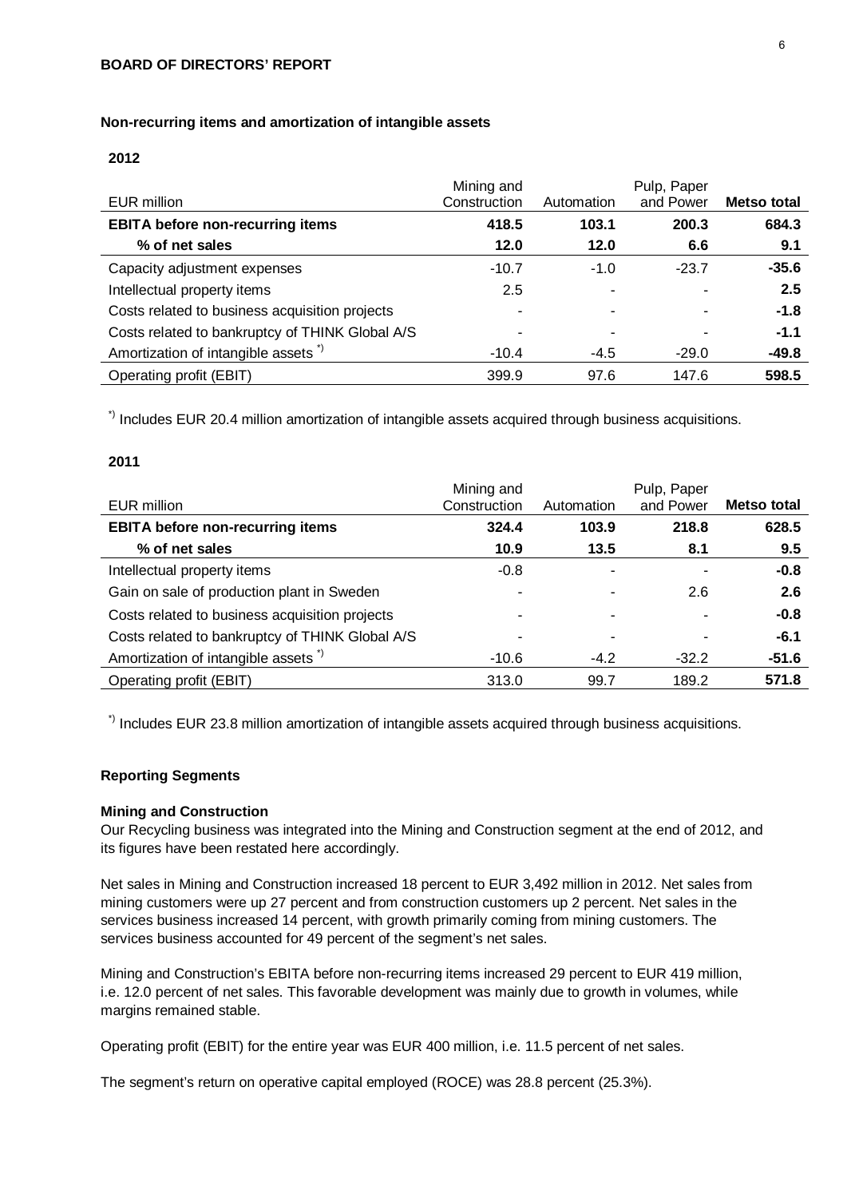## Non-recurring items and amortization of intangible assets

**2012**

| EUR million | Mining and Construction | Automation | Pulp, Paper and Power | **Metso total** |
|---|---|---|---|---|
| **EBITA before non-recurring items** | **418.5** | **103.1** | **200.3** | **684.3** |
| **% of net sales** | **12.0** | **12.0** | **6.6** | **9.1** |
| Capacity adjustment expenses | -10.7 | -1.0 | -23.7 | **-35.6** |
| Intellectual property items | 2.5 | - | - | **2.5** |
| Costs related to business acquisition projects | - | - | - | **-1.8** |
| Costs related to bankruptcy of THINK Global A/S | - | - | - | **-1.1** |
| Amortization of intangible assets *) | -10.4 | -4.5 | -29.0 | **-49.8** |
| Operating profit (EBIT) | 399.9 | 97.6 | 147.6 | **598.5** |

*) Includes EUR 20.4 million amortization of intangible assets acquired through business acquisitions.

**2011**

| EUR million | Mining and Construction | Automation | Pulp, Paper and Power | **Metso total** |
|---|---|---|---|---|
| **EBITA before non-recurring items** | **324.4** | **103.9** | **218.8** | **628.5** |
| **% of net sales** | **10.9** | **13.5** | **8.1** | **9.5** |
| Intellectual property items | -0.8 | - | - | **-0.8** |
| Gain on sale of production plant in Sweden | - | - | 2.6 | **2.6** |
| Costs related to business acquisition projects | - | - | - | **-0.8** |
| Costs related to bankruptcy of THINK Global A/S | - | - | - | **-6.1** |
| Amortization of intangible assets *) | -10.6 | -4.2 | -32.2 | **-51.6** |
| Operating profit (EBIT) | 313.0 | 99.7 | 189.2 | **571.8** |

*) Includes EUR 23.8 million amortization of intangible assets acquired through business acquisitions.

## Reporting Segments

### Mining and Construction

Our Recycling business was integrated into the Mining and Construction segment at the end of 2012, and its figures have been restated here accordingly.

Net sales in Mining and Construction increased 18 percent to EUR 3,492 million in 2012. Net sales from mining customers were up 27 percent and from construction customers up 2 percent. Net sales in the services business increased 14 percent, with growth primarily coming from mining customers. The services business accounted for 49 percent of the segment's net sales.

Mining and Construction's EBITA before non-recurring items increased 29 percent to EUR 419 million, i.e. 12.0 percent of net sales. This favorable development was mainly due to growth in volumes, while margins remained stable.

Operating profit (EBIT) for the entire year was EUR 400 million, i.e. 11.5 percent of net sales.

The segment's return on operative capital employed (ROCE) was 28.8 percent (25.3%).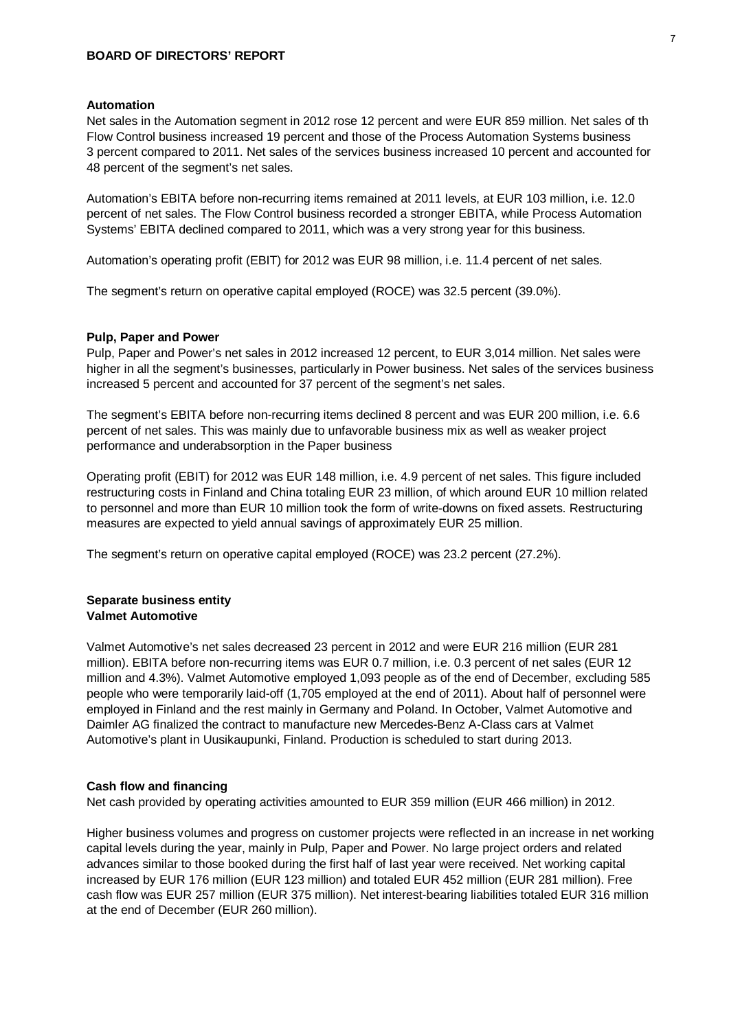## Automation

Net sales in the Automation segment in 2012 rose 12 percent and were EUR 859 million. Net sales of th Flow Control business increased 19 percent and those of the Process Automation Systems business 3 percent compared to 2011. Net sales of the services business increased 10 percent and accounted for 48 percent of the segment's net sales.

Automation's EBITA before non-recurring items remained at 2011 levels, at EUR 103 million, i.e. 12.0 percent of net sales. The Flow Control business recorded a stronger EBITA, while Process Automation Systems' EBITA declined compared to 2011, which was a very strong year for this business.

Automation's operating profit (EBIT) for 2012 was EUR 98 million, i.e. 11.4 percent of net sales.

The segment's return on operative capital employed (ROCE) was 32.5 percent (39.0%).

## Pulp, Paper and Power

Pulp, Paper and Power's net sales in 2012 increased 12 percent, to EUR 3,014 million. Net sales were higher in all the segment's businesses, particularly in Power business. Net sales of the services business increased 5 percent and accounted for 37 percent of the segment's net sales.

The segment's EBITA before non-recurring items declined 8 percent and was EUR 200 million, i.e. 6.6 percent of net sales. This was mainly due to unfavorable business mix as well as weaker project performance and underabsorption in the Paper business

Operating profit (EBIT) for 2012 was EUR 148 million, i.e. 4.9 percent of net sales. This figure included restructuring costs in Finland and China totaling EUR 23 million, of which around EUR 10 million related to personnel and more than EUR 10 million took the form of write-downs on fixed assets. Restructuring measures are expected to yield annual savings of approximately EUR 25 million.

The segment's return on operative capital employed (ROCE) was 23.2 percent (27.2%).

## Separate business entity
## Valmet Automotive

Valmet Automotive's net sales decreased 23 percent in 2012 and were EUR 216 million (EUR 281 million). EBITA before non-recurring items was EUR 0.7 million, i.e. 0.3 percent of net sales (EUR 12 million and 4.3%). Valmet Automotive employed 1,093 people as of the end of December, excluding 585 people who were temporarily laid-off (1,705 employed at the end of 2011). About half of personnel were employed in Finland and the rest mainly in Germany and Poland. In October, Valmet Automotive and Daimler AG finalized the contract to manufacture new Mercedes-Benz A-Class cars at Valmet Automotive's plant in Uusikaupunki, Finland. Production is scheduled to start during 2013.

## Cash flow and financing

Net cash provided by operating activities amounted to EUR 359 million (EUR 466 million) in 2012.

Higher business volumes and progress on customer projects were reflected in an increase in net working capital levels during the year, mainly in Pulp, Paper and Power. No large project orders and related advances similar to those booked during the first half of last year were received. Net working capital increased by EUR 176 million (EUR 123 million) and totaled EUR 452 million (EUR 281 million). Free cash flow was EUR 257 million (EUR 375 million). Net interest-bearing liabilities totaled EUR 316 million at the end of December (EUR 260 million).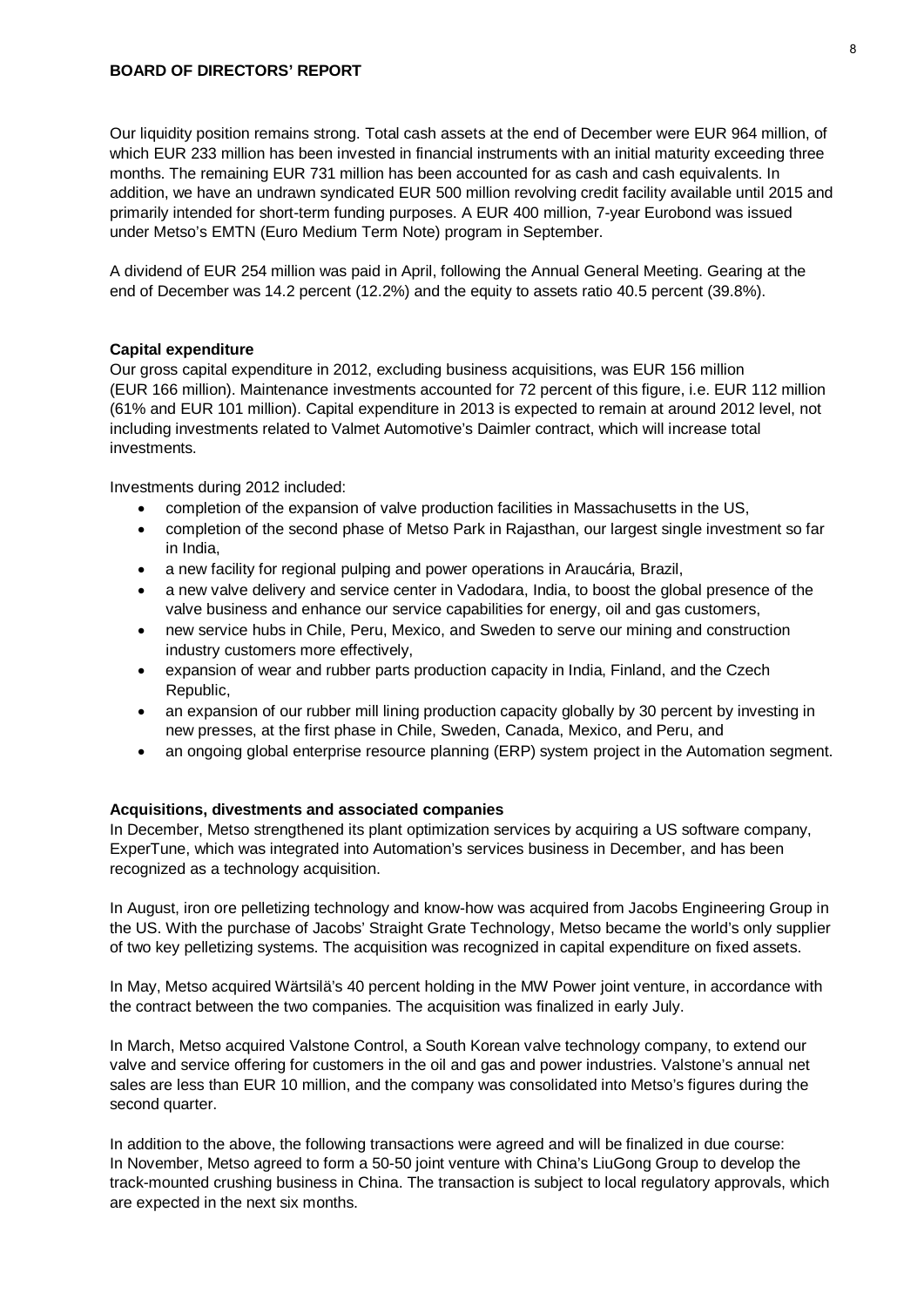Our liquidity position remains strong. Total cash assets at the end of December were EUR 964 million, of which EUR 233 million has been invested in financial instruments with an initial maturity exceeding three months. The remaining EUR 731 million has been accounted for as cash and cash equivalents. In addition, we have an undrawn syndicated EUR 500 million revolving credit facility available until 2015 and primarily intended for short-term funding purposes. A EUR 400 million, 7-year Eurobond was issued under Metso's EMTN (Euro Medium Term Note) program in September.

A dividend of EUR 254 million was paid in April, following the Annual General Meeting. Gearing at the end of December was 14.2 percent (12.2%) and the equity to assets ratio 40.5 percent (39.8%).

**Capital expenditure**

Our gross capital expenditure in 2012, excluding business acquisitions, was EUR 156 million (EUR 166 million). Maintenance investments accounted for 72 percent of this figure, i.e. EUR 112 million (61% and EUR 101 million). Capital expenditure in 2013 is expected to remain at around 2012 level, not including investments related to Valmet Automotive's Daimler contract, which will increase total investments.

Investments during 2012 included:

- completion of the expansion of valve production facilities in Massachusetts in the US,
- completion of the second phase of Metso Park in Rajasthan, our largest single investment so far in India,
- a new facility for regional pulping and power operations in Araucária, Brazil,
- a new valve delivery and service center in Vadodara, India, to boost the global presence of the valve business and enhance our service capabilities for energy, oil and gas customers,
- new service hubs in Chile, Peru, Mexico, and Sweden to serve our mining and construction industry customers more effectively,
- expansion of wear and rubber parts production capacity in India, Finland, and the Czech Republic,
- an expansion of our rubber mill lining production capacity globally by 30 percent by investing in new presses, at the first phase in Chile, Sweden, Canada, Mexico, and Peru, and
- an ongoing global enterprise resource planning (ERP) system project in the Automation segment.

**Acquisitions, divestments and associated companies**

In December, Metso strengthened its plant optimization services by acquiring a US software company, ExperTune, which was integrated into Automation's services business in December, and has been recognized as a technology acquisition.

In August, iron ore pelletizing technology and know-how was acquired from Jacobs Engineering Group in the US. With the purchase of Jacobs' Straight Grate Technology, Metso became the world's only supplier of two key pelletizing systems. The acquisition was recognized in capital expenditure on fixed assets.

In May, Metso acquired Wärtsilä's 40 percent holding in the MW Power joint venture, in accordance with the contract between the two companies. The acquisition was finalized in early July.

In March, Metso acquired Valstone Control, a South Korean valve technology company, to extend our valve and service offering for customers in the oil and gas and power industries. Valstone's annual net sales are less than EUR 10 million, and the company was consolidated into Metso's figures during the second quarter.

In addition to the above, the following transactions were agreed and will be finalized in due course:
In November, Metso agreed to form a 50-50 joint venture with China's LiuGong Group to develop the track-mounted crushing business in China. The transaction is subject to local regulatory approvals, which are expected in the next six months.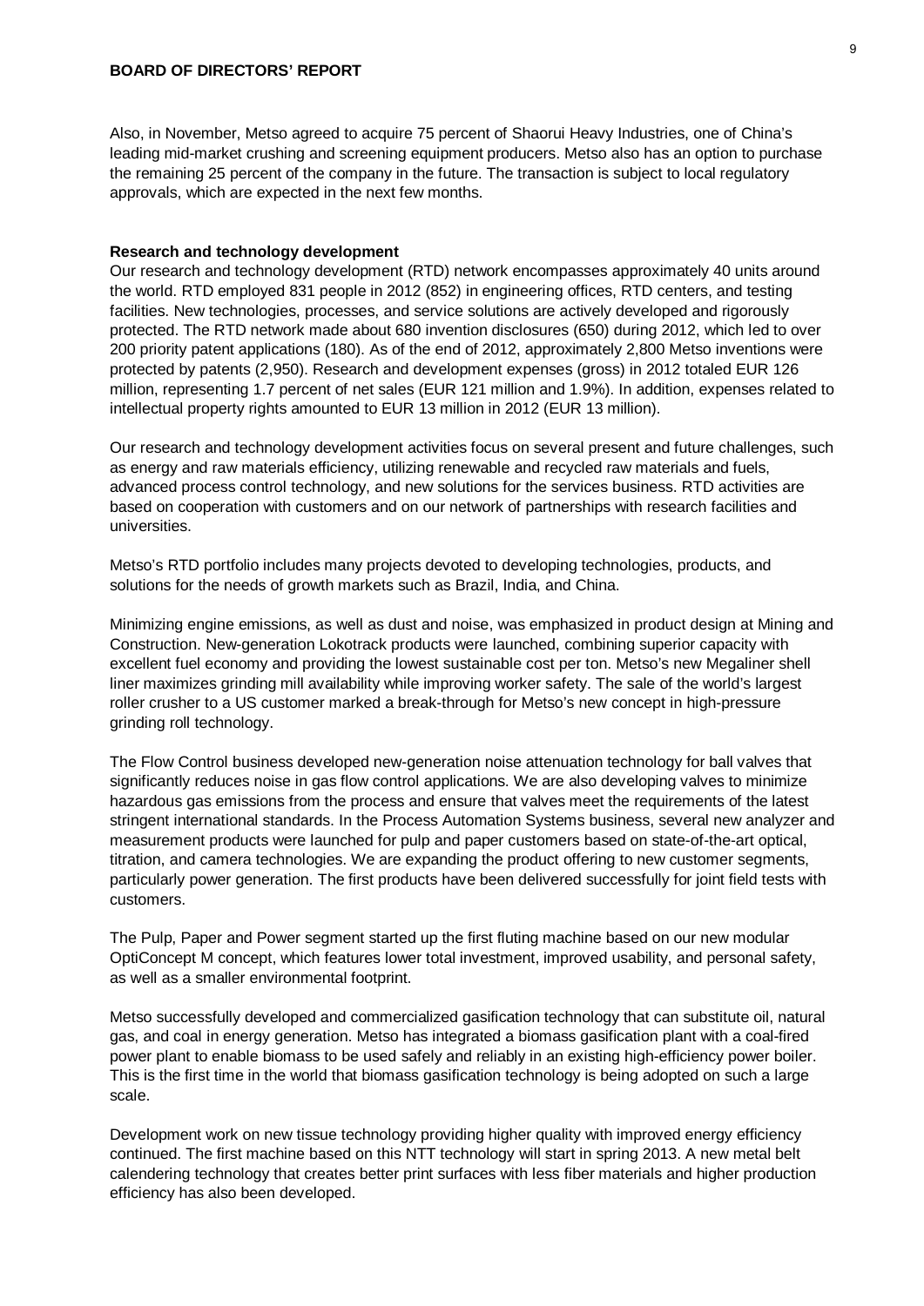Also, in November, Metso agreed to acquire 75 percent of Shaorui Heavy Industries, one of China's leading mid-market crushing and screening equipment producers. Metso also has an option to purchase the remaining 25 percent of the company in the future. The transaction is subject to local regulatory approvals, which are expected in the next few months.

**Research and technology development**

Our research and technology development (RTD) network encompasses approximately 40 units around the world. RTD employed 831 people in 2012 (852) in engineering offices, RTD centers, and testing facilities. New technologies, processes, and service solutions are actively developed and rigorously protected. The RTD network made about 680 invention disclosures (650) during 2012, which led to over 200 priority patent applications (180). As of the end of 2012, approximately 2,800 Metso inventions were protected by patents (2,950). Research and development expenses (gross) in 2012 totaled EUR 126 million, representing 1.7 percent of net sales (EUR 121 million and 1.9%). In addition, expenses related to intellectual property rights amounted to EUR 13 million in 2012 (EUR 13 million).

Our research and technology development activities focus on several present and future challenges, such as energy and raw materials efficiency, utilizing renewable and recycled raw materials and fuels, advanced process control technology, and new solutions for the services business. RTD activities are based on cooperation with customers and on our network of partnerships with research facilities and universities.

Metso's RTD portfolio includes many projects devoted to developing technologies, products, and solutions for the needs of growth markets such as Brazil, India, and China.

Minimizing engine emissions, as well as dust and noise, was emphasized in product design at Mining and Construction. New-generation Lokotrack products were launched, combining superior capacity with excellent fuel economy and providing the lowest sustainable cost per ton. Metso's new Megaliner shell liner maximizes grinding mill availability while improving worker safety. The sale of the world's largest roller crusher to a US customer marked a break-through for Metso's new concept in high-pressure grinding roll technology.

The Flow Control business developed new-generation noise attenuation technology for ball valves that significantly reduces noise in gas flow control applications. We are also developing valves to minimize hazardous gas emissions from the process and ensure that valves meet the requirements of the latest stringent international standards. In the Process Automation Systems business, several new analyzer and measurement products were launched for pulp and paper customers based on state-of-the-art optical, titration, and camera technologies. We are expanding the product offering to new customer segments, particularly power generation. The first products have been delivered successfully for joint field tests with customers.

The Pulp, Paper and Power segment started up the first fluting machine based on our new modular OptiConcept M concept, which features lower total investment, improved usability, and personal safety, as well as a smaller environmental footprint.

Metso successfully developed and commercialized gasification technology that can substitute oil, natural gas, and coal in energy generation. Metso has integrated a biomass gasification plant with a coal-fired power plant to enable biomass to be used safely and reliably in an existing high-efficiency power boiler. This is the first time in the world that biomass gasification technology is being adopted on such a large scale.

Development work on new tissue technology providing higher quality with improved energy efficiency continued. The first machine based on this NTT technology will start in spring 2013. A new metal belt calendering technology that creates better print surfaces with less fiber materials and higher production efficiency has also been developed.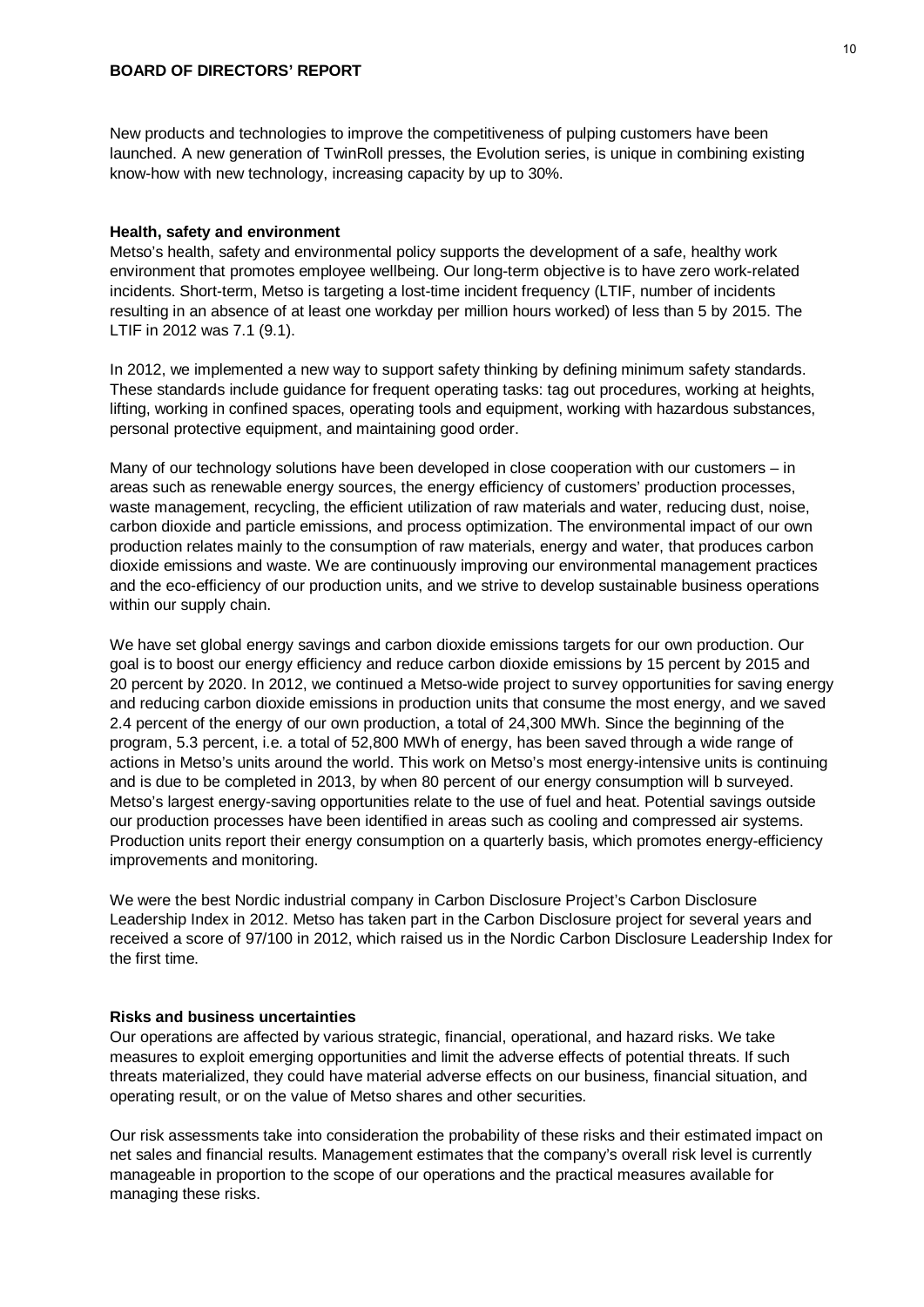New products and technologies to improve the competitiveness of pulping customers have been launched. A new generation of TwinRoll presses, the Evolution series, is unique in combining existing know-how with new technology, increasing capacity by up to 30%.

**Health, safety and environment**

Metso's health, safety and environmental policy supports the development of a safe, healthy work environment that promotes employee wellbeing. Our long-term objective is to have zero work-related incidents. Short-term, Metso is targeting a lost-time incident frequency (LTIF, number of incidents resulting in an absence of at least one workday per million hours worked) of less than 5 by 2015. The LTIF in 2012 was 7.1 (9.1).

In 2012, we implemented a new way to support safety thinking by defining minimum safety standards. These standards include guidance for frequent operating tasks: tag out procedures, working at heights, lifting, working in confined spaces, operating tools and equipment, working with hazardous substances, personal protective equipment, and maintaining good order.

Many of our technology solutions have been developed in close cooperation with our customers – in areas such as renewable energy sources, the energy efficiency of customers' production processes, waste management, recycling, the efficient utilization of raw materials and water, reducing dust, noise, carbon dioxide and particle emissions, and process optimization. The environmental impact of our own production relates mainly to the consumption of raw materials, energy and water, that produces carbon dioxide emissions and waste. We are continuously improving our environmental management practices and the eco-efficiency of our production units, and we strive to develop sustainable business operations within our supply chain.

We have set global energy savings and carbon dioxide emissions targets for our own production. Our goal is to boost our energy efficiency and reduce carbon dioxide emissions by 15 percent by 2015 and 20 percent by 2020. In 2012, we continued a Metso-wide project to survey opportunities for saving energy and reducing carbon dioxide emissions in production units that consume the most energy, and we saved 2.4 percent of the energy of our own production, a total of 24,300 MWh. Since the beginning of the program, 5.3 percent, i.e. a total of 52,800 MWh of energy, has been saved through a wide range of actions in Metso's units around the world. This work on Metso's most energy-intensive units is continuing and is due to be completed in 2013, by when 80 percent of our energy consumption will b surveyed. Metso's largest energy-saving opportunities relate to the use of fuel and heat. Potential savings outside our production processes have been identified in areas such as cooling and compressed air systems. Production units report their energy consumption on a quarterly basis, which promotes energy-efficiency improvements and monitoring.

We were the best Nordic industrial company in Carbon Disclosure Project's Carbon Disclosure Leadership Index in 2012. Metso has taken part in the Carbon Disclosure project for several years and received a score of 97/100 in 2012, which raised us in the Nordic Carbon Disclosure Leadership Index for the first time.

**Risks and business uncertainties**

Our operations are affected by various strategic, financial, operational, and hazard risks. We take measures to exploit emerging opportunities and limit the adverse effects of potential threats. If such threats materialized, they could have material adverse effects on our business, financial situation, and operating result, or on the value of Metso shares and other securities.

Our risk assessments take into consideration the probability of these risks and their estimated impact on net sales and financial results. Management estimates that the company's overall risk level is currently manageable in proportion to the scope of our operations and the practical measures available for managing these risks.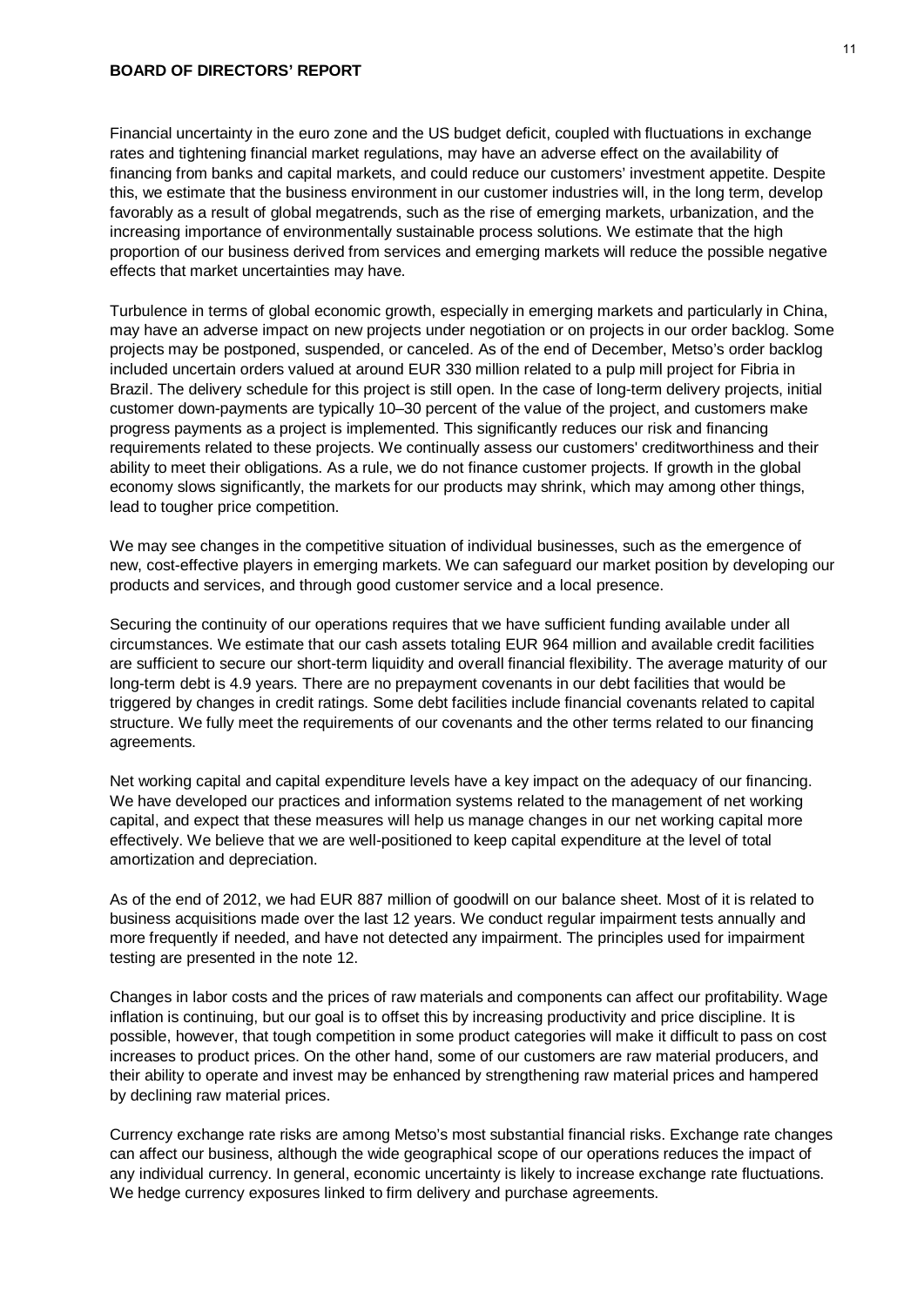Financial uncertainty in the euro zone and the US budget deficit, coupled with fluctuations in exchange rates and tightening financial market regulations, may have an adverse effect on the availability of financing from banks and capital markets, and could reduce our customers' investment appetite. Despite this, we estimate that the business environment in our customer industries will, in the long term, develop favorably as a result of global megatrends, such as the rise of emerging markets, urbanization, and the increasing importance of environmentally sustainable process solutions. We estimate that the high proportion of our business derived from services and emerging markets will reduce the possible negative effects that market uncertainties may have.

Turbulence in terms of global economic growth, especially in emerging markets and particularly in China, may have an adverse impact on new projects under negotiation or on projects in our order backlog. Some projects may be postponed, suspended, or canceled. As of the end of December, Metso's order backlog included uncertain orders valued at around EUR 330 million related to a pulp mill project for Fibria in Brazil. The delivery schedule for this project is still open. In the case of long-term delivery projects, initial customer down-payments are typically 10–30 percent of the value of the project, and customers make progress payments as a project is implemented. This significantly reduces our risk and financing requirements related to these projects. We continually assess our customers' creditworthiness and their ability to meet their obligations. As a rule, we do not finance customer projects. If growth in the global economy slows significantly, the markets for our products may shrink, which may among other things, lead to tougher price competition.

We may see changes in the competitive situation of individual businesses, such as the emergence of new, cost-effective players in emerging markets. We can safeguard our market position by developing our products and services, and through good customer service and a local presence.

Securing the continuity of our operations requires that we have sufficient funding available under all circumstances. We estimate that our cash assets totaling EUR 964 million and available credit facilities are sufficient to secure our short-term liquidity and overall financial flexibility. The average maturity of our long-term debt is 4.9 years. There are no prepayment covenants in our debt facilities that would be triggered by changes in credit ratings. Some debt facilities include financial covenants related to capital structure. We fully meet the requirements of our covenants and the other terms related to our financing agreements.

Net working capital and capital expenditure levels have a key impact on the adequacy of our financing. We have developed our practices and information systems related to the management of net working capital, and expect that these measures will help us manage changes in our net working capital more effectively. We believe that we are well-positioned to keep capital expenditure at the level of total amortization and depreciation.

As of the end of 2012, we had EUR 887 million of goodwill on our balance sheet. Most of it is related to business acquisitions made over the last 12 years. We conduct regular impairment tests annually and more frequently if needed, and have not detected any impairment. The principles used for impairment testing are presented in the note 12.

Changes in labor costs and the prices of raw materials and components can affect our profitability. Wage inflation is continuing, but our goal is to offset this by increasing productivity and price discipline. It is possible, however, that tough competition in some product categories will make it difficult to pass on cost increases to product prices. On the other hand, some of our customers are raw material producers, and their ability to operate and invest may be enhanced by strengthening raw material prices and hampered by declining raw material prices.

Currency exchange rate risks are among Metso's most substantial financial risks. Exchange rate changes can affect our business, although the wide geographical scope of our operations reduces the impact of any individual currency. In general, economic uncertainty is likely to increase exchange rate fluctuations. We hedge currency exposures linked to firm delivery and purchase agreements.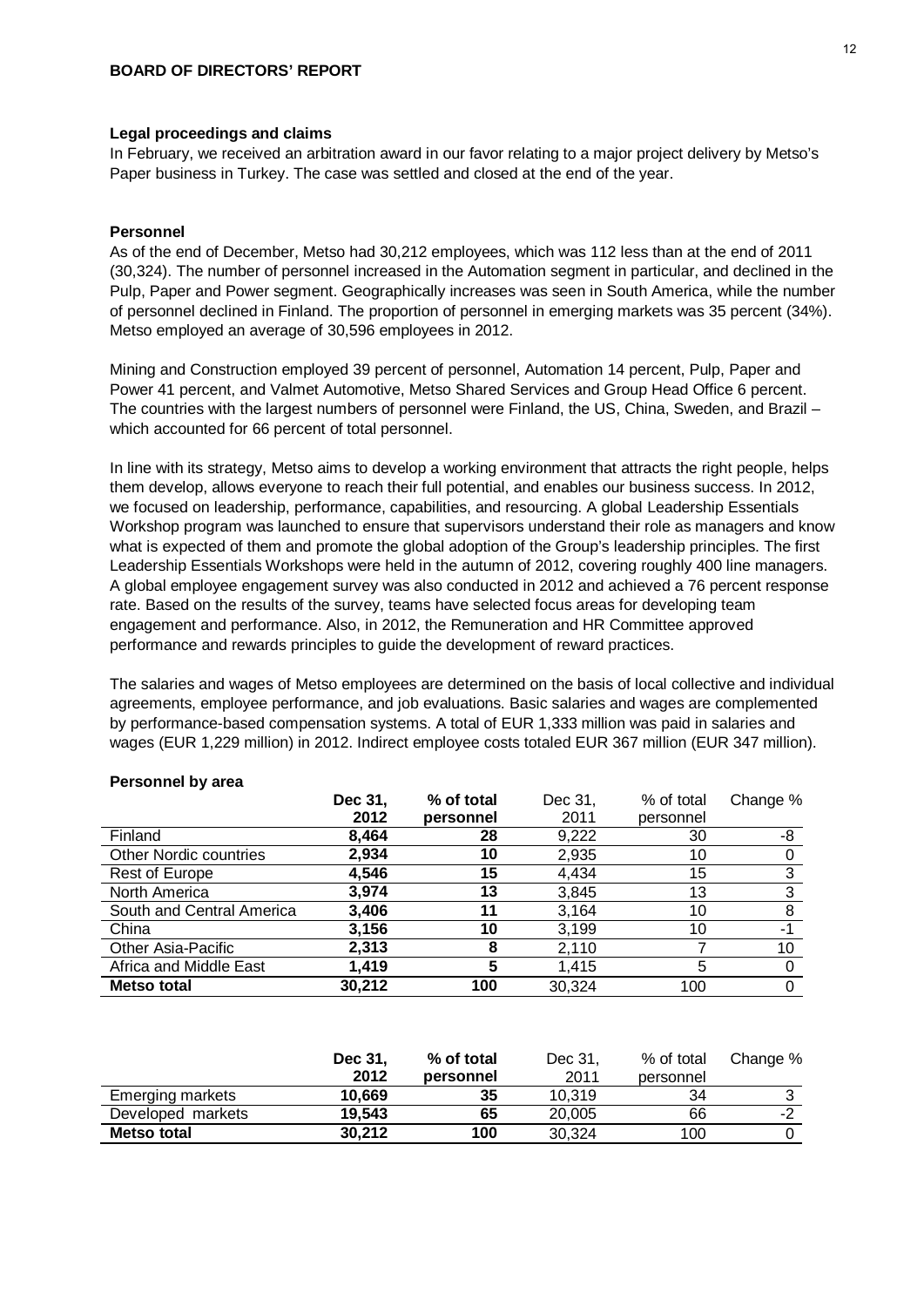## BOARD OF DIRECTORS' REPORT

### Legal proceedings and claims

In February, we received an arbitration award in our favor relating to a major project delivery by Metso's Paper business in Turkey. The case was settled and closed at the end of the year.

### Personnel

As of the end of December, Metso had 30,212 employees, which was 112 less than at the end of 2011 (30,324). The number of personnel increased in the Automation segment in particular, and declined in the Pulp, Paper and Power segment. Geographically increases was seen in South America, while the number of personnel declined in Finland. The proportion of personnel in emerging markets was 35 percent (34%). Metso employed an average of 30,596 employees in 2012.

Mining and Construction employed 39 percent of personnel, Automation 14 percent, Pulp, Paper and Power 41 percent, and Valmet Automotive, Metso Shared Services and Group Head Office 6 percent. The countries with the largest numbers of personnel were Finland, the US, China, Sweden, and Brazil – which accounted for 66 percent of total personnel.

In line with its strategy, Metso aims to develop a working environment that attracts the right people, helps them develop, allows everyone to reach their full potential, and enables our business success. In 2012, we focused on leadership, performance, capabilities, and resourcing. A global Leadership Essentials Workshop program was launched to ensure that supervisors understand their role as managers and know what is expected of them and promote the global adoption of the Group's leadership principles. The first Leadership Essentials Workshops were held in the autumn of 2012, covering roughly 400 line managers. A global employee engagement survey was also conducted in 2012 and achieved a 76 percent response rate. Based on the results of the survey, teams have selected focus areas for developing team engagement and performance. Also, in 2012, the Remuneration and HR Committee approved performance and rewards principles to guide the development of reward practices.

The salaries and wages of Metso employees are determined on the basis of local collective and individual agreements, employee performance, and job evaluations. Basic salaries and wages are complemented by performance-based compensation systems. A total of EUR 1,333 million was paid in salaries and wages (EUR 1,229 million) in 2012. Indirect employee costs totaled EUR 367 million (EUR 347 million).

**Personnel by area**

| | **Dec 31, 2012** | **% of total personnel** | Dec 31, 2011 | % of total personnel | Change % |
|---|---|---|---|---|---|
| Finland | **8,464** | **28** | 9,222 | 30 | -8 |
| Other Nordic countries | **2,934** | **10** | 2,935 | 10 | 0 |
| Rest of Europe | **4,546** | **15** | 4,434 | 15 | 3 |
| North America | **3,974** | **13** | 3,845 | 13 | 3 |
| South and Central America | **3,406** | **11** | 3,164 | 10 | 8 |
| China | **3,156** | **10** | 3,199 | 10 | -1 |
| Other Asia-Pacific | **2,313** | **8** | 2,110 | 7 | 10 |
| Africa and Middle East | **1,419** | **5** | 1,415 | 5 | 0 |
| **Metso total** | **30,212** | **100** | 30,324 | 100 | 0 |

| | **Dec 31, 2012** | **% of total personnel** | Dec 31, 2011 | % of total personnel | Change % |
|---|---|---|---|---|---|
| Emerging markets | **10,669** | **35** | 10,319 | 34 | 3 |
| Developed markets | **19,543** | **65** | 20,005 | 66 | -2 |
| **Metso total** | **30,212** | **100** | 30,324 | 100 | 0 |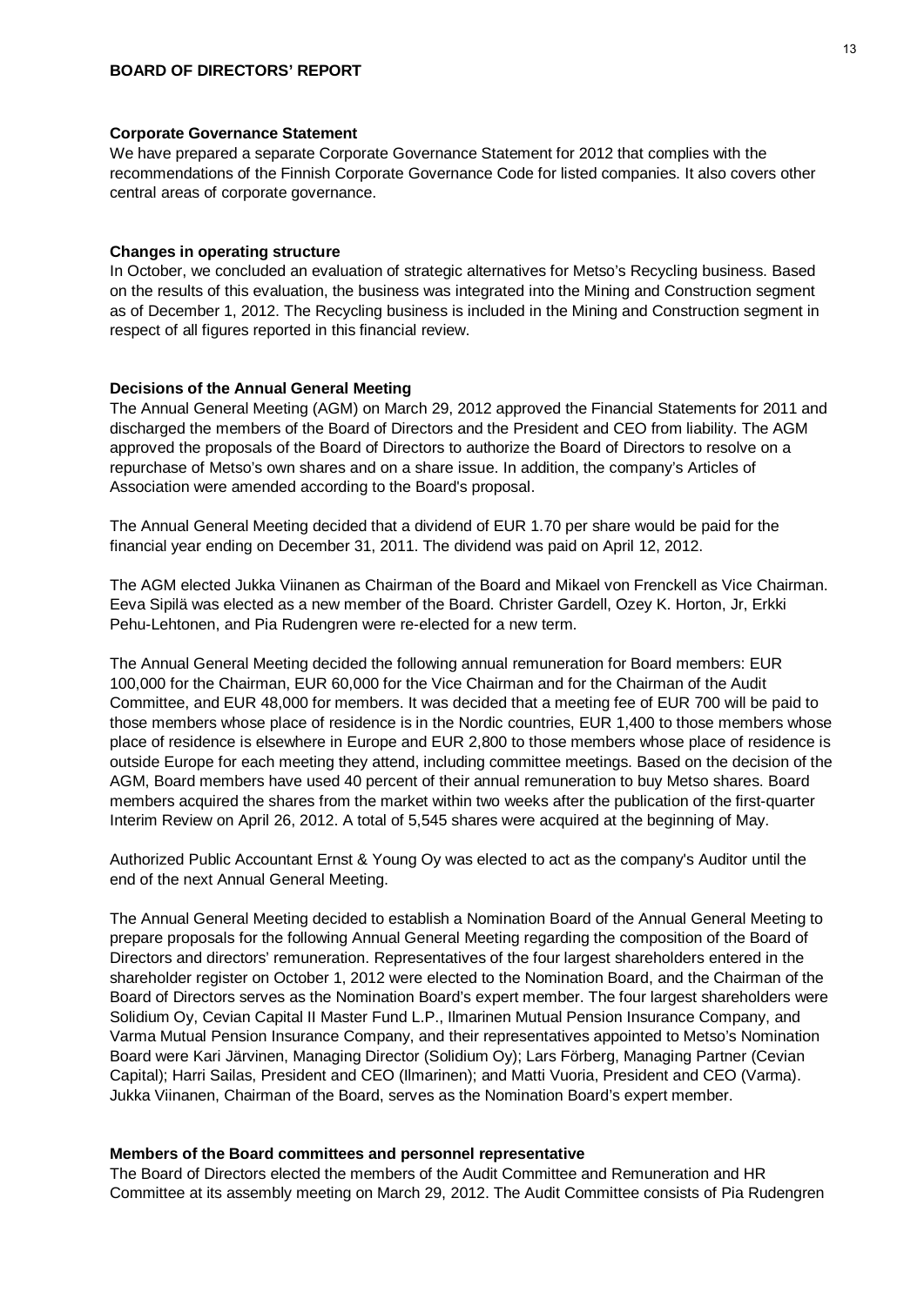# BOARD OF DIRECTORS' REPORT

## Corporate Governance Statement

We have prepared a separate Corporate Governance Statement for 2012 that complies with the recommendations of the Finnish Corporate Governance Code for listed companies. It also covers other central areas of corporate governance.

## Changes in operating structure

In October, we concluded an evaluation of strategic alternatives for Metso's Recycling business. Based on the results of this evaluation, the business was integrated into the Mining and Construction segment as of December 1, 2012. The Recycling business is included in the Mining and Construction segment in respect of all figures reported in this financial review.

## Decisions of the Annual General Meeting

The Annual General Meeting (AGM) on March 29, 2012 approved the Financial Statements for 2011 and discharged the members of the Board of Directors and the President and CEO from liability. The AGM approved the proposals of the Board of Directors to authorize the Board of Directors to resolve on a repurchase of Metso's own shares and on a share issue. In addition, the company's Articles of Association were amended according to the Board's proposal.

The Annual General Meeting decided that a dividend of EUR 1.70 per share would be paid for the financial year ending on December 31, 2011. The dividend was paid on April 12, 2012.

The AGM elected Jukka Viinanen as Chairman of the Board and Mikael von Frenckell as Vice Chairman. Eeva Sipilä was elected as a new member of the Board. Christer Gardell, Ozey K. Horton, Jr, Erkki Pehu-Lehtonen, and Pia Rudengren were re-elected for a new term.

The Annual General Meeting decided the following annual remuneration for Board members: EUR 100,000 for the Chairman, EUR 60,000 for the Vice Chairman and for the Chairman of the Audit Committee, and EUR 48,000 for members. It was decided that a meeting fee of EUR 700 will be paid to those members whose place of residence is in the Nordic countries, EUR 1,400 to those members whose place of residence is elsewhere in Europe and EUR 2,800 to those members whose place of residence is outside Europe for each meeting they attend, including committee meetings. Based on the decision of the AGM, Board members have used 40 percent of their annual remuneration to buy Metso shares. Board members acquired the shares from the market within two weeks after the publication of the first-quarter Interim Review on April 26, 2012. A total of 5,545 shares were acquired at the beginning of May.

Authorized Public Accountant Ernst & Young Oy was elected to act as the company's Auditor until the end of the next Annual General Meeting.

The Annual General Meeting decided to establish a Nomination Board of the Annual General Meeting to prepare proposals for the following Annual General Meeting regarding the composition of the Board of Directors and directors' remuneration. Representatives of the four largest shareholders entered in the shareholder register on October 1, 2012 were elected to the Nomination Board, and the Chairman of the Board of Directors serves as the Nomination Board's expert member. The four largest shareholders were Solidium Oy, Cevian Capital II Master Fund L.P., Ilmarinen Mutual Pension Insurance Company, and Varma Mutual Pension Insurance Company, and their representatives appointed to Metso's Nomination Board were Kari Järvinen, Managing Director (Solidium Oy); Lars Förberg, Managing Partner (Cevian Capital); Harri Sailas, President and CEO (Ilmarinen); and Matti Vuoria, President and CEO (Varma). Jukka Viinanen, Chairman of the Board, serves as the Nomination Board's expert member.

## Members of the Board committees and personnel representative

The Board of Directors elected the members of the Audit Committee and Remuneration and HR Committee at its assembly meeting on March 29, 2012. The Audit Committee consists of Pia Rudengren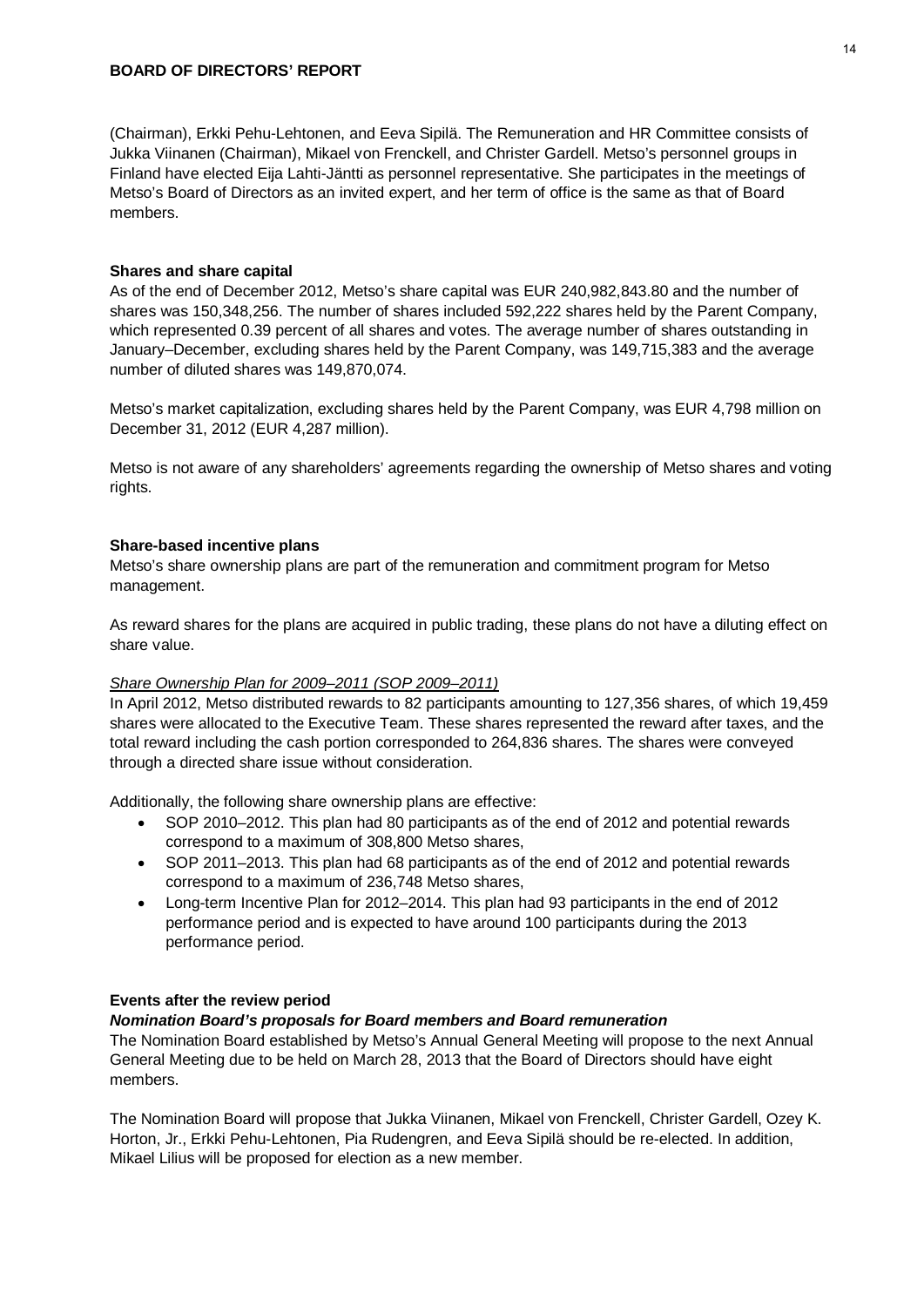(Chairman), Erkki Pehu-Lehtonen, and Eeva Sipilä. The Remuneration and HR Committee consists of Jukka Viinanen (Chairman), Mikael von Frenckell, and Christer Gardell. Metso's personnel groups in Finland have elected Eija Lahti-Jäntti as personnel representative. She participates in the meetings of Metso's Board of Directors as an invited expert, and her term of office is the same as that of Board members.

**Shares and share capital**

As of the end of December 2012, Metso's share capital was EUR 240,982,843.80 and the number of shares was 150,348,256. The number of shares included 592,222 shares held by the Parent Company, which represented 0.39 percent of all shares and votes. The average number of shares outstanding in January–December, excluding shares held by the Parent Company, was 149,715,383 and the average number of diluted shares was 149,870,074.

Metso's market capitalization, excluding shares held by the Parent Company, was EUR 4,798 million on December 31, 2012 (EUR 4,287 million).

Metso is not aware of any shareholders' agreements regarding the ownership of Metso shares and voting rights.

**Share-based incentive plans**

Metso's share ownership plans are part of the remuneration and commitment program for Metso management.

As reward shares for the plans are acquired in public trading, these plans do not have a diluting effect on share value.

*Share Ownership Plan for 2009–2011 (SOP 2009–2011)*

In April 2012, Metso distributed rewards to 82 participants amounting to 127,356 shares, of which 19,459 shares were allocated to the Executive Team. These shares represented the reward after taxes, and the total reward including the cash portion corresponded to 264,836 shares. The shares were conveyed through a directed share issue without consideration.

Additionally, the following share ownership plans are effective:

- SOP 2010–2012. This plan had 80 participants as of the end of 2012 and potential rewards correspond to a maximum of 308,800 Metso shares,
- SOP 2011–2013. This plan had 68 participants as of the end of 2012 and potential rewards correspond to a maximum of 236,748 Metso shares,
- Long-term Incentive Plan for 2012–2014. This plan had 93 participants in the end of 2012 performance period and is expected to have around 100 participants during the 2013 performance period.

**Events after the review period**

***Nomination Board's proposals for Board members and Board remuneration***

The Nomination Board established by Metso's Annual General Meeting will propose to the next Annual General Meeting due to be held on March 28, 2013 that the Board of Directors should have eight members.

The Nomination Board will propose that Jukka Viinanen, Mikael von Frenckell, Christer Gardell, Ozey K. Horton, Jr., Erkki Pehu-Lehtonen, Pia Rudengren, and Eeva Sipilä should be re-elected. In addition, Mikael Lilius will be proposed for election as a new member.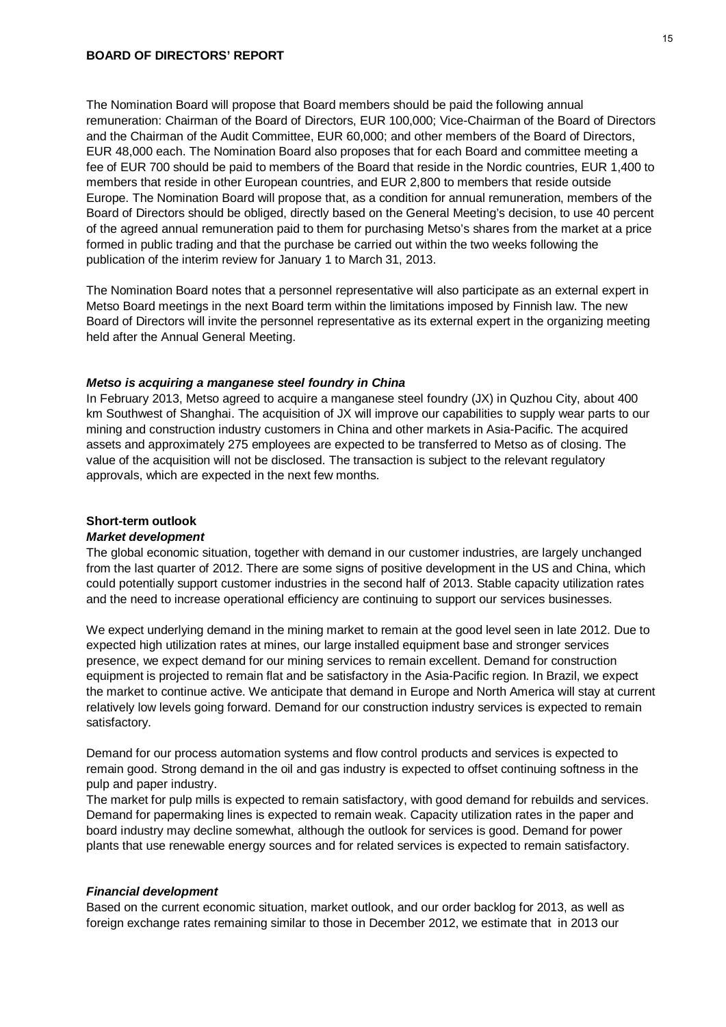The Nomination Board will propose that Board members should be paid the following annual remuneration: Chairman of the Board of Directors, EUR 100,000; Vice-Chairman of the Board of Directors and the Chairman of the Audit Committee, EUR 60,000; and other members of the Board of Directors, EUR 48,000 each. The Nomination Board also proposes that for each Board and committee meeting a fee of EUR 700 should be paid to members of the Board that reside in the Nordic countries, EUR 1,400 to members that reside in other European countries, and EUR 2,800 to members that reside outside Europe. The Nomination Board will propose that, as a condition for annual remuneration, members of the Board of Directors should be obliged, directly based on the General Meeting's decision, to use 40 percent of the agreed annual remuneration paid to them for purchasing Metso's shares from the market at a price formed in public trading and that the purchase be carried out within the two weeks following the publication of the interim review for January 1 to March 31, 2013.

The Nomination Board notes that a personnel representative will also participate as an external expert in Metso Board meetings in the next Board term within the limitations imposed by Finnish law. The new Board of Directors will invite the personnel representative as its external expert in the organizing meeting held after the Annual General Meeting.

### *Metso is acquiring a manganese steel foundry in China*

In February 2013, Metso agreed to acquire a manganese steel foundry (JX) in Quzhou City, about 400 km Southwest of Shanghai. The acquisition of JX will improve our capabilities to supply wear parts to our mining and construction industry customers in China and other markets in Asia-Pacific. The acquired assets and approximately 275 employees are expected to be transferred to Metso as of closing. The value of the acquisition will not be disclosed. The transaction is subject to the relevant regulatory approvals, which are expected in the next few months.

## Short-term outlook

### *Market development*

The global economic situation, together with demand in our customer industries, are largely unchanged from the last quarter of 2012. There are some signs of positive development in the US and China, which could potentially support customer industries in the second half of 2013. Stable capacity utilization rates and the need to increase operational efficiency are continuing to support our services businesses.

We expect underlying demand in the mining market to remain at the good level seen in late 2012. Due to expected high utilization rates at mines, our large installed equipment base and stronger services presence, we expect demand for our mining services to remain excellent. Demand for construction equipment is projected to remain flat and be satisfactory in the Asia-Pacific region. In Brazil, we expect the market to continue active. We anticipate that demand in Europe and North America will stay at current relatively low levels going forward. Demand for our construction industry services is expected to remain satisfactory.

Demand for our process automation systems and flow control products and services is expected to remain good. Strong demand in the oil and gas industry is expected to offset continuing softness in the pulp and paper industry.

The market for pulp mills is expected to remain satisfactory, with good demand for rebuilds and services. Demand for papermaking lines is expected to remain weak. Capacity utilization rates in the paper and board industry may decline somewhat, although the outlook for services is good. Demand for power plants that use renewable energy sources and for related services is expected to remain satisfactory.

### *Financial development*

Based on the current economic situation, market outlook, and our order backlog for 2013, as well as foreign exchange rates remaining similar to those in December 2012, we estimate that in 2013 our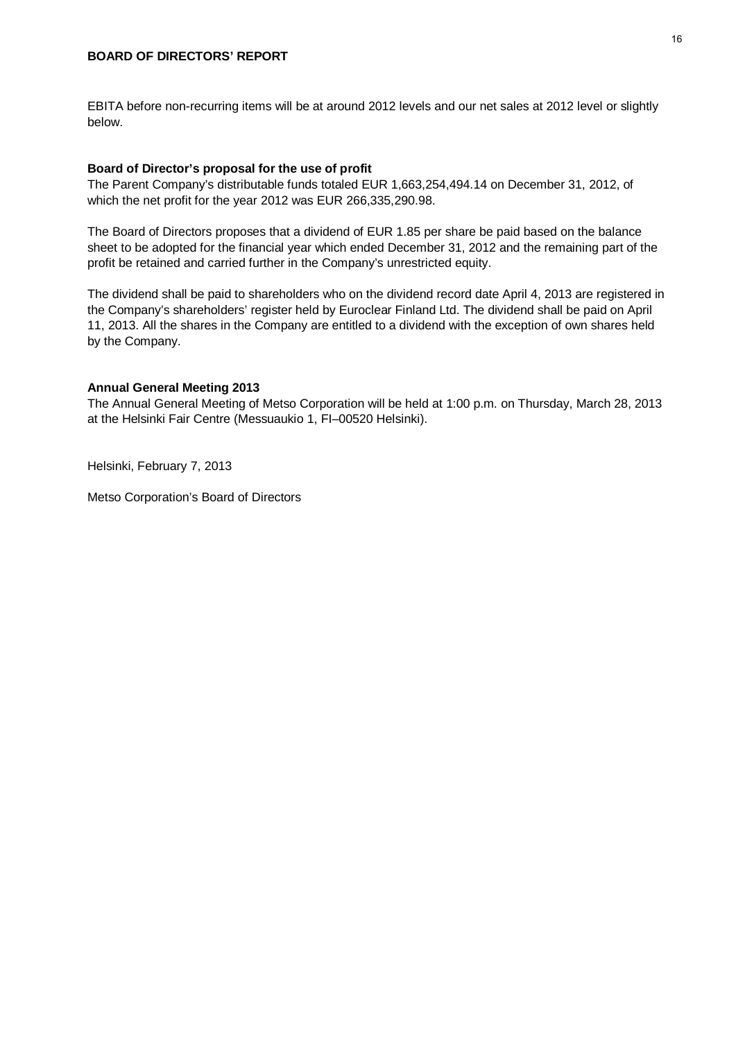EBITA before non-recurring items will be at around 2012 levels and our net sales at 2012 level or slightly below.

**Board of Director's proposal for the use of profit**

The Parent Company's distributable funds totaled EUR 1,663,254,494.14 on December 31, 2012, of which the net profit for the year 2012 was EUR 266,335,290.98.

The Board of Directors proposes that a dividend of EUR 1.85 per share be paid based on the balance sheet to be adopted for the financial year which ended December 31, 2012 and the remaining part of the profit be retained and carried further in the Company's unrestricted equity.

The dividend shall be paid to shareholders who on the dividend record date April 4, 2013 are registered in the Company's shareholders' register held by Euroclear Finland Ltd. The dividend shall be paid on April 11, 2013. All the shares in the Company are entitled to a dividend with the exception of own shares held by the Company.

**Annual General Meeting 2013**

The Annual General Meeting of Metso Corporation will be held at 1:00 p.m. on Thursday, March 28, 2013 at the Helsinki Fair Centre (Messuaukio 1, FI–00520 Helsinki).

Helsinki, February 7, 2013

Metso Corporation's Board of Directors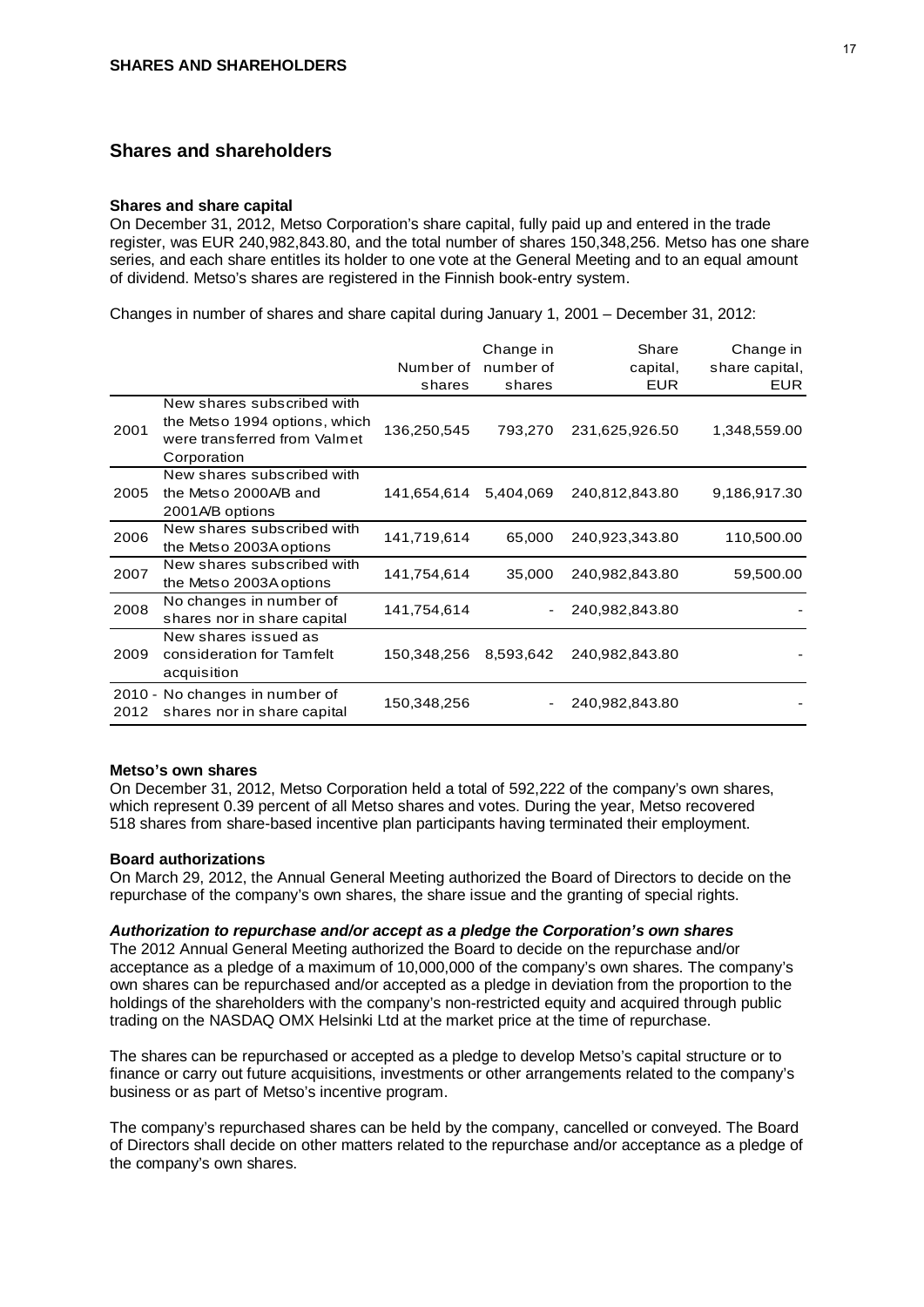## Shares and shareholders

### Shares and share capital

On December 31, 2012, Metso Corporation's share capital, fully paid up and entered in the trade register, was EUR 240,982,843.80, and the total number of shares 150,348,256. Metso has one share series, and each share entitles its holder to one vote at the General Meeting and to an equal amount of dividend. Metso's shares are registered in the Finnish book-entry system.

Changes in number of shares and share capital during January 1, 2001 – December 31, 2012:

| | | Number of shares | Change in number of shares | Share capital, EUR | Change in share capital, EUR |
|---|---|---|---|---|---|
| 2001 | New shares subscribed with the Metso 1994 options, which were transferred from Valmet Corporation | 136,250,545 | 793,270 | 231,625,926.50 | 1,348,559.00 |
| 2005 | New shares subscribed with the Metso 2000A/B and 2001A/B options | 141,654,614 | 5,404,069 | 240,812,843.80 | 9,186,917.30 |
| 2006 | New shares subscribed with the Metso 2003A options | 141,719,614 | 65,000 | 240,923,343.80 | 110,500.00 |
| 2007 | New shares subscribed with the Metso 2003A options | 141,754,614 | 35,000 | 240,982,843.80 | 59,500.00 |
| 2008 | No changes in number of shares nor in share capital | 141,754,614 | - | 240,982,843.80 | - |
| 2009 | New shares issued as consideration for Tamfelt acquisition | 150,348,256 | 8,593,642 | 240,982,843.80 | - |
| 2010 - 2012 | No changes in number of shares nor in share capital | 150,348,256 | - | 240,982,843.80 | - |

### Metso's own shares

On December 31, 2012, Metso Corporation held a total of 592,222 of the company's own shares, which represent 0.39 percent of all Metso shares and votes. During the year, Metso recovered 518 shares from share-based incentive plan participants having terminated their employment.

### Board authorizations

On March 29, 2012, the Annual General Meeting authorized the Board of Directors to decide on the repurchase of the company's own shares, the share issue and the granting of special rights.

#### *Authorization to repurchase and/or accept as a pledge the Corporation's own shares*

The 2012 Annual General Meeting authorized the Board to decide on the repurchase and/or acceptance as a pledge of a maximum of 10,000,000 of the company's own shares. The company's own shares can be repurchased and/or accepted as a pledge in deviation from the proportion to the holdings of the shareholders with the company's non-restricted equity and acquired through public trading on the NASDAQ OMX Helsinki Ltd at the market price at the time of repurchase.

The shares can be repurchased or accepted as a pledge to develop Metso's capital structure or to finance or carry out future acquisitions, investments or other arrangements related to the company's business or as part of Metso's incentive program.

The company's repurchased shares can be held by the company, cancelled or conveyed. The Board of Directors shall decide on other matters related to the repurchase and/or acceptance as a pledge of the company's own shares.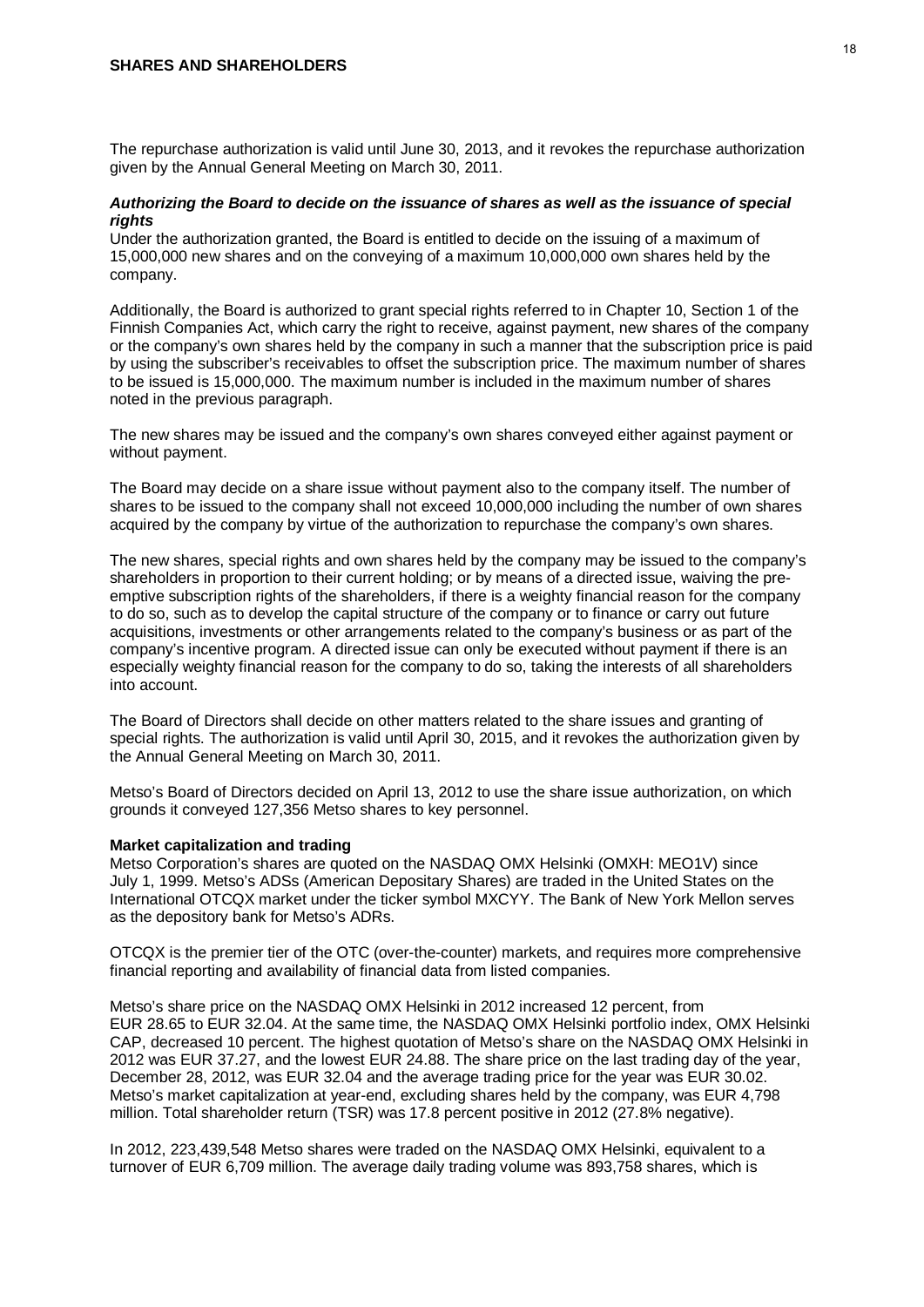The repurchase authorization is valid until June 30, 2013, and it revokes the repurchase authorization given by the Annual General Meeting on March 30, 2011.

***Authorizing the Board to decide on the issuance of shares as well as the issuance of special rights***

Under the authorization granted, the Board is entitled to decide on the issuing of a maximum of 15,000,000 new shares and on the conveying of a maximum 10,000,000 own shares held by the company.

Additionally, the Board is authorized to grant special rights referred to in Chapter 10, Section 1 of the Finnish Companies Act, which carry the right to receive, against payment, new shares of the company or the company's own shares held by the company in such a manner that the subscription price is paid by using the subscriber's receivables to offset the subscription price. The maximum number of shares to be issued is 15,000,000. The maximum number is included in the maximum number of shares noted in the previous paragraph.

The new shares may be issued and the company's own shares conveyed either against payment or without payment.

The Board may decide on a share issue without payment also to the company itself. The number of shares to be issued to the company shall not exceed 10,000,000 including the number of own shares acquired by the company by virtue of the authorization to repurchase the company's own shares.

The new shares, special rights and own shares held by the company may be issued to the company's shareholders in proportion to their current holding; or by means of a directed issue, waiving the pre-emptive subscription rights of the shareholders, if there is a weighty financial reason for the company to do so, such as to develop the capital structure of the company or to finance or carry out future acquisitions, investments or other arrangements related to the company's business or as part of the company's incentive program. A directed issue can only be executed without payment if there is an especially weighty financial reason for the company to do so, taking the interests of all shareholders into account.

The Board of Directors shall decide on other matters related to the share issues and granting of special rights. The authorization is valid until April 30, 2015, and it revokes the authorization given by the Annual General Meeting on March 30, 2011.

Metso's Board of Directors decided on April 13, 2012 to use the share issue authorization, on which grounds it conveyed 127,356 Metso shares to key personnel.

**Market capitalization and trading**

Metso Corporation's shares are quoted on the NASDAQ OMX Helsinki (OMXH: MEO1V) since July 1, 1999. Metso's ADSs (American Depositary Shares) are traded in the United States on the International OTCQX market under the ticker symbol MXCYY. The Bank of New York Mellon serves as the depository bank for Metso's ADRs.

OTCQX is the premier tier of the OTC (over-the-counter) markets, and requires more comprehensive financial reporting and availability of financial data from listed companies.

Metso's share price on the NASDAQ OMX Helsinki in 2012 increased 12 percent, from EUR 28.65 to EUR 32.04. At the same time, the NASDAQ OMX Helsinki portfolio index, OMX Helsinki CAP, decreased 10 percent. The highest quotation of Metso's share on the NASDAQ OMX Helsinki in 2012 was EUR 37.27, and the lowest EUR 24.88. The share price on the last trading day of the year, December 28, 2012, was EUR 32.04 and the average trading price for the year was EUR 30.02. Metso's market capitalization at year-end, excluding shares held by the company, was EUR 4,798 million. Total shareholder return (TSR) was 17.8 percent positive in 2012 (27.8% negative).

In 2012, 223,439,548 Metso shares were traded on the NASDAQ OMX Helsinki, equivalent to a turnover of EUR 6,709 million. The average daily trading volume was 893,758 shares, which is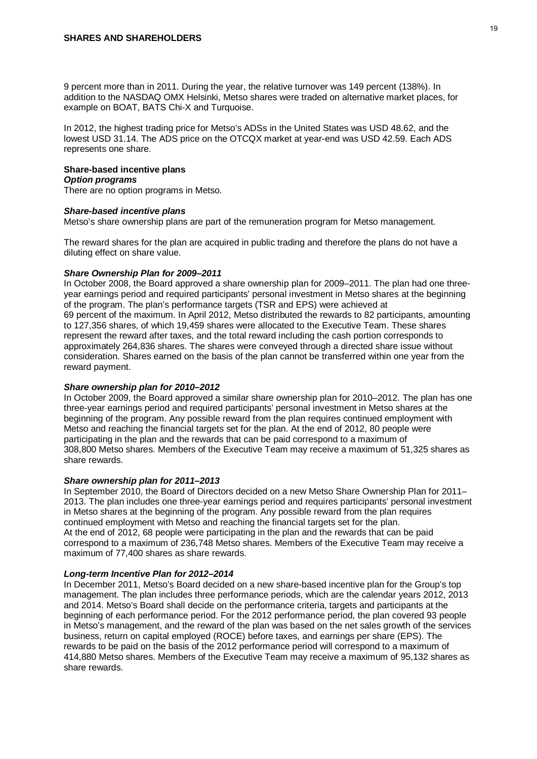9 percent more than in 2011. During the year, the relative turnover was 149 percent (138%). In addition to the NASDAQ OMX Helsinki, Metso shares were traded on alternative market places, for example on BOAT, BATS Chi-X and Turquoise.

In 2012, the highest trading price for Metso's ADSs in the United States was USD 48.62, and the lowest USD 31.14. The ADS price on the OTCQX market at year-end was USD 42.59. Each ADS represents one share.

## Share-based incentive plans

### *Option programs*

There are no option programs in Metso.

### *Share-based incentive plans*

Metso's share ownership plans are part of the remuneration program for Metso management.

The reward shares for the plan are acquired in public trading and therefore the plans do not have a diluting effect on share value.

### *Share Ownership Plan for 2009–2011*

In October 2008, the Board approved a share ownership plan for 2009–2011. The plan had one three-year earnings period and required participants' personal investment in Metso shares at the beginning of the program. The plan's performance targets (TSR and EPS) were achieved at 69 percent of the maximum. In April 2012, Metso distributed the rewards to 82 participants, amounting to 127,356 shares, of which 19,459 shares were allocated to the Executive Team. These shares represent the reward after taxes, and the total reward including the cash portion corresponds to approximately 264,836 shares. The shares were conveyed through a directed share issue without consideration. Shares earned on the basis of the plan cannot be transferred within one year from the reward payment.

### *Share ownership plan for 2010–2012*

In October 2009, the Board approved a similar share ownership plan for 2010–2012. The plan has one three-year earnings period and required participants' personal investment in Metso shares at the beginning of the program. Any possible reward from the plan requires continued employment with Metso and reaching the financial targets set for the plan. At the end of 2012, 80 people were participating in the plan and the rewards that can be paid correspond to a maximum of 308,800 Metso shares. Members of the Executive Team may receive a maximum of 51,325 shares as share rewards.

### *Share ownership plan for 2011–2013*

In September 2010, the Board of Directors decided on a new Metso Share Ownership Plan for 2011–2013. The plan includes one three-year earnings period and requires participants' personal investment in Metso shares at the beginning of the program. Any possible reward from the plan requires continued employment with Metso and reaching the financial targets set for the plan.
At the end of 2012, 68 people were participating in the plan and the rewards that can be paid correspond to a maximum of 236,748 Metso shares. Members of the Executive Team may receive a maximum of 77,400 shares as share rewards.

### *Long-term Incentive Plan for 2012–2014*

In December 2011, Metso's Board decided on a new share-based incentive plan for the Group's top management. The plan includes three performance periods, which are the calendar years 2012, 2013 and 2014. Metso's Board shall decide on the performance criteria, targets and participants at the beginning of each performance period. For the 2012 performance period, the plan covered 93 people in Metso's management, and the reward of the plan was based on the net sales growth of the services business, return on capital employed (ROCE) before taxes, and earnings per share (EPS). The rewards to be paid on the basis of the 2012 performance period will correspond to a maximum of 414,880 Metso shares. Members of the Executive Team may receive a maximum of 95,132 shares as share rewards.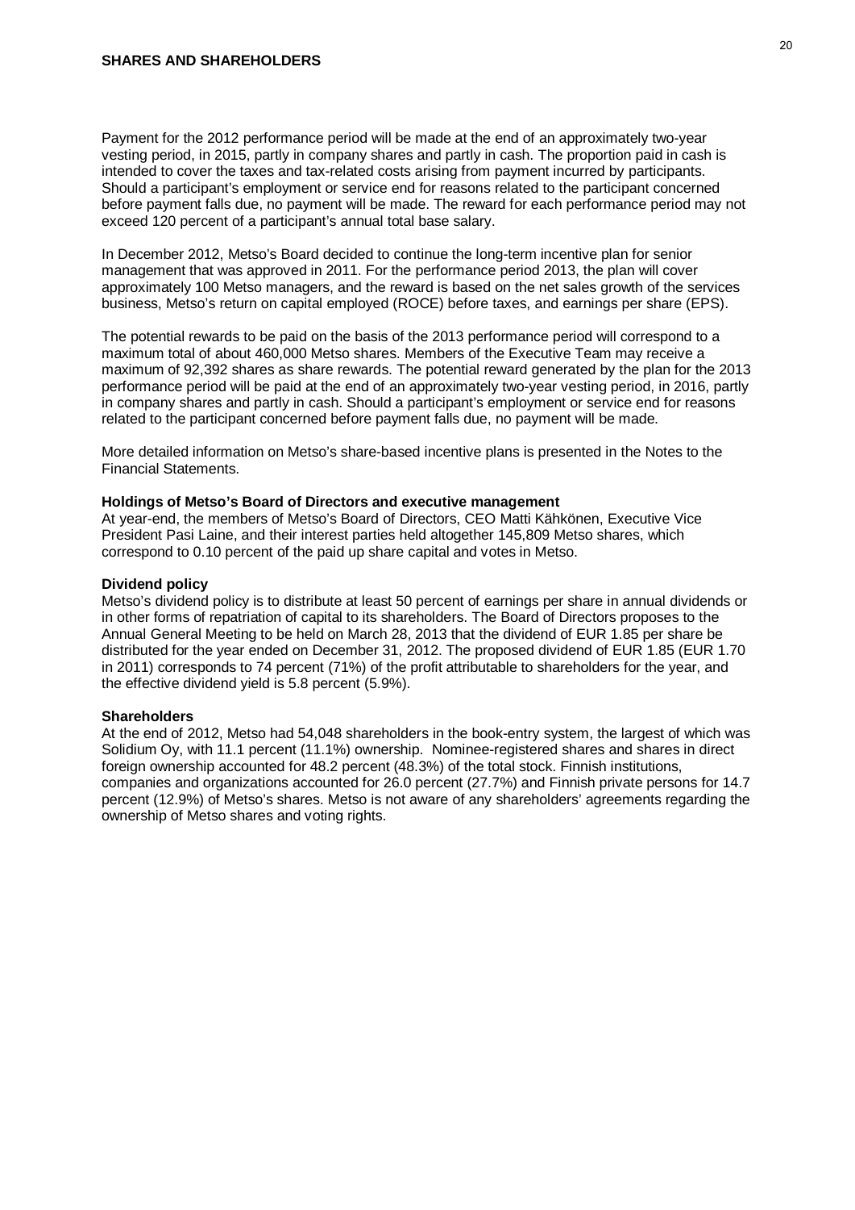## SHARES AND SHAREHOLDERS

Payment for the 2012 performance period will be made at the end of an approximately two-year vesting period, in 2015, partly in company shares and partly in cash. The proportion paid in cash is intended to cover the taxes and tax-related costs arising from payment incurred by participants. Should a participant's employment or service end for reasons related to the participant concerned before payment falls due, no payment will be made. The reward for each performance period may not exceed 120 percent of a participant's annual total base salary.

In December 2012, Metso's Board decided to continue the long-term incentive plan for senior management that was approved in 2011. For the performance period 2013, the plan will cover approximately 100 Metso managers, and the reward is based on the net sales growth of the services business, Metso's return on capital employed (ROCE) before taxes, and earnings per share (EPS).

The potential rewards to be paid on the basis of the 2013 performance period will correspond to a maximum total of about 460,000 Metso shares. Members of the Executive Team may receive a maximum of 92,392 shares as share rewards. The potential reward generated by the plan for the 2013 performance period will be paid at the end of an approximately two-year vesting period, in 2016, partly in company shares and partly in cash. Should a participant's employment or service end for reasons related to the participant concerned before payment falls due, no payment will be made.

More detailed information on Metso's share-based incentive plans is presented in the Notes to the Financial Statements.

**Holdings of Metso's Board of Directors and executive management**

At year-end, the members of Metso's Board of Directors, CEO Matti Kähkönen, Executive Vice President Pasi Laine, and their interest parties held altogether 145,809 Metso shares, which correspond to 0.10 percent of the paid up share capital and votes in Metso.

**Dividend policy**

Metso's dividend policy is to distribute at least 50 percent of earnings per share in annual dividends or in other forms of repatriation of capital to its shareholders. The Board of Directors proposes to the Annual General Meeting to be held on March 28, 2013 that the dividend of EUR 1.85 per share be distributed for the year ended on December 31, 2012. The proposed dividend of EUR 1.85 (EUR 1.70 in 2011) corresponds to 74 percent (71%) of the profit attributable to shareholders for the year, and the effective dividend yield is 5.8 percent (5.9%).

**Shareholders**

At the end of 2012, Metso had 54,048 shareholders in the book-entry system, the largest of which was Solidium Oy, with 11.1 percent (11.1%) ownership. Nominee-registered shares and shares in direct foreign ownership accounted for 48.2 percent (48.3%) of the total stock. Finnish institutions, companies and organizations accounted for 26.0 percent (27.7%) and Finnish private persons for 14.7 percent (12.9%) of Metso's shares. Metso is not aware of any shareholders' agreements regarding the ownership of Metso shares and voting rights.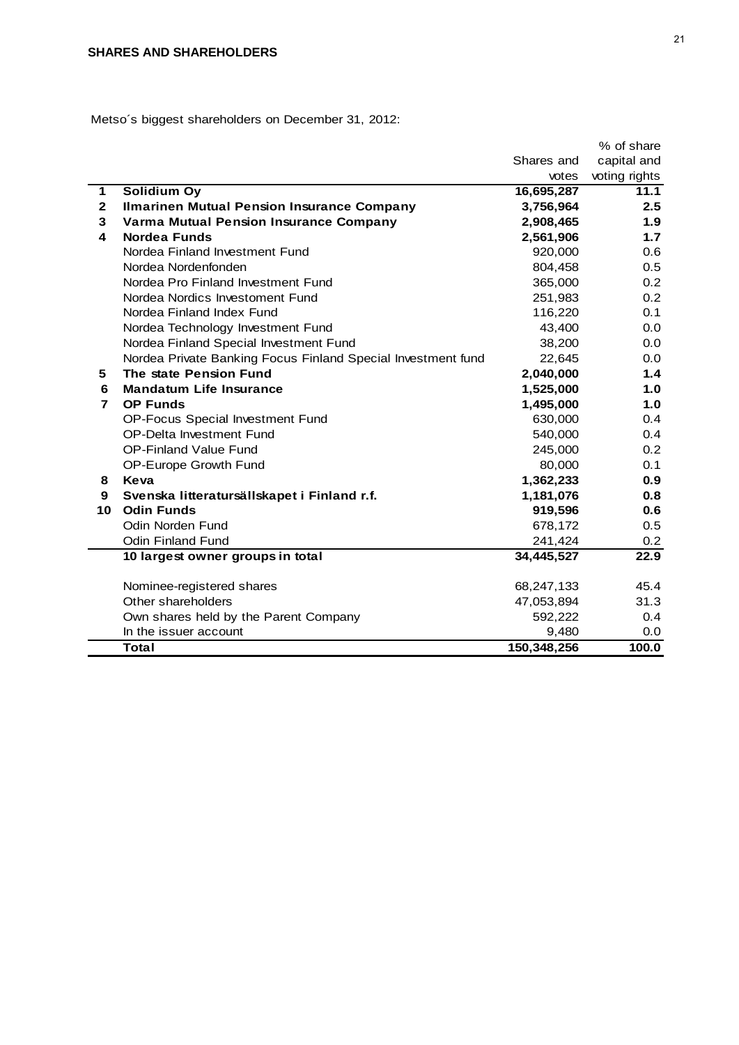## SHARES AND SHAREHOLDERS

Metso´s biggest shareholders on December 31, 2012:

| | | Shares and votes | % of share capital and voting rights |
|---|---|---|---|
| **1** | **Solidium Oy** | **16,695,287** | **11.1** |
| **2** | **Ilmarinen Mutual Pension Insurance Company** | **3,756,964** | **2.5** |
| **3** | **Varma Mutual Pension Insurance Company** | **2,908,465** | **1.9** |
| **4** | **Nordea Funds** | **2,561,906** | **1.7** |
| | Nordea Finland Investment Fund | 920,000 | 0.6 |
| | Nordea Nordenfonden | 804,458 | 0.5 |
| | Nordea Pro Finland Investment Fund | 365,000 | 0.2 |
| | Nordea Nordics Investoment Fund | 251,983 | 0.2 |
| | Nordea Finland Index Fund | 116,220 | 0.1 |
| | Nordea Technology Investment Fund | 43,400 | 0.0 |
| | Nordea Finland Special Investment Fund | 38,200 | 0.0 |
| | Nordea Private Banking Focus Finland Special Investment fund | 22,645 | 0.0 |
| **5** | **The state Pension Fund** | **2,040,000** | **1.4** |
| **6** | **Mandatum Life Insurance** | **1,525,000** | **1.0** |
| **7** | **OP Funds** | **1,495,000** | **1.0** |
| | OP-Focus Special Investment Fund | 630,000 | 0.4 |
| | OP-Delta Investment Fund | 540,000 | 0.4 |
| | OP-Finland Value Fund | 245,000 | 0.2 |
| | OP-Europe Growth Fund | 80,000 | 0.1 |
| **8** | **Keva** | **1,362,233** | **0.9** |
| **9** | **Svenska litteratursällskapet i Finland r.f.** | **1,181,076** | **0.8** |
| **10** | **Odin Funds** | **919,596** | **0.6** |
| | Odin Norden Fund | 678,172 | 0.5 |
| | Odin Finland Fund | 241,424 | 0.2 |
| | **10 largest owner groups in total** | **34,445,527** | **22.9** |
| | Nominee-registered shares | 68,247,133 | 45.4 |
| | Other shareholders | 47,053,894 | 31.3 |
| | Own shares held by the Parent Company | 592,222 | 0.4 |
| | In the issuer account | 9,480 | 0.0 |
| | **Total** | **150,348,256** | **100.0** |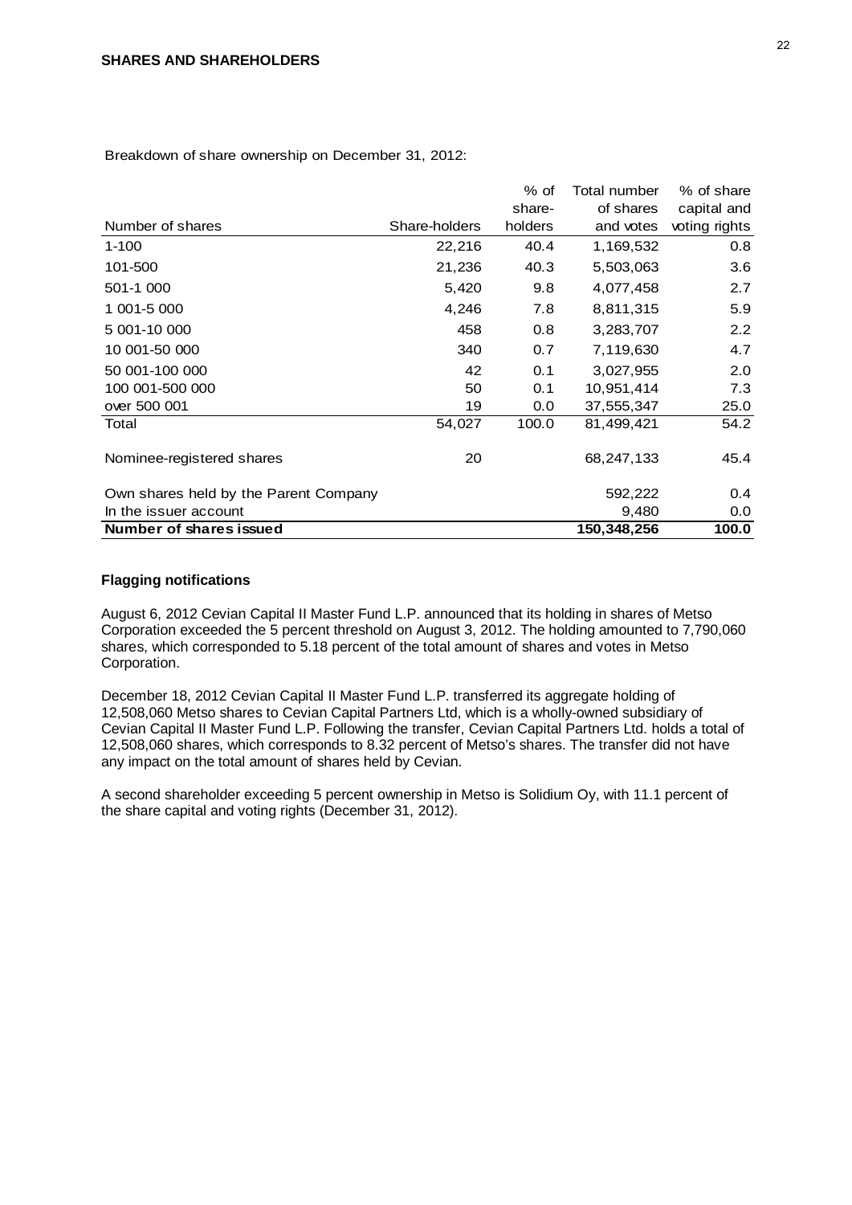## SHARES AND SHAREHOLDERS

Breakdown of share ownership on December 31, 2012:

| Number of shares | Share-holders | % of share-holders | Total number of shares and votes | % of share capital and voting rights |
|---|---|---|---|---|
| 1-100 | 22,216 | 40.4 | 1,169,532 | 0.8 |
| 101-500 | 21,236 | 40.3 | 5,503,063 | 3.6 |
| 501-1 000 | 5,420 | 9.8 | 4,077,458 | 2.7 |
| 1 001-5 000 | 4,246 | 7.8 | 8,811,315 | 5.9 |
| 5 001-10 000 | 458 | 0.8 | 3,283,707 | 2.2 |
| 10 001-50 000 | 340 | 0.7 | 7,119,630 | 4.7 |
| 50 001-100 000 | 42 | 0.1 | 3,027,955 | 2.0 |
| 100 001-500 000 | 50 | 0.1 | 10,951,414 | 7.3 |
| over 500 001 | 19 | 0.0 | 37,555,347 | 25.0 |
| Total | 54,027 | 100.0 | 81,499,421 | 54.2 |
| Nominee-registered shares | 20 | | 68,247,133 | 45.4 |
| Own shares held by the Parent Company | | | 592,222 | 0.4 |
| In the issuer account | | | 9,480 | 0.0 |
| **Number of shares issued** | | | **150,348,256** | **100.0** |

### Flagging notifications

August 6, 2012 Cevian Capital II Master Fund L.P. announced that its holding in shares of Metso Corporation exceeded the 5 percent threshold on August 3, 2012. The holding amounted to 7,790,060 shares, which corresponded to 5.18 percent of the total amount of shares and votes in Metso Corporation.

December 18, 2012 Cevian Capital II Master Fund L.P. transferred its aggregate holding of 12,508,060 Metso shares to Cevian Capital Partners Ltd, which is a wholly-owned subsidiary of Cevian Capital II Master Fund L.P. Following the transfer, Cevian Capital Partners Ltd. holds a total of 12,508,060 shares, which corresponds to 8.32 percent of Metso's shares. The transfer did not have any impact on the total amount of shares held by Cevian.

A second shareholder exceeding 5 percent ownership in Metso is Solidium Oy, with 11.1 percent of the share capital and voting rights (December 31, 2012).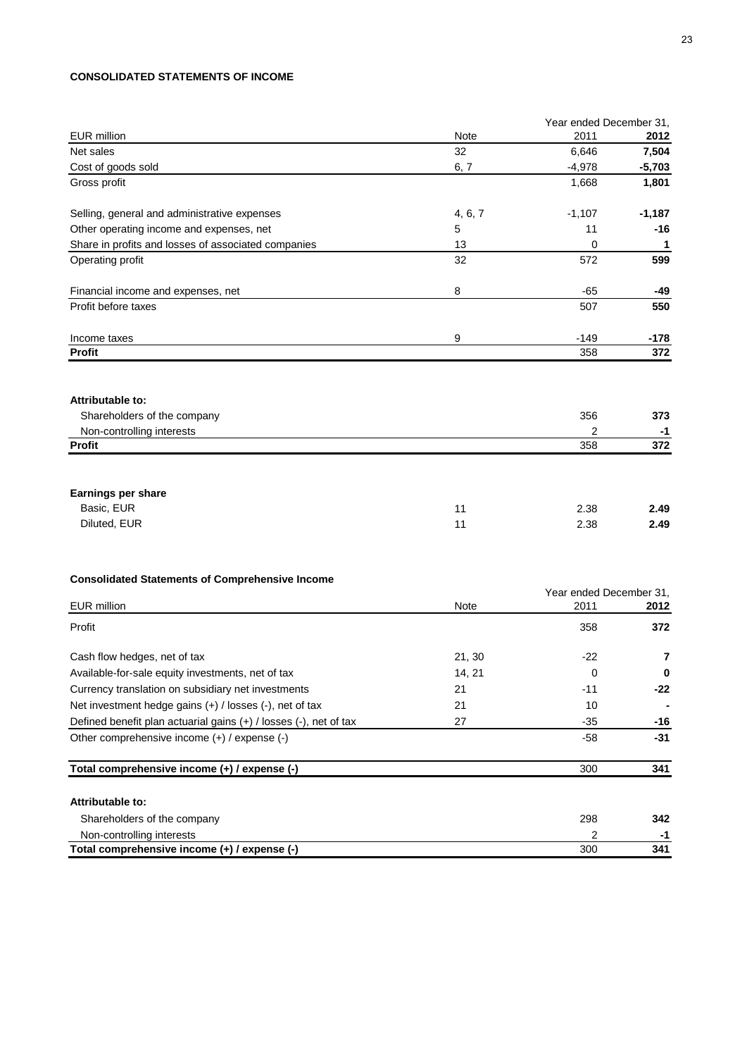## CONSOLIDATED STATEMENTS OF INCOME

| EUR million | Note | Year ended December 31, 2011 | 2012 |
|---|---|---|---|
| Net sales | 32 | 6,646 | **7,504** |
| Cost of goods sold | 6, 7 | -4,978 | **-5,703** |
| Gross profit | | 1,668 | **1,801** |
| | | | |
| Selling, general and administrative expenses | 4, 6, 7 | -1,107 | **-1,187** |
| Other operating income and expenses, net | 5 | 11 | **-16** |
| Share in profits and losses of associated companies | 13 | 0 | **1** |
| Operating profit | 32 | 572 | **599** |
| | | | |
| Financial income and expenses, net | 8 | -65 | **-49** |
| Profit before taxes | | 507 | **550** |
| | | | |
| Income taxes | 9 | -149 | **-178** |
| **Profit** | | 358 | **372** |
| | | | |
| **Attributable to:** | | | |
| Shareholders of the company | | 356 | **373** |
| Non-controlling interests | | 2 | **-1** |
| **Profit** | | 358 | **372** |
| | | | |
| **Earnings per share** | | | |
| Basic, EUR | 11 | 2.38 | **2.49** |
| Diluted, EUR | 11 | 2.38 | **2.49** |

### Consolidated Statements of Comprehensive Income

| EUR million | Note | Year ended December 31, 2011 | 2012 |
|---|---|---|---|
| Profit | | 358 | **372** |
| | | | |
| Cash flow hedges, net of tax | 21, 30 | -22 | **7** |
| Available-for-sale equity investments, net of tax | 14, 21 | 0 | **0** |
| Currency translation on subsidiary net investments | 21 | -11 | **-22** |
| Net investment hedge gains (+) / losses (-), net of tax | 21 | 10 | **-** |
| Defined benefit plan actuarial gains (+) / losses (-), net of tax | 27 | -35 | **-16** |
| Other comprehensive income (+) / expense (-) | | -58 | **-31** |
| | | | |
| **Total comprehensive income (+) / expense (-)** | | 300 | **341** |
| | | | |
| **Attributable to:** | | | |
| Shareholders of the company | | 298 | **342** |
| Non-controlling interests | | 2 | **-1** |
| **Total comprehensive income (+) / expense (-)** | | 300 | **341** |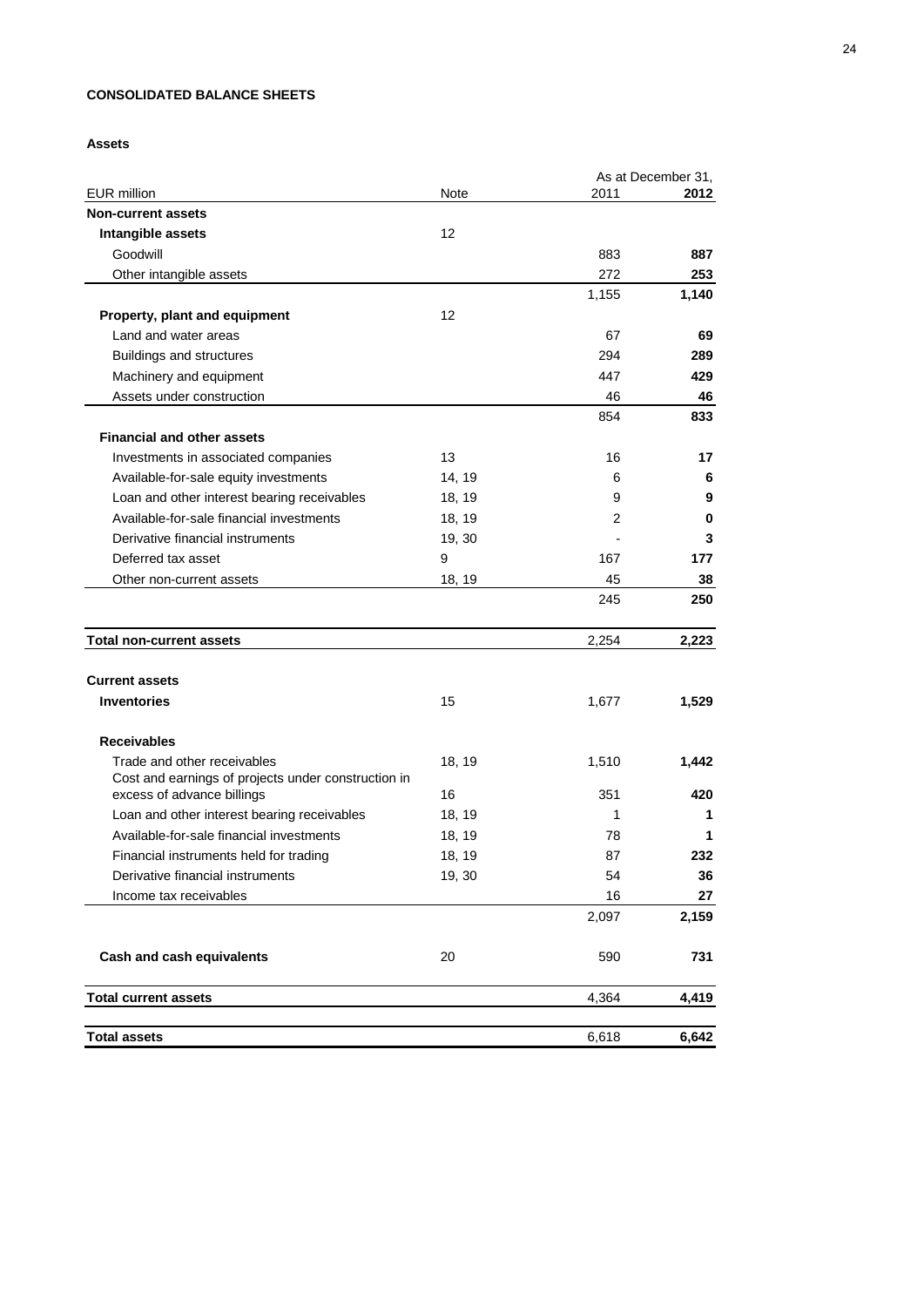**CONSOLIDATED BALANCE SHEETS**

**Assets**

| EUR million | Note | As at December 31, 2011 | **2012** |
|---|---|---|---|
| **Non-current assets** | | | |
| **Intangible assets** | 12 | | |
| Goodwill | | 883 | **887** |
| Other intangible assets | | 272 | **253** |
| | | 1,155 | **1,140** |
| **Property, plant and equipment** | 12 | | |
| Land and water areas | | 67 | **69** |
| Buildings and structures | | 294 | **289** |
| Machinery and equipment | | 447 | **429** |
| Assets under construction | | 46 | **46** |
| | | 854 | **833** |
| **Financial and other assets** | | | |
| Investments in associated companies | 13 | 16 | **17** |
| Available-for-sale equity investments | 14, 19 | 6 | **6** |
| Loan and other interest bearing receivables | 18, 19 | 9 | **9** |
| Available-for-sale financial investments | 18, 19 | 2 | **0** |
| Derivative financial instruments | 19, 30 | - | **3** |
| Deferred tax asset | 9 | 167 | **177** |
| Other non-current assets | 18, 19 | 45 | **38** |
| | | 245 | **250** |
| **Total non-current assets** | | 2,254 | **2,223** |
| **Current assets** | | | |
| **Inventories** | 15 | 1,677 | **1,529** |
| **Receivables** | | | |
| Trade and other receivables | 18, 19 | 1,510 | **1,442** |
| Cost and earnings of projects under construction in excess of advance billings | 16 | 351 | **420** |
| Loan and other interest bearing receivables | 18, 19 | 1 | **1** |
| Available-for-sale financial investments | 18, 19 | 78 | **1** |
| Financial instruments held for trading | 18, 19 | 87 | **232** |
| Derivative financial instruments | 19, 30 | 54 | **36** |
| Income tax receivables | | 16 | **27** |
| | | 2,097 | **2,159** |
| **Cash and cash equivalents** | 20 | 590 | **731** |
| **Total current assets** | | 4,364 | **4,419** |
| **Total assets** | | 6,618 | **6,642** |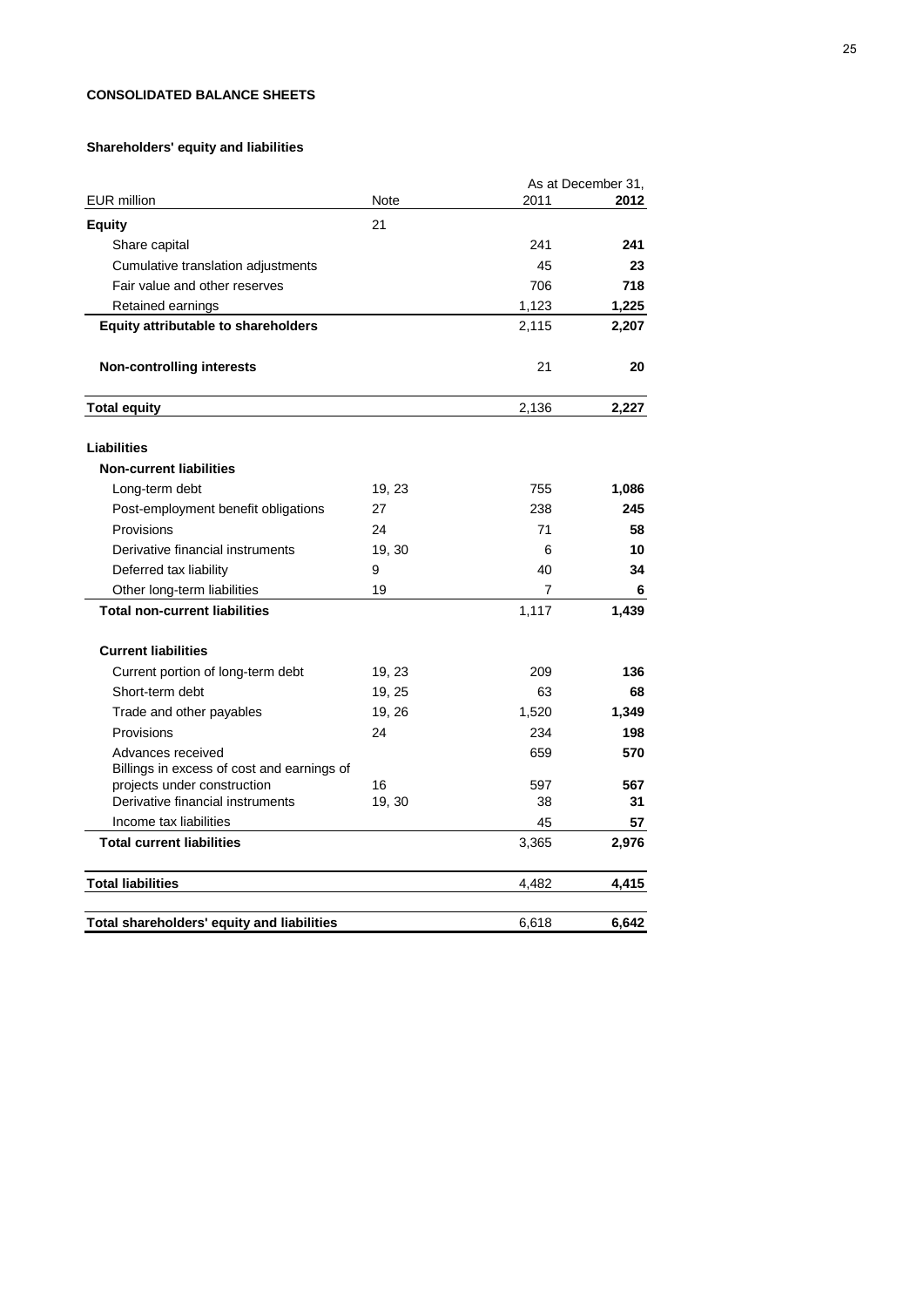**CONSOLIDATED BALANCE SHEETS**

**Shareholders' equity and liabilities**

| EUR million | Note | As at December 31, 2011 | **2012** |
|---|---|---|---|
| **Equity** | 21 | | |
| Share capital | | 241 | **241** |
| Cumulative translation adjustments | | 45 | **23** |
| Fair value and other reserves | | 706 | **718** |
| Retained earnings | | 1,123 | **1,225** |
| **Equity attributable to shareholders** | | 2,115 | **2,207** |
| **Non-controlling interests** | | 21 | **20** |
| **Total equity** | | 2,136 | **2,227** |
| **Liabilities** | | | |
| **Non-current liabilities** | | | |
| Long-term debt | 19, 23 | 755 | **1,086** |
| Post-employment benefit obligations | 27 | 238 | **245** |
| Provisions | 24 | 71 | **58** |
| Derivative financial instruments | 19, 30 | 6 | **10** |
| Deferred tax liability | 9 | 40 | **34** |
| Other long-term liabilities | 19 | 7 | **6** |
| **Total non-current liabilities** | | 1,117 | **1,439** |
| **Current liabilities** | | | |
| Current portion of long-term debt | 19, 23 | 209 | **136** |
| Short-term debt | 19, 25 | 63 | **68** |
| Trade and other payables | 19, 26 | 1,520 | **1,349** |
| Provisions | 24 | 234 | **198** |
| Advances received | | 659 | **570** |
| Billings in excess of cost and earnings of projects under construction | 16 | 597 | **567** |
| Derivative financial instruments | 19, 30 | 38 | **31** |
| Income tax liabilities | | 45 | **57** |
| **Total current liabilities** | | 3,365 | **2,976** |
| **Total liabilities** | | 4,482 | **4,415** |
| **Total shareholders' equity and liabilities** | | 6,618 | **6,642** |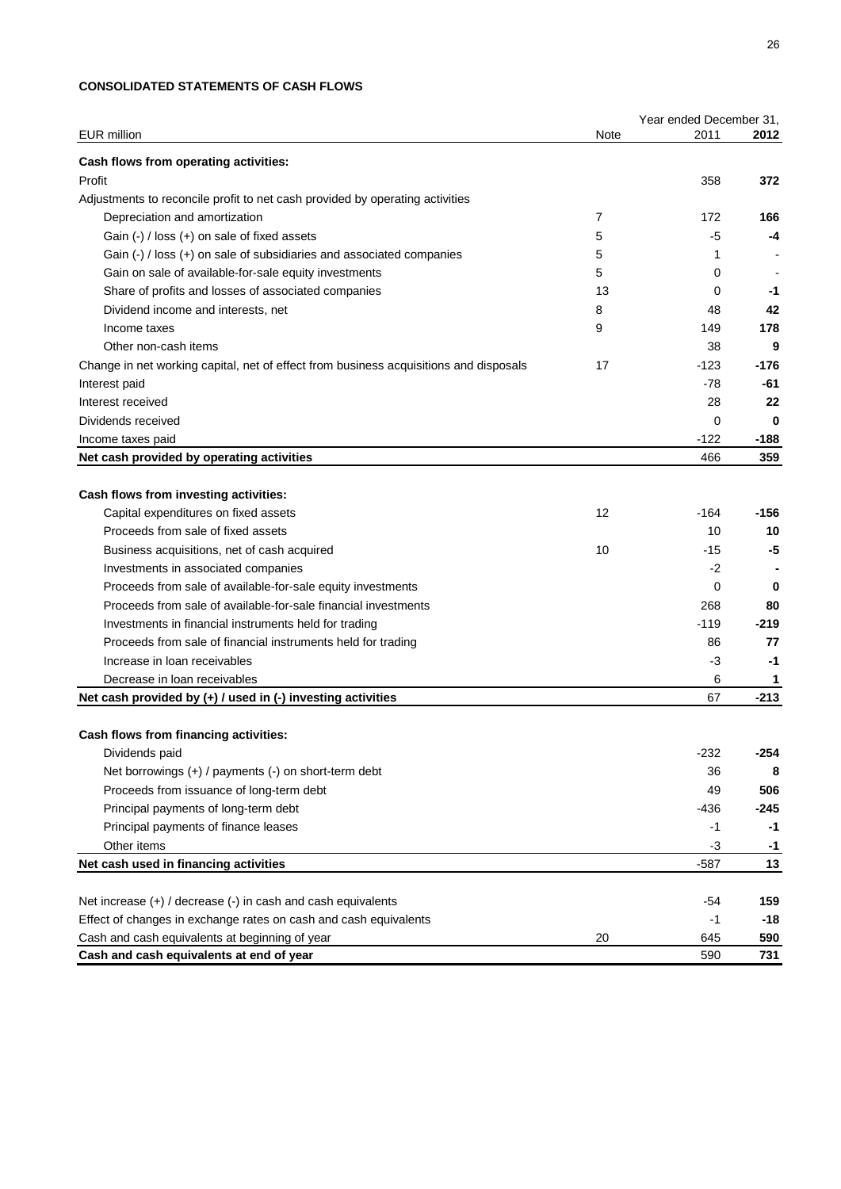**CONSOLIDATED STATEMENTS OF CASH FLOWS**

| EUR million | Note | Year ended December 31, 2011 | **2012** |
|---|---|---|---|
| **Cash flows from operating activities:** | | | |
| Profit | | 358 | **372** |
| Adjustments to reconcile profit to net cash provided by operating activities | | | |
| Depreciation and amortization | 7 | 172 | **166** |
| Gain (-) / loss (+) on sale of fixed assets | 5 | -5 | **-4** |
| Gain (-) / loss (+) on sale of subsidiaries and associated companies | 5 | 1 | **-** |
| Gain on sale of available-for-sale equity investments | 5 | 0 | **-** |
| Share of profits and losses of associated companies | 13 | 0 | **-1** |
| Dividend income and interests, net | 8 | 48 | **42** |
| Income taxes | 9 | 149 | **178** |
| Other non-cash items | | 38 | **9** |
| Change in net working capital, net of effect from business acquisitions and disposals | 17 | -123 | **-176** |
| Interest paid | | -78 | **-61** |
| Interest received | | 28 | **22** |
| Dividends received | | 0 | **0** |
| Income taxes paid | | -122 | **-188** |
| **Net cash provided by operating activities** | | 466 | **359** |
| | | | |
| **Cash flows from investing activities:** | | | |
| Capital expenditures on fixed assets | 12 | -164 | **-156** |
| Proceeds from sale of fixed assets | | 10 | **10** |
| Business acquisitions, net of cash acquired | 10 | -15 | **-5** |
| Investments in associated companies | | -2 | **-** |
| Proceeds from sale of available-for-sale equity investments | | 0 | **0** |
| Proceeds from sale of available-for-sale financial investments | | 268 | **80** |
| Investments in financial instruments held for trading | | -119 | **-219** |
| Proceeds from sale of financial instruments held for trading | | 86 | **77** |
| Increase in loan receivables | | -3 | **-1** |
| Decrease in loan receivables | | 6 | **1** |
| **Net cash provided by (+) / used in (-) investing activities** | | 67 | **-213** |
| | | | |
| **Cash flows from financing activities:** | | | |
| Dividends paid | | -232 | **-254** |
| Net borrowings (+) / payments (-) on short-term debt | | 36 | **8** |
| Proceeds from issuance of long-term debt | | 49 | **506** |
| Principal payments of long-term debt | | -436 | **-245** |
| Principal payments of finance leases | | -1 | **-1** |
| Other items | | -3 | **-1** |
| **Net cash used in financing activities** | | -587 | **13** |
| | | | |
| Net increase (+) / decrease (-) in cash and cash equivalents | | -54 | **159** |
| Effect of changes in exchange rates on cash and cash equivalents | | -1 | **-18** |
| Cash and cash equivalents at beginning of year | 20 | 645 | **590** |
| **Cash and cash equivalents at end of year** | | 590 | **731** |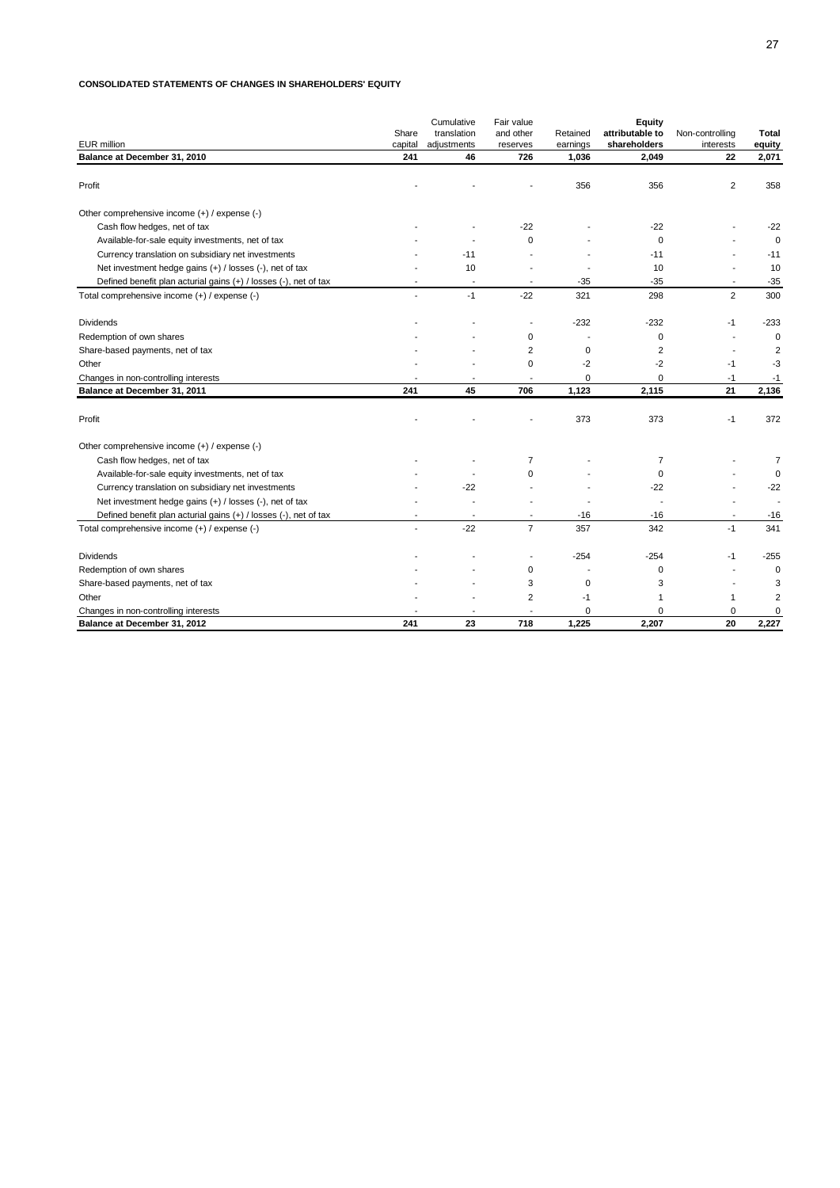**CONSOLIDATED STATEMENTS OF CHANGES IN SHAREHOLDERS' EQUITY**

| EUR million | Share capital | Cumulative translation adjustments | Fair value and other reserves | Retained earnings | **Equity attributable to shareholders** | Non-controlling interests | **Total equity** |
|---|---|---|---|---|---|---|---|
| **Balance at December 31, 2010** | **241** | **46** | **726** | **1,036** | **2,049** | **22** | **2,071** |
| Profit | - | - | - | 356 | 356 | 2 | 358 |
| Other comprehensive income (+) / expense (-) | | | | | | | |
| Cash flow hedges, net of tax | - | - | -22 | - | -22 | - | -22 |
| Available-for-sale equity investments, net of tax | - | - | 0 | - | 0 | - | 0 |
| Currency translation on subsidiary net investments | - | -11 | - | - | -11 | - | -11 |
| Net investment hedge gains (+) / losses (-), net of tax | - | 10 | - | - | 10 | - | 10 |
| Defined benefit plan acturial gains (+) / losses (-), net of tax | - | - | - | -35 | -35 | - | -35 |
| Total comprehensive income (+) / expense (-) | - | -1 | -22 | 321 | 298 | 2 | 300 |
| Dividends | - | - | - | -232 | -232 | -1 | -233 |
| Redemption of own shares | - | - | 0 | - | 0 | - | 0 |
| Share-based payments, net of tax | - | - | 2 | 0 | 2 | - | 2 |
| Other | - | - | 0 | -2 | -2 | -1 | -3 |
| Changes in non-controlling interests | - | - | - | 0 | 0 | -1 | -1 |
| **Balance at December 31, 2011** | **241** | **45** | **706** | **1,123** | **2,115** | **21** | **2,136** |
| Profit | - | - | - | 373 | 373 | -1 | 372 |
| Other comprehensive income (+) / expense (-) | | | | | | | |
| Cash flow hedges, net of tax | - | - | 7 | - | 7 | - | 7 |
| Available-for-sale equity investments, net of tax | - | - | 0 | - | 0 | - | 0 |
| Currency translation on subsidiary net investments | - | -22 | - | - | -22 | - | -22 |
| Net investment hedge gains (+) / losses (-), net of tax | - | - | - | - | - | - | - |
| Defined benefit plan acturial gains (+) / losses (-), net of tax | - | - | - | -16 | -16 | - | -16 |
| Total comprehensive income (+) / expense (-) | - | -22 | 7 | 357 | 342 | -1 | 341 |
| Dividends | - | - | - | -254 | -254 | -1 | -255 |
| Redemption of own shares | - | - | 0 | - | 0 | - | 0 |
| Share-based payments, net of tax | - | - | 3 | 0 | 3 | - | 3 |
| Other | - | - | 2 | -1 | 1 | 1 | 2 |
| Changes in non-controlling interests | - | - | - | 0 | 0 | 0 | 0 |
| **Balance at December 31, 2012** | **241** | **23** | **718** | **1,225** | **2,207** | **20** | **2,227** |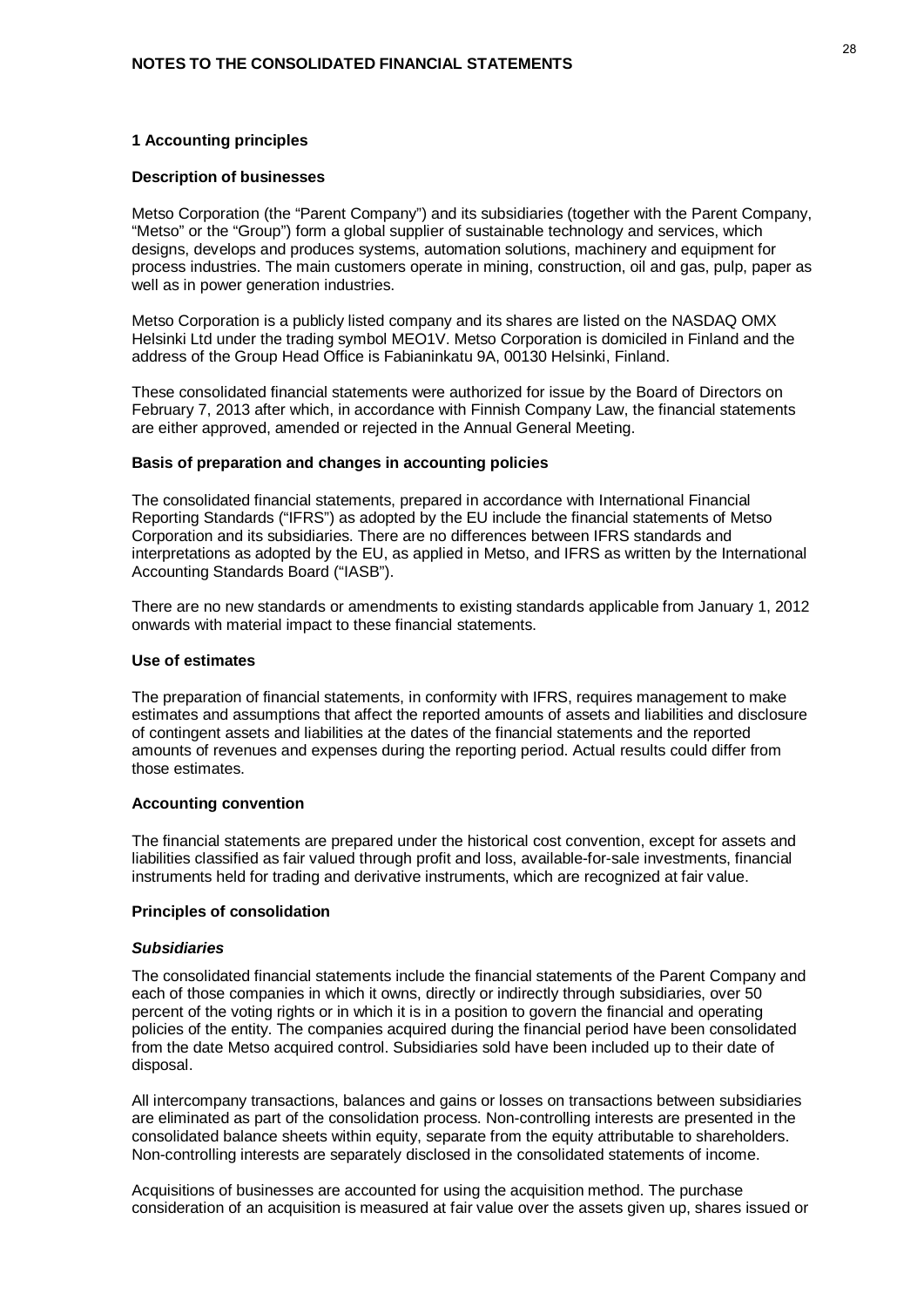## NOTES TO THE CONSOLIDATED FINANCIAL STATEMENTS

### 1 Accounting principles

**Description of businesses**

Metso Corporation (the "Parent Company") and its subsidiaries (together with the Parent Company, "Metso" or the "Group") form a global supplier of sustainable technology and services, which designs, develops and produces systems, automation solutions, machinery and equipment for process industries. The main customers operate in mining, construction, oil and gas, pulp, paper as well as in power generation industries.

Metso Corporation is a publicly listed company and its shares are listed on the NASDAQ OMX Helsinki Ltd under the trading symbol MEO1V. Metso Corporation is domiciled in Finland and the address of the Group Head Office is Fabianinkatu 9A, 00130 Helsinki, Finland.

These consolidated financial statements were authorized for issue by the Board of Directors on February 7, 2013 after which, in accordance with Finnish Company Law, the financial statements are either approved, amended or rejected in the Annual General Meeting.

**Basis of preparation and changes in accounting policies**

The consolidated financial statements, prepared in accordance with International Financial Reporting Standards ("IFRS") as adopted by the EU include the financial statements of Metso Corporation and its subsidiaries. There are no differences between IFRS standards and interpretations as adopted by the EU, as applied in Metso, and IFRS as written by the International Accounting Standards Board ("IASB").

There are no new standards or amendments to existing standards applicable from January 1, 2012 onwards with material impact to these financial statements.

**Use of estimates**

The preparation of financial statements, in conformity with IFRS, requires management to make estimates and assumptions that affect the reported amounts of assets and liabilities and disclosure of contingent assets and liabilities at the dates of the financial statements and the reported amounts of revenues and expenses during the reporting period. Actual results could differ from those estimates.

**Accounting convention**

The financial statements are prepared under the historical cost convention, except for assets and liabilities classified as fair valued through profit and loss, available-for-sale investments, financial instruments held for trading and derivative instruments, which are recognized at fair value.

**Principles of consolidation**

***Subsidiaries***

The consolidated financial statements include the financial statements of the Parent Company and each of those companies in which it owns, directly or indirectly through subsidiaries, over 50 percent of the voting rights or in which it is in a position to govern the financial and operating policies of the entity. The companies acquired during the financial period have been consolidated from the date Metso acquired control. Subsidiaries sold have been included up to their date of disposal.

All intercompany transactions, balances and gains or losses on transactions between subsidiaries are eliminated as part of the consolidation process. Non-controlling interests are presented in the consolidated balance sheets within equity, separate from the equity attributable to shareholders. Non-controlling interests are separately disclosed in the consolidated statements of income.

Acquisitions of businesses are accounted for using the acquisition method. The purchase consideration of an acquisition is measured at fair value over the assets given up, shares issued or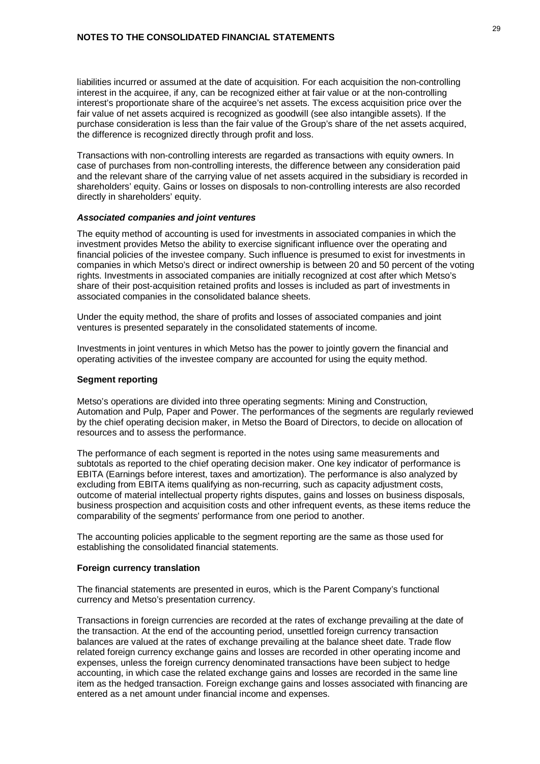liabilities incurred or assumed at the date of acquisition. For each acquisition the non-controlling interest in the acquiree, if any, can be recognized either at fair value or at the non-controlling interest's proportionate share of the acquiree's net assets. The excess acquisition price over the fair value of net assets acquired is recognized as goodwill (see also intangible assets). If the purchase consideration is less than the fair value of the Group's share of the net assets acquired, the difference is recognized directly through profit and loss.

Transactions with non-controlling interests are regarded as transactions with equity owners. In case of purchases from non-controlling interests, the difference between any consideration paid and the relevant share of the carrying value of net assets acquired in the subsidiary is recorded in shareholders' equity. Gains or losses on disposals to non-controlling interests are also recorded directly in shareholders' equity.

### *Associated companies and joint ventures*

The equity method of accounting is used for investments in associated companies in which the investment provides Metso the ability to exercise significant influence over the operating and financial policies of the investee company. Such influence is presumed to exist for investments in companies in which Metso's direct or indirect ownership is between 20 and 50 percent of the voting rights. Investments in associated companies are initially recognized at cost after which Metso's share of their post-acquisition retained profits and losses is included as part of investments in associated companies in the consolidated balance sheets.

Under the equity method, the share of profits and losses of associated companies and joint ventures is presented separately in the consolidated statements of income.

Investments in joint ventures in which Metso has the power to jointly govern the financial and operating activities of the investee company are accounted for using the equity method.

### Segment reporting

Metso's operations are divided into three operating segments: Mining and Construction, Automation and Pulp, Paper and Power. The performances of the segments are regularly reviewed by the chief operating decision maker, in Metso the Board of Directors, to decide on allocation of resources and to assess the performance.

The performance of each segment is reported in the notes using same measurements and subtotals as reported to the chief operating decision maker. One key indicator of performance is EBITA (Earnings before interest, taxes and amortization). The performance is also analyzed by excluding from EBITA items qualifying as non-recurring, such as capacity adjustment costs, outcome of material intellectual property rights disputes, gains and losses on business disposals, business prospection and acquisition costs and other infrequent events, as these items reduce the comparability of the segments' performance from one period to another.

The accounting policies applicable to the segment reporting are the same as those used for establishing the consolidated financial statements.

### Foreign currency translation

The financial statements are presented in euros, which is the Parent Company's functional currency and Metso's presentation currency.

Transactions in foreign currencies are recorded at the rates of exchange prevailing at the date of the transaction. At the end of the accounting period, unsettled foreign currency transaction balances are valued at the rates of exchange prevailing at the balance sheet date. Trade flow related foreign currency exchange gains and losses are recorded in other operating income and expenses, unless the foreign currency denominated transactions have been subject to hedge accounting, in which case the related exchange gains and losses are recorded in the same line item as the hedged transaction. Foreign exchange gains and losses associated with financing are entered as a net amount under financial income and expenses.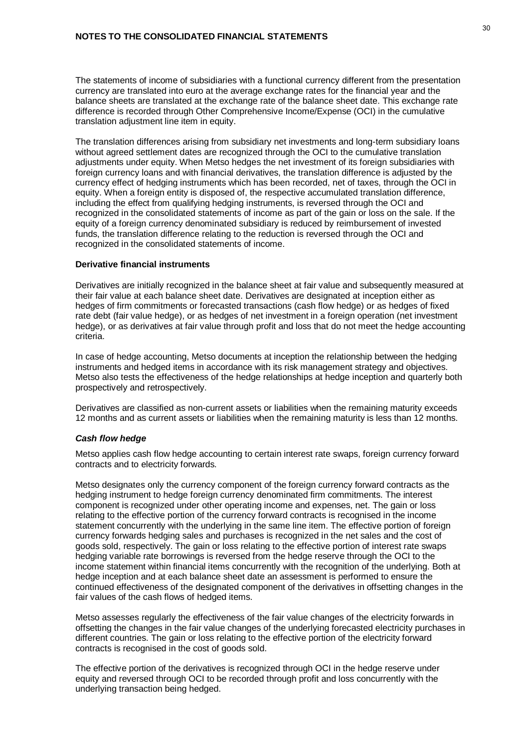The statements of income of subsidiaries with a functional currency different from the presentation currency are translated into euro at the average exchange rates for the financial year and the balance sheets are translated at the exchange rate of the balance sheet date. This exchange rate difference is recorded through Other Comprehensive Income/Expense (OCI) in the cumulative translation adjustment line item in equity.

The translation differences arising from subsidiary net investments and long-term subsidiary loans without agreed settlement dates are recognized through the OCI to the cumulative translation adjustments under equity. When Metso hedges the net investment of its foreign subsidiaries with foreign currency loans and with financial derivatives, the translation difference is adjusted by the currency effect of hedging instruments which has been recorded, net of taxes, through the OCI in equity. When a foreign entity is disposed of, the respective accumulated translation difference, including the effect from qualifying hedging instruments, is reversed through the OCI and recognized in the consolidated statements of income as part of the gain or loss on the sale. If the equity of a foreign currency denominated subsidiary is reduced by reimbursement of invested funds, the translation difference relating to the reduction is reversed through the OCI and recognized in the consolidated statements of income.

**Derivative financial instruments**

Derivatives are initially recognized in the balance sheet at fair value and subsequently measured at their fair value at each balance sheet date. Derivatives are designated at inception either as hedges of firm commitments or forecasted transactions (cash flow hedge) or as hedges of fixed rate debt (fair value hedge), or as hedges of net investment in a foreign operation (net investment hedge), or as derivatives at fair value through profit and loss that do not meet the hedge accounting criteria.

In case of hedge accounting, Metso documents at inception the relationship between the hedging instruments and hedged items in accordance with its risk management strategy and objectives. Metso also tests the effectiveness of the hedge relationships at hedge inception and quarterly both prospectively and retrospectively.

Derivatives are classified as non-current assets or liabilities when the remaining maturity exceeds 12 months and as current assets or liabilities when the remaining maturity is less than 12 months.

***Cash flow hedge***

Metso applies cash flow hedge accounting to certain interest rate swaps, foreign currency forward contracts and to electricity forwards.

Metso designates only the currency component of the foreign currency forward contracts as the hedging instrument to hedge foreign currency denominated firm commitments. The interest component is recognized under other operating income and expenses, net. The gain or loss relating to the effective portion of the currency forward contracts is recognised in the income statement concurrently with the underlying in the same line item. The effective portion of foreign currency forwards hedging sales and purchases is recognized in the net sales and the cost of goods sold, respectively. The gain or loss relating to the effective portion of interest rate swaps hedging variable rate borrowings is reversed from the hedge reserve through the OCI to the income statement within financial items concurrently with the recognition of the underlying. Both at hedge inception and at each balance sheet date an assessment is performed to ensure the continued effectiveness of the designated component of the derivatives in offsetting changes in the fair values of the cash flows of hedged items.

Metso assesses regularly the effectiveness of the fair value changes of the electricity forwards in offsetting the changes in the fair value changes of the underlying forecasted electricity purchases in different countries. The gain or loss relating to the effective portion of the electricity forward contracts is recognised in the cost of goods sold.

The effective portion of the derivatives is recognized through OCI in the hedge reserve under equity and reversed through OCI to be recorded through profit and loss concurrently with the underlying transaction being hedged.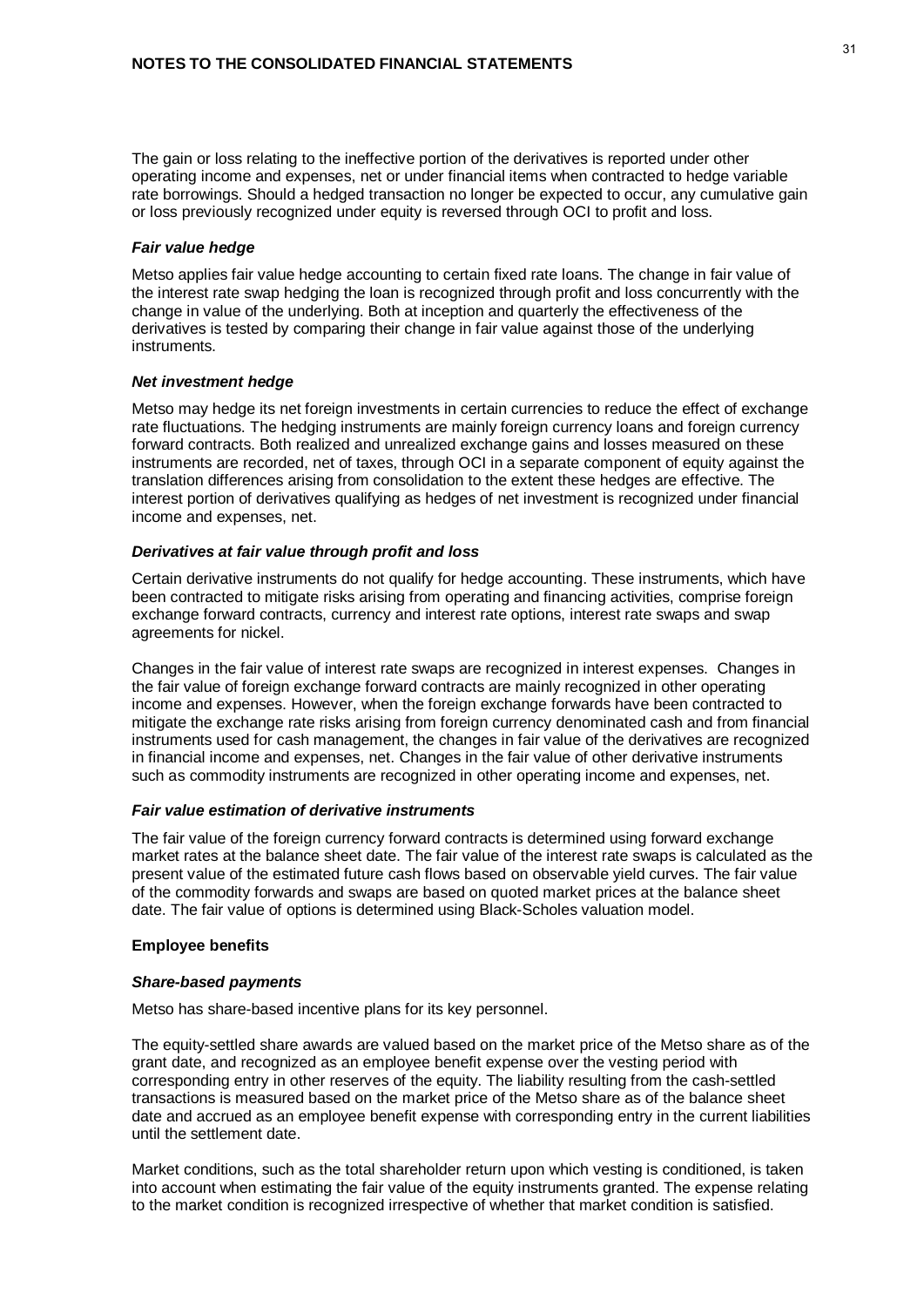The gain or loss relating to the ineffective portion of the derivatives is reported under other operating income and expenses, net or under financial items when contracted to hedge variable rate borrowings. Should a hedged transaction no longer be expected to occur, any cumulative gain or loss previously recognized under equity is reversed through OCI to profit and loss.

#### *Fair value hedge*

Metso applies fair value hedge accounting to certain fixed rate loans. The change in fair value of the interest rate swap hedging the loan is recognized through profit and loss concurrently with the change in value of the underlying. Both at inception and quarterly the effectiveness of the derivatives is tested by comparing their change in fair value against those of the underlying instruments.

#### *Net investment hedge*

Metso may hedge its net foreign investments in certain currencies to reduce the effect of exchange rate fluctuations. The hedging instruments are mainly foreign currency loans and foreign currency forward contracts. Both realized and unrealized exchange gains and losses measured on these instruments are recorded, net of taxes, through OCI in a separate component of equity against the translation differences arising from consolidation to the extent these hedges are effective. The interest portion of derivatives qualifying as hedges of net investment is recognized under financial income and expenses, net.

#### *Derivatives at fair value through profit and loss*

Certain derivative instruments do not qualify for hedge accounting. These instruments, which have been contracted to mitigate risks arising from operating and financing activities, comprise foreign exchange forward contracts, currency and interest rate options, interest rate swaps and swap agreements for nickel.

Changes in the fair value of interest rate swaps are recognized in interest expenses. Changes in the fair value of foreign exchange forward contracts are mainly recognized in other operating income and expenses. However, when the foreign exchange forwards have been contracted to mitigate the exchange rate risks arising from foreign currency denominated cash and from financial instruments used for cash management, the changes in fair value of the derivatives are recognized in financial income and expenses, net. Changes in the fair value of other derivative instruments such as commodity instruments are recognized in other operating income and expenses, net.

#### *Fair value estimation of derivative instruments*

The fair value of the foreign currency forward contracts is determined using forward exchange market rates at the balance sheet date. The fair value of the interest rate swaps is calculated as the present value of the estimated future cash flows based on observable yield curves. The fair value of the commodity forwards and swaps are based on quoted market prices at the balance sheet date. The fair value of options is determined using Black-Scholes valuation model.

### **Employee benefits**

#### *Share-based payments*

Metso has share-based incentive plans for its key personnel.

The equity-settled share awards are valued based on the market price of the Metso share as of the grant date, and recognized as an employee benefit expense over the vesting period with corresponding entry in other reserves of the equity. The liability resulting from the cash-settled transactions is measured based on the market price of the Metso share as of the balance sheet date and accrued as an employee benefit expense with corresponding entry in the current liabilities until the settlement date.

Market conditions, such as the total shareholder return upon which vesting is conditioned, is taken into account when estimating the fair value of the equity instruments granted. The expense relating to the market condition is recognized irrespective of whether that market condition is satisfied.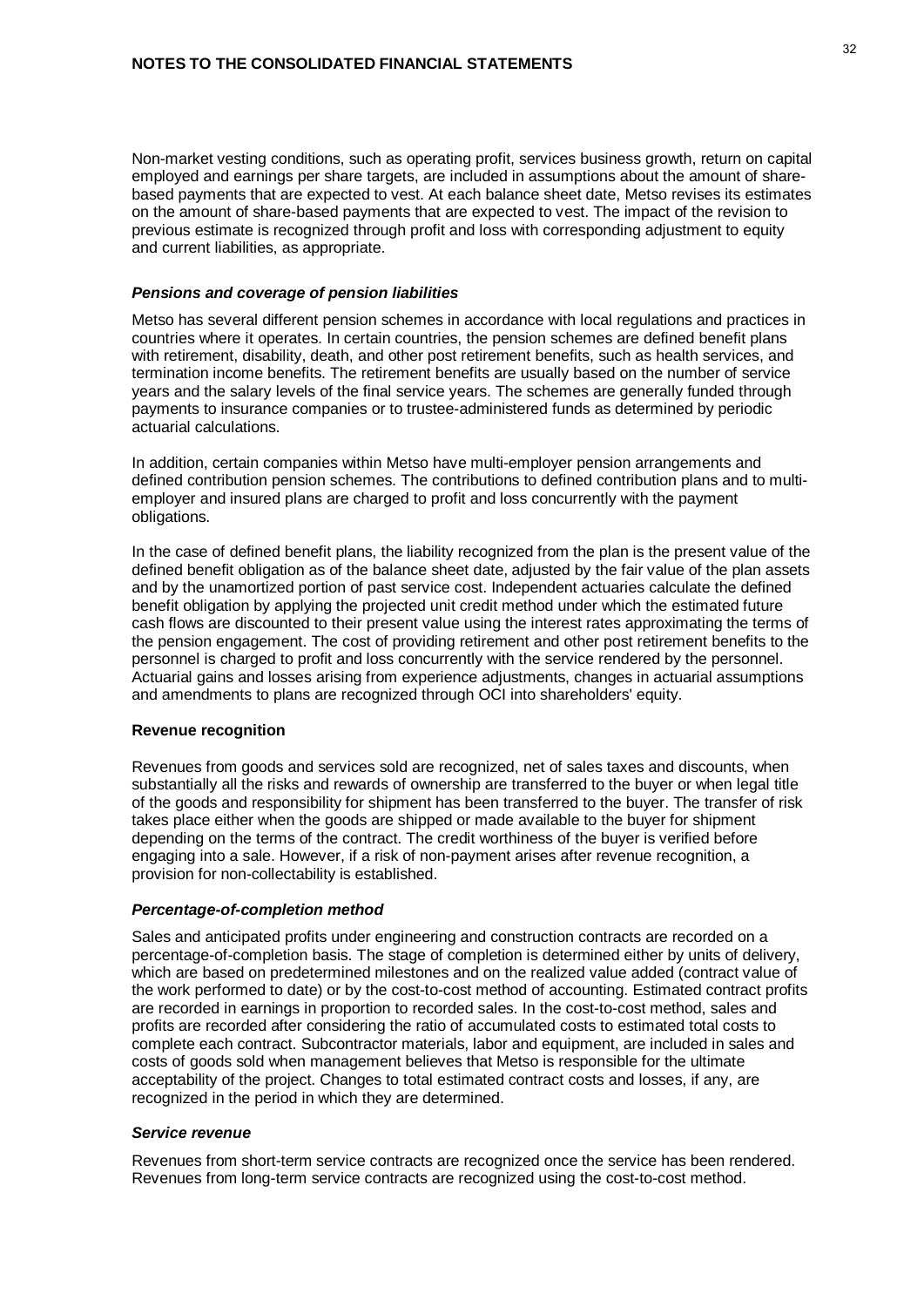Non-market vesting conditions, such as operating profit, services business growth, return on capital employed and earnings per share targets, are included in assumptions about the amount of share-based payments that are expected to vest. At each balance sheet date, Metso revises its estimates on the amount of share-based payments that are expected to vest. The impact of the revision to previous estimate is recognized through profit and loss with corresponding adjustment to equity and current liabilities, as appropriate.

***Pensions and coverage of pension liabilities***

Metso has several different pension schemes in accordance with local regulations and practices in countries where it operates. In certain countries, the pension schemes are defined benefit plans with retirement, disability, death, and other post retirement benefits, such as health services, and termination income benefits. The retirement benefits are usually based on the number of service years and the salary levels of the final service years. The schemes are generally funded through payments to insurance companies or to trustee-administered funds as determined by periodic actuarial calculations.

In addition, certain companies within Metso have multi-employer pension arrangements and defined contribution pension schemes. The contributions to defined contribution plans and to multi-employer and insured plans are charged to profit and loss concurrently with the payment obligations.

In the case of defined benefit plans, the liability recognized from the plan is the present value of the defined benefit obligation as of the balance sheet date, adjusted by the fair value of the plan assets and by the unamortized portion of past service cost. Independent actuaries calculate the defined benefit obligation by applying the projected unit credit method under which the estimated future cash flows are discounted to their present value using the interest rates approximating the terms of the pension engagement. The cost of providing retirement and other post retirement benefits to the personnel is charged to profit and loss concurrently with the service rendered by the personnel. Actuarial gains and losses arising from experience adjustments, changes in actuarial assumptions and amendments to plans are recognized through OCI into shareholders' equity.

**Revenue recognition**

Revenues from goods and services sold are recognized, net of sales taxes and discounts, when substantially all the risks and rewards of ownership are transferred to the buyer or when legal title of the goods and responsibility for shipment has been transferred to the buyer. The transfer of risk takes place either when the goods are shipped or made available to the buyer for shipment depending on the terms of the contract. The credit worthiness of the buyer is verified before engaging into a sale. However, if a risk of non-payment arises after revenue recognition, a provision for non-collectability is established.

***Percentage-of-completion method***

Sales and anticipated profits under engineering and construction contracts are recorded on a percentage-of-completion basis. The stage of completion is determined either by units of delivery, which are based on predetermined milestones and on the realized value added (contract value of the work performed to date) or by the cost-to-cost method of accounting. Estimated contract profits are recorded in earnings in proportion to recorded sales. In the cost-to-cost method, sales and profits are recorded after considering the ratio of accumulated costs to estimated total costs to complete each contract. Subcontractor materials, labor and equipment, are included in sales and costs of goods sold when management believes that Metso is responsible for the ultimate acceptability of the project. Changes to total estimated contract costs and losses, if any, are recognized in the period in which they are determined.

***Service revenue***

Revenues from short-term service contracts are recognized once the service has been rendered. Revenues from long-term service contracts are recognized using the cost-to-cost method.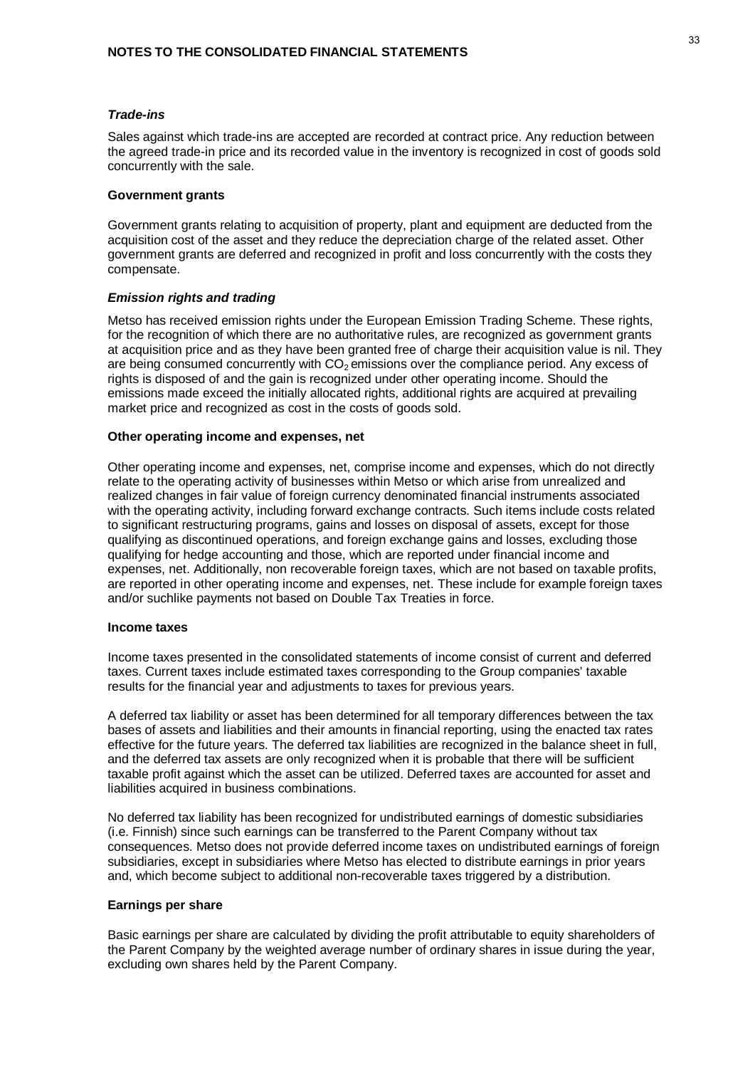### *Trade-ins*

Sales against which trade-ins are accepted are recorded at contract price. Any reduction between the agreed trade-in price and its recorded value in the inventory is recognized in cost of goods sold concurrently with the sale.

### Government grants

Government grants relating to acquisition of property, plant and equipment are deducted from the acquisition cost of the asset and they reduce the depreciation charge of the related asset. Other government grants are deferred and recognized in profit and loss concurrently with the costs they compensate.

### *Emission rights and trading*

Metso has received emission rights under the European Emission Trading Scheme. These rights, for the recognition of which there are no authoritative rules, are recognized as government grants at acquisition price and as they have been granted free of charge their acquisition value is nil. They are being consumed concurrently with $CO_2$ emissions over the compliance period. Any excess of rights is disposed of and the gain is recognized under other operating income. Should the emissions made exceed the initially allocated rights, additional rights are acquired at prevailing market price and recognized as cost in the costs of goods sold.

### Other operating income and expenses, net

Other operating income and expenses, net, comprise income and expenses, which do not directly relate to the operating activity of businesses within Metso or which arise from unrealized and realized changes in fair value of foreign currency denominated financial instruments associated with the operating activity, including forward exchange contracts. Such items include costs related to significant restructuring programs, gains and losses on disposal of assets, except for those qualifying as discontinued operations, and foreign exchange gains and losses, excluding those qualifying for hedge accounting and those, which are reported under financial income and expenses, net. Additionally, non recoverable foreign taxes, which are not based on taxable profits, are reported in other operating income and expenses, net. These include for example foreign taxes and/or suchlike payments not based on Double Tax Treaties in force.

### Income taxes

Income taxes presented in the consolidated statements of income consist of current and deferred taxes. Current taxes include estimated taxes corresponding to the Group companies' taxable results for the financial year and adjustments to taxes for previous years.

A deferred tax liability or asset has been determined for all temporary differences between the tax bases of assets and liabilities and their amounts in financial reporting, using the enacted tax rates effective for the future years. The deferred tax liabilities are recognized in the balance sheet in full, and the deferred tax assets are only recognized when it is probable that there will be sufficient taxable profit against which the asset can be utilized. Deferred taxes are accounted for asset and liabilities acquired in business combinations.

No deferred tax liability has been recognized for undistributed earnings of domestic subsidiaries (i.e. Finnish) since such earnings can be transferred to the Parent Company without tax consequences. Metso does not provide deferred income taxes on undistributed earnings of foreign subsidiaries, except in subsidiaries where Metso has elected to distribute earnings in prior years and, which become subject to additional non-recoverable taxes triggered by a distribution.

### Earnings per share

Basic earnings per share are calculated by dividing the profit attributable to equity shareholders of the Parent Company by the weighted average number of ordinary shares in issue during the year, excluding own shares held by the Parent Company.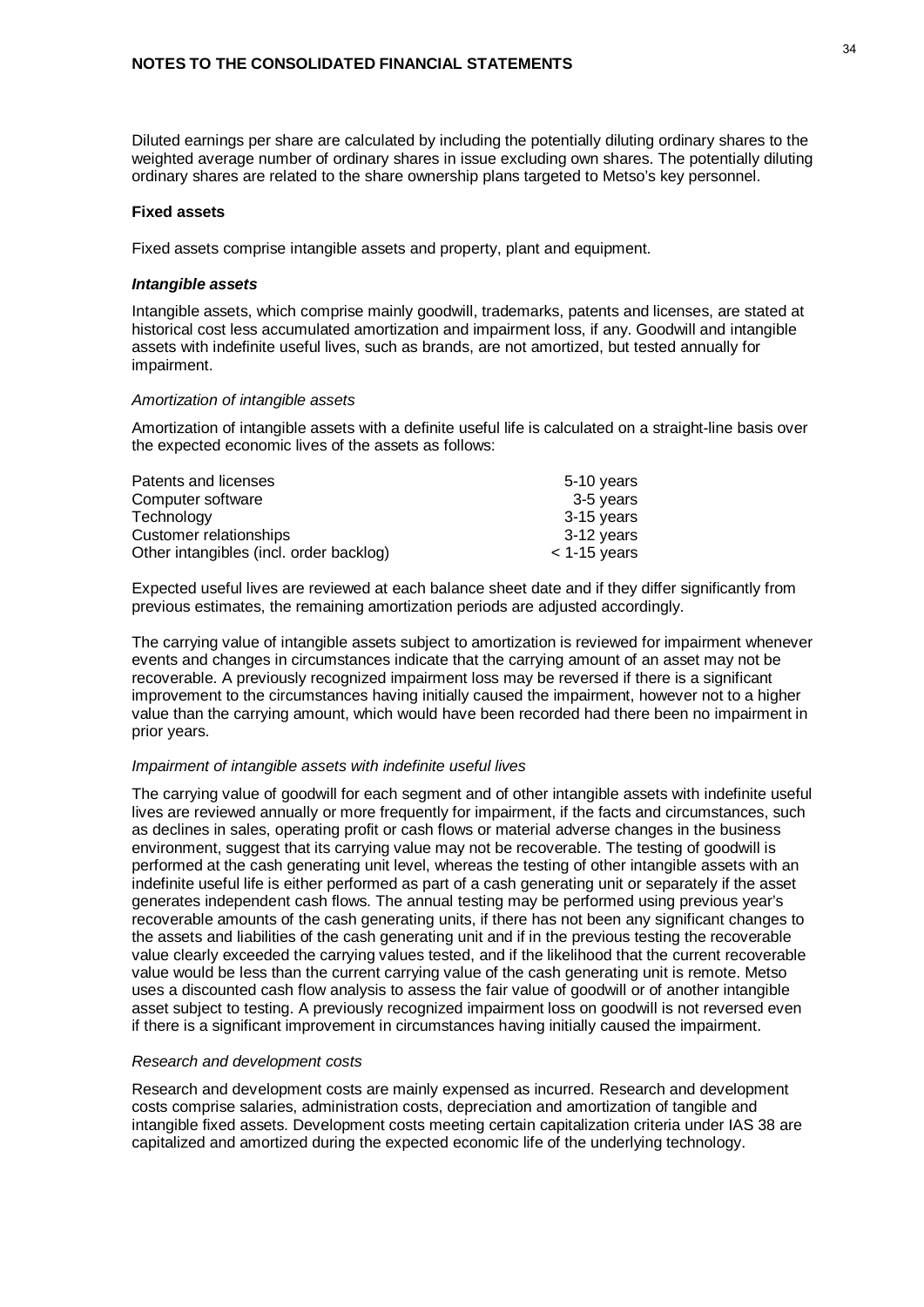Diluted earnings per share are calculated by including the potentially diluting ordinary shares to the weighted average number of ordinary shares in issue excluding own shares. The potentially diluting ordinary shares are related to the share ownership plans targeted to Metso's key personnel.

**Fixed assets**

Fixed assets comprise intangible assets and property, plant and equipment.

***Intangible assets***

Intangible assets, which comprise mainly goodwill, trademarks, patents and licenses, are stated at historical cost less accumulated amortization and impairment loss, if any. Goodwill and intangible assets with indefinite useful lives, such as brands, are not amortized, but tested annually for impairment.

*Amortization of intangible assets*

Amortization of intangible assets with a definite useful life is calculated on a straight-line basis over the expected economic lives of the assets as follows:

| | |
|---|---|
| Patents and licenses | 5-10 years |
| Computer software | 3-5 years |
| Technology | 3-15 years |
| Customer relationships | 3-12 years |
| Other intangibles (incl. order backlog) | < 1-15 years |

Expected useful lives are reviewed at each balance sheet date and if they differ significantly from previous estimates, the remaining amortization periods are adjusted accordingly.

The carrying value of intangible assets subject to amortization is reviewed for impairment whenever events and changes in circumstances indicate that the carrying amount of an asset may not be recoverable. A previously recognized impairment loss may be reversed if there is a significant improvement to the circumstances having initially caused the impairment, however not to a higher value than the carrying amount, which would have been recorded had there been no impairment in prior years.

*Impairment of intangible assets with indefinite useful lives*

The carrying value of goodwill for each segment and of other intangible assets with indefinite useful lives are reviewed annually or more frequently for impairment, if the facts and circumstances, such as declines in sales, operating profit or cash flows or material adverse changes in the business environment, suggest that its carrying value may not be recoverable. The testing of goodwill is performed at the cash generating unit level, whereas the testing of other intangible assets with an indefinite useful life is either performed as part of a cash generating unit or separately if the asset generates independent cash flows. The annual testing may be performed using previous year's recoverable amounts of the cash generating units, if there has not been any significant changes to the assets and liabilities of the cash generating unit and if in the previous testing the recoverable value clearly exceeded the carrying values tested, and if the likelihood that the current recoverable value would be less than the current carrying value of the cash generating unit is remote. Metso uses a discounted cash flow analysis to assess the fair value of goodwill or of another intangible asset subject to testing. A previously recognized impairment loss on goodwill is not reversed even if there is a significant improvement in circumstances having initially caused the impairment.

*Research and development costs*

Research and development costs are mainly expensed as incurred. Research and development costs comprise salaries, administration costs, depreciation and amortization of tangible and intangible fixed assets. Development costs meeting certain capitalization criteria under IAS 38 are capitalized and amortized during the expected economic life of the underlying technology.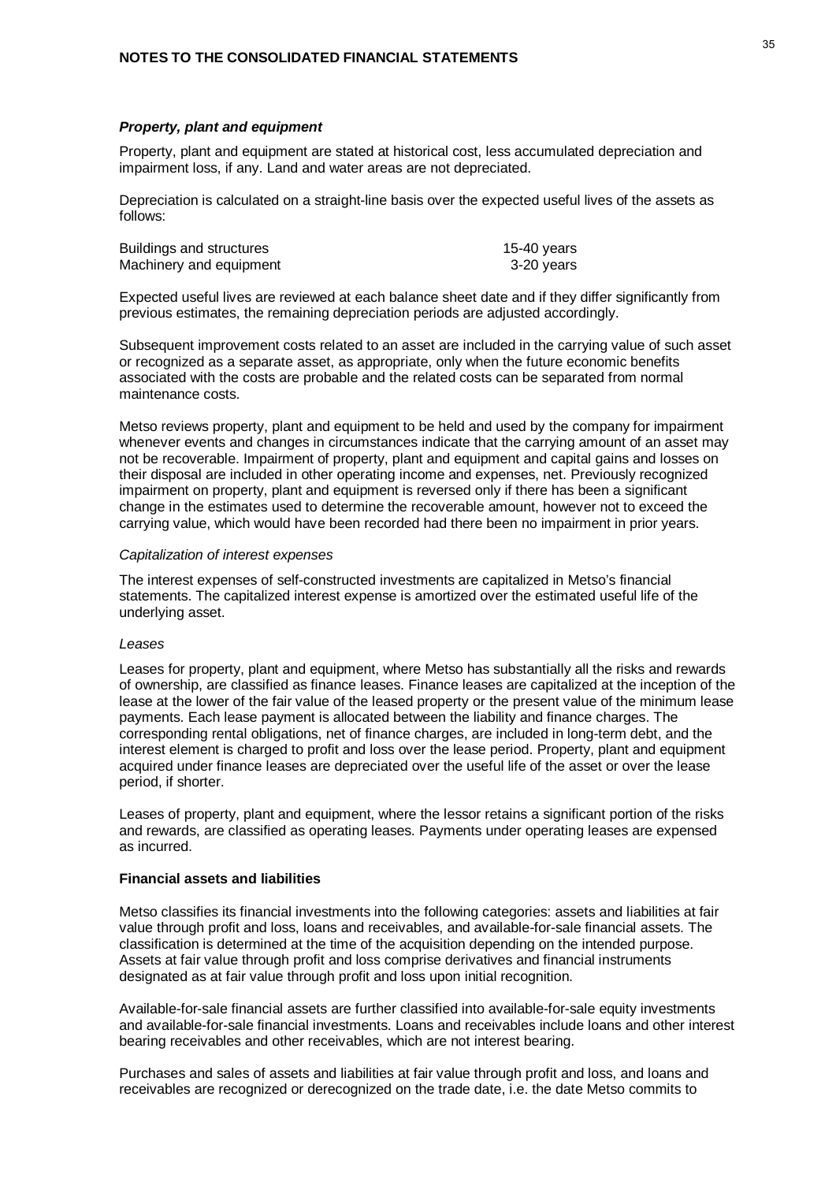### *Property, plant and equipment*

Property, plant and equipment are stated at historical cost, less accumulated depreciation and impairment loss, if any. Land and water areas are not depreciated.

Depreciation is calculated on a straight-line basis over the expected useful lives of the assets as follows:

| | |
|---|---|
| Buildings and structures | 15-40 years |
| Machinery and equipment | 3-20 years |

Expected useful lives are reviewed at each balance sheet date and if they differ significantly from previous estimates, the remaining depreciation periods are adjusted accordingly.

Subsequent improvement costs related to an asset are included in the carrying value of such asset or recognized as a separate asset, as appropriate, only when the future economic benefits associated with the costs are probable and the related costs can be separated from normal maintenance costs.

Metso reviews property, plant and equipment to be held and used by the company for impairment whenever events and changes in circumstances indicate that the carrying amount of an asset may not be recoverable. Impairment of property, plant and equipment and capital gains and losses on their disposal are included in other operating income and expenses, net. Previously recognized impairment on property, plant and equipment is reversed only if there has been a significant change in the estimates used to determine the recoverable amount, however not to exceed the carrying value, which would have been recorded had there been no impairment in prior years.

*Capitalization of interest expenses*

The interest expenses of self-constructed investments are capitalized in Metso's financial statements. The capitalized interest expense is amortized over the estimated useful life of the underlying asset.

*Leases*

Leases for property, plant and equipment, where Metso has substantially all the risks and rewards of ownership, are classified as finance leases. Finance leases are capitalized at the inception of the lease at the lower of the fair value of the leased property or the present value of the minimum lease payments. Each lease payment is allocated between the liability and finance charges. The corresponding rental obligations, net of finance charges, are included in long-term debt, and the interest element is charged to profit and loss over the lease period. Property, plant and equipment acquired under finance leases are depreciated over the useful life of the asset or over the lease period, if shorter.

Leases of property, plant and equipment, where the lessor retains a significant portion of the risks and rewards, are classified as operating leases. Payments under operating leases are expensed as incurred.

### Financial assets and liabilities

Metso classifies its financial investments into the following categories: assets and liabilities at fair value through profit and loss, loans and receivables, and available-for-sale financial assets. The classification is determined at the time of the acquisition depending on the intended purpose. Assets at fair value through profit and loss comprise derivatives and financial instruments designated as at fair value through profit and loss upon initial recognition.

Available-for-sale financial assets are further classified into available-for-sale equity investments and available-for-sale financial investments. Loans and receivables include loans and other interest bearing receivables and other receivables, which are not interest bearing.

Purchases and sales of assets and liabilities at fair value through profit and loss, and loans and receivables are recognized or derecognized on the trade date, i.e. the date Metso commits to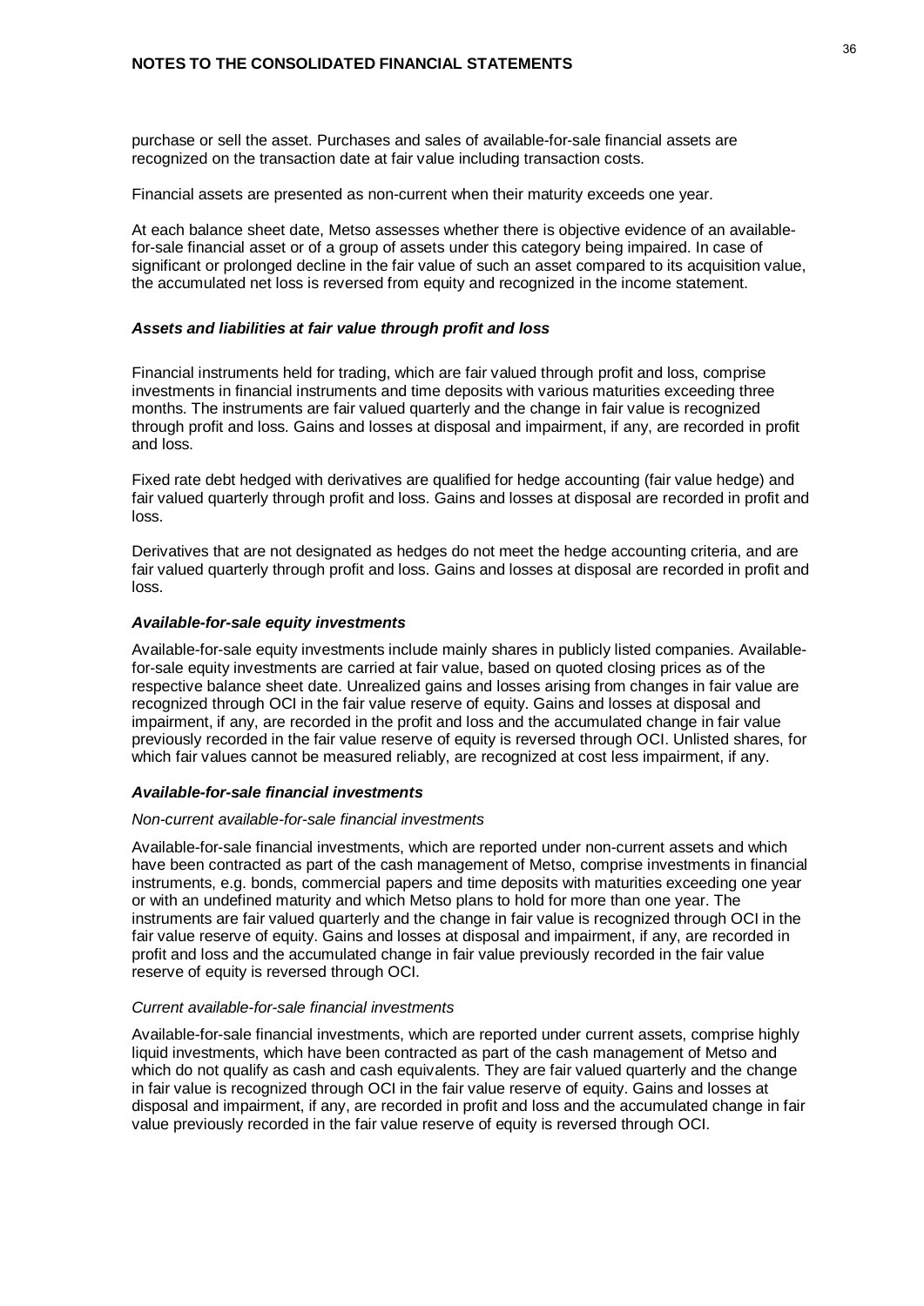purchase or sell the asset. Purchases and sales of available-for-sale financial assets are recognized on the transaction date at fair value including transaction costs.

Financial assets are presented as non-current when their maturity exceeds one year.

At each balance sheet date, Metso assesses whether there is objective evidence of an available-for-sale financial asset or of a group of assets under this category being impaired. In case of significant or prolonged decline in the fair value of such an asset compared to its acquisition value, the accumulated net loss is reversed from equity and recognized in the income statement.

***Assets and liabilities at fair value through profit and loss***

Financial instruments held for trading, which are fair valued through profit and loss, comprise investments in financial instruments and time deposits with various maturities exceeding three months. The instruments are fair valued quarterly and the change in fair value is recognized through profit and loss. Gains and losses at disposal and impairment, if any, are recorded in profit and loss.

Fixed rate debt hedged with derivatives are qualified for hedge accounting (fair value hedge) and fair valued quarterly through profit and loss. Gains and losses at disposal are recorded in profit and loss.

Derivatives that are not designated as hedges do not meet the hedge accounting criteria, and are fair valued quarterly through profit and loss. Gains and losses at disposal are recorded in profit and loss.

***Available-for-sale equity investments***

Available-for-sale equity investments include mainly shares in publicly listed companies. Available-for-sale equity investments are carried at fair value, based on quoted closing prices as of the respective balance sheet date. Unrealized gains and losses arising from changes in fair value are recognized through OCI in the fair value reserve of equity. Gains and losses at disposal and impairment, if any, are recorded in the profit and loss and the accumulated change in fair value previously recorded in the fair value reserve of equity is reversed through OCI. Unlisted shares, for which fair values cannot be measured reliably, are recognized at cost less impairment, if any.

***Available-for-sale financial investments***

*Non-current available-for-sale financial investments*

Available-for-sale financial investments, which are reported under non-current assets and which have been contracted as part of the cash management of Metso, comprise investments in financial instruments, e.g. bonds, commercial papers and time deposits with maturities exceeding one year or with an undefined maturity and which Metso plans to hold for more than one year. The instruments are fair valued quarterly and the change in fair value is recognized through OCI in the fair value reserve of equity. Gains and losses at disposal and impairment, if any, are recorded in profit and loss and the accumulated change in fair value previously recorded in the fair value reserve of equity is reversed through OCI.

*Current available-for-sale financial investments*

Available-for-sale financial investments, which are reported under current assets, comprise highly liquid investments, which have been contracted as part of the cash management of Metso and which do not qualify as cash and cash equivalents. They are fair valued quarterly and the change in fair value is recognized through OCI in the fair value reserve of equity. Gains and losses at disposal and impairment, if any, are recorded in profit and loss and the accumulated change in fair value previously recorded in the fair value reserve of equity is reversed through OCI.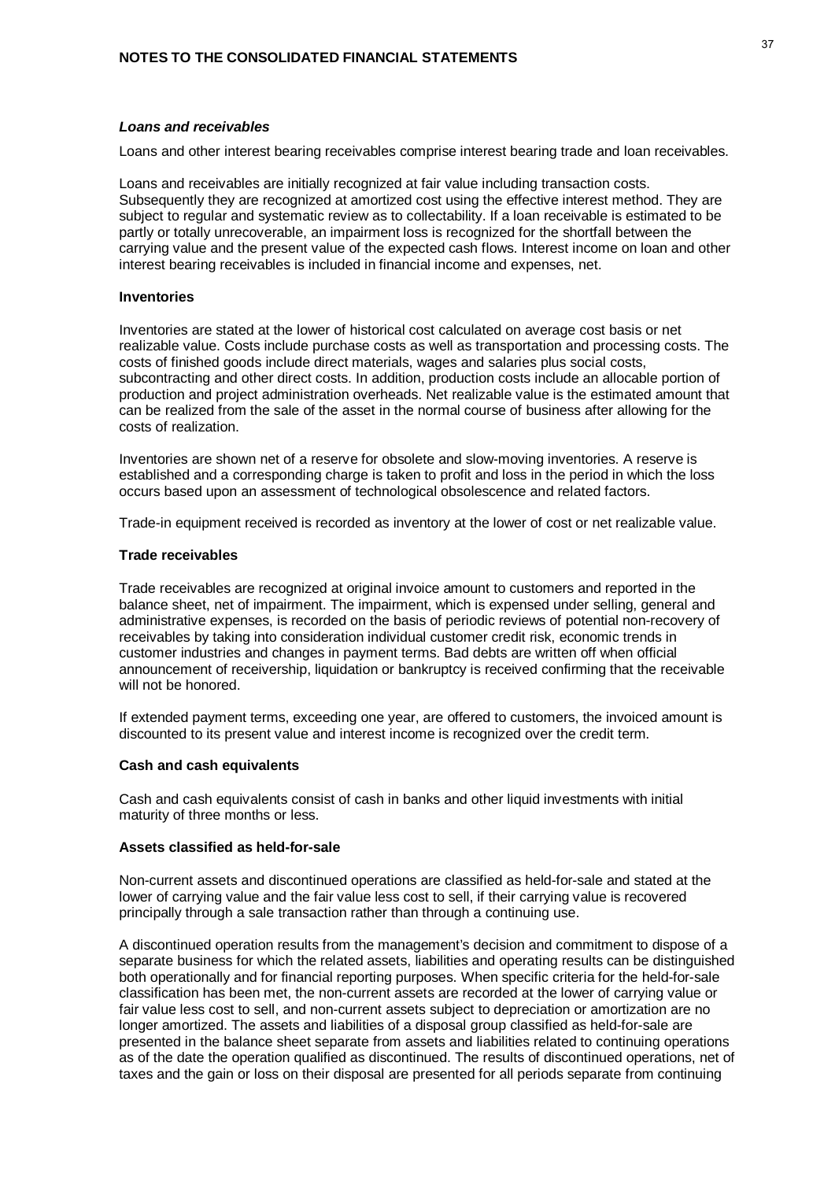#### *Loans and receivables*

Loans and other interest bearing receivables comprise interest bearing trade and loan receivables.

Loans and receivables are initially recognized at fair value including transaction costs. Subsequently they are recognized at amortized cost using the effective interest method. They are subject to regular and systematic review as to collectability. If a loan receivable is estimated to be partly or totally unrecoverable, an impairment loss is recognized for the shortfall between the carrying value and the present value of the expected cash flows. Interest income on loan and other interest bearing receivables is included in financial income and expenses, net.

#### Inventories

Inventories are stated at the lower of historical cost calculated on average cost basis or net realizable value. Costs include purchase costs as well as transportation and processing costs. The costs of finished goods include direct materials, wages and salaries plus social costs, subcontracting and other direct costs. In addition, production costs include an allocable portion of production and project administration overheads. Net realizable value is the estimated amount that can be realized from the sale of the asset in the normal course of business after allowing for the costs of realization.

Inventories are shown net of a reserve for obsolete and slow-moving inventories. A reserve is established and a corresponding charge is taken to profit and loss in the period in which the loss occurs based upon an assessment of technological obsolescence and related factors.

Trade-in equipment received is recorded as inventory at the lower of cost or net realizable value.

#### Trade receivables

Trade receivables are recognized at original invoice amount to customers and reported in the balance sheet, net of impairment. The impairment, which is expensed under selling, general and administrative expenses, is recorded on the basis of periodic reviews of potential non-recovery of receivables by taking into consideration individual customer credit risk, economic trends in customer industries and changes in payment terms. Bad debts are written off when official announcement of receivership, liquidation or bankruptcy is received confirming that the receivable will not be honored.

If extended payment terms, exceeding one year, are offered to customers, the invoiced amount is discounted to its present value and interest income is recognized over the credit term.

#### Cash and cash equivalents

Cash and cash equivalents consist of cash in banks and other liquid investments with initial maturity of three months or less.

#### Assets classified as held-for-sale

Non-current assets and discontinued operations are classified as held-for-sale and stated at the lower of carrying value and the fair value less cost to sell, if their carrying value is recovered principally through a sale transaction rather than through a continuing use.

A discontinued operation results from the management's decision and commitment to dispose of a separate business for which the related assets, liabilities and operating results can be distinguished both operationally and for financial reporting purposes. When specific criteria for the held-for-sale classification has been met, the non-current assets are recorded at the lower of carrying value or fair value less cost to sell, and non-current assets subject to depreciation or amortization are no longer amortized. The assets and liabilities of a disposal group classified as held-for-sale are presented in the balance sheet separate from assets and liabilities related to continuing operations as of the date the operation qualified as discontinued. The results of discontinued operations, net of taxes and the gain or loss on their disposal are presented for all periods separate from continuing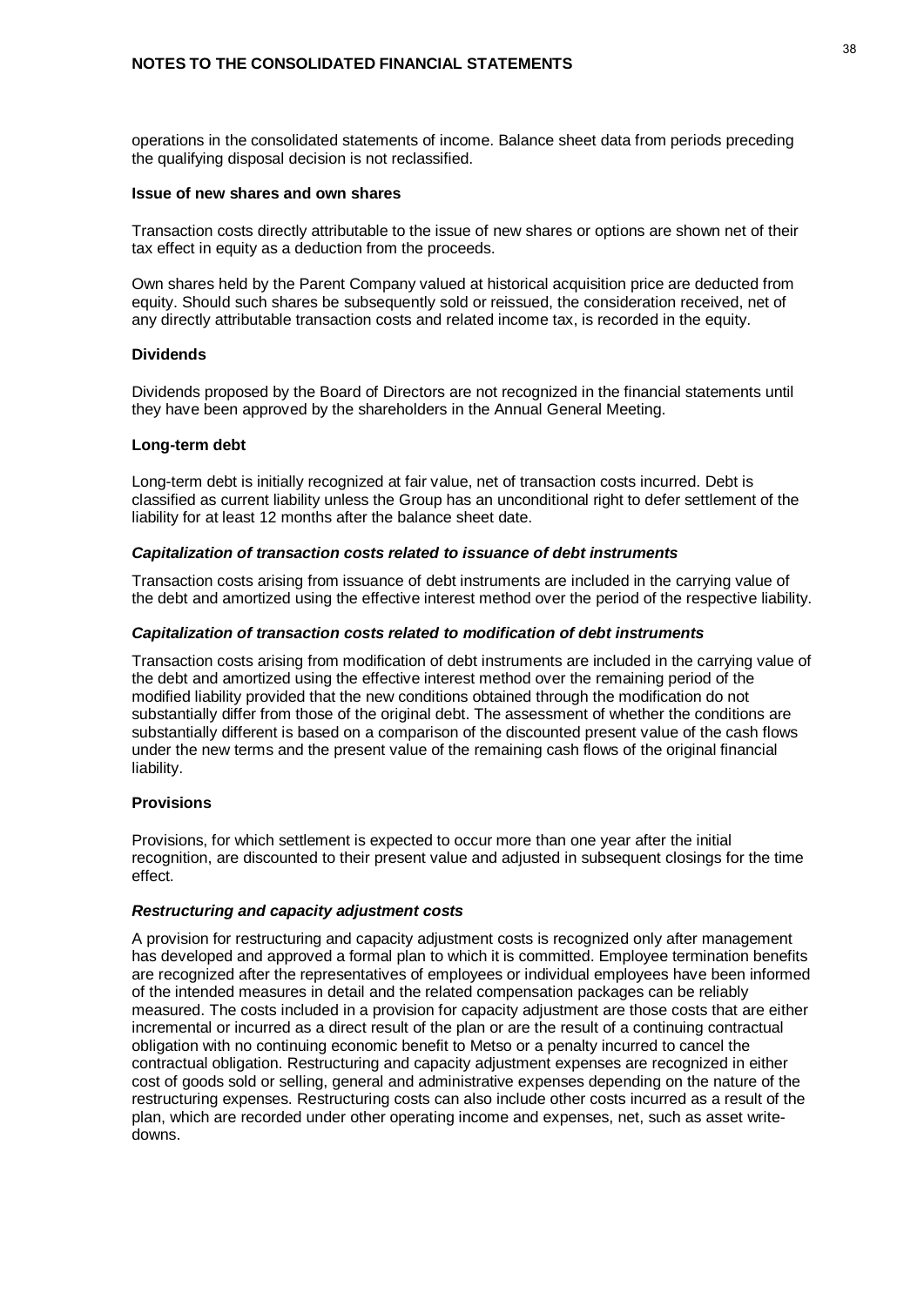operations in the consolidated statements of income. Balance sheet data from periods preceding the qualifying disposal decision is not reclassified.

### Issue of new shares and own shares

Transaction costs directly attributable to the issue of new shares or options are shown net of their tax effect in equity as a deduction from the proceeds.

Own shares held by the Parent Company valued at historical acquisition price are deducted from equity. Should such shares be subsequently sold or reissued, the consideration received, net of any directly attributable transaction costs and related income tax, is recorded in the equity.

### Dividends

Dividends proposed by the Board of Directors are not recognized in the financial statements until they have been approved by the shareholders in the Annual General Meeting.

### Long-term debt

Long-term debt is initially recognized at fair value, net of transaction costs incurred. Debt is classified as current liability unless the Group has an unconditional right to defer settlement of the liability for at least 12 months after the balance sheet date.

#### *Capitalization of transaction costs related to issuance of debt instruments*

Transaction costs arising from issuance of debt instruments are included in the carrying value of the debt and amortized using the effective interest method over the period of the respective liability.

#### *Capitalization of transaction costs related to modification of debt instruments*

Transaction costs arising from modification of debt instruments are included in the carrying value of the debt and amortized using the effective interest method over the remaining period of the modified liability provided that the new conditions obtained through the modification do not substantially differ from those of the original debt. The assessment of whether the conditions are substantially different is based on a comparison of the discounted present value of the cash flows under the new terms and the present value of the remaining cash flows of the original financial liability.

### Provisions

Provisions, for which settlement is expected to occur more than one year after the initial recognition, are discounted to their present value and adjusted in subsequent closings for the time effect.

#### *Restructuring and capacity adjustment costs*

A provision for restructuring and capacity adjustment costs is recognized only after management has developed and approved a formal plan to which it is committed. Employee termination benefits are recognized after the representatives of employees or individual employees have been informed of the intended measures in detail and the related compensation packages can be reliably measured. The costs included in a provision for capacity adjustment are those costs that are either incremental or incurred as a direct result of the plan or are the result of a continuing contractual obligation with no continuing economic benefit to Metso or a penalty incurred to cancel the contractual obligation. Restructuring and capacity adjustment expenses are recognized in either cost of goods sold or selling, general and administrative expenses depending on the nature of the restructuring expenses. Restructuring costs can also include other costs incurred as a result of the plan, which are recorded under other operating income and expenses, net, such as asset write-downs.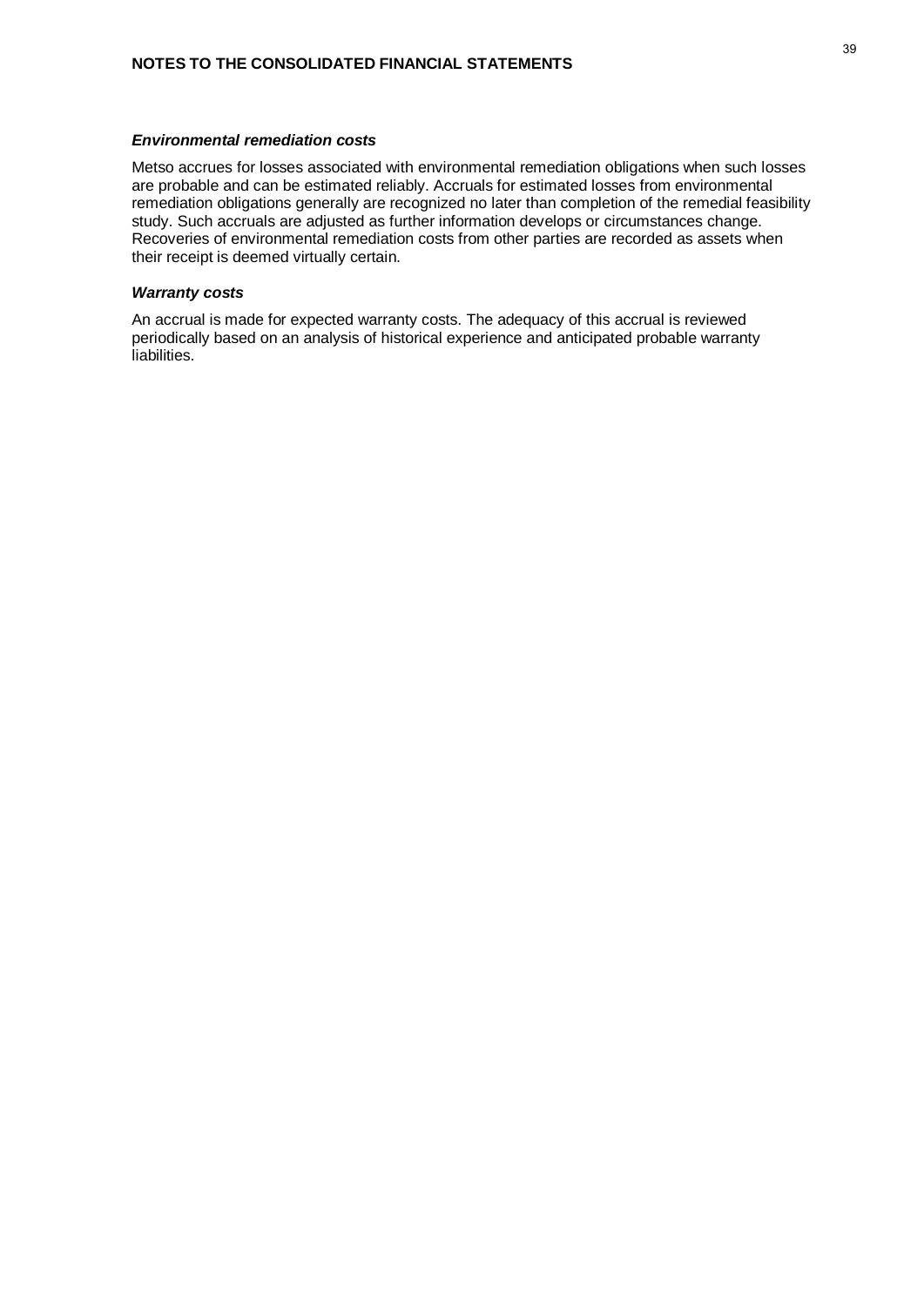### *Environmental remediation costs*

Metso accrues for losses associated with environmental remediation obligations when such losses are probable and can be estimated reliably. Accruals for estimated losses from environmental remediation obligations generally are recognized no later than completion of the remedial feasibility study. Such accruals are adjusted as further information develops or circumstances change. Recoveries of environmental remediation costs from other parties are recorded as assets when their receipt is deemed virtually certain.

### *Warranty costs*

An accrual is made for expected warranty costs. The adequacy of this accrual is reviewed periodically based on an analysis of historical experience and anticipated probable warranty liabilities.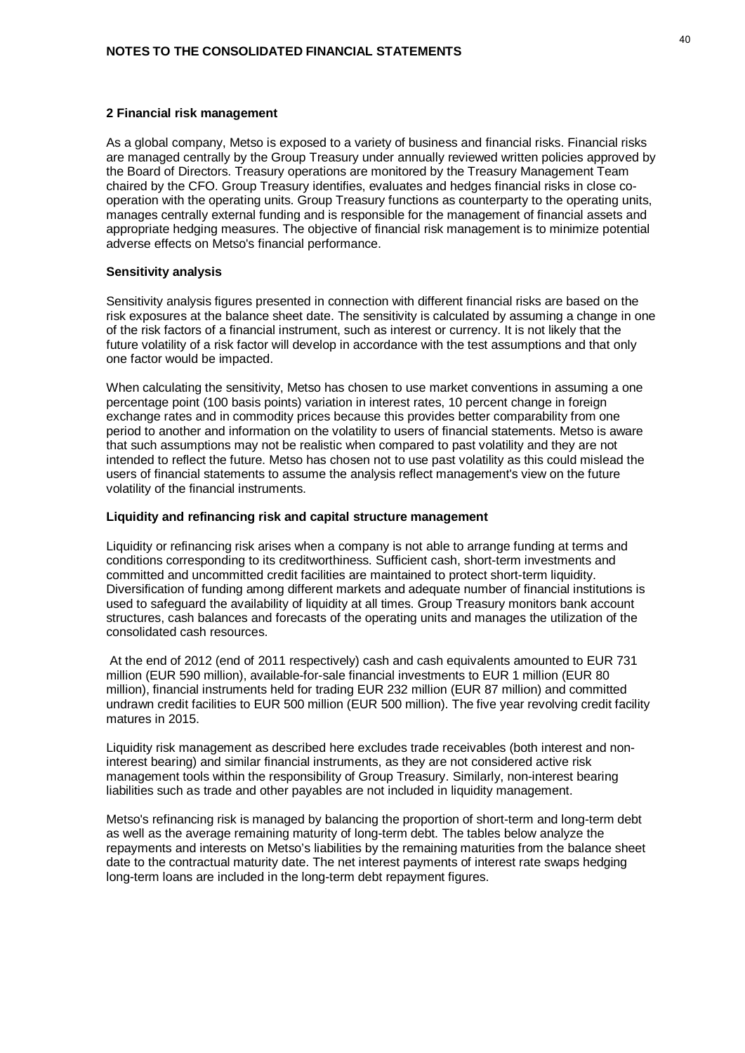## NOTES TO THE CONSOLIDATED FINANCIAL STATEMENTS

### 2 Financial risk management

As a global company, Metso is exposed to a variety of business and financial risks. Financial risks are managed centrally by the Group Treasury under annually reviewed written policies approved by the Board of Directors. Treasury operations are monitored by the Treasury Management Team chaired by the CFO. Group Treasury identifies, evaluates and hedges financial risks in close co-operation with the operating units. Group Treasury functions as counterparty to the operating units, manages centrally external funding and is responsible for the management of financial assets and appropriate hedging measures. The objective of financial risk management is to minimize potential adverse effects on Metso's financial performance.

**Sensitivity analysis**

Sensitivity analysis figures presented in connection with different financial risks are based on the risk exposures at the balance sheet date. The sensitivity is calculated by assuming a change in one of the risk factors of a financial instrument, such as interest or currency. It is not likely that the future volatility of a risk factor will develop in accordance with the test assumptions and that only one factor would be impacted.

When calculating the sensitivity, Metso has chosen to use market conventions in assuming a one percentage point (100 basis points) variation in interest rates, 10 percent change in foreign exchange rates and in commodity prices because this provides better comparability from one period to another and information on the volatility to users of financial statements. Metso is aware that such assumptions may not be realistic when compared to past volatility and they are not intended to reflect the future. Metso has chosen not to use past volatility as this could mislead the users of financial statements to assume the analysis reflect management's view on the future volatility of the financial instruments.

**Liquidity and refinancing risk and capital structure management**

Liquidity or refinancing risk arises when a company is not able to arrange funding at terms and conditions corresponding to its creditworthiness. Sufficient cash, short-term investments and committed and uncommitted credit facilities are maintained to protect short-term liquidity. Diversification of funding among different markets and adequate number of financial institutions is used to safeguard the availability of liquidity at all times. Group Treasury monitors bank account structures, cash balances and forecasts of the operating units and manages the utilization of the consolidated cash resources.

At the end of 2012 (end of 2011 respectively) cash and cash equivalents amounted to EUR 731 million (EUR 590 million), available-for-sale financial investments to EUR 1 million (EUR 80 million), financial instruments held for trading EUR 232 million (EUR 87 million) and committed undrawn credit facilities to EUR 500 million (EUR 500 million). The five year revolving credit facility matures in 2015.

Liquidity risk management as described here excludes trade receivables (both interest and non-interest bearing) and similar financial instruments, as they are not considered active risk management tools within the responsibility of Group Treasury. Similarly, non-interest bearing liabilities such as trade and other payables are not included in liquidity management.

Metso's refinancing risk is managed by balancing the proportion of short-term and long-term debt as well as the average remaining maturity of long-term debt. The tables below analyze the repayments and interests on Metso's liabilities by the remaining maturities from the balance sheet date to the contractual maturity date. The net interest payments of interest rate swaps hedging long-term loans are included in the long-term debt repayment figures.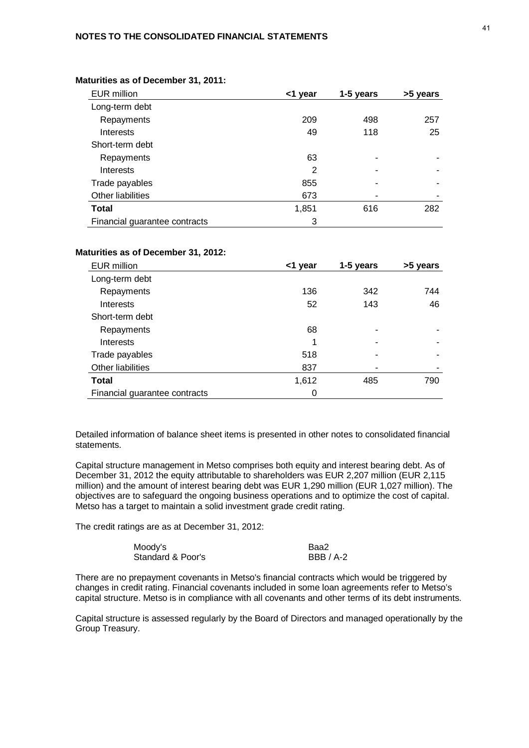**Maturities as of December 31, 2011:**

| EUR million | <1 year | 1-5 years | >5 years |
|---|---|---|---|
| Long-term debt | | | |
| Repayments | 209 | 498 | 257 |
| Interests | 49 | 118 | 25 |
| Short-term debt | | | |
| Repayments | 63 | - | - |
| Interests | 2 | - | - |
| Trade payables | 855 | - | - |
| Other liabilities | 673 | - | - |
| **Total** | 1,851 | 616 | 282 |
| Financial guarantee contracts | 3 | | |

**Maturities as of December 31, 2012:**

| EUR million | <1 year | 1-5 years | >5 years |
|---|---|---|---|
| Long-term debt | | | |
| Repayments | 136 | 342 | 744 |
| Interests | 52 | 143 | 46 |
| Short-term debt | | | |
| Repayments | 68 | - | - |
| Interests | 1 | - | - |
| Trade payables | 518 | - | - |
| Other liabilities | 837 | - | - |
| **Total** | 1,612 | 485 | 790 |
| Financial guarantee contracts | 0 | | |

Detailed information of balance sheet items is presented in other notes to consolidated financial statements.

Capital structure management in Metso comprises both equity and interest bearing debt. As of December 31, 2012 the equity attributable to shareholders was EUR 2,207 million (EUR 2,115 million) and the amount of interest bearing debt was EUR 1,290 million (EUR 1,027 million). The objectives are to safeguard the ongoing business operations and to optimize the cost of capital. Metso has a target to maintain a solid investment grade credit rating.

The credit ratings are as at December 31, 2012:

| | |
|---|---|
| Moody's | Baa2 |
| Standard & Poor's | BBB / A-2 |

There are no prepayment covenants in Metso's financial contracts which would be triggered by changes in credit rating. Financial covenants included in some loan agreements refer to Metso's capital structure. Metso is in compliance with all covenants and other terms of its debt instruments.

Capital structure is assessed regularly by the Board of Directors and managed operationally by the Group Treasury.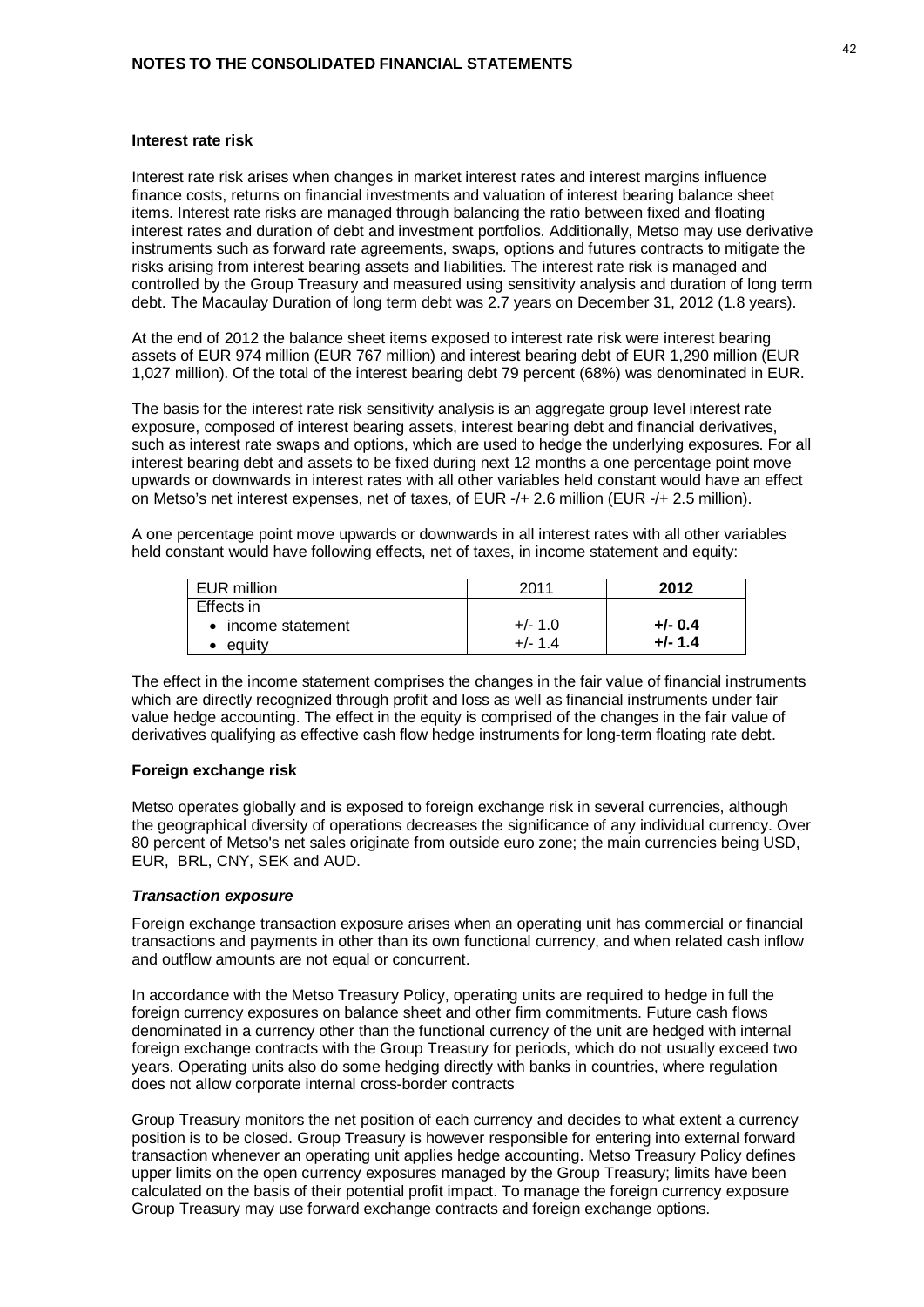### Interest rate risk

Interest rate risk arises when changes in market interest rates and interest margins influence finance costs, returns on financial investments and valuation of interest bearing balance sheet items. Interest rate risks are managed through balancing the ratio between fixed and floating interest rates and duration of debt and investment portfolios. Additionally, Metso may use derivative instruments such as forward rate agreements, swaps, options and futures contracts to mitigate the risks arising from interest bearing assets and liabilities. The interest rate risk is managed and controlled by the Group Treasury and measured using sensitivity analysis and duration of long term debt. The Macaulay Duration of long term debt was 2.7 years on December 31, 2012 (1.8 years).

At the end of 2012 the balance sheet items exposed to interest rate risk were interest bearing assets of EUR 974 million (EUR 767 million) and interest bearing debt of EUR 1,290 million (EUR 1,027 million). Of the total of the interest bearing debt 79 percent (68%) was denominated in EUR.

The basis for the interest rate risk sensitivity analysis is an aggregate group level interest rate exposure, composed of interest bearing assets, interest bearing debt and financial derivatives, such as interest rate swaps and options, which are used to hedge the underlying exposures. For all interest bearing debt and assets to be fixed during next 12 months a one percentage point move upwards or downwards in interest rates with all other variables held constant would have an effect on Metso's net interest expenses, net of taxes, of EUR -/+ 2.6 million (EUR -/+ 2.5 million).

A one percentage point move upwards or downwards in all interest rates with all other variables held constant would have following effects, net of taxes, in income statement and equity:

| EUR million | 2011 | **2012** |
|---|---|---|
| Effects in | | |
| • income statement | +/- 1.0 | **+/- 0.4** |
| • equity | +/- 1.4 | **+/- 1.4** |

The effect in the income statement comprises the changes in the fair value of financial instruments which are directly recognized through profit and loss as well as financial instruments under fair value hedge accounting. The effect in the equity is comprised of the changes in the fair value of derivatives qualifying as effective cash flow hedge instruments for long-term floating rate debt.

### Foreign exchange risk

Metso operates globally and is exposed to foreign exchange risk in several currencies, although the geographical diversity of operations decreases the significance of any individual currency. Over 80 percent of Metso's net sales originate from outside euro zone; the main currencies being USD, EUR, BRL, CNY, SEK and AUD.

#### *Transaction exposure*

Foreign exchange transaction exposure arises when an operating unit has commercial or financial transactions and payments in other than its own functional currency, and when related cash inflow and outflow amounts are not equal or concurrent.

In accordance with the Metso Treasury Policy, operating units are required to hedge in full the foreign currency exposures on balance sheet and other firm commitments. Future cash flows denominated in a currency other than the functional currency of the unit are hedged with internal foreign exchange contracts with the Group Treasury for periods, which do not usually exceed two years. Operating units also do some hedging directly with banks in countries, where regulation does not allow corporate internal cross-border contracts

Group Treasury monitors the net position of each currency and decides to what extent a currency position is to be closed. Group Treasury is however responsible for entering into external forward transaction whenever an operating unit applies hedge accounting. Metso Treasury Policy defines upper limits on the open currency exposures managed by the Group Treasury; limits have been calculated on the basis of their potential profit impact. To manage the foreign currency exposure Group Treasury may use forward exchange contracts and foreign exchange options.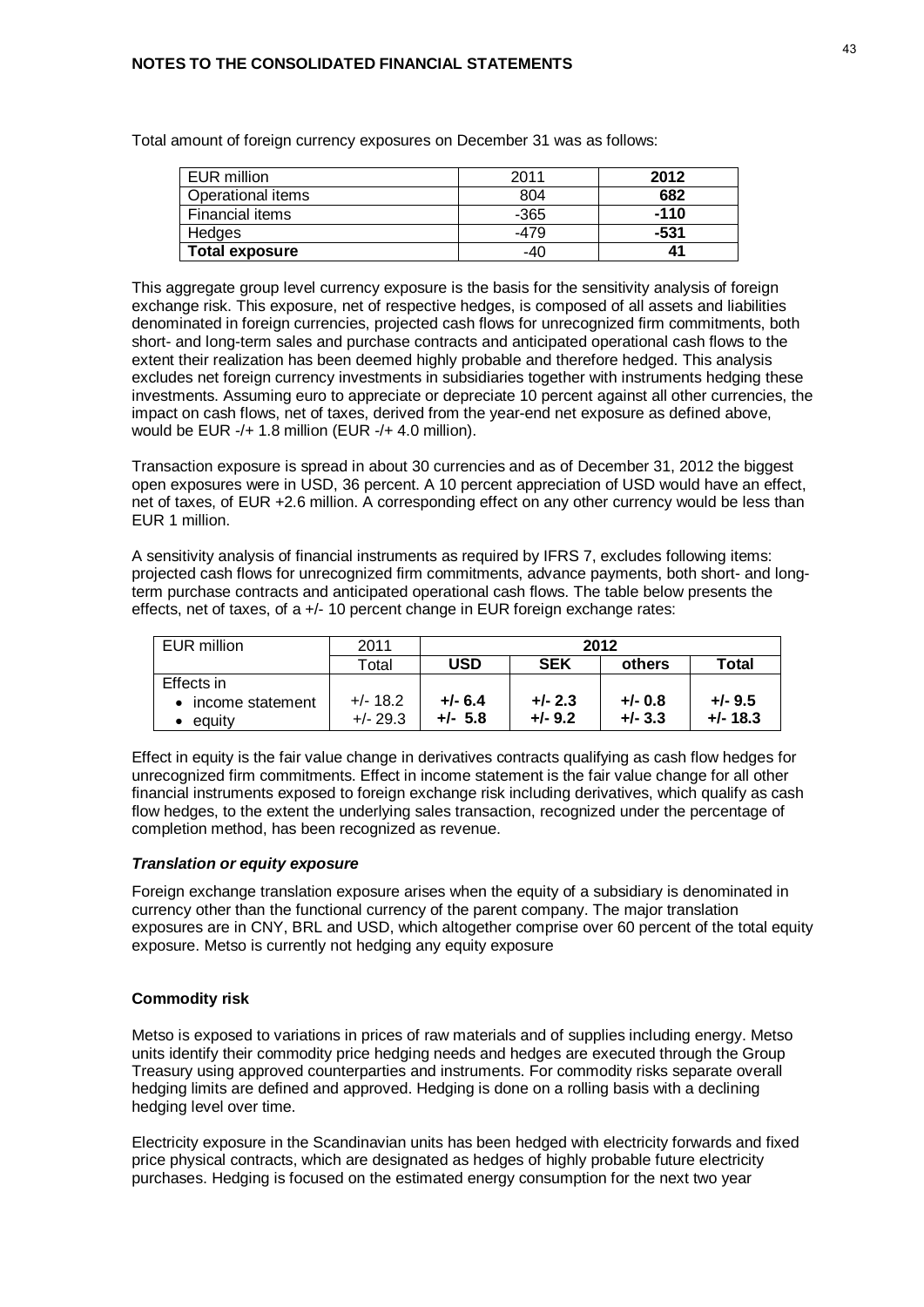Total amount of foreign currency exposures on December 31 was as follows:

| EUR million | 2011 | **2012** |
|---|---|---|
| Operational items | 804 | **682** |
| Financial items | -365 | **-110** |
| Hedges | -479 | **-531** |
| **Total exposure** | -40 | **41** |

This aggregate group level currency exposure is the basis for the sensitivity analysis of foreign exchange risk. This exposure, net of respective hedges, is composed of all assets and liabilities denominated in foreign currencies, projected cash flows for unrecognized firm commitments, both short- and long-term sales and purchase contracts and anticipated operational cash flows to the extent their realization has been deemed highly probable and therefore hedged. This analysis excludes net foreign currency investments in subsidiaries together with instruments hedging these investments. Assuming euro to appreciate or depreciate 10 percent against all other currencies, the impact on cash flows, net of taxes, derived from the year-end net exposure as defined above, would be EUR -/+ 1.8 million (EUR -/+ 4.0 million).

Transaction exposure is spread in about 30 currencies and as of December 31, 2012 the biggest open exposures were in USD, 36 percent. A 10 percent appreciation of USD would have an effect, net of taxes, of EUR +2.6 million. A corresponding effect on any other currency would be less than EUR 1 million.

A sensitivity analysis of financial instruments as required by IFRS 7, excludes following items: projected cash flows for unrecognized firm commitments, advance payments, both short- and long-term purchase contracts and anticipated operational cash flows. The table below presents the effects, net of taxes, of a +/- 10 percent change in EUR foreign exchange rates:

| EUR million | 2011 | **2012** | | | |
|---|---|---|---|---|---|
| | Total | **USD** | **SEK** | **others** | **Total** |
| Effects in | | | | | |
| • income statement | +/- 18.2 | **+/- 6.4** | **+/- 2.3** | **+/- 0.8** | **+/- 9.5** |
| • equity | +/- 29.3 | **+/- 5.8** | **+/- 9.2** | **+/- 3.3** | **+/- 18.3** |

Effect in equity is the fair value change in derivatives contracts qualifying as cash flow hedges for unrecognized firm commitments. Effect in income statement is the fair value change for all other financial instruments exposed to foreign exchange risk including derivatives, which qualify as cash flow hedges, to the extent the underlying sales transaction, recognized under the percentage of completion method, has been recognized as revenue.

***Translation or equity exposure***

Foreign exchange translation exposure arises when the equity of a subsidiary is denominated in currency other than the functional currency of the parent company. The major translation exposures are in CNY, BRL and USD, which altogether comprise over 60 percent of the total equity exposure. Metso is currently not hedging any equity exposure

**Commodity risk**

Metso is exposed to variations in prices of raw materials and of supplies including energy. Metso units identify their commodity price hedging needs and hedges are executed through the Group Treasury using approved counterparties and instruments. For commodity risks separate overall hedging limits are defined and approved. Hedging is done on a rolling basis with a declining hedging level over time.

Electricity exposure in the Scandinavian units has been hedged with electricity forwards and fixed price physical contracts, which are designated as hedges of highly probable future electricity purchases. Hedging is focused on the estimated energy consumption for the next two year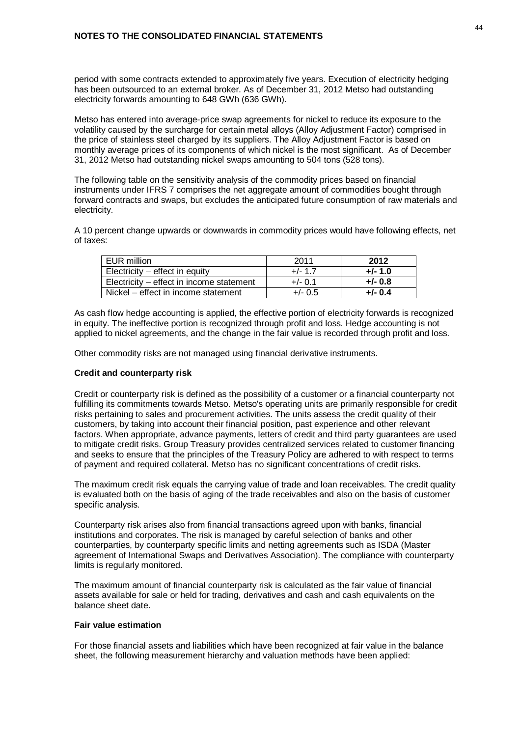period with some contracts extended to approximately five years. Execution of electricity hedging has been outsourced to an external broker. As of December 31, 2012 Metso had outstanding electricity forwards amounting to 648 GWh (636 GWh).

Metso has entered into average-price swap agreements for nickel to reduce its exposure to the volatility caused by the surcharge for certain metal alloys (Alloy Adjustment Factor) comprised in the price of stainless steel charged by its suppliers. The Alloy Adjustment Factor is based on monthly average prices of its components of which nickel is the most significant. As of December 31, 2012 Metso had outstanding nickel swaps amounting to 504 tons (528 tons).

The following table on the sensitivity analysis of the commodity prices based on financial instruments under IFRS 7 comprises the net aggregate amount of commodities bought through forward contracts and swaps, but excludes the anticipated future consumption of raw materials and electricity.

A 10 percent change upwards or downwards in commodity prices would have following effects, net of taxes:

| EUR million | 2011 | **2012** |
|---|---|---|
| Electricity – effect in equity | +/- 1.7 | **+/- 1.0** |
| Electricity – effect in income statement | +/- 0.1 | **+/- 0.8** |
| Nickel – effect in income statement | +/- 0.5 | **+/- 0.4** |

As cash flow hedge accounting is applied, the effective portion of electricity forwards is recognized in equity. The ineffective portion is recognized through profit and loss. Hedge accounting is not applied to nickel agreements, and the change in the fair value is recorded through profit and loss.

Other commodity risks are not managed using financial derivative instruments.

**Credit and counterparty risk**

Credit or counterparty risk is defined as the possibility of a customer or a financial counterparty not fulfilling its commitments towards Metso. Metso's operating units are primarily responsible for credit risks pertaining to sales and procurement activities. The units assess the credit quality of their customers, by taking into account their financial position, past experience and other relevant factors. When appropriate, advance payments, letters of credit and third party guarantees are used to mitigate credit risks. Group Treasury provides centralized services related to customer financing and seeks to ensure that the principles of the Treasury Policy are adhered to with respect to terms of payment and required collateral. Metso has no significant concentrations of credit risks.

The maximum credit risk equals the carrying value of trade and loan receivables. The credit quality is evaluated both on the basis of aging of the trade receivables and also on the basis of customer specific analysis.

Counterparty risk arises also from financial transactions agreed upon with banks, financial institutions and corporates. The risk is managed by careful selection of banks and other counterparties, by counterparty specific limits and netting agreements such as ISDA (Master agreement of International Swaps and Derivatives Association). The compliance with counterparty limits is regularly monitored.

The maximum amount of financial counterparty risk is calculated as the fair value of financial assets available for sale or held for trading, derivatives and cash and cash equivalents on the balance sheet date.

**Fair value estimation**

For those financial assets and liabilities which have been recognized at fair value in the balance sheet, the following measurement hierarchy and valuation methods have been applied: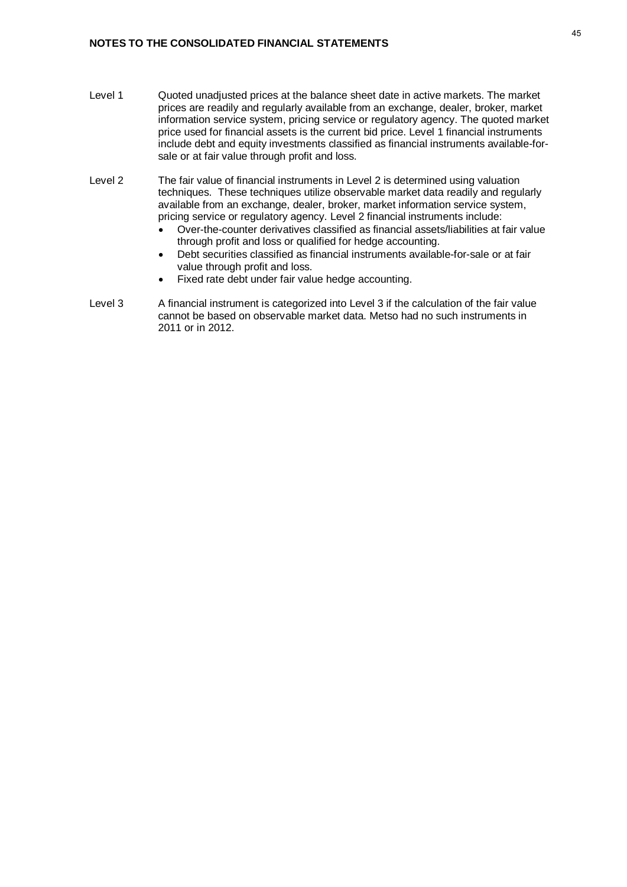Level 1 Quoted unadjusted prices at the balance sheet date in active markets. The market prices are readily and regularly available from an exchange, dealer, broker, market information service system, pricing service or regulatory agency. The quoted market price used for financial assets is the current bid price. Level 1 financial instruments include debt and equity investments classified as financial instruments available-for-sale or at fair value through profit and loss.

Level 2 The fair value of financial instruments in Level 2 is determined using valuation techniques. These techniques utilize observable market data readily and regularly available from an exchange, dealer, broker, market information service system, pricing service or regulatory agency. Level 2 financial instruments include:

- Over-the-counter derivatives classified as financial assets/liabilities at fair value through profit and loss or qualified for hedge accounting.
- Debt securities classified as financial instruments available-for-sale or at fair value through profit and loss.
- Fixed rate debt under fair value hedge accounting.

Level 3 A financial instrument is categorized into Level 3 if the calculation of the fair value cannot be based on observable market data. Metso had no such instruments in 2011 or in 2012.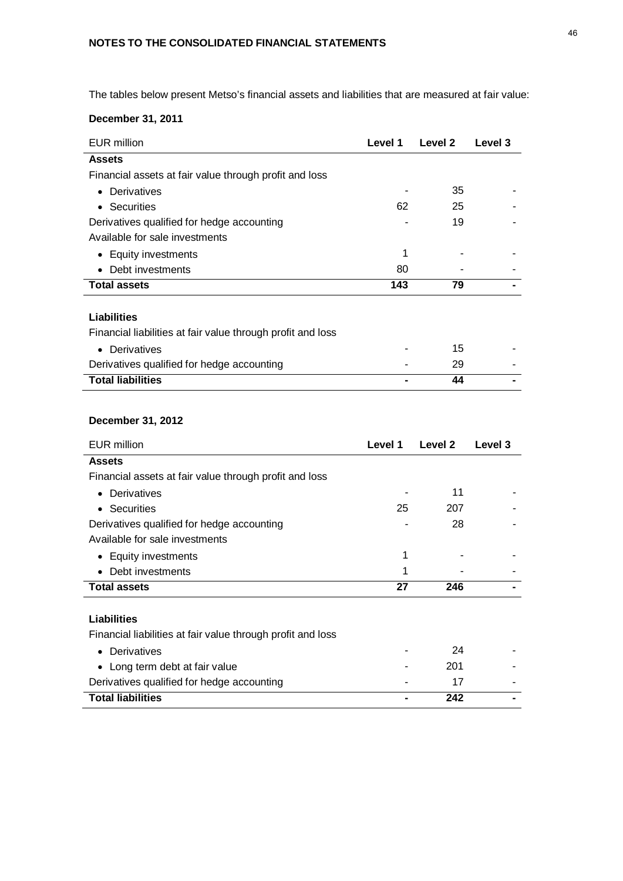The tables below present Metso's financial assets and liabilities that are measured at fair value:

**December 31, 2011**

| EUR million | Level 1 | Level 2 | Level 3 |
|---|---|---|---|
| **Assets** | | | |
| Financial assets at fair value through profit and loss | | | |
| • Derivatives | - | 35 | - |
| • Securities | 62 | 25 | - |
| Derivatives qualified for hedge accounting | - | 19 | - |
| Available for sale investments | | | |
| • Equity investments | 1 | - | - |
| • Debt investments | 80 | - | - |
| **Total assets** | **143** | **79** | **-** |
| | | | |
| **Liabilities** | | | |
| Financial liabilities at fair value through profit and loss | | | |
| • Derivatives | - | 15 | - |
| Derivatives qualified for hedge accounting | - | 29 | - |
| **Total liabilities** | **-** | **44** | **-** |

**December 31, 2012**

| EUR million | Level 1 | Level 2 | Level 3 |
|---|---|---|---|
| **Assets** | | | |
| Financial assets at fair value through profit and loss | | | |
| • Derivatives | - | 11 | - |
| • Securities | 25 | 207 | - |
| Derivatives qualified for hedge accounting | - | 28 | - |
| Available for sale investments | | | |
| • Equity investments | 1 | - | - |
| • Debt investments | 1 | - | - |
| **Total assets** | **27** | **246** | **-** |
| | | | |
| **Liabilities** | | | |
| Financial liabilities at fair value through profit and loss | | | |
| • Derivatives | - | 24 | - |
| • Long term debt at fair value | - | 201 | - |
| Derivatives qualified for hedge accounting | - | 17 | - |
| **Total liabilities** | **-** | **242** | **-** |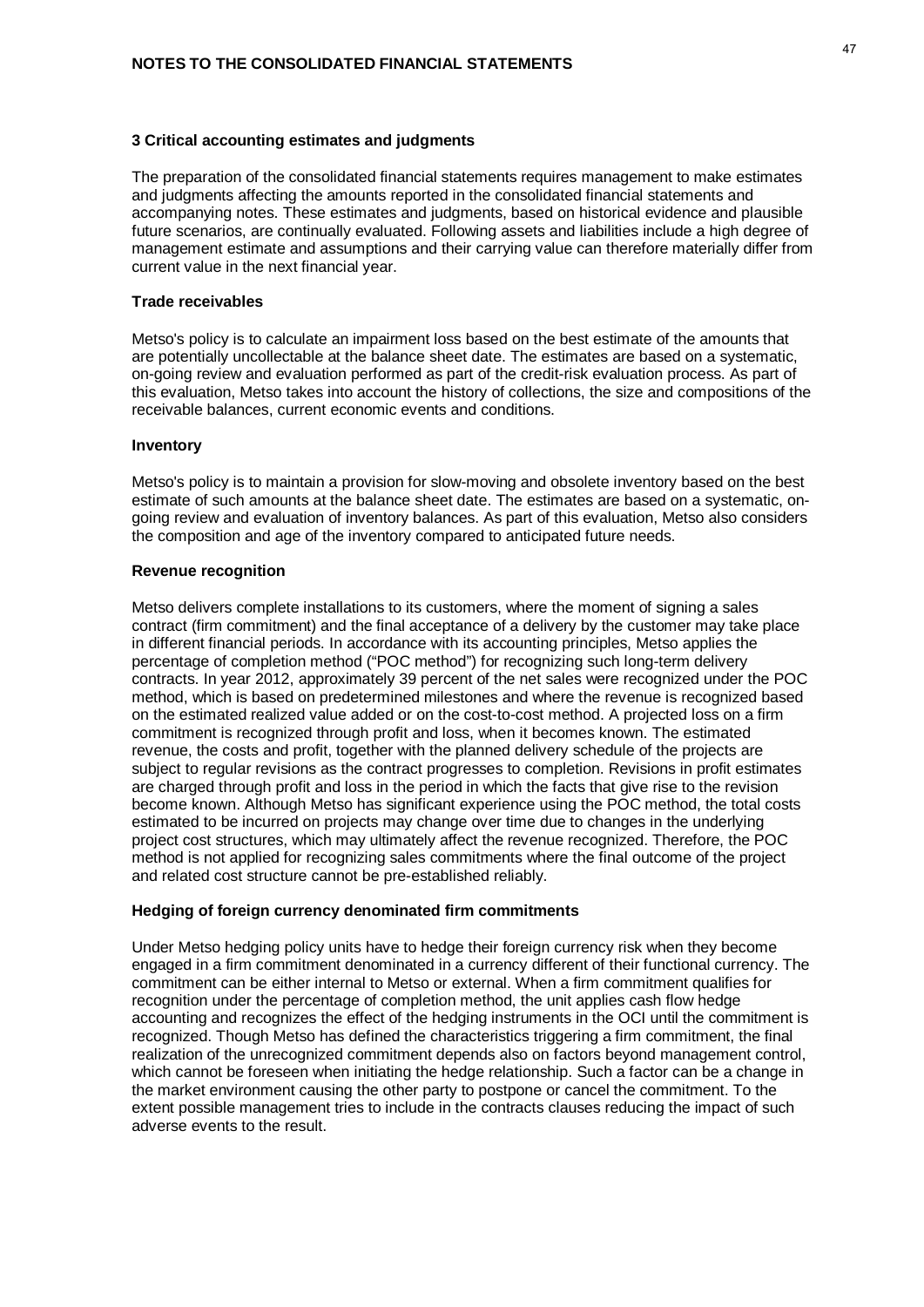## 3 Critical accounting estimates and judgments

The preparation of the consolidated financial statements requires management to make estimates and judgments affecting the amounts reported in the consolidated financial statements and accompanying notes. These estimates and judgments, based on historical evidence and plausible future scenarios, are continually evaluated. Following assets and liabilities include a high degree of management estimate and assumptions and their carrying value can therefore materially differ from current value in the next financial year.

### Trade receivables

Metso's policy is to calculate an impairment loss based on the best estimate of the amounts that are potentially uncollectable at the balance sheet date. The estimates are based on a systematic, on-going review and evaluation performed as part of the credit-risk evaluation process. As part of this evaluation, Metso takes into account the history of collections, the size and compositions of the receivable balances, current economic events and conditions.

### Inventory

Metso's policy is to maintain a provision for slow-moving and obsolete inventory based on the best estimate of such amounts at the balance sheet date. The estimates are based on a systematic, on-going review and evaluation of inventory balances. As part of this evaluation, Metso also considers the composition and age of the inventory compared to anticipated future needs.

### Revenue recognition

Metso delivers complete installations to its customers, where the moment of signing a sales contract (firm commitment) and the final acceptance of a delivery by the customer may take place in different financial periods. In accordance with its accounting principles, Metso applies the percentage of completion method ("POC method") for recognizing such long-term delivery contracts. In year 2012, approximately 39 percent of the net sales were recognized under the POC method, which is based on predetermined milestones and where the revenue is recognized based on the estimated realized value added or on the cost-to-cost method. A projected loss on a firm commitment is recognized through profit and loss, when it becomes known. The estimated revenue, the costs and profit, together with the planned delivery schedule of the projects are subject to regular revisions as the contract progresses to completion. Revisions in profit estimates are charged through profit and loss in the period in which the facts that give rise to the revision become known. Although Metso has significant experience using the POC method, the total costs estimated to be incurred on projects may change over time due to changes in the underlying project cost structures, which may ultimately affect the revenue recognized. Therefore, the POC method is not applied for recognizing sales commitments where the final outcome of the project and related cost structure cannot be pre-established reliably.

### Hedging of foreign currency denominated firm commitments

Under Metso hedging policy units have to hedge their foreign currency risk when they become engaged in a firm commitment denominated in a currency different of their functional currency. The commitment can be either internal to Metso or external. When a firm commitment qualifies for recognition under the percentage of completion method, the unit applies cash flow hedge accounting and recognizes the effect of the hedging instruments in the OCI until the commitment is recognized. Though Metso has defined the characteristics triggering a firm commitment, the final realization of the unrecognized commitment depends also on factors beyond management control, which cannot be foreseen when initiating the hedge relationship. Such a factor can be a change in the market environment causing the other party to postpone or cancel the commitment. To the extent possible management tries to include in the contracts clauses reducing the impact of such adverse events to the result.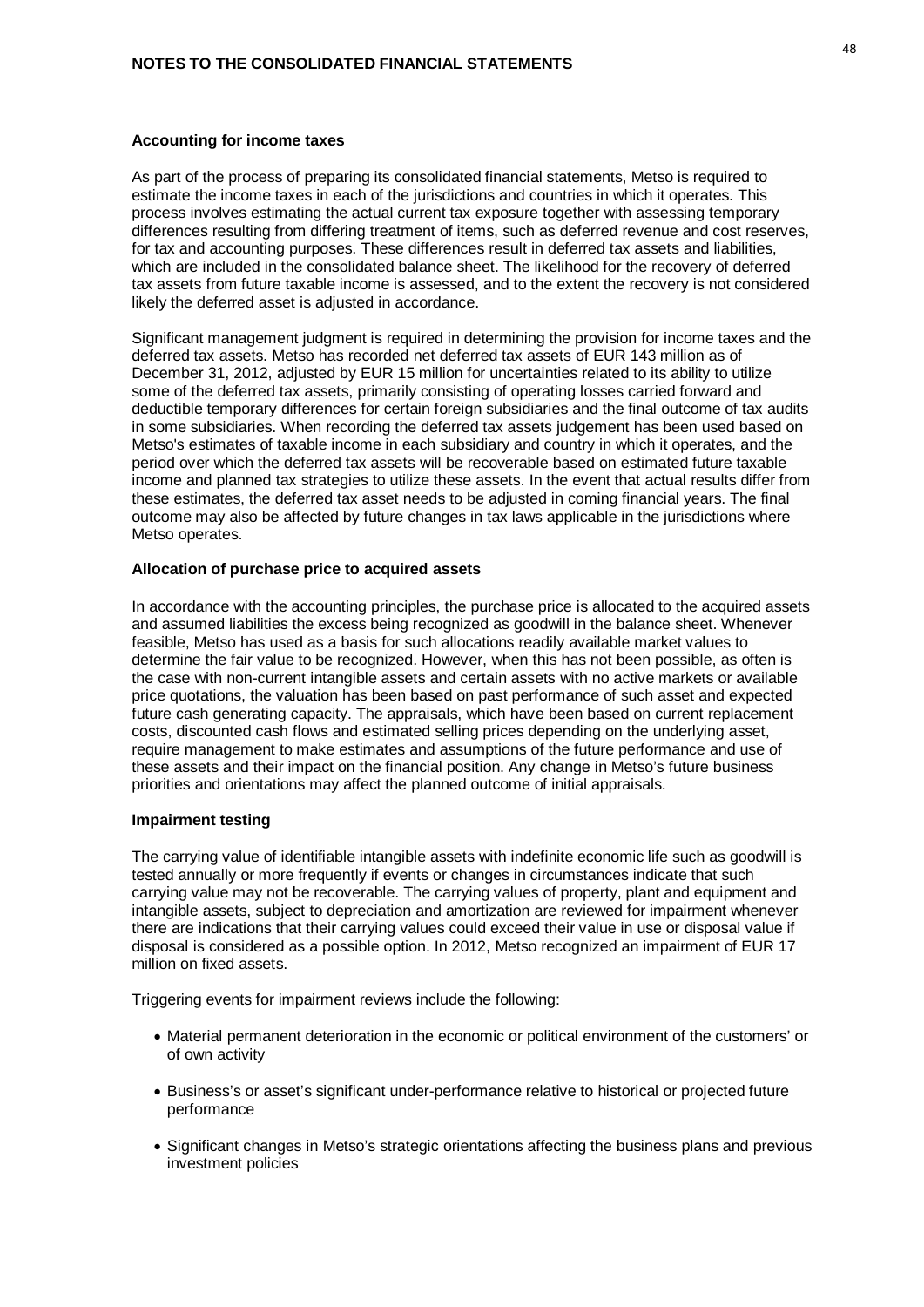#### Accounting for income taxes

As part of the process of preparing its consolidated financial statements, Metso is required to estimate the income taxes in each of the jurisdictions and countries in which it operates. This process involves estimating the actual current tax exposure together with assessing temporary differences resulting from differing treatment of items, such as deferred revenue and cost reserves, for tax and accounting purposes. These differences result in deferred tax assets and liabilities, which are included in the consolidated balance sheet. The likelihood for the recovery of deferred tax assets from future taxable income is assessed, and to the extent the recovery is not considered likely the deferred asset is adjusted in accordance.

Significant management judgment is required in determining the provision for income taxes and the deferred tax assets. Metso has recorded net deferred tax assets of EUR 143 million as of December 31, 2012, adjusted by EUR 15 million for uncertainties related to its ability to utilize some of the deferred tax assets, primarily consisting of operating losses carried forward and deductible temporary differences for certain foreign subsidiaries and the final outcome of tax audits in some subsidiaries. When recording the deferred tax assets judgement has been used based on Metso's estimates of taxable income in each subsidiary and country in which it operates, and the period over which the deferred tax assets will be recoverable based on estimated future taxable income and planned tax strategies to utilize these assets. In the event that actual results differ from these estimates, the deferred tax asset needs to be adjusted in coming financial years. The final outcome may also be affected by future changes in tax laws applicable in the jurisdictions where Metso operates.

#### Allocation of purchase price to acquired assets

In accordance with the accounting principles, the purchase price is allocated to the acquired assets and assumed liabilities the excess being recognized as goodwill in the balance sheet. Whenever feasible, Metso has used as a basis for such allocations readily available market values to determine the fair value to be recognized. However, when this has not been possible, as often is the case with non-current intangible assets and certain assets with no active markets or available price quotations, the valuation has been based on past performance of such asset and expected future cash generating capacity. The appraisals, which have been based on current replacement costs, discounted cash flows and estimated selling prices depending on the underlying asset, require management to make estimates and assumptions of the future performance and use of these assets and their impact on the financial position. Any change in Metso's future business priorities and orientations may affect the planned outcome of initial appraisals.

#### Impairment testing

The carrying value of identifiable intangible assets with indefinite economic life such as goodwill is tested annually or more frequently if events or changes in circumstances indicate that such carrying value may not be recoverable. The carrying values of property, plant and equipment and intangible assets, subject to depreciation and amortization are reviewed for impairment whenever there are indications that their carrying values could exceed their value in use or disposal value if disposal is considered as a possible option. In 2012, Metso recognized an impairment of EUR 17 million on fixed assets.

Triggering events for impairment reviews include the following:

- Material permanent deterioration in the economic or political environment of the customers' or of own activity
- Business's or asset's significant under-performance relative to historical or projected future performance
- Significant changes in Metso's strategic orientations affecting the business plans and previous investment policies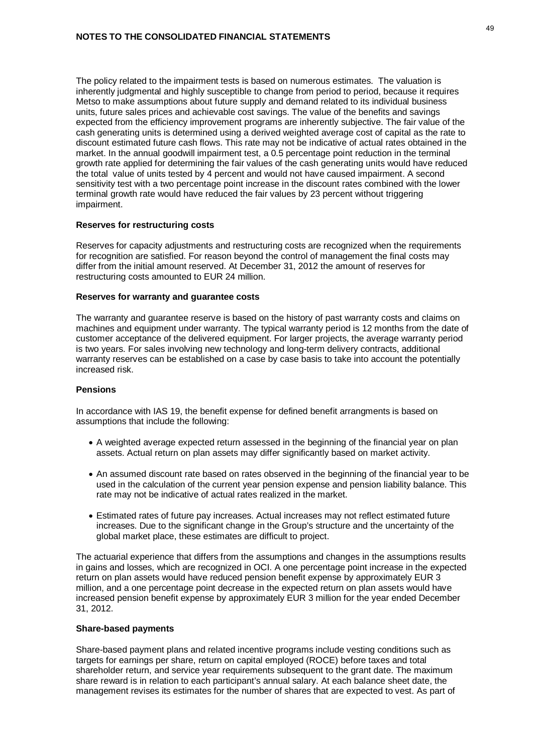The policy related to the impairment tests is based on numerous estimates. The valuation is inherently judgmental and highly susceptible to change from period to period, because it requires Metso to make assumptions about future supply and demand related to its individual business units, future sales prices and achievable cost savings. The value of the benefits and savings expected from the efficiency improvement programs are inherently subjective. The fair value of the cash generating units is determined using a derived weighted average cost of capital as the rate to discount estimated future cash flows. This rate may not be indicative of actual rates obtained in the market. In the annual goodwill impairment test, a 0.5 percentage point reduction in the terminal growth rate applied for determining the fair values of the cash generating units would have reduced the total value of units tested by 4 percent and would not have caused impairment. A second sensitivity test with a two percentage point increase in the discount rates combined with the lower terminal growth rate would have reduced the fair values by 23 percent without triggering impairment.

**Reserves for restructuring costs**

Reserves for capacity adjustments and restructuring costs are recognized when the requirements for recognition are satisfied. For reason beyond the control of management the final costs may differ from the initial amount reserved. At December 31, 2012 the amount of reserves for restructuring costs amounted to EUR 24 million.

**Reserves for warranty and guarantee costs**

The warranty and guarantee reserve is based on the history of past warranty costs and claims on machines and equipment under warranty. The typical warranty period is 12 months from the date of customer acceptance of the delivered equipment. For larger projects, the average warranty period is two years. For sales involving new technology and long-term delivery contracts, additional warranty reserves can be established on a case by case basis to take into account the potentially increased risk.

**Pensions**

In accordance with IAS 19, the benefit expense for defined benefit arrangments is based on assumptions that include the following:

- A weighted average expected return assessed in the beginning of the financial year on plan assets. Actual return on plan assets may differ significantly based on market activity.
- An assumed discount rate based on rates observed in the beginning of the financial year to be used in the calculation of the current year pension expense and pension liability balance. This rate may not be indicative of actual rates realized in the market.
- Estimated rates of future pay increases. Actual increases may not reflect estimated future increases. Due to the significant change in the Group's structure and the uncertainty of the global market place, these estimates are difficult to project.

The actuarial experience that differs from the assumptions and changes in the assumptions results in gains and losses, which are recognized in OCI. A one percentage point increase in the expected return on plan assets would have reduced pension benefit expense by approximately EUR 3 million, and a one percentage point decrease in the expected return on plan assets would have increased pension benefit expense by approximately EUR 3 million for the year ended December 31, 2012.

**Share-based payments**

Share-based payment plans and related incentive programs include vesting conditions such as targets for earnings per share, return on capital employed (ROCE) before taxes and total shareholder return, and service year requirements subsequent to the grant date. The maximum share reward is in relation to each participant's annual salary. At each balance sheet date, the management revises its estimates for the number of shares that are expected to vest. As part of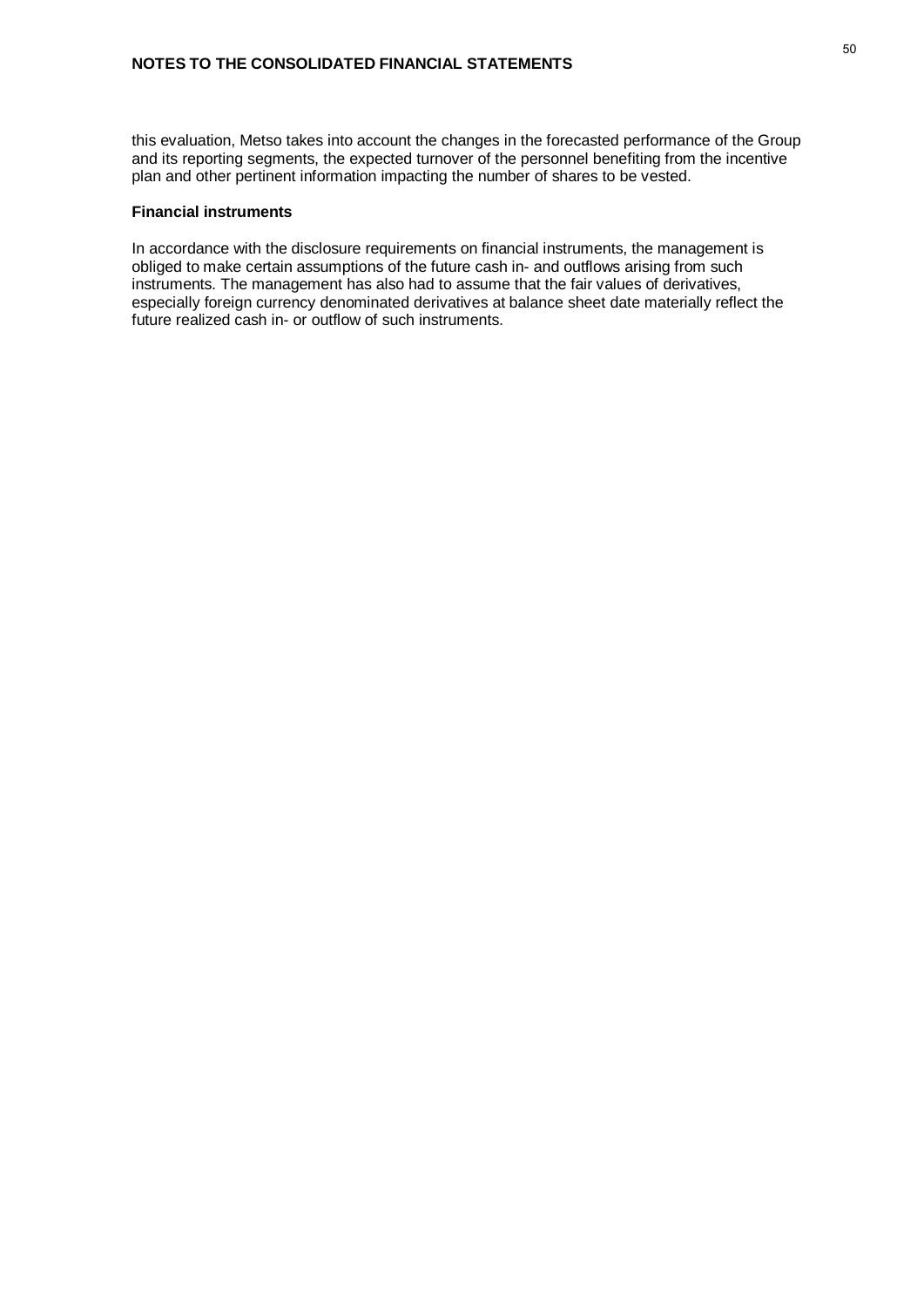this evaluation, Metso takes into account the changes in the forecasted performance of the Group and its reporting segments, the expected turnover of the personnel benefiting from the incentive plan and other pertinent information impacting the number of shares to be vested.

**Financial instruments**

In accordance with the disclosure requirements on financial instruments, the management is obliged to make certain assumptions of the future cash in- and outflows arising from such instruments. The management has also had to assume that the fair values of derivatives, especially foreign currency denominated derivatives at balance sheet date materially reflect the future realized cash in- or outflow of such instruments.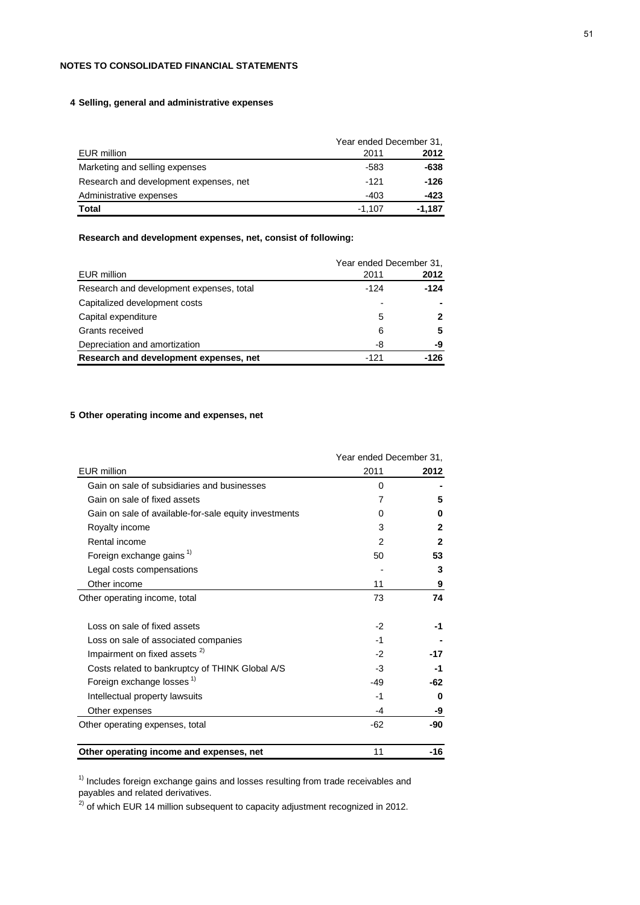## NOTES TO CONSOLIDATED FINANCIAL STATEMENTS

### 4 Selling, general and administrative expenses

| EUR million | Year ended December 31, 2011 | 2012 |
|---|---|---|
| Marketing and selling expenses | -583 | **-638** |
| Research and development expenses, net | -121 | **-126** |
| Administrative expenses | -403 | **-423** |
| **Total** | -1,107 | **-1,187** |

**Research and development expenses, net, consist of following:**

| EUR million | Year ended December 31, 2011 | 2012 |
|---|---|---|
| Research and development expenses, total | -124 | **-124** |
| Capitalized development costs | - | **-** |
| Capital expenditure | 5 | **2** |
| Grants received | 6 | **5** |
| Depreciation and amortization | -8 | **-9** |
| **Research and development expenses, net** | -121 | **-126** |

### 5 Other operating income and expenses, net

| EUR million | Year ended December 31, 2011 | 2012 |
|---|---|---|
| Gain on sale of subsidiaries and businesses | 0 | **-** |
| Gain on sale of fixed assets | 7 | **5** |
| Gain on sale of available-for-sale equity investments | 0 | **0** |
| Royalty income | 3 | **2** |
| Rental income | 2 | **2** |
| Foreign exchange gains [1] | 50 | **53** |
| Legal costs compensations | - | **3** |
| Other income | 11 | **9** |
| Other operating income, total | 73 | **74** |
| | | |
| Loss on sale of fixed assets | -2 | **-1** |
| Loss on sale of associated companies | -1 | **-** |
| Impairment on fixed assets [2] | -2 | **-17** |
| Costs related to bankruptcy of THINK Global A/S | -3 | **-1** |
| Foreign exchange losses [1] | -49 | **-62** |
| Intellectual property lawsuits | -1 | **0** |
| Other expenses | -4 | **-9** |
| Other operating expenses, total | -62 | **-90** |
| | | |
| **Other operating income and expenses, net** | 11 | **-16** |

[1] Includes foreign exchange gains and losses resulting from trade receivables and payables and related derivatives.

[2] of which EUR 14 million subsequent to capacity adjustment recognized in 2012.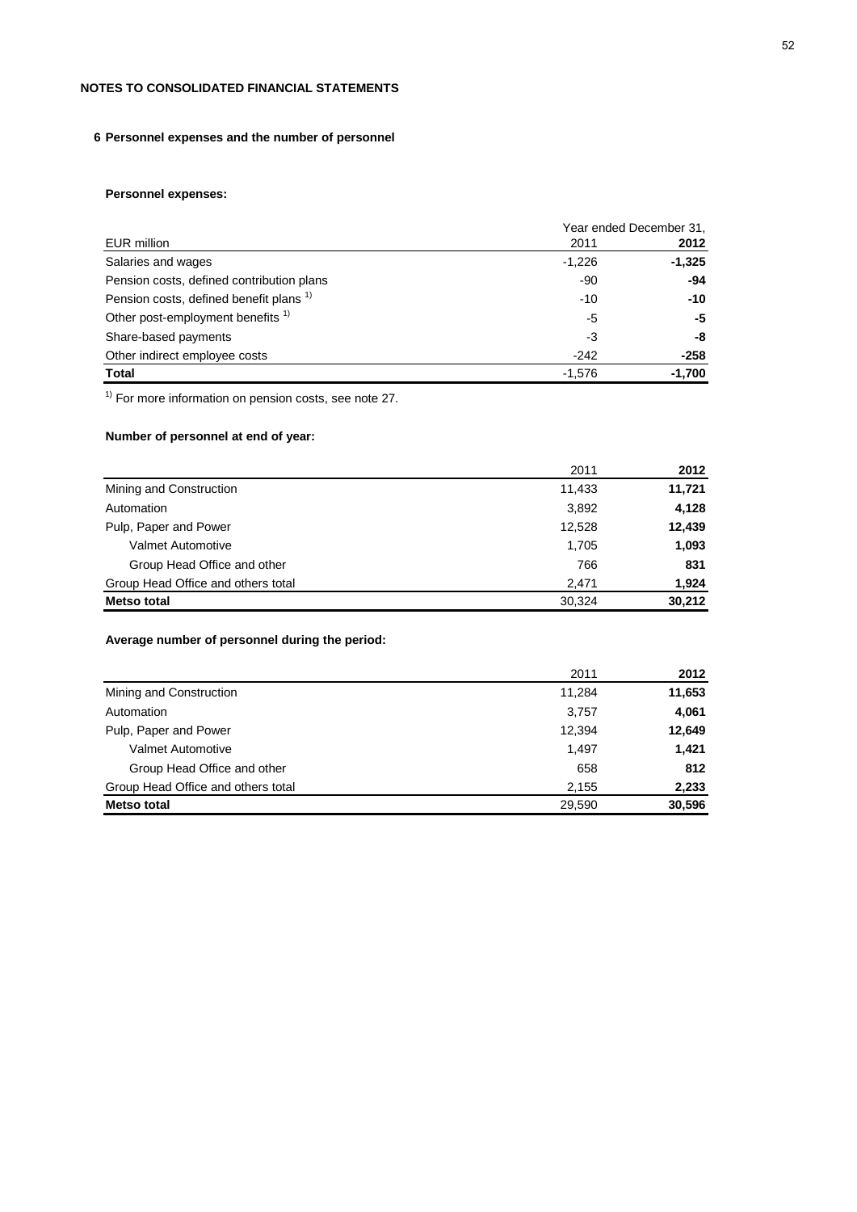## NOTES TO CONSOLIDATED FINANCIAL STATEMENTS

### 6 Personnel expenses and the number of personnel

**Personnel expenses:**

| | Year ended December 31, | |
|---|---|---|
| EUR million | 2011 | **2012** |
| Salaries and wages | -1,226 | **-1,325** |
| Pension costs, defined contribution plans | -90 | **-94** |
| Pension costs, defined benefit plans [1) ] | -10 | **-10** |
| Other post-employment benefits [1) ] | -5 | **-5** |
| Share-based payments | -3 | **-8** |
| Other indirect employee costs | -242 | **-258** |
| **Total** | -1,576 | **-1,700** |

[1) ] For more information on pension costs, see note 27.

**Number of personnel at end of year:**

| | 2011 | **2012** |
|---|---|---|
| Mining and Construction | 11,433 | **11,721** |
| Automation | 3,892 | **4,128** |
| Pulp, Paper and Power | 12,528 | **12,439** |
| Valmet Automotive | 1,705 | **1,093** |
| Group Head Office and other | 766 | **831** |
| Group Head Office and others total | 2,471 | **1,924** |
| **Metso total** | 30,324 | **30,212** |

**Average number of personnel during the period:**

| | 2011 | **2012** |
|---|---|---|
| Mining and Construction | 11,284 | **11,653** |
| Automation | 3,757 | **4,061** |
| Pulp, Paper and Power | 12,394 | **12,649** |
| Valmet Automotive | 1,497 | **1,421** |
| Group Head Office and other | 658 | **812** |
| Group Head Office and others total | 2,155 | **2,233** |
| **Metso total** | 29,590 | **30,596** |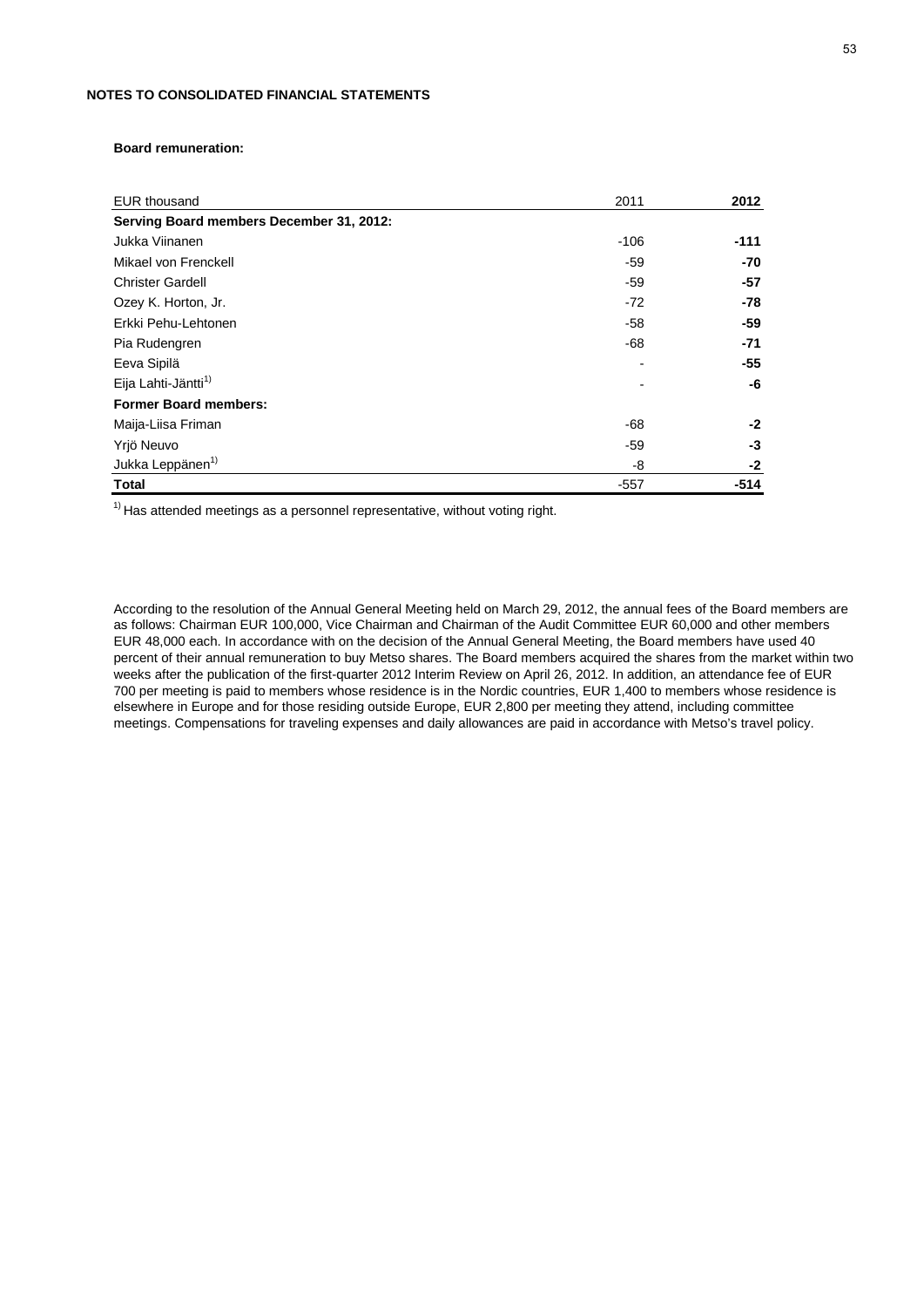## NOTES TO CONSOLIDATED FINANCIAL STATEMENTS

### Board remuneration:

| EUR thousand | 2011 | **2012** |
|---|---|---|
| **Serving Board members December 31, 2012:** | | |
| Jukka Viinanen | -106 | **-111** |
| Mikael von Frenckell | -59 | **-70** |
| Christer Gardell | -59 | **-57** |
| Ozey K. Horton, Jr. | -72 | **-78** |
| Erkki Pehu-Lehtonen | -58 | **-59** |
| Pia Rudengren | -68 | **-71** |
| Eeva Sipilä | - | **-55** |
| Eija Lahti-Jäntti[1)] | - | **-6** |
| **Former Board members:** | | |
| Maija-Liisa Friman | -68 | **-2** |
| Yrjö Neuvo | -59 | **-3** |
| Jukka Leppänen[1)] | -8 | **-2** |
| **Total** | -557 | **-514** |

[1)] Has attended meetings as a personnel representative, without voting right.

According to the resolution of the Annual General Meeting held on March 29, 2012, the annual fees of the Board members are as follows: Chairman EUR 100,000, Vice Chairman and Chairman of the Audit Committee EUR 60,000 and other members EUR 48,000 each. In accordance with on the decision of the Annual General Meeting, the Board members have used 40 percent of their annual remuneration to buy Metso shares. The Board members acquired the shares from the market within two weeks after the publication of the first-quarter 2012 Interim Review on April 26, 2012. In addition, an attendance fee of EUR 700 per meeting is paid to members whose residence is in the Nordic countries, EUR 1,400 to members whose residence is elsewhere in Europe and for those residing outside Europe, EUR 2,800 per meeting they attend, including committee meetings. Compensations for traveling expenses and daily allowances are paid in accordance with Metso's travel policy.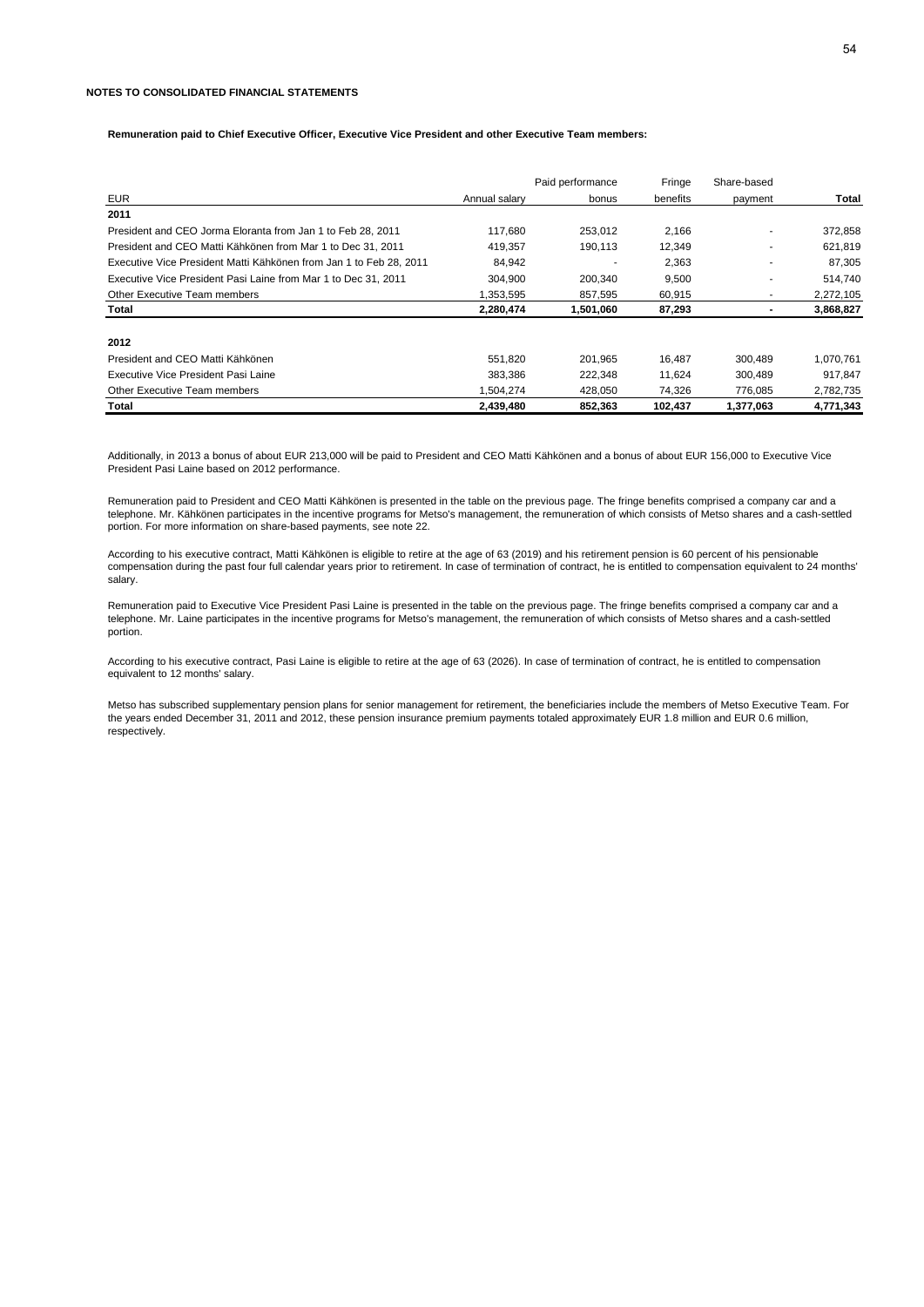NOTES TO CONSOLIDATED FINANCIAL STATEMENTS

**Remuneration paid to Chief Executive Officer, Executive Vice President and other Executive Team members:**

| EUR | Annual salary | Paid performance bonus | Fringe benefits | Share-based payment | Total |
|---|---|---|---|---|---|
| **2011** | | | | | |
| President and CEO Jorma Eloranta from Jan 1 to Feb 28, 2011 | 117,680 | 253,012 | 2,166 | - | 372,858 |
| President and CEO Matti Kähkönen from Mar 1 to Dec 31, 2011 | 419,357 | 190,113 | 12,349 | - | 621,819 |
| Executive Vice President Matti Kähkönen from Jan 1 to Feb 28, 2011 | 84,942 | - | 2,363 | - | 87,305 |
| Executive Vice President Pasi Laine from Mar 1 to Dec 31, 2011 | 304,900 | 200,340 | 9,500 | - | 514,740 |
| Other Executive Team members | 1,353,595 | 857,595 | 60,915 | - | 2,272,105 |
| **Total** | **2,280,474** | **1,501,060** | **87,293** | **-** | **3,868,827** |
| **2012** | | | | | |
| President and CEO Matti Kähkönen | 551,820 | 201,965 | 16,487 | 300,489 | 1,070,761 |
| Executive Vice President Pasi Laine | 383,386 | 222,348 | 11,624 | 300,489 | 917,847 |
| Other Executive Team members | 1,504,274 | 428,050 | 74,326 | 776,085 | 2,782,735 |
| **Total** | **2,439,480** | **852,363** | **102,437** | **1,377,063** | **4,771,343** |

Additionally, in 2013 a bonus of about EUR 213,000 will be paid to President and CEO Matti Kähkönen and a bonus of about EUR 156,000 to Executive Vice President Pasi Laine based on 2012 performance.

Remuneration paid to President and CEO Matti Kähkönen is presented in the table on the previous page. The fringe benefits comprised a company car and a telephone. Mr. Kähkönen participates in the incentive programs for Metso's management, the remuneration of which consists of Metso shares and a cash-settled portion. For more information on share-based payments, see note 22.

According to his executive contract, Matti Kähkönen is eligible to retire at the age of 63 (2019) and his retirement pension is 60 percent of his pensionable compensation during the past four full calendar years prior to retirement. In case of termination of contract, he is entitled to compensation equivalent to 24 months' salary.

Remuneration paid to Executive Vice President Pasi Laine is presented in the table on the previous page. The fringe benefits comprised a company car and a telephone. Mr. Laine participates in the incentive programs for Metso's management, the remuneration of which consists of Metso shares and a cash-settled portion.

According to his executive contract, Pasi Laine is eligible to retire at the age of 63 (2026). In case of termination of contract, he is entitled to compensation equivalent to 12 months' salary.

Metso has subscribed supplementary pension plans for senior management for retirement, the beneficiaries include the members of Metso Executive Team. For the years ended December 31, 2011 and 2012, these pension insurance premium payments totaled approximately EUR 1.8 million and EUR 0.6 million, respectively.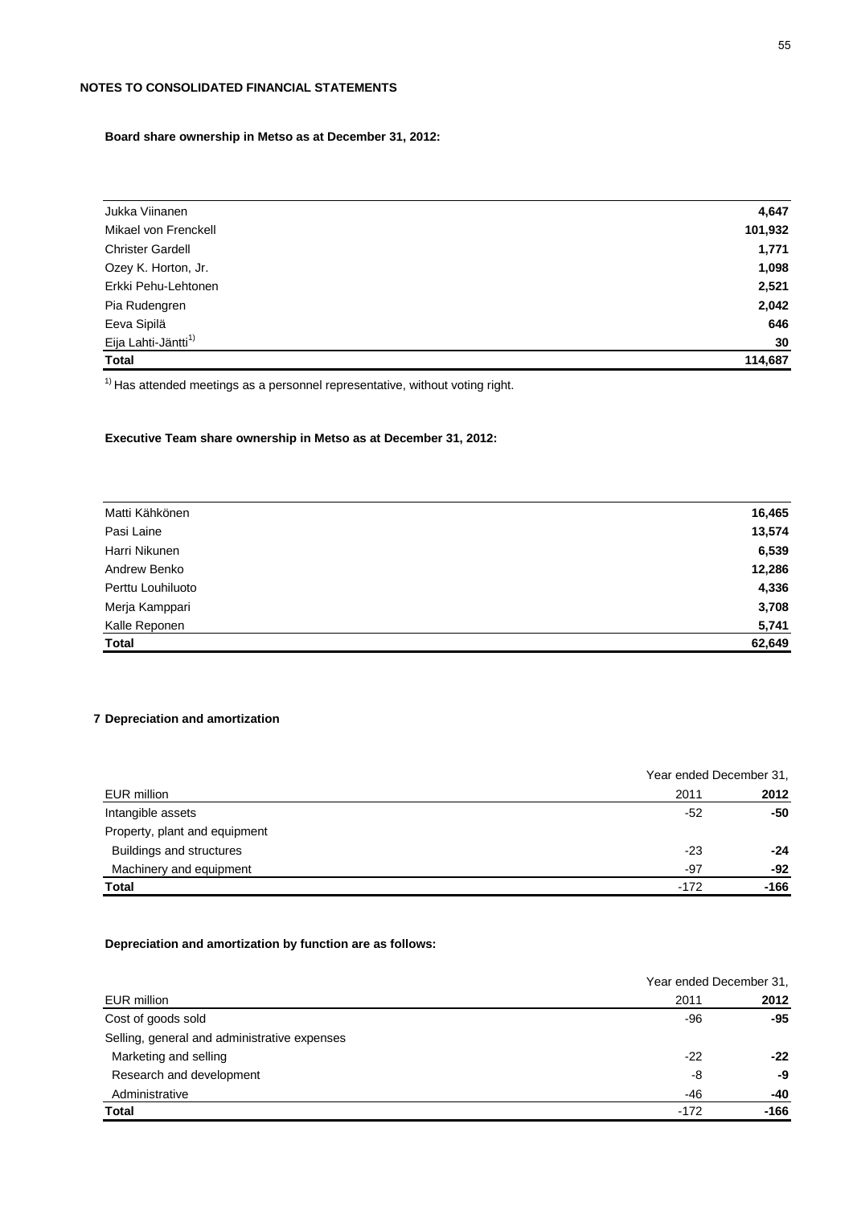## NOTES TO CONSOLIDATED FINANCIAL STATEMENTS

**Board share ownership in Metso as at December 31, 2012:**

| | |
|---|---|
| Jukka Viinanen | **4,647** |
| Mikael von Frenckell | **101,932** |
| Christer Gardell | **1,771** |
| Ozey K. Horton, Jr. | **1,098** |
| Erkki Pehu-Lehtonen | **2,521** |
| Pia Rudengren | **2,042** |
| Eeva Sipilä | **646** |
| Eija Lahti-Jäntti[1)] | **30** |
| **Total** | **114,687** |

[1)] Has attended meetings as a personnel representative, without voting right.

**Executive Team share ownership in Metso as at December 31, 2012:**

| | |
|---|---|
| Matti Kähkönen | **16,465** |
| Pasi Laine | **13,574** |
| Harri Nikunen | **6,539** |
| Andrew Benko | **12,286** |
| Perttu Louhiluoto | **4,336** |
| Merja Kamppari | **3,708** |
| Kalle Reponen | **5,741** |
| **Total** | **62,649** |

### 7 Depreciation and amortization

| | Year ended December 31, | |
|---|---|---|
| EUR million | 2011 | **2012** |
| Intangible assets | -52 | **-50** |
| Property, plant and equipment | | |
| Buildings and structures | -23 | **-24** |
| Machinery and equipment | -97 | **-92** |
| **Total** | -172 | **-166** |

**Depreciation and amortization by function are as follows:**

| | Year ended December 31, | |
|---|---|---|
| EUR million | 2011 | **2012** |
| Cost of goods sold | -96 | **-95** |
| Selling, general and administrative expenses | | |
| Marketing and selling | -22 | **-22** |
| Research and development | -8 | **-9** |
| Administrative | -46 | **-40** |
| **Total** | -172 | **-166** |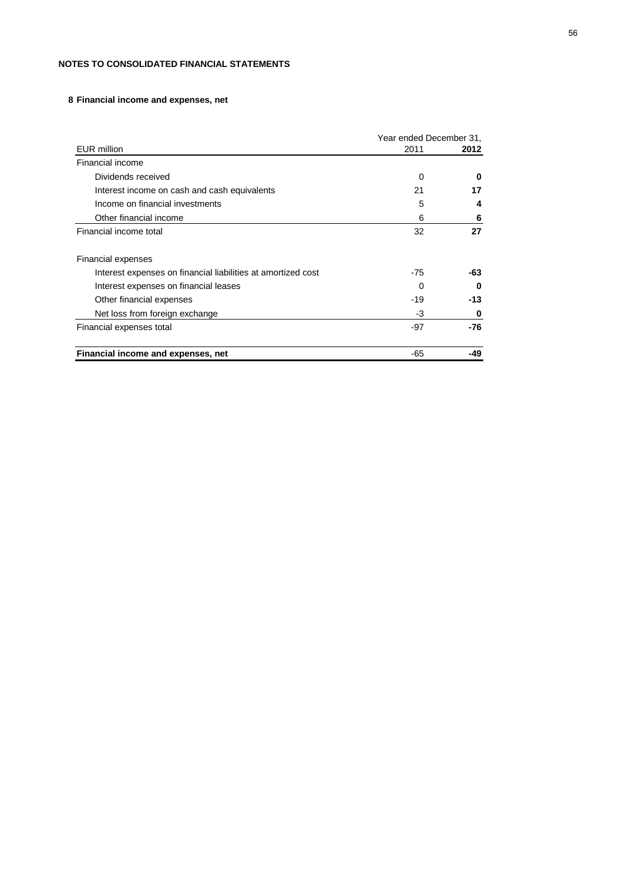**NOTES TO CONSOLIDATED FINANCIAL STATEMENTS**

## 8 Financial income and expenses, net

| EUR million | Year ended December 31, 2011 | 2012 |
|---|---|---|
| Financial income | | |
| Dividends received | 0 | **0** |
| Interest income on cash and cash equivalents | 21 | **17** |
| Income on financial investments | 5 | **4** |
| Other financial income | 6 | **6** |
| Financial income total | 32 | **27** |
| | | |
| Financial expenses | | |
| Interest expenses on financial liabilities at amortized cost | -75 | **-63** |
| Interest expenses on financial leases | 0 | **0** |
| Other financial expenses | -19 | **-13** |
| Net loss from foreign exchange | -3 | **0** |
| Financial expenses total | -97 | **-76** |
| | | |
| **Financial income and expenses, net** | -65 | **-49** |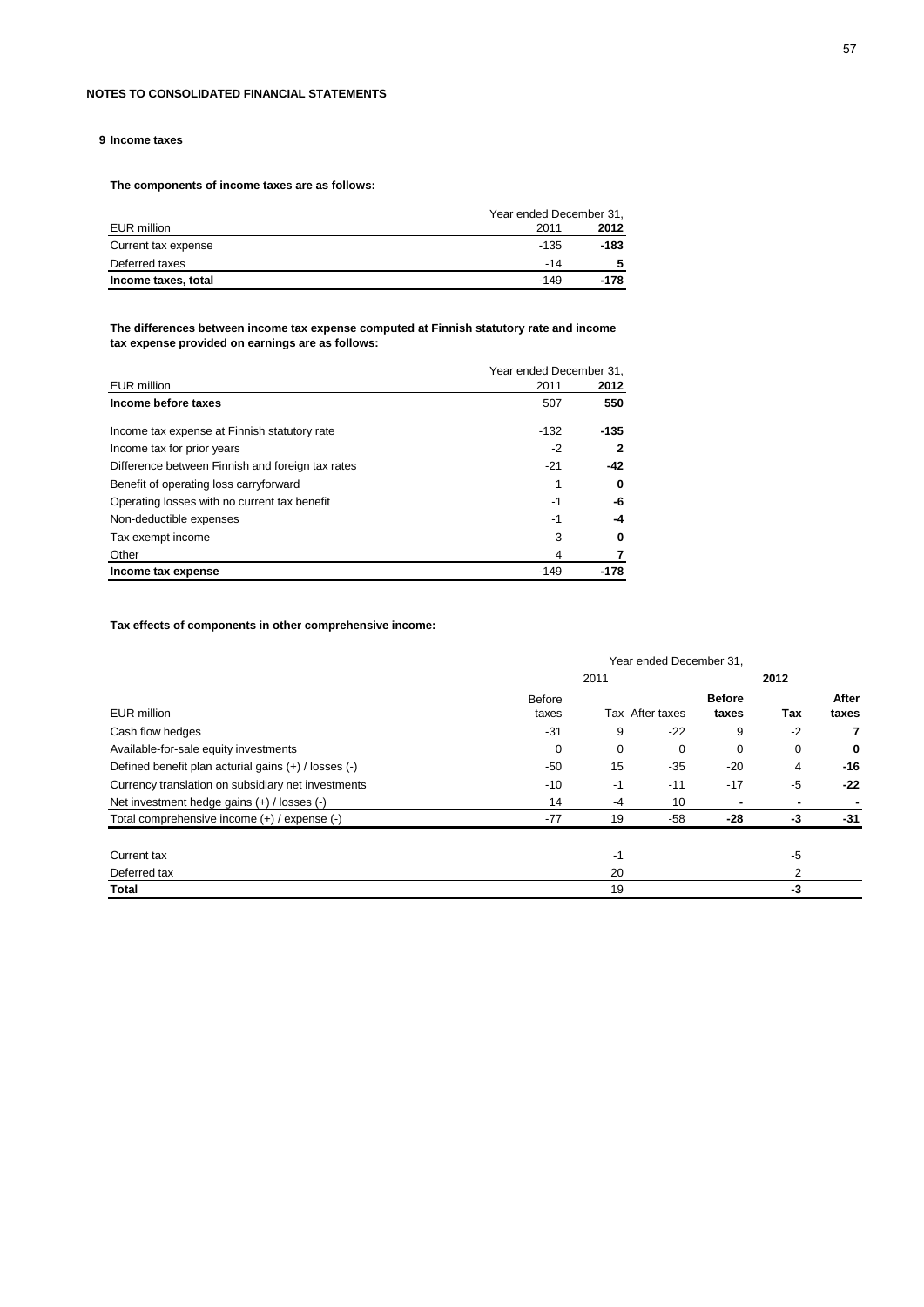**NOTES TO CONSOLIDATED FINANCIAL STATEMENTS**

## 9 Income taxes

**The components of income taxes are as follows:**

| EUR million | Year ended December 31, 2011 | **2012** |
|---|---|---|
| Current tax expense | -135 | **-183** |
| Deferred taxes | -14 | **5** |
| **Income taxes, total** | -149 | **-178** |

**The differences between income tax expense computed at Finnish statutory rate and income tax expense provided on earnings are as follows:**

| EUR million | Year ended December 31, 2011 | **2012** |
|---|---|---|
| **Income before taxes** | 507 | **550** |
| Income tax expense at Finnish statutory rate | -132 | **-135** |
| Income tax for prior years | -2 | **2** |
| Difference between Finnish and foreign tax rates | -21 | **-42** |
| Benefit of operating loss carryforward | 1 | **0** |
| Operating losses with no current tax benefit | -1 | **-6** |
| Non-deductible expenses | -1 | **-4** |
| Tax exempt income | 3 | **0** |
| Other | 4 | **7** |
| **Income tax expense** | -149 | **-178** |

**Tax effects of components in other comprehensive income:**

| | Year ended December 31, | | | | | |
|---|---|---|---|---|---|---|
| | 2011 | | | **2012** | | |
| EUR million | Before taxes | Tax | After taxes | **Before taxes** | **Tax** | **After taxes** |
| Cash flow hedges | -31 | 9 | -22 | 9 | -2 | **7** |
| Available-for-sale equity investments | 0 | 0 | 0 | 0 | 0 | **0** |
| Defined benefit plan acturial gains (+) / losses (-) | -50 | 15 | -35 | -20 | 4 | **-16** |
| Currency translation on subsidiary net investments | -10 | -1 | -11 | -17 | -5 | **-22** |
| Net investment hedge gains (+) / losses (-) | 14 | -4 | 10 | - | - | **-** |
| Total comprehensive income (+) / expense (-) | -77 | 19 | -58 | **-28** | **-3** | **-31** |
| | | | | | | |
| Current tax | | -1 | | | -5 | |
| Deferred tax | | 20 | | | 2 | |
| **Total** | | 19 | | | **-3** | |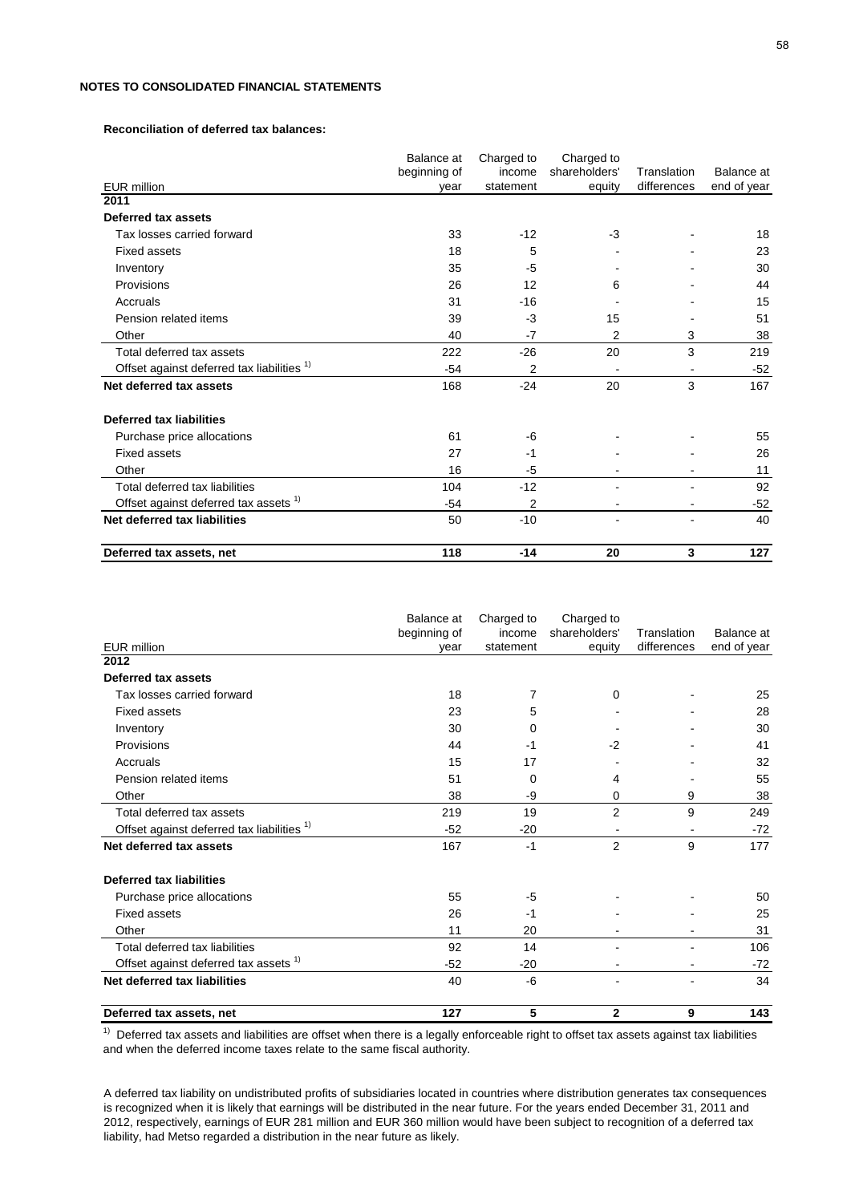**NOTES TO CONSOLIDATED FINANCIAL STATEMENTS**

**Reconciliation of deferred tax balances:**

| EUR million | Balance at beginning of year | Charged to income statement | Charged to shareholders' equity | Translation differences | Balance at end of year |
|---|---|---|---|---|---|
| **2011** | | | | | |
| **Deferred tax assets** | | | | | |
| Tax losses carried forward | 33 | -12 | -3 | - | 18 |
| Fixed assets | 18 | 5 | - | - | 23 |
| Inventory | 35 | -5 | - | - | 30 |
| Provisions | 26 | 12 | 6 | - | 44 |
| Accruals | 31 | -16 | - | - | 15 |
| Pension related items | 39 | -3 | 15 | - | 51 |
| Other | 40 | -7 | 2 | 3 | 38 |
| Total deferred tax assets | 222 | -26 | 20 | 3 | 219 |
| Offset against deferred tax liabilities [1] | -54 | 2 | - | - | -52 |
| **Net deferred tax assets** | 168 | -24 | 20 | 3 | 167 |
| **Deferred tax liabilities** | | | | | |
| Purchase price allocations | 61 | -6 | - | - | 55 |
| Fixed assets | 27 | -1 | - | - | 26 |
| Other | 16 | -5 | - | - | 11 |
| Total deferred tax liabilities | 104 | -12 | - | - | 92 |
| Offset against deferred tax assets [1] | -54 | 2 | - | - | -52 |
| **Net deferred tax liabilities** | 50 | -10 | - | - | 40 |
| **Deferred tax assets, net** | **118** | **-14** | **20** | **3** | **127** |

| EUR million | Balance at beginning of year | Charged to income statement | Charged to shareholders' equity | Translation differences | Balance at end of year |
|---|---|---|---|---|---|
| **2012** | | | | | |
| **Deferred tax assets** | | | | | |
| Tax losses carried forward | 18 | 7 | 0 | - | 25 |
| Fixed assets | 23 | 5 | - | - | 28 |
| Inventory | 30 | 0 | - | - | 30 |
| Provisions | 44 | -1 | -2 | - | 41 |
| Accruals | 15 | 17 | - | - | 32 |
| Pension related items | 51 | 0 | 4 | - | 55 |
| Other | 38 | -9 | 0 | 9 | 38 |
| Total deferred tax assets | 219 | 19 | 2 | 9 | 249 |
| Offset against deferred tax liabilities [1] | -52 | -20 | - | - | -72 |
| **Net deferred tax assets** | 167 | -1 | 2 | 9 | 177 |
| **Deferred tax liabilities** | | | | | |
| Purchase price allocations | 55 | -5 | - | - | 50 |
| Fixed assets | 26 | -1 | - | - | 25 |
| Other | 11 | 20 | - | - | 31 |
| Total deferred tax liabilities | 92 | 14 | - | - | 106 |
| Offset against deferred tax assets [1] | -52 | -20 | - | - | -72 |
| **Net deferred tax liabilities** | 40 | -6 | - | - | 34 |
| **Deferred tax assets, net** | **127** | **5** | **2** | **9** | **143** |

[1] Deferred tax assets and liabilities are offset when there is a legally enforceable right to offset tax assets against tax liabilities and when the deferred income taxes relate to the same fiscal authority.

A deferred tax liability on undistributed profits of subsidiaries located in countries where distribution generates tax consequences is recognized when it is likely that earnings will be distributed in the near future. For the years ended December 31, 2011 and 2012, respectively, earnings of EUR 281 million and EUR 360 million would have been subject to recognition of a deferred tax liability, had Metso regarded a distribution in the near future as likely.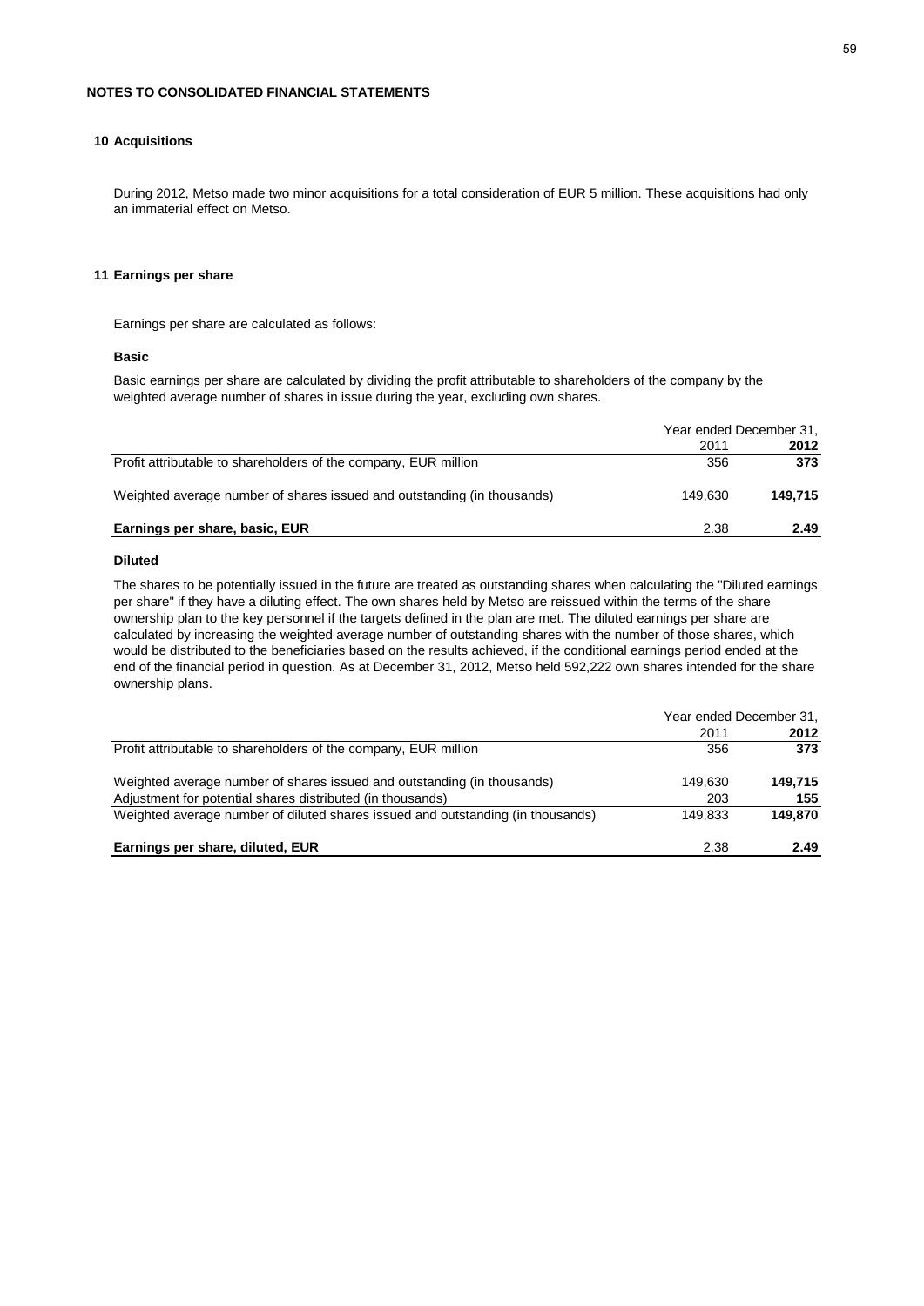## NOTES TO CONSOLIDATED FINANCIAL STATEMENTS

### 10 Acquisitions

During 2012, Metso made two minor acquisitions for a total consideration of EUR 5 million. These acquisitions had only an immaterial effect on Metso.

### 11 Earnings per share

Earnings per share are calculated as follows:

**Basic**

Basic earnings per share are calculated by dividing the profit attributable to shareholders of the company by the weighted average number of shares in issue during the year, excluding own shares.

| | Year ended December 31, | |
|---|---|---|
| | 2011 | **2012** |
| Profit attributable to shareholders of the company, EUR million | 356 | **373** |
| Weighted average number of shares issued and outstanding (in thousands) | 149,630 | **149,715** |
| **Earnings per share, basic, EUR** | 2.38 | **2.49** |

**Diluted**

The shares to be potentially issued in the future are treated as outstanding shares when calculating the "Diluted earnings per share" if they have a diluting effect. The own shares held by Metso are reissued within the terms of the share ownership plan to the key personnel if the targets defined in the plan are met. The diluted earnings per share are calculated by increasing the weighted average number of outstanding shares with the number of those shares, which would be distributed to the beneficiaries based on the results achieved, if the conditional earnings period ended at the end of the financial period in question. As at December 31, 2012, Metso held 592,222 own shares intended for the share ownership plans.

| | Year ended December 31, | |
|---|---|---|
| | 2011 | **2012** |
| Profit attributable to shareholders of the company, EUR million | 356 | **373** |
| Weighted average number of shares issued and outstanding (in thousands) | 149,630 | **149,715** |
| Adjustment for potential shares distributed (in thousands) | 203 | **155** |
| Weighted average number of diluted shares issued and outstanding (in thousands) | 149,833 | **149,870** |
| **Earnings per share, diluted, EUR** | 2.38 | **2.49** |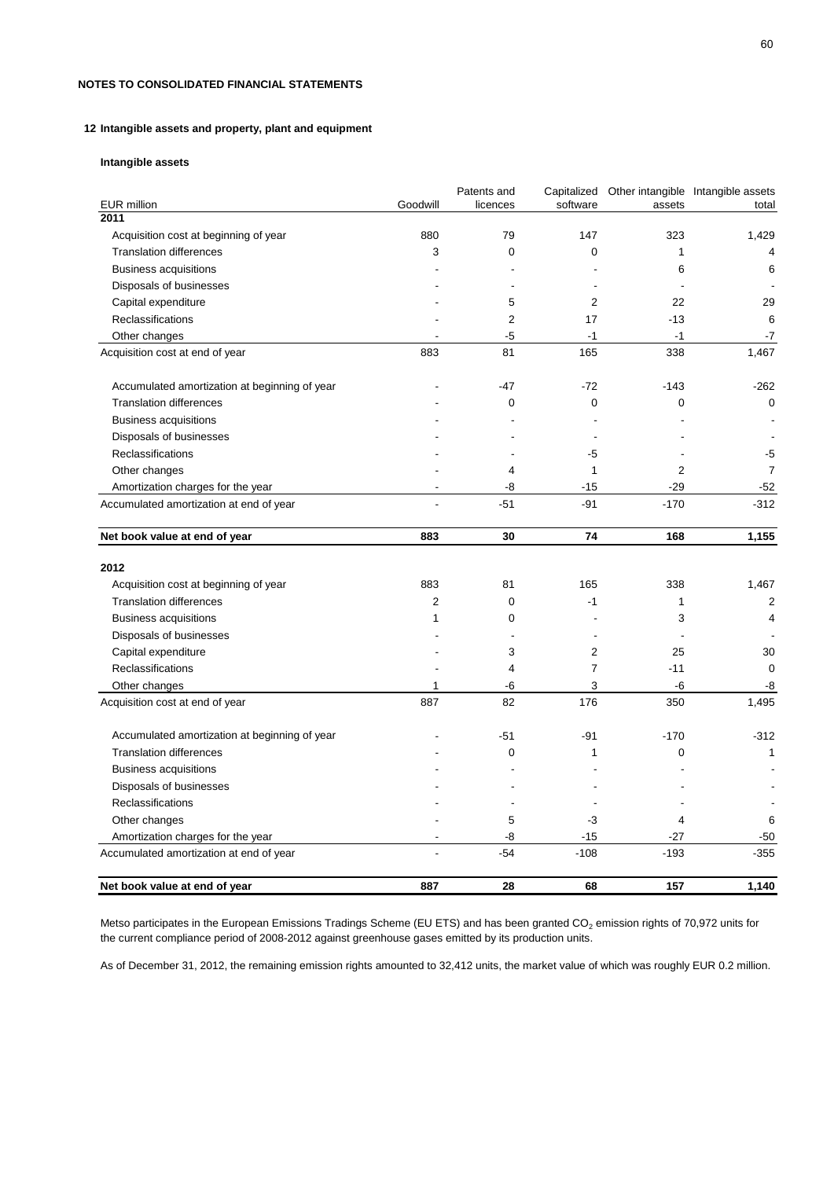## NOTES TO CONSOLIDATED FINANCIAL STATEMENTS

### 12 Intangible assets and property, plant and equipment

#### Intangible assets

| EUR million | Goodwill | Patents and licences | Capitalized software | Other intangible assets | Intangible assets total |
|---|---|---|---|---|---|
| **2011** | | | | | |
| Acquisition cost at beginning of year | 880 | 79 | 147 | 323 | 1,429 |
| Translation differences | 3 | 0 | 0 | 1 | 4 |
| Business acquisitions | - | - | - | 6 | 6 |
| Disposals of businesses | - | - | - | - | - |
| Capital expenditure | - | 5 | 2 | 22 | 29 |
| Reclassifications | - | 2 | 17 | -13 | 6 |
| Other changes | - | -5 | -1 | -1 | -7 |
| Acquisition cost at end of year | 883 | 81 | 165 | 338 | 1,467 |
| | | | | | |
| Accumulated amortization at beginning of year | - | -47 | -72 | -143 | -262 |
| Translation differences | - | 0 | 0 | 0 | 0 |
| Business acquisitions | - | - | - | - | - |
| Disposals of businesses | - | - | - | - | - |
| Reclassifications | - | - | -5 | - | -5 |
| Other changes | - | 4 | 1 | 2 | 7 |
| Amortization charges for the year | - | -8 | -15 | -29 | -52 |
| Accumulated amortization at end of year | - | -51 | -91 | -170 | -312 |
| | | | | | |
| **Net book value at end of year** | **883** | **30** | **74** | **168** | **1,155** |
| | | | | | |
| **2012** | | | | | |
| Acquisition cost at beginning of year | 883 | 81 | 165 | 338 | 1,467 |
| Translation differences | 2 | 0 | -1 | 1 | 2 |
| Business acquisitions | 1 | 0 | - | 3 | 4 |
| Disposals of businesses | - | - | - | - | - |
| Capital expenditure | - | 3 | 2 | 25 | 30 |
| Reclassifications | - | 4 | 7 | -11 | 0 |
| Other changes | 1 | -6 | 3 | -6 | -8 |
| Acquisition cost at end of year | 887 | 82 | 176 | 350 | 1,495 |
| | | | | | |
| Accumulated amortization at beginning of year | - | -51 | -91 | -170 | -312 |
| Translation differences | - | 0 | 1 | 0 | 1 |
| Business acquisitions | - | - | - | - | - |
| Disposals of businesses | - | - | - | - | - |
| Reclassifications | - | - | - | - | - |
| Other changes | - | 5 | -3 | 4 | 6 |
| Amortization charges for the year | - | -8 | -15 | -27 | -50 |
| Accumulated amortization at end of year | - | -54 | -108 | -193 | -355 |
| | | | | | |
| **Net book value at end of year** | **887** | **28** | **68** | **157** | **1,140** |

Metso participates in the European Emissions Tradings Scheme (EU ETS) and has been granted $CO_2$ emission rights of 70,972 units for the current compliance period of 2008-2012 against greenhouse gases emitted by its production units.

As of December 31, 2012, the remaining emission rights amounted to 32,412 units, the market value of which was roughly EUR 0.2 million.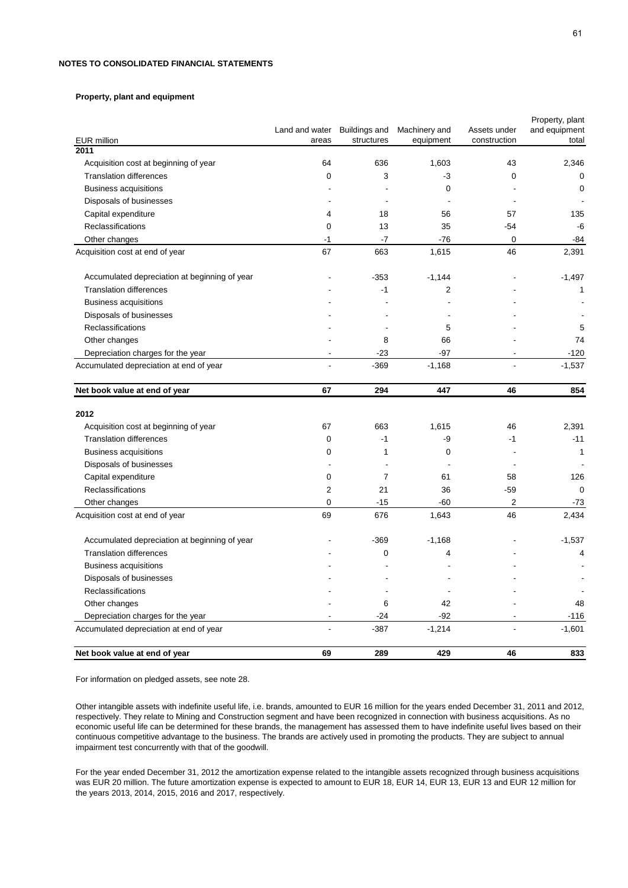**NOTES TO CONSOLIDATED FINANCIAL STATEMENTS**

**Property, plant and equipment**

| EUR million | Land and water areas | Buildings and structures | Machinery and equipment | Assets under construction | Property, plant and equipment total |
|---|---|---|---|---|---|
| **2011** | | | | | |
| Acquisition cost at beginning of year | 64 | 636 | 1,603 | 43 | 2,346 |
| Translation differences | 0 | 3 | -3 | 0 | 0 |
| Business acquisitions | - | - | 0 | - | 0 |
| Disposals of businesses | - | - | - | - | - |
| Capital expenditure | 4 | 18 | 56 | 57 | 135 |
| Reclassifications | 0 | 13 | 35 | -54 | -6 |
| Other changes | -1 | -7 | -76 | 0 | -84 |
| Acquisition cost at end of year | 67 | 663 | 1,615 | 46 | 2,391 |
| | | | | | |
| Accumulated depreciation at beginning of year | - | -353 | -1,144 | - | -1,497 |
| Translation differences | - | -1 | 2 | - | 1 |
| Business acquisitions | - | - | - | - | - |
| Disposals of businesses | - | - | - | - | - |
| Reclassifications | - | - | 5 | - | 5 |
| Other changes | - | 8 | 66 | - | 74 |
| Depreciation charges for the year | - | -23 | -97 | - | -120 |
| Accumulated depreciation at end of year | - | -369 | -1,168 | - | -1,537 |
| | | | | | |
| **Net book value at end of year** | **67** | **294** | **447** | **46** | **854** |
| | | | | | |
| **2012** | | | | | |
| Acquisition cost at beginning of year | 67 | 663 | 1,615 | 46 | 2,391 |
| Translation differences | 0 | -1 | -9 | -1 | -11 |
| Business acquisitions | 0 | 1 | 0 | - | 1 |
| Disposals of businesses | - | - | - | - | - |
| Capital expenditure | 0 | 7 | 61 | 58 | 126 |
| Reclassifications | 2 | 21 | 36 | -59 | 0 |
| Other changes | 0 | -15 | -60 | 2 | -73 |
| Acquisition cost at end of year | 69 | 676 | 1,643 | 46 | 2,434 |
| | | | | | |
| Accumulated depreciation at beginning of year | - | -369 | -1,168 | - | -1,537 |
| Translation differences | - | 0 | 4 | - | 4 |
| Business acquisitions | - | - | - | - | - |
| Disposals of businesses | - | - | - | - | - |
| Reclassifications | - | - | - | - | - |
| Other changes | - | 6 | 42 | - | 48 |
| Depreciation charges for the year | - | -24 | -92 | - | -116 |
| Accumulated depreciation at end of year | - | -387 | -1,214 | - | -1,601 |
| | | | | | |
| **Net book value at end of year** | **69** | **289** | **429** | **46** | **833** |

For information on pledged assets, see note 28.

Other intangible assets with indefinite useful life, i.e. brands, amounted to EUR 16 million for the years ended December 31, 2011 and 2012, respectively. They relate to Mining and Construction segment and have been recognized in connection with business acquisitions. As no economic useful life can be determined for these brands, the management has assessed them to have indefinite useful lives based on their continuous competitive advantage to the business. The brands are actively used in promoting the products. They are subject to annual impairment test concurrently with that of the goodwill.

For the year ended December 31, 2012 the amortization expense related to the intangible assets recognized through business acquisitions was EUR 20 million. The future amortization expense is expected to amount to EUR 18, EUR 14, EUR 13, EUR 13 and EUR 12 million for the years 2013, 2014, 2015, 2016 and 2017, respectively.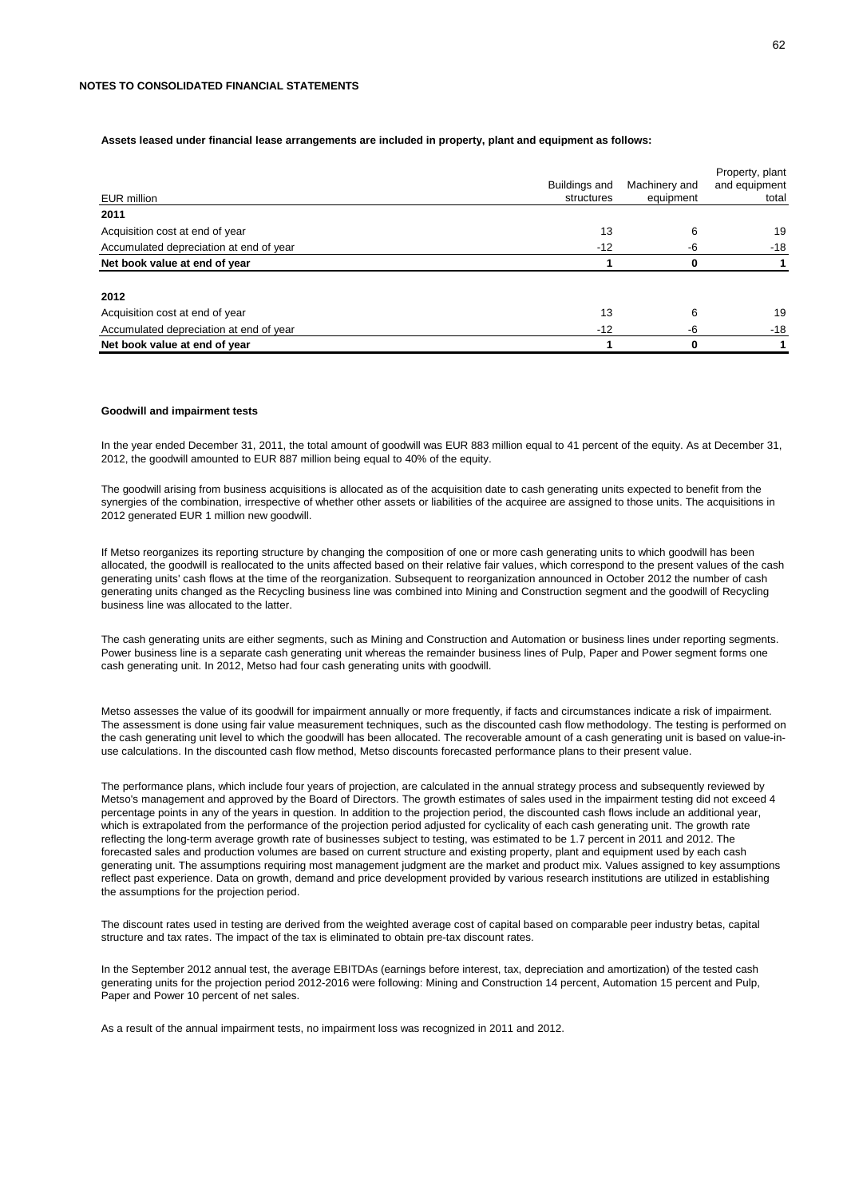**NOTES TO CONSOLIDATED FINANCIAL STATEMENTS**

**Assets leased under financial lease arrangements are included in property, plant and equipment as follows:**

| EUR million | Buildings and structures | Machinery and equipment | Property, plant and equipment total |
|---|---|---|---|
| **2011** | | | |
| Acquisition cost at end of year | 13 | 6 | 19 |
| Accumulated depreciation at end of year | -12 | -6 | -18 |
| **Net book value at end of year** | **1** | **0** | **1** |
| | | | |
| **2012** | | | |
| Acquisition cost at end of year | 13 | 6 | 19 |
| Accumulated depreciation at end of year | -12 | -6 | -18 |
| **Net book value at end of year** | **1** | **0** | **1** |

**Goodwill and impairment tests**

In the year ended December 31, 2011, the total amount of goodwill was EUR 883 million equal to 41 percent of the equity. As at December 31, 2012, the goodwill amounted to EUR 887 million being equal to 40% of the equity.

The goodwill arising from business acquisitions is allocated as of the acquisition date to cash generating units expected to benefit from the synergies of the combination, irrespective of whether other assets or liabilities of the acquiree are assigned to those units. The acquisitions in 2012 generated EUR 1 million new goodwill.

If Metso reorganizes its reporting structure by changing the composition of one or more cash generating units to which goodwill has been allocated, the goodwill is reallocated to the units affected based on their relative fair values, which correspond to the present values of the cash generating units' cash flows at the time of the reorganization. Subsequent to reorganization announced in October 2012 the number of cash generating units changed as the Recycling business line was combined into Mining and Construction segment and the goodwill of Recycling business line was allocated to the latter.

The cash generating units are either segments, such as Mining and Construction and Automation or business lines under reporting segments. Power business line is a separate cash generating unit whereas the remainder business lines of Pulp, Paper and Power segment forms one cash generating unit. In 2012, Metso had four cash generating units with goodwill.

Metso assesses the value of its goodwill for impairment annually or more frequently, if facts and circumstances indicate a risk of impairment. The assessment is done using fair value measurement techniques, such as the discounted cash flow methodology. The testing is performed on the cash generating unit level to which the goodwill has been allocated. The recoverable amount of a cash generating unit is based on value-in-use calculations. In the discounted cash flow method, Metso discounts forecasted performance plans to their present value.

The performance plans, which include four years of projection, are calculated in the annual strategy process and subsequently reviewed by Metso's management and approved by the Board of Directors. The growth estimates of sales used in the impairment testing did not exceed 4 percentage points in any of the years in question. In addition to the projection period, the discounted cash flows include an additional year, which is extrapolated from the performance of the projection period adjusted for cyclicality of each cash generating unit. The growth rate reflecting the long-term average growth rate of businesses subject to testing, was estimated to be 1.7 percent in 2011 and 2012. The forecasted sales and production volumes are based on current structure and existing property, plant and equipment used by each cash generating unit. The assumptions requiring most management judgment are the market and product mix. Values assigned to key assumptions reflect past experience. Data on growth, demand and price development provided by various research institutions are utilized in establishing the assumptions for the projection period.

The discount rates used in testing are derived from the weighted average cost of capital based on comparable peer industry betas, capital structure and tax rates. The impact of the tax is eliminated to obtain pre-tax discount rates.

In the September 2012 annual test, the average EBITDAs (earnings before interest, tax, depreciation and amortization) of the tested cash generating units for the projection period 2012-2016 were following: Mining and Construction 14 percent, Automation 15 percent and Pulp, Paper and Power 10 percent of net sales.

As a result of the annual impairment tests, no impairment loss was recognized in 2011 and 2012.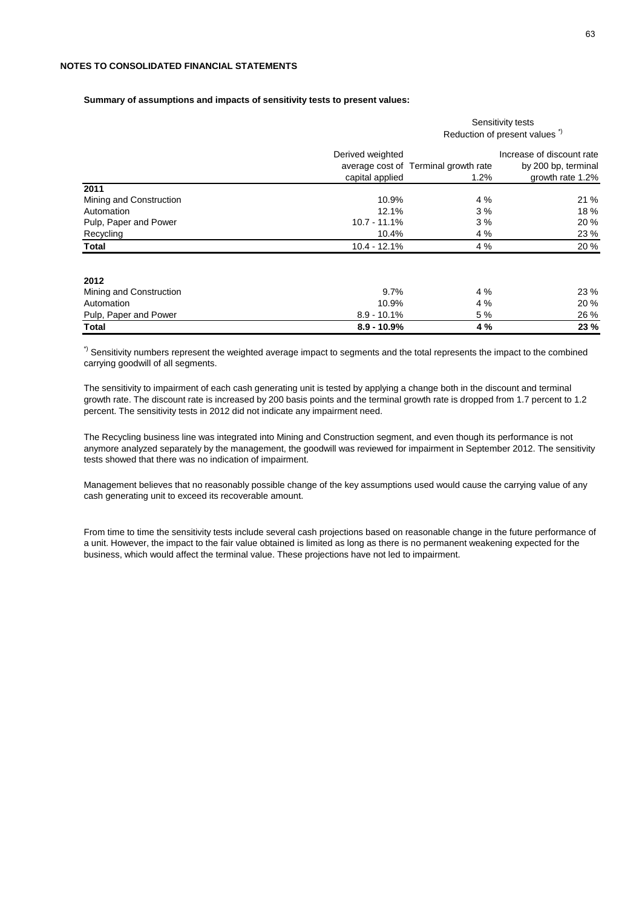**NOTES TO CONSOLIDATED FINANCIAL STATEMENTS**

**Summary of assumptions and impacts of sensitivity tests to present values:**

| | Derived weighted average cost of capital applied | Sensitivity tests Reduction of present values [*)] Terminal growth rate 1.2% | Increase of discount rate by 200 bp, terminal growth rate 1.2% |
|---|---|---|---|
| **2011** | | | |
| Mining and Construction | 10.9% | 4 % | 21 % |
| Automation | 12.1% | 3 % | 18 % |
| Pulp, Paper and Power | 10.7 - 11.1% | 3 % | 20 % |
| Recycling | 10.4% | 4 % | 23 % |
| **Total** | 10.4 - 12.1% | 4 % | 20 % |
| | | | |
| **2012** | | | |
| Mining and Construction | 9.7% | 4 % | 23 % |
| Automation | 10.9% | 4 % | 20 % |
| Pulp, Paper and Power | 8.9 - 10.1% | 5 % | 26 % |
| **Total** | **8.9 - 10.9%** | **4 %** | **23 %** |

[*)] Sensitivity numbers represent the weighted average impact to segments and the total represents the impact to the combined carrying goodwill of all segments.

The sensitivity to impairment of each cash generating unit is tested by applying a change both in the discount and terminal growth rate. The discount rate is increased by 200 basis points and the terminal growth rate is dropped from 1.7 percent to 1.2 percent. The sensitivity tests in 2012 did not indicate any impairment need.

The Recycling business line was integrated into Mining and Construction segment, and even though its performance is not anymore analyzed separately by the management, the goodwill was reviewed for impairment in September 2012. The sensitivity tests showed that there was no indication of impairment.

Management believes that no reasonably possible change of the key assumptions used would cause the carrying value of any cash generating unit to exceed its recoverable amount.

From time to time the sensitivity tests include several cash projections based on reasonable change in the future performance of a unit. However, the impact to the fair value obtained is limited as long as there is no permanent weakening expected for the business, which would affect the terminal value. These projections have not led to impairment.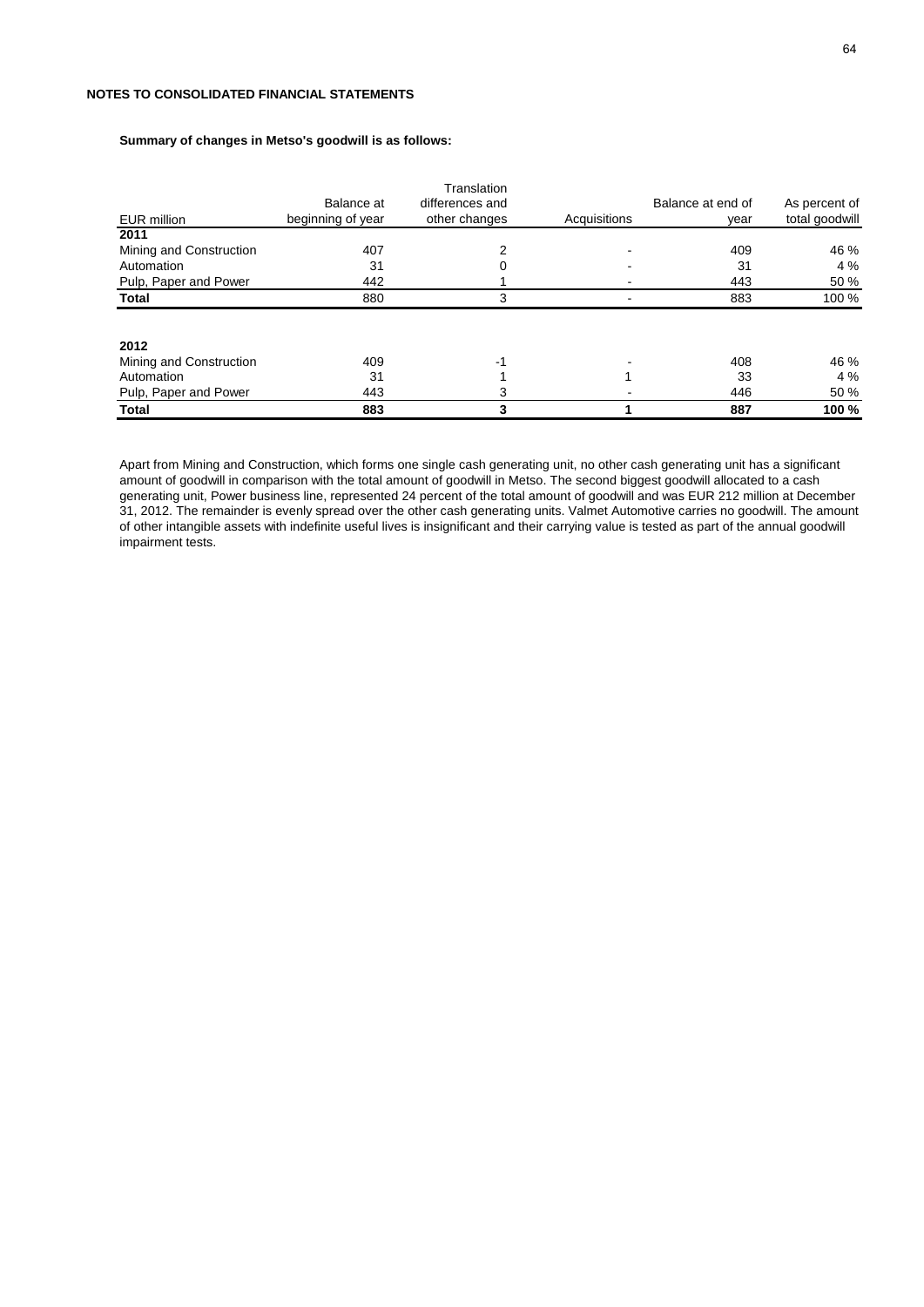**NOTES TO CONSOLIDATED FINANCIAL STATEMENTS**

**Summary of changes in Metso's goodwill is as follows:**

| EUR million | Balance at beginning of year | Translation differences and other changes | Acquisitions | Balance at end of year | As percent of total goodwill |
|---|---|---|---|---|---|
| **2011** | | | | | |
| Mining and Construction | 407 | 2 | - | 409 | 46 % |
| Automation | 31 | 0 | - | 31 | 4 % |
| Pulp, Paper and Power | 442 | 1 | - | 443 | 50 % |
| **Total** | 880 | 3 | - | 883 | 100 % |
| | | | | | |
| **2012** | | | | | |
| Mining and Construction | 409 | -1 | - | 408 | 46 % |
| Automation | 31 | 1 | 1 | 33 | 4 % |
| Pulp, Paper and Power | 443 | 3 | - | 446 | 50 % |
| **Total** | **883** | **3** | **1** | **887** | **100 %** |

Apart from Mining and Construction, which forms one single cash generating unit, no other cash generating unit has a significant amount of goodwill in comparison with the total amount of goodwill in Metso. The second biggest goodwill allocated to a cash generating unit, Power business line, represented 24 percent of the total amount of goodwill and was EUR 212 million at December 31, 2012. The remainder is evenly spread over the other cash generating units. Valmet Automotive carries no goodwill. The amount of other intangible assets with indefinite useful lives is insignificant and their carrying value is tested as part of the annual goodwill impairment tests.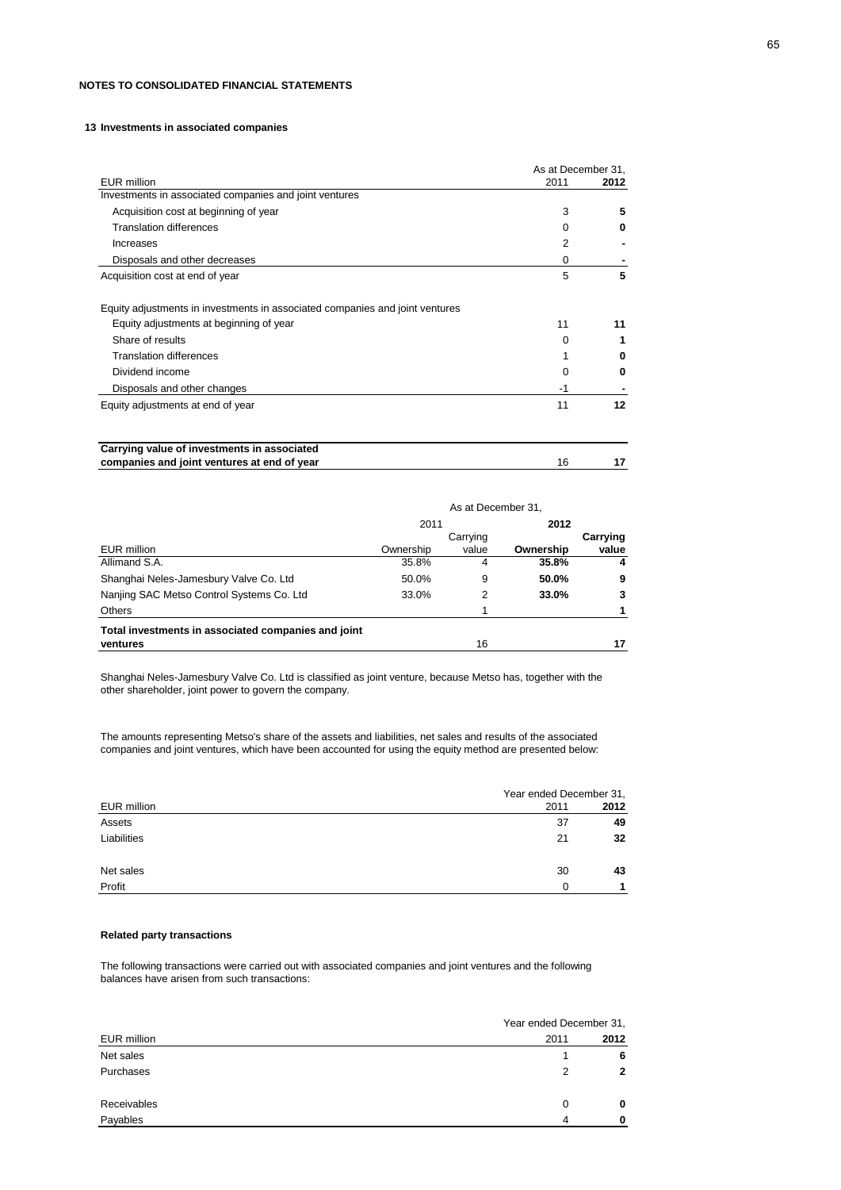**NOTES TO CONSOLIDATED FINANCIAL STATEMENTS**

## 13 Investments in associated companies

| EUR million | As at December 31, 2011 | 2012 |
|---|---|---|
| Investments in associated companies and joint ventures | | |
| Acquisition cost at beginning of year | 3 | **5** |
| Translation differences | 0 | **0** |
| Increases | 2 | **-** |
| Disposals and other decreases | 0 | **-** |
| Acquisition cost at end of year | 5 | **5** |
| | | |
| Equity adjustments in investments in associated companies and joint ventures | | |
| Equity adjustments at beginning of year | 11 | **11** |
| Share of results | 0 | **1** |
| Translation differences | 1 | **0** |
| Dividend income | 0 | **0** |
| Disposals and other changes | -1 | **-** |
| Equity adjustments at end of year | 11 | **12** |
| | | |
| **Carrying value of investments in associated companies and joint ventures at end of year** | 16 | **17** |

| | As at December 31, | | | |
|---|---|---|---|---|
| | 2011 | | **2012** | |
| EUR million | Ownership | Carrying value | **Ownership** | **Carrying value** |
| Allimand S.A. | 35.8% | 4 | **35.8%** | **4** |
| Shanghai Neles-Jamesbury Valve Co. Ltd | 50.0% | 9 | **50.0%** | **9** |
| Nanjing SAC Metso Control Systems Co. Ltd | 33.0% | 2 | **33.0%** | **3** |
| Others | | 1 | | **1** |
| **Total investments in associated companies and joint ventures** | | 16 | | **17** |

Shanghai Neles-Jamesbury Valve Co. Ltd is classified as joint venture, because Metso has, together with the other shareholder, joint power to govern the company.

The amounts representing Metso's share of the assets and liabilities, net sales and results of the associated companies and joint ventures, which have been accounted for using the equity method are presented below:

| EUR million | Year ended December 31, 2011 | 2012 |
|---|---|---|
| Assets | 37 | **49** |
| Liabilities | 21 | **32** |
| | | |
| Net sales | 30 | **43** |
| Profit | 0 | **1** |

### Related party transactions

The following transactions were carried out with associated companies and joint ventures and the following balances have arisen from such transactions:

| EUR million | Year ended December 31, 2011 | 2012 |
|---|---|---|
| Net sales | 1 | **6** |
| Purchases | 2 | **2** |
| | | |
| Receivables | 0 | **0** |
| Payables | 4 | **0** |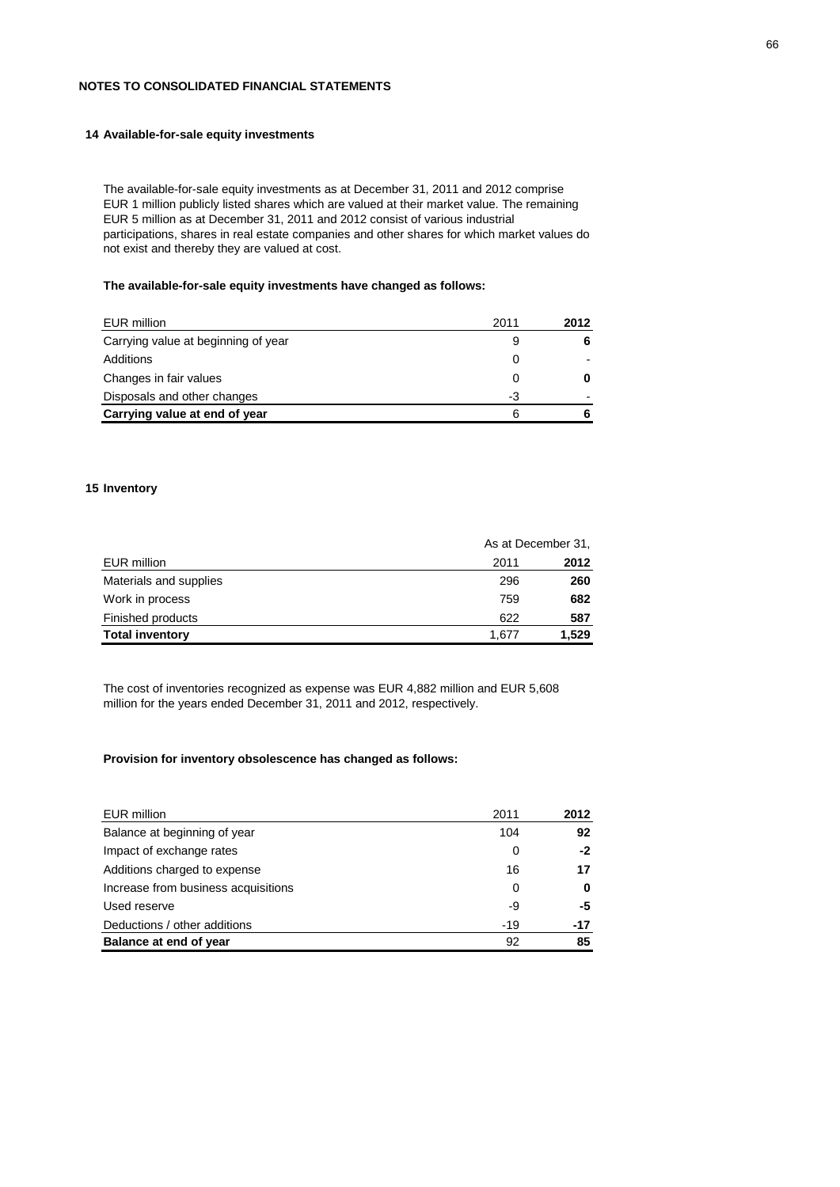## NOTES TO CONSOLIDATED FINANCIAL STATEMENTS

### 14 Available-for-sale equity investments

The available-for-sale equity investments as at December 31, 2011 and 2012 comprise EUR 1 million publicly listed shares which are valued at their market value. The remaining EUR 5 million as at December 31, 2011 and 2012 consist of various industrial participations, shares in real estate companies and other shares for which market values do not exist and thereby they are valued at cost.

**The available-for-sale equity investments have changed as follows:**

| EUR million | 2011 | **2012** |
|---|---|---|
| Carrying value at beginning of year | 9 | **6** |
| Additions | 0 | **-** |
| Changes in fair values | 0 | **0** |
| Disposals and other changes | -3 | **-** |
| **Carrying value at end of year** | 6 | **6** |

### 15 Inventory

| | As at December 31, | |
|---|---|---|
| EUR million | 2011 | **2012** |
| Materials and supplies | 296 | **260** |
| Work in process | 759 | **682** |
| Finished products | 622 | **587** |
| **Total inventory** | 1,677 | **1,529** |

The cost of inventories recognized as expense was EUR 4,882 million and EUR 5,608 million for the years ended December 31, 2011 and 2012, respectively.

**Provision for inventory obsolescence has changed as follows:**

| EUR million | 2011 | **2012** |
|---|---|---|
| Balance at beginning of year | 104 | **92** |
| Impact of exchange rates | 0 | **-2** |
| Additions charged to expense | 16 | **17** |
| Increase from business acquisitions | 0 | **0** |
| Used reserve | -9 | **-5** |
| Deductions / other additions | -19 | **-17** |
| **Balance at end of year** | 92 | **85** |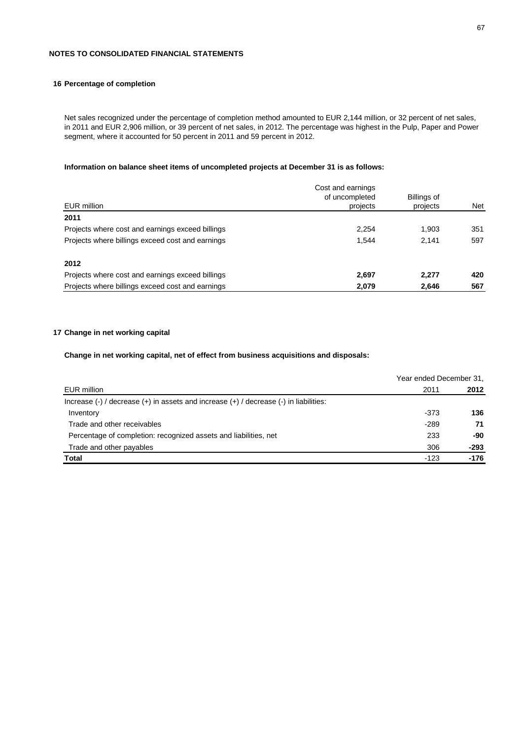## NOTES TO CONSOLIDATED FINANCIAL STATEMENTS

### 16 Percentage of completion

Net sales recognized under the percentage of completion method amounted to EUR 2,144 million, or 32 percent of net sales, in 2011 and EUR 2,906 million, or 39 percent of net sales, in 2012. The percentage was highest in the Pulp, Paper and Power segment, where it accounted for 50 percent in 2011 and 59 percent in 2012.

**Information on balance sheet items of uncompleted projects at December 31 is as follows:**

| EUR million | Cost and earnings of uncompleted projects | Billings of projects | Net |
|---|---|---|---|
| **2011** | | | |
| Projects where cost and earnings exceed billings | 2,254 | 1,903 | 351 |
| Projects where billings exceed cost and earnings | 1,544 | 2,141 | 597 |
| **2012** | | | |
| Projects where cost and earnings exceed billings | **2,697** | **2,277** | **420** |
| Projects where billings exceed cost and earnings | **2,079** | **2,646** | **567** |

### 17 Change in net working capital

**Change in net working capital, net of effect from business acquisitions and disposals:**

| EUR million | Year ended December 31, 2011 | 2012 |
|---|---|---|
| Increase (-) / decrease (+) in assets and increase (+) / decrease (-) in liabilities: | | |
| Inventory | -373 | **136** |
| Trade and other receivables | -289 | **71** |
| Percentage of completion: recognized assets and liabilities, net | 233 | **-90** |
| Trade and other payables | 306 | **-293** |
| **Total** | -123 | **-176** |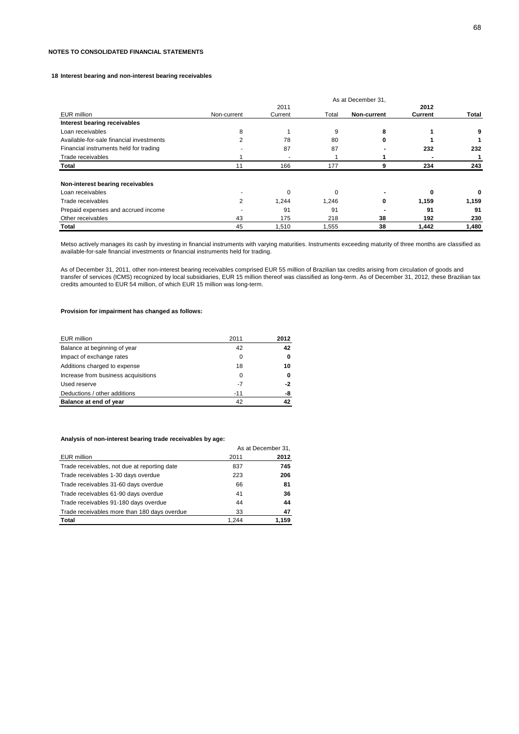**NOTES TO CONSOLIDATED FINANCIAL STATEMENTS**

**18 Interest bearing and non-interest bearing receivables**

| | As at December 31, | | | | | |
|---|---|---|---|---|---|---|
| | 2011 | | | **2012** | | |
| EUR million | Non-current | Current | Total | **Non-current** | **Current** | **Total** |
| **Interest bearing receivables** | | | | | | |
| Loan receivables | 8 | 1 | 9 | **8** | **1** | **9** |
| Available-for-sale financial investments | 2 | 78 | 80 | **0** | **1** | **1** |
| Financial instruments held for trading | - | 87 | 87 | **-** | **232** | **232** |
| Trade receivables | 1 | - | 1 | **1** | **-** | **1** |
| **Total** | 11 | 166 | 177 | **9** | **234** | **243** |
| | | | | | | |
| **Non-interest bearing receivables** | | | | | | |
| Loan receivables | - | 0 | 0 | **-** | **0** | **0** |
| Trade receivables | 2 | 1,244 | 1,246 | **0** | **1,159** | **1,159** |
| Prepaid expenses and accrued income | - | 91 | 91 | **-** | **91** | **91** |
| Other receivables | 43 | 175 | 218 | **38** | **192** | **230** |
| **Total** | 45 | 1,510 | 1,555 | **38** | **1,442** | **1,480** |

Metso actively manages its cash by investing in financial instruments with varying maturities. Instruments exceeding maturity of three months are classified as available-for-sale financial investments or financial instruments held for trading.

As of December 31, 2011, other non-interest bearing receivables comprised EUR 55 million of Brazilian tax credits arising from circulation of goods and transfer of services (ICMS) recognized by local subsidiaries, EUR 15 million thereof was classified as long-term. As of December 31, 2012, these Brazilian tax credits amounted to EUR 54 million, of which EUR 15 million was long-term.

**Provision for impairment has changed as follows:**

| EUR million | 2011 | **2012** |
|---|---|---|
| Balance at beginning of year | 42 | **42** |
| Impact of exchange rates | 0 | **0** |
| Additions charged to expense | 18 | **10** |
| Increase from business acquisitions | 0 | **0** |
| Used reserve | -7 | **-2** |
| Deductions / other additions | -11 | **-8** |
| **Balance at end of year** | 42 | **42** |

**Analysis of non-interest bearing trade receivables by age:**

| | As at December 31, | |
|---|---|---|
| EUR million | 2011 | **2012** |
| Trade receivables, not due at reporting date | 837 | **745** |
| Trade receivables 1-30 days overdue | 223 | **206** |
| Trade receivables 31-60 days overdue | 66 | **81** |
| Trade receivables 61-90 days overdue | 41 | **36** |
| Trade receivables 91-180 days overdue | 44 | **44** |
| Trade receivables more than 180 days overdue | 33 | **47** |
| **Total** | 1,244 | **1,159** |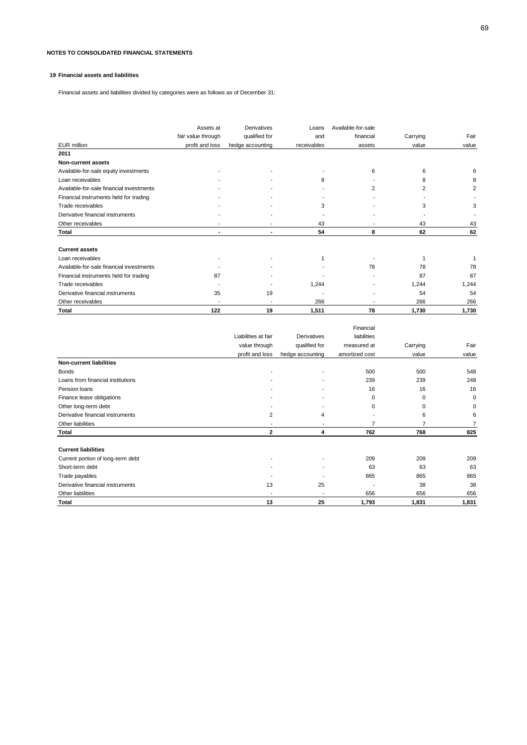**NOTES TO CONSOLIDATED FINANCIAL STATEMENTS**

**19 Financial assets and liabilities**

Financial assets and liabilities divided by categories were as follows as of December 31:

| EUR million | Assets at fair value through profit and loss | Derivatives qualified for hedge accounting | Loans and receivables | Available-for-sale financial assets | Carrying value | Fair value |
|---|---|---|---|---|---|---|
| **2011** | | | | | | |
| **Non-current assets** | | | | | | |
| Available-for-sale equity investments | - | - | - | 6 | 6 | 6 |
| Loan receivables | - | - | 8 | - | 8 | 8 |
| Available-for-sale financial investments | - | - | - | 2 | 2 | 2 |
| Financial instruments held for trading | - | - | - | - | - | - |
| Trade receivables | - | - | 3 | - | 3 | 3 |
| Derivative financial instruments | - | - | - | - | - | - |
| Other receivables | - | - | 43 | - | 43 | 43 |
| **Total** | **-** | **-** | **54** | **8** | **62** | **62** |
| | | | | | | |
| **Current assets** | | | | | | |
| Loan receivables | - | - | 1 | - | 1 | 1 |
| Available-for-sale financial investments | - | - | - | 78 | 78 | 78 |
| Financial instruments held for trading | 87 | - | - | - | 87 | 87 |
| Trade receivables | - | - | 1,244 | - | 1,244 | 1,244 |
| Derivative financial instruments | 35 | 19 | - | - | 54 | 54 |
| Other receivables | - | - | 266 | - | 266 | 266 |
| **Total** | **122** | **19** | **1,511** | **78** | **1,730** | **1,730** |

| | Liabilities at fair value through profit and loss | Derivatives qualified for hedge accounting | Financial liabilities measured at amortized cost | Carrying value | Fair value |
|---|---|---|---|---|---|
| **Non-current liabilities** | | | | | |
| Bonds | - | - | 500 | 500 | 548 |
| Loans from financial institutions | - | - | 239 | 239 | 248 |
| Pension loans | - | - | 16 | 16 | 16 |
| Finance lease obligations | - | - | 0 | 0 | 0 |
| Other long-term debt | - | - | 0 | 0 | 0 |
| Derivative financial instruments | 2 | 4 | - | 6 | 6 |
| Other liabilities | - | - | 7 | 7 | 7 |
| **Total** | **2** | **4** | **762** | **768** | **825** |
| | | | | | |
| **Current liabilities** | | | | | |
| Current portion of long-term debt | - | - | 209 | 209 | 209 |
| Short-term debt | - | - | 63 | 63 | 63 |
| Trade payables | - | - | 865 | 865 | 865 |
| Derivative financial instruments | 13 | 25 | - | 38 | 38 |
| Other liabilities | - | - | 656 | 656 | 656 |
| **Total** | **13** | **25** | **1,793** | **1,831** | **1,831** |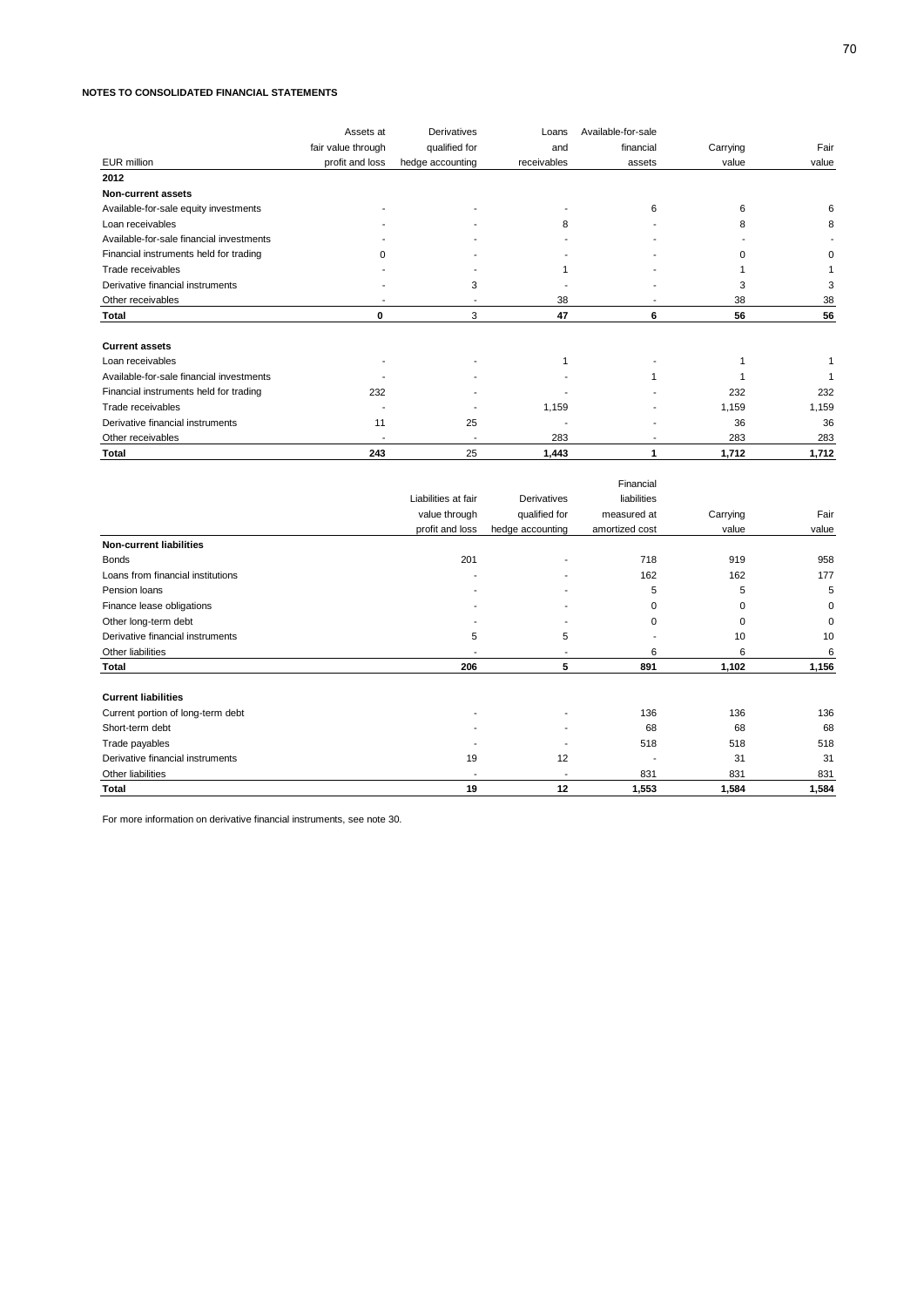**NOTES TO CONSOLIDATED FINANCIAL STATEMENTS**

| EUR million | Assets at fair value through profit and loss | Derivatives qualified for hedge accounting | Loans and receivables | Available-for-sale financial assets | Carrying value | Fair value |
|---|---|---|---|---|---|---|
| **2012** | | | | | | |
| **Non-current assets** | | | | | | |
| Available-for-sale equity investments | - | - | - | 6 | 6 | 6 |
| Loan receivables | - | - | 8 | - | 8 | 8 |
| Available-for-sale financial investments | - | - | - | - | - | - |
| Financial instruments held for trading | 0 | - | - | - | 0 | 0 |
| Trade receivables | - | - | 1 | - | 1 | 1 |
| Derivative financial instruments | - | 3 | - | - | 3 | 3 |
| Other receivables | - | - | 38 | - | 38 | 38 |
| **Total** | **0** | 3 | **47** | **6** | **56** | **56** |
| | | | | | | |
| **Current assets** | | | | | | |
| Loan receivables | - | - | 1 | - | 1 | 1 |
| Available-for-sale financial investments | - | - | - | 1 | 1 | 1 |
| Financial instruments held for trading | 232 | - | - | - | 232 | 232 |
| Trade receivables | - | - | 1,159 | - | 1,159 | 1,159 |
| Derivative financial instruments | 11 | 25 | - | - | 36 | 36 |
| Other receivables | - | - | 283 | - | 283 | 283 |
| **Total** | **243** | 25 | **1,443** | **1** | **1,712** | **1,712** |

| | Liabilities at fair value through profit and loss | Derivatives qualified for hedge accounting | Financial liabilities measured at amortized cost | Carrying value | Fair value |
|---|---|---|---|---|---|
| **Non-current liabilities** | | | | | |
| Bonds | 201 | - | 718 | 919 | 958 |
| Loans from financial institutions | - | - | 162 | 162 | 177 |
| Pension loans | - | - | 5 | 5 | 5 |
| Finance lease obligations | - | - | 0 | 0 | 0 |
| Other long-term debt | - | - | 0 | 0 | 0 |
| Derivative financial instruments | 5 | 5 | - | 10 | 10 |
| Other liabilities | - | - | 6 | 6 | 6 |
| **Total** | **206** | **5** | **891** | **1,102** | **1,156** |
| | | | | | |
| **Current liabilities** | | | | | |
| Current portion of long-term debt | - | - | 136 | 136 | 136 |
| Short-term debt | - | - | 68 | 68 | 68 |
| Trade payables | - | - | 518 | 518 | 518 |
| Derivative financial instruments | 19 | 12 | - | 31 | 31 |
| Other liabilities | - | - | 831 | 831 | 831 |
| **Total** | **19** | **12** | **1,553** | **1,584** | **1,584** |

For more information on derivative financial instruments, see note 30.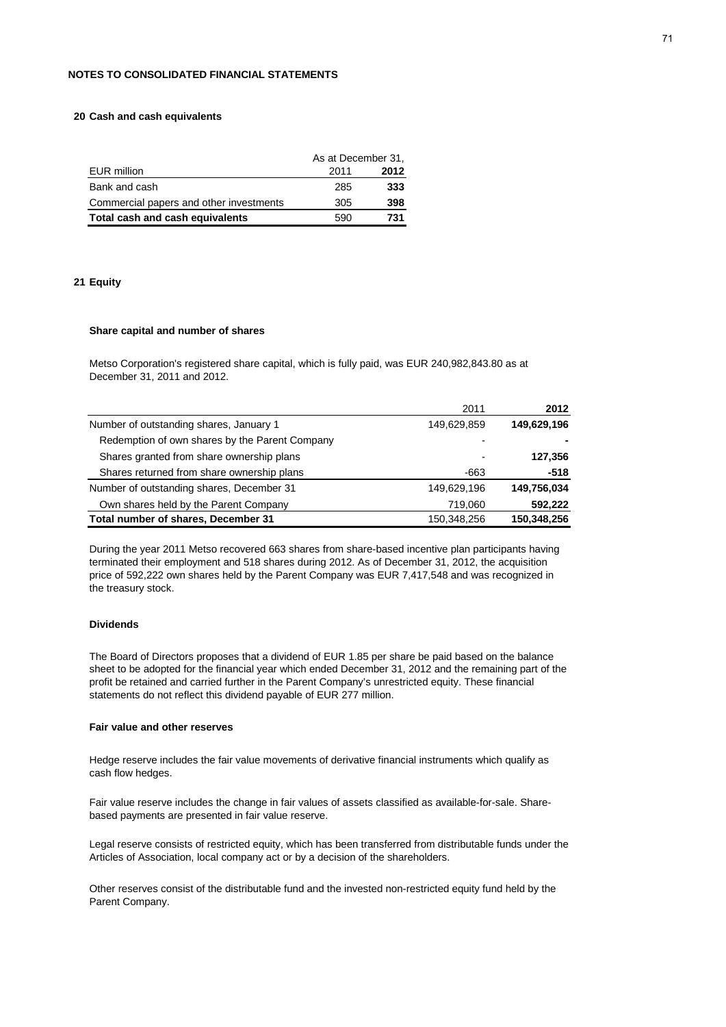## NOTES TO CONSOLIDATED FINANCIAL STATEMENTS

### 20 Cash and cash equivalents

| EUR million | As at December 31, 2011 | **2012** |
|---|---|---|
| Bank and cash | 285 | **333** |
| Commercial papers and other investments | 305 | **398** |
| **Total cash and cash equivalents** | 590 | **731** |

### 21 Equity

#### Share capital and number of shares

Metso Corporation's registered share capital, which is fully paid, was EUR 240,982,843.80 as at December 31, 2011 and 2012.

| | 2011 | **2012** |
|---|---|---|
| Number of outstanding shares, January 1 | 149,629,859 | **149,629,196** |
| Redemption of own shares by the Parent Company | - | **-** |
| Shares granted from share ownership plans | - | **127,356** |
| Shares returned from share ownership plans | -663 | **-518** |
| Number of outstanding shares, December 31 | 149,629,196 | **149,756,034** |
| Own shares held by the Parent Company | 719,060 | **592,222** |
| **Total number of shares, December 31** | 150,348,256 | **150,348,256** |

During the year 2011 Metso recovered 663 shares from share-based incentive plan participants having terminated their employment and 518 shares during 2012. As of December 31, 2012, the acquisition price of 592,222 own shares held by the Parent Company was EUR 7,417,548 and was recognized in the treasury stock.

#### Dividends

The Board of Directors proposes that a dividend of EUR 1.85 per share be paid based on the balance sheet to be adopted for the financial year which ended December 31, 2012 and the remaining part of the profit be retained and carried further in the Parent Company's unrestricted equity. These financial statements do not reflect this dividend payable of EUR 277 million.

#### Fair value and other reserves

Hedge reserve includes the fair value movements of derivative financial instruments which qualify as cash flow hedges.

Fair value reserve includes the change in fair values of assets classified as available-for-sale. Share-based payments are presented in fair value reserve.

Legal reserve consists of restricted equity, which has been transferred from distributable funds under the Articles of Association, local company act or by a decision of the shareholders.

Other reserves consist of the distributable fund and the invested non-restricted equity fund held by the Parent Company.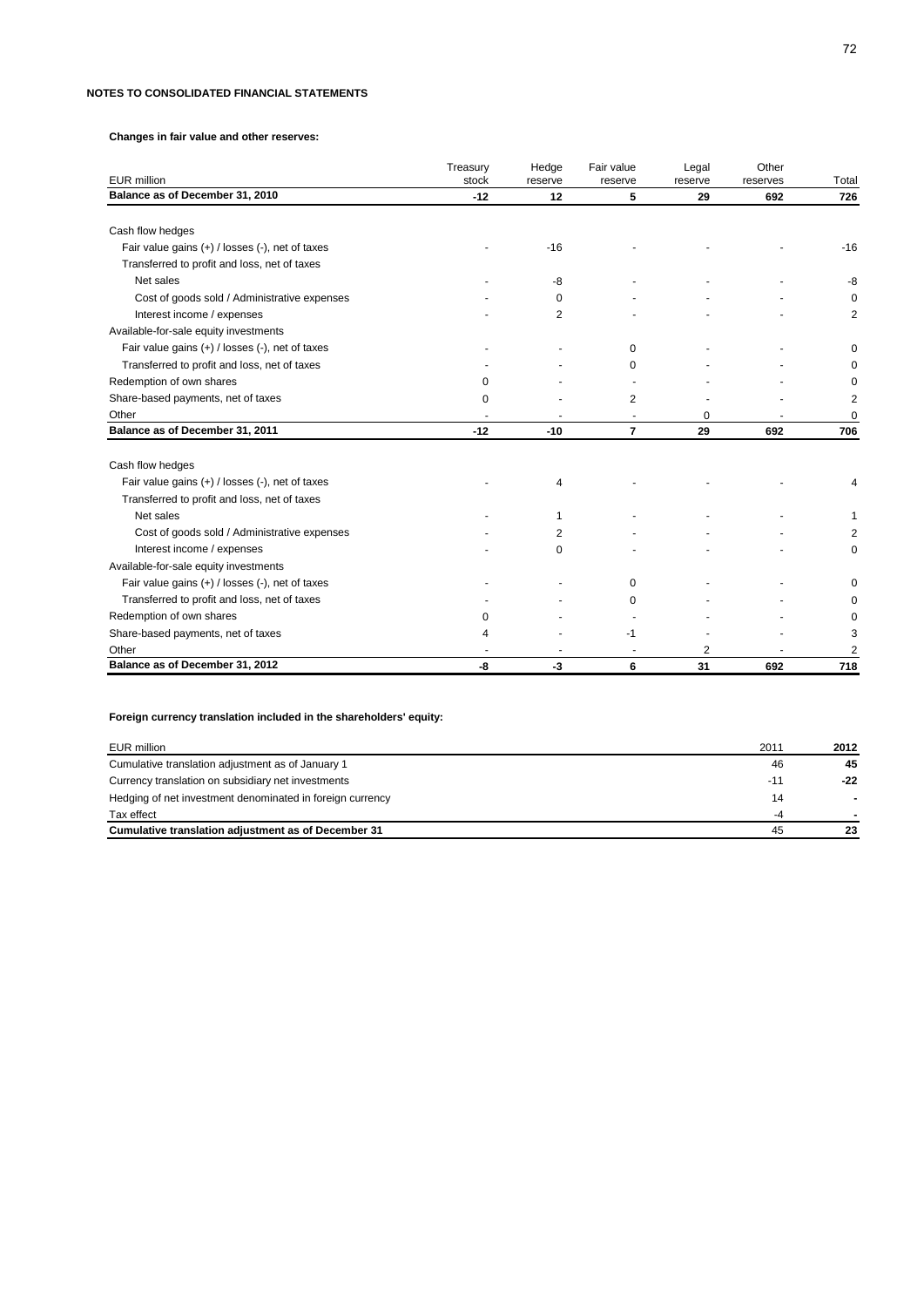**NOTES TO CONSOLIDATED FINANCIAL STATEMENTS**

**Changes in fair value and other reserves:**

| EUR million | Treasury stock | Hedge reserve | Fair value reserve | Legal reserve | Other reserves | Total |
|---|---|---|---|---|---|---|
| **Balance as of December 31, 2010** | **-12** | **12** | **5** | **29** | **692** | **726** |
| Cash flow hedges | | | | | | |
| Fair value gains (+) / losses (-), net of taxes | - | -16 | - | - | - | -16 |
| Transferred to profit and loss, net of taxes | | | | | | |
| Net sales | - | -8 | - | - | - | -8 |
| Cost of goods sold / Administrative expenses | - | 0 | - | - | - | 0 |
| Interest income / expenses | - | 2 | - | - | - | 2 |
| Available-for-sale equity investments | | | | | | |
| Fair value gains (+) / losses (-), net of taxes | - | - | 0 | - | - | 0 |
| Transferred to profit and loss, net of taxes | - | - | 0 | - | - | 0 |
| Redemption of own shares | 0 | - | - | - | - | 0 |
| Share-based payments, net of taxes | 0 | - | 2 | - | - | 2 |
| Other | - | - | - | 0 | - | 0 |
| **Balance as of December 31, 2011** | **-12** | **-10** | **7** | **29** | **692** | **706** |
| Cash flow hedges | | | | | | |
| Fair value gains (+) / losses (-), net of taxes | - | 4 | - | - | - | 4 |
| Transferred to profit and loss, net of taxes | | | | | | |
| Net sales | - | 1 | - | - | - | 1 |
| Cost of goods sold / Administrative expenses | - | 2 | - | - | - | 2 |
| Interest income / expenses | - | 0 | - | - | - | 0 |
| Available-for-sale equity investments | | | | | | |
| Fair value gains (+) / losses (-), net of taxes | - | - | 0 | - | - | 0 |
| Transferred to profit and loss, net of taxes | - | - | 0 | - | - | 0 |
| Redemption of own shares | 0 | - | - | - | - | 0 |
| Share-based payments, net of taxes | 4 | - | -1 | - | - | 3 |
| Other | - | - | - | 2 | - | 2 |
| **Balance as of December 31, 2012** | **-8** | **-3** | **6** | **31** | **692** | **718** |

**Foreign currency translation included in the shareholders' equity:**

| EUR million | 2011 | **2012** |
|---|---|---|
| Cumulative translation adjustment as of January 1 | 46 | **45** |
| Currency translation on subsidiary net investments | -11 | **-22** |
| Hedging of net investment denominated in foreign currency | 14 | **-** |
| Tax effect | -4 | **-** |
| **Cumulative translation adjustment as of December 31** | 45 | **23** |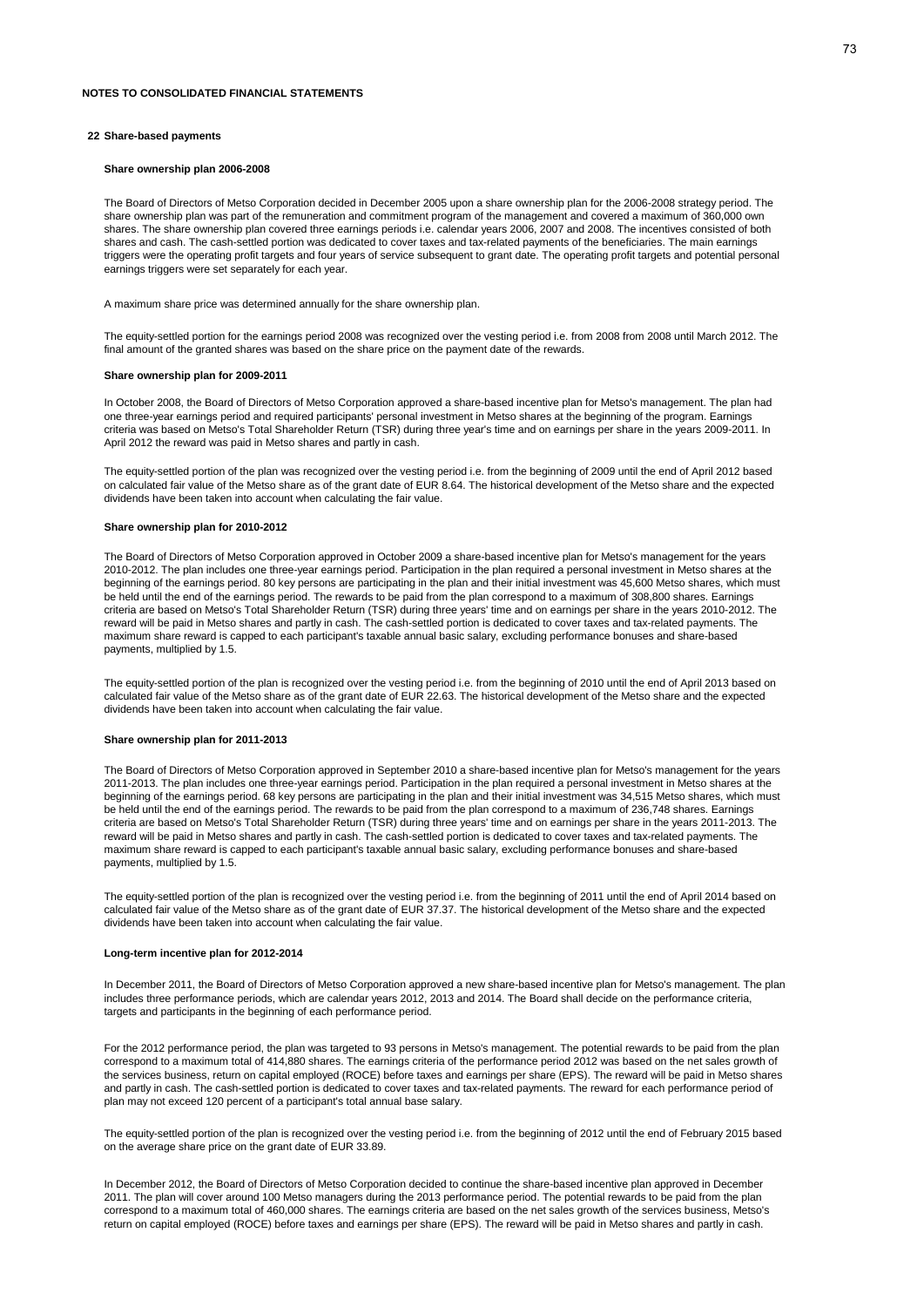## NOTES TO CONSOLIDATED FINANCIAL STATEMENTS

### 22 Share-based payments

#### Share ownership plan 2006-2008

The Board of Directors of Metso Corporation decided in December 2005 upon a share ownership plan for the 2006-2008 strategy period. The share ownership plan was part of the remuneration and commitment program of the management and covered a maximum of 360,000 own shares. The share ownership plan covered three earnings periods i.e. calendar years 2006, 2007 and 2008. The incentives consisted of both shares and cash. The cash-settled portion was dedicated to cover taxes and tax-related payments of the beneficiaries. The main earnings triggers were the operating profit targets and four years of service subsequent to grant date. The operating profit targets and potential personal earnings triggers were set separately for each year.

A maximum share price was determined annually for the share ownership plan.

The equity-settled portion for the earnings period 2008 was recognized over the vesting period i.e. from 2008 from 2008 until March 2012. The final amount of the granted shares was based on the share price on the payment date of the rewards.

#### Share ownership plan for 2009-2011

In October 2008, the Board of Directors of Metso Corporation approved a share-based incentive plan for Metso's management. The plan had one three-year earnings period and required participants' personal investment in Metso shares at the beginning of the program. Earnings criteria was based on Metso's Total Shareholder Return (TSR) during three year's time and on earnings per share in the years 2009-2011. In April 2012 the reward was paid in Metso shares and partly in cash.

The equity-settled portion of the plan was recognized over the vesting period i.e. from the beginning of 2009 until the end of April 2012 based on calculated fair value of the Metso share as of the grant date of EUR 8.64. The historical development of the Metso share and the expected dividends have been taken into account when calculating the fair value.

#### Share ownership plan for 2010-2012

The Board of Directors of Metso Corporation approved in October 2009 a share-based incentive plan for Metso's management for the years 2010-2012. The plan includes one three-year earnings period. Participation in the plan required a personal investment in Metso shares at the beginning of the earnings period. 80 key persons are participating in the plan and their initial investment was 45,600 Metso shares, which must be held until the end of the earnings period. The rewards to be paid from the plan correspond to a maximum of 308,800 shares. Earnings criteria are based on Metso's Total Shareholder Return (TSR) during three years' time and on earnings per share in the years 2010-2012. The reward will be paid in Metso shares and partly in cash. The cash-settled portion is dedicated to cover taxes and tax-related payments. The maximum share reward is capped to each participant's taxable annual basic salary, excluding performance bonuses and share-based payments, multiplied by 1.5.

The equity-settled portion of the plan is recognized over the vesting period i.e. from the beginning of 2010 until the end of April 2013 based on calculated fair value of the Metso share as of the grant date of EUR 22.63. The historical development of the Metso share and the expected dividends have been taken into account when calculating the fair value.

#### Share ownership plan for 2011-2013

The Board of Directors of Metso Corporation approved in September 2010 a share-based incentive plan for Metso's management for the years 2011-2013. The plan includes one three-year earnings period. Participation in the plan required a personal investment in Metso shares at the beginning of the earnings period. 68 key persons are participating in the plan and their initial investment was 34,515 Metso shares, which must be held until the end of the earnings period. The rewards to be paid from the plan correspond to a maximum of 236,748 shares. Earnings criteria are based on Metso's Total Shareholder Return (TSR) during three years' time and on earnings per share in the years 2011-2013. The reward will be paid in Metso shares and partly in cash. The cash-settled portion is dedicated to cover taxes and tax-related payments. The maximum share reward is capped to each participant's taxable annual basic salary, excluding performance bonuses and share-based payments, multiplied by 1.5.

The equity-settled portion of the plan is recognized over the vesting period i.e. from the beginning of 2011 until the end of April 2014 based on calculated fair value of the Metso share as of the grant date of EUR 37.37. The historical development of the Metso share and the expected dividends have been taken into account when calculating the fair value.

#### Long-term incentive plan for 2012-2014

In December 2011, the Board of Directors of Metso Corporation approved a new share-based incentive plan for Metso's management. The plan includes three performance periods, which are calendar years 2012, 2013 and 2014. The Board shall decide on the performance criteria, targets and participants in the beginning of each performance period.

For the 2012 performance period, the plan was targeted to 93 persons in Metso's management. The potential rewards to be paid from the plan correspond to a maximum total of 414,880 shares. The earnings criteria of the performance period 2012 was based on the net sales growth of the services business, return on capital employed (ROCE) before taxes and earnings per share (EPS). The reward will be paid in Metso shares and partly in cash. The cash-settled portion is dedicated to cover taxes and tax-related payments. The reward for each performance period of plan may not exceed 120 percent of a participant's total annual base salary.

The equity-settled portion of the plan is recognized over the vesting period i.e. from the beginning of 2012 until the end of February 2015 based on the average share price on the grant date of EUR 33.89.

In December 2012, the Board of Directors of Metso Corporation decided to continue the share-based incentive plan approved in December 2011. The plan will cover around 100 Metso managers during the 2013 performance period. The potential rewards to be paid from the plan correspond to a maximum total of 460,000 shares. The earnings criteria are based on the net sales growth of the services business, Metso's return on capital employed (ROCE) before taxes and earnings per share (EPS). The reward will be paid in Metso shares and partly in cash.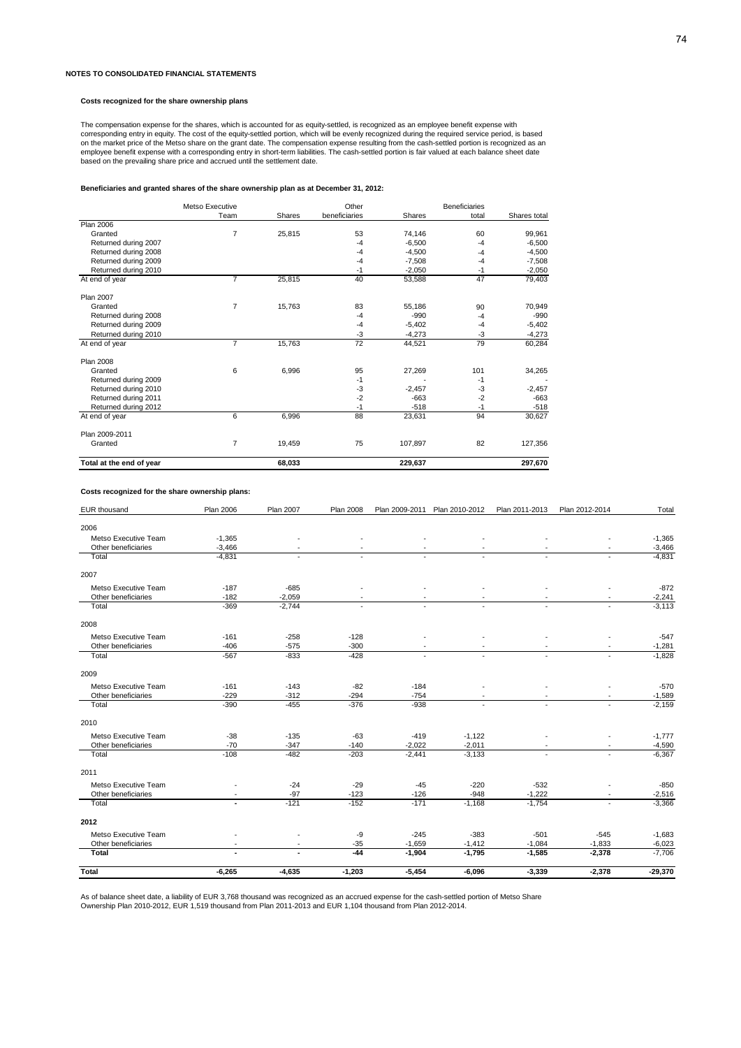NOTES TO CONSOLIDATED FINANCIAL STATEMENTS

**Costs recognized for the share ownership plans**

The compensation expense for the shares, which is accounted for as equity-settled, is recognized as an employee benefit expense with corresponding entry in equity. The cost of the equity-settled portion, which will be evenly recognized during the required service period, is based on the market price of the Metso share on the grant date. The compensation expense resulting from the cash-settled portion is recognized as an employee benefit expense with a corresponding entry in short-term liabilities. The cash-settled portion is fair valued at each balance sheet date based on the prevailing share price and accrued until the settlement date.

**Beneficiaries and granted shares of the share ownership plan as at December 31, 2012:**

| | Metso Executive Team | Shares | Other beneficiaries | Shares | Beneficiaries total | Shares total |
|---|---|---|---|---|---|---|
| Plan 2006 | | | | | | |
| Granted | 7 | 25,815 | 53 | 74,146 | 60 | 99,961 |
| Returned during 2007 | | | -4 | -6,500 | -4 | -6,500 |
| Returned during 2008 | | | -4 | -4,500 | -4 | -4,500 |
| Returned during 2009 | | | -4 | -7,508 | -4 | -7,508 |
| Returned during 2010 | | | -1 | -2,050 | -1 | -2,050 |
| At end of year | 7 | 25,815 | 40 | 53,588 | 47 | 79,403 |
| Plan 2007 | | | | | | |
| Granted | 7 | 15,763 | 83 | 55,186 | 90 | 70,949 |
| Returned during 2008 | | | -4 | -990 | -4 | -990 |
| Returned during 2009 | | | -4 | -5,402 | -4 | -5,402 |
| Returned during 2010 | | | -3 | -4,273 | -3 | -4,273 |
| At end of year | 7 | 15,763 | 72 | 44,521 | 79 | 60,284 |
| Plan 2008 | | | | | | |
| Granted | 6 | 6,996 | 95 | 27,269 | 101 | 34,265 |
| Returned during 2009 | | | -1 | - | -1 | - |
| Returned during 2010 | | | -3 | -2,457 | -3 | -2,457 |
| Returned during 2011 | | | -2 | -663 | -2 | -663 |
| Returned during 2012 | | | -1 | -518 | -1 | -518 |
| At end of year | 6 | 6,996 | 88 | 23,631 | 94 | 30,627 |
| Plan 2009-2011 | | | | | | |
| Granted | 7 | 19,459 | 75 | 107,897 | 82 | 127,356 |
| **Total at the end of year** | | **68,033** | | **229,637** | | **297,670** |

**Costs recognized for the share ownership plans:**

| EUR thousand | Plan 2006 | Plan 2007 | Plan 2008 | Plan 2009-2011 | Plan 2010-2012 | Plan 2011-2013 | Plan 2012-2014 | Total |
|---|---|---|---|---|---|---|---|---|
| 2006 | | | | | | | | |
| Metso Executive Team | -1,365 | - | - | - | - | - | - | -1,365 |
| Other beneficiaries | -3,466 | - | - | - | - | - | - | -3,466 |
| Total | -4,831 | - | - | - | - | - | - | -4,831 |
| 2007 | | | | | | | | |
| Metso Executive Team | -187 | -685 | - | - | - | - | - | -872 |
| Other beneficiaries | -182 | -2,059 | - | - | - | - | - | -2,241 |
| Total | -369 | -2,744 | - | - | - | - | - | -3,113 |
| 2008 | | | | | | | | |
| Metso Executive Team | -161 | -258 | -128 | - | - | - | - | -547 |
| Other beneficiaries | -406 | -575 | -300 | - | - | - | - | -1,281 |
| Total | -567 | -833 | -428 | - | - | - | - | -1,828 |
| 2009 | | | | | | | | |
| Metso Executive Team | -161 | -143 | -82 | -184 | - | - | - | -570 |
| Other beneficiaries | -229 | -312 | -294 | -754 | - | - | - | -1,589 |
| Total | -390 | -455 | -376 | -938 | - | - | - | -2,159 |
| 2010 | | | | | | | | |
| Metso Executive Team | -38 | -135 | -63 | -419 | -1,122 | - | - | -1,777 |
| Other beneficiaries | -70 | -347 | -140 | -2,022 | -2,011 | - | - | -4,590 |
| Total | -108 | -482 | -203 | -2,441 | -3,133 | - | - | -6,367 |
| 2011 | | | | | | | | |
| Metso Executive Team | - | -24 | -29 | -45 | -220 | -532 | - | -850 |
| Other beneficiaries | - | -97 | -123 | -126 | -948 | -1,222 | - | -2,516 |
| Total | - | -121 | -152 | -171 | -1,168 | -1,754 | - | -3,366 |
| **2012** | | | | | | | | |
| Metso Executive Team | - | - | -9 | -245 | -383 | -501 | -545 | -1,683 |
| Other beneficiaries | - | - | -35 | -1,659 | -1,412 | -1,084 | -1,833 | -6,023 |
| **Total** | **-** | **-** | **-44** | **-1,904** | **-1,795** | **-1,585** | **-2,378** | -7,706 |
| **Total** | **-6,265** | **-4,635** | **-1,203** | **-5,454** | **-6,096** | **-3,339** | **-2,378** | **-29,370** |

As of balance sheet date, a liability of EUR 3,768 thousand was recognized as an accrued expense for the cash-settled portion of Metso Share Ownership Plan 2010-2012, EUR 1,519 thousand from Plan 2011-2013 and EUR 1,104 thousand from Plan 2012-2014.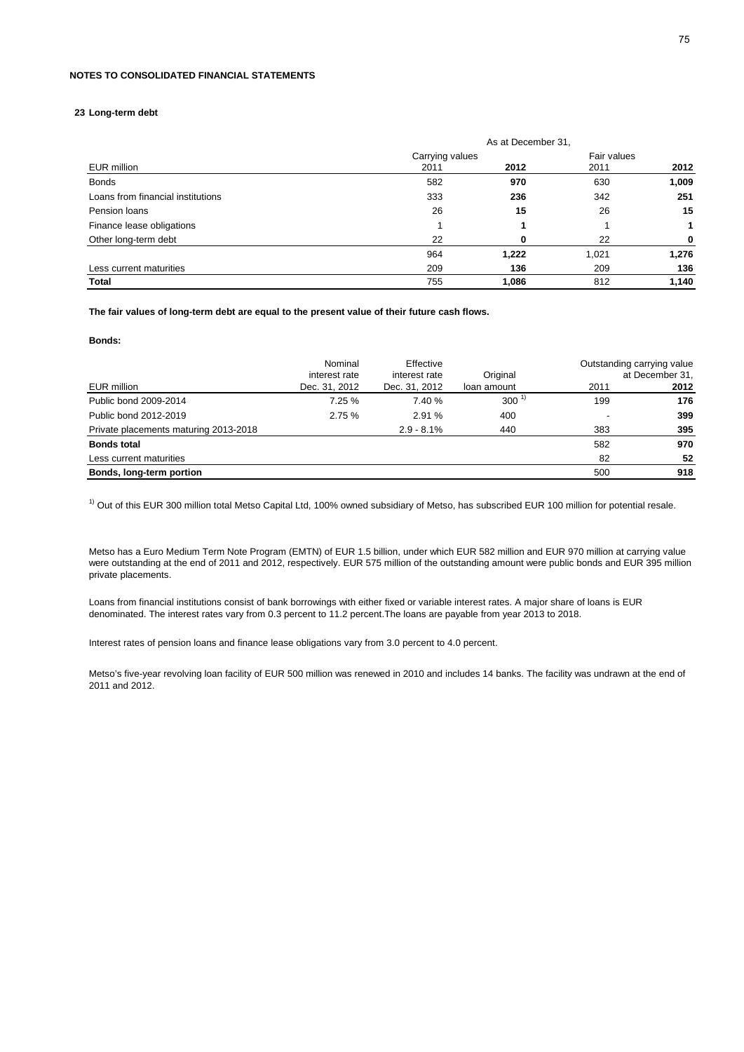**NOTES TO CONSOLIDATED FINANCIAL STATEMENTS**

## 23 Long-term debt

| EUR million | Carrying values 2011 | Carrying values 2012 | Fair values 2011 | Fair values 2012 |
|---|---|---|---|---|
| | As at December 31, | | | |
| Bonds | 582 | **970** | 630 | **1,009** |
| Loans from financial institutions | 333 | **236** | 342 | **251** |
| Pension loans | 26 | **15** | 26 | **15** |
| Finance lease obligations | 1 | **1** | 1 | **1** |
| Other long-term debt | 22 | **0** | 22 | **0** |
| | 964 | **1,222** | 1,021 | **1,276** |
| Less current maturities | 209 | **136** | 209 | **136** |
| **Total** | 755 | **1,086** | 812 | **1,140** |

**The fair values of long-term debt are equal to the present value of their future cash flows.**

**Bonds:**

| EUR million | Nominal interest rate Dec. 31, 2012 | Effective interest rate Dec. 31, 2012 | Original loan amount | Outstanding carrying value at December 31, 2011 | Outstanding carrying value at December 31, 2012 |
|---|---|---|---|---|---|
| Public bond 2009-2014 | 7.25 % | 7.40 % | 300 [1] | 199 | **176** |
| Public bond 2012-2019 | 2.75 % | 2.91 % | 400 | - | **399** |
| Private placements maturing 2013-2018 | | 2.9 - 8.1% | 440 | 383 | **395** |
| **Bonds total** | | | | 582 | **970** |
| Less current maturities | | | | 82 | **52** |
| **Bonds, long-term portion** | | | | 500 | **918** |

[1] Out of this EUR 300 million total Metso Capital Ltd, 100% owned subsidiary of Metso, has subscribed EUR 100 million for potential resale.

Metso has a Euro Medium Term Note Program (EMTN) of EUR 1.5 billion, under which EUR 582 million and EUR 970 million at carrying value were outstanding at the end of 2011 and 2012, respectively. EUR 575 million of the outstanding amount were public bonds and EUR 395 million private placements.

Loans from financial institutions consist of bank borrowings with either fixed or variable interest rates. A major share of loans is EUR denominated. The interest rates vary from 0.3 percent to 11.2 percent.The loans are payable from year 2013 to 2018.

Interest rates of pension loans and finance lease obligations vary from 3.0 percent to 4.0 percent.

Metso's five-year revolving loan facility of EUR 500 million was renewed in 2010 and includes 14 banks. The facility was undrawn at the end of 2011 and 2012.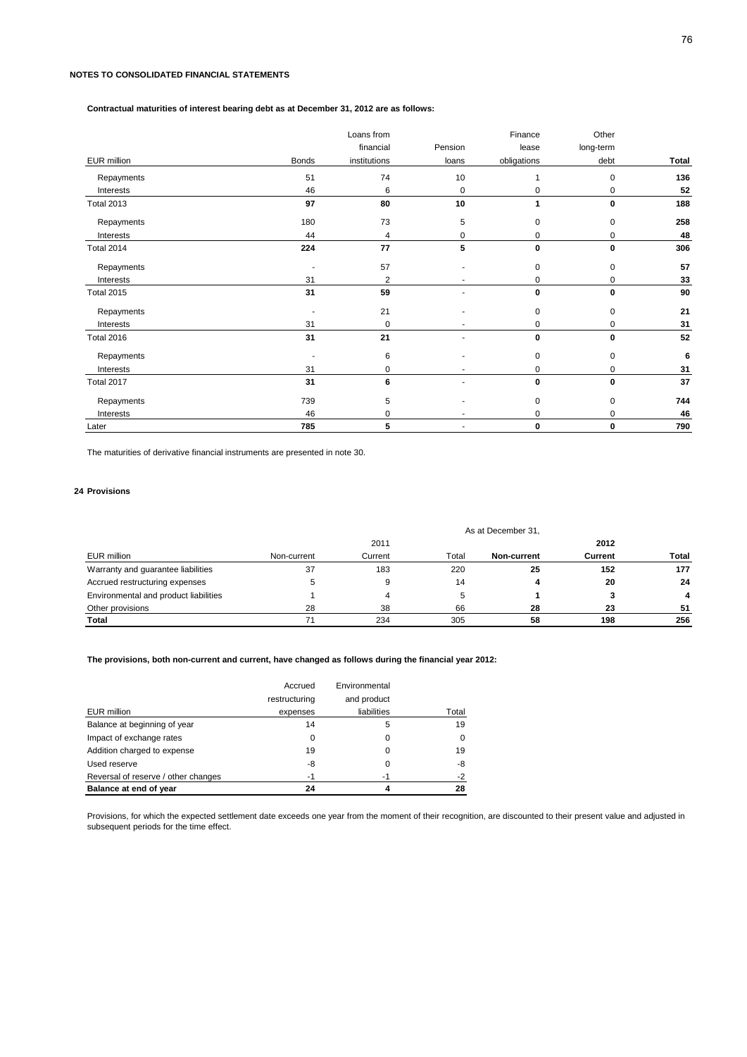## NOTES TO CONSOLIDATED FINANCIAL STATEMENTS

**Contractual maturities of interest bearing debt as at December 31, 2012 are as follows:**

| EUR million | Bonds | Loans from financial institutions | Pension loans | Finance lease obligations | Other long-term debt | Total |
|---|---|---|---|---|---|---|
| Repayments | 51 | 74 | 10 | 1 | 0 | **136** |
| Interests | 46 | 6 | 0 | 0 | 0 | **52** |
| Total 2013 | **97** | **80** | **10** | **1** | **0** | **188** |
| Repayments | 180 | 73 | 5 | 0 | 0 | **258** |
| Interests | 44 | 4 | 0 | 0 | 0 | **48** |
| Total 2014 | **224** | **77** | **5** | **0** | **0** | **306** |
| Repayments | - | 57 | - | 0 | 0 | **57** |
| Interests | 31 | 2 | - | 0 | 0 | **33** |
| Total 2015 | **31** | **59** | - | **0** | **0** | **90** |
| Repayments | - | 21 | - | 0 | 0 | **21** |
| Interests | 31 | 0 | - | 0 | 0 | **31** |
| Total 2016 | **31** | **21** | - | **0** | **0** | **52** |
| Repayments | - | 6 | - | 0 | 0 | **6** |
| Interests | 31 | 0 | - | 0 | 0 | **31** |
| Total 2017 | **31** | **6** | - | **0** | **0** | **37** |
| Repayments | 739 | 5 | - | 0 | 0 | **744** |
| Interests | 46 | 0 | - | 0 | 0 | **46** |
| Later | **785** | **5** | - | **0** | **0** | **790** |

The maturities of derivative financial instruments are presented in note 30.

## 24 Provisions

| | As at December 31, | | | | | |
|---|---|---|---|---|---|---|
| | 2011 | | | **2012** | | |
| EUR million | Non-current | Current | Total | **Non-current** | **Current** | **Total** |
| Warranty and guarantee liabilities | 37 | 183 | 220 | **25** | **152** | **177** |
| Accrued restructuring expenses | 5 | 9 | 14 | **4** | **20** | **24** |
| Environmental and product liabilities | 1 | 4 | 5 | **1** | **3** | **4** |
| Other provisions | 28 | 38 | 66 | **28** | **23** | **51** |
| **Total** | 71 | 234 | 305 | **58** | **198** | **256** |

**The provisions, both non-current and current, have changed as follows during the financial year 2012:**

| EUR million | Accrued restructuring expenses | Environmental and product liabilities | Total |
|---|---|---|---|
| Balance at beginning of year | 14 | 5 | 19 |
| Impact of exchange rates | 0 | 0 | 0 |
| Addition charged to expense | 19 | 0 | 19 |
| Used reserve | -8 | 0 | -8 |
| Reversal of reserve / other changes | -1 | -1 | -2 |
| **Balance at end of year** | **24** | **4** | **28** |

Provisions, for which the expected settlement date exceeds one year from the moment of their recognition, are discounted to their present value and adjusted in subsequent periods for the time effect.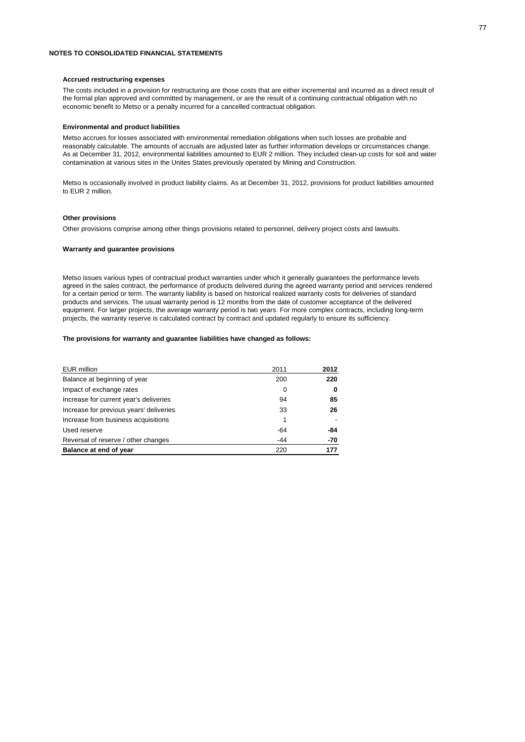**NOTES TO CONSOLIDATED FINANCIAL STATEMENTS**

### Accrued restructuring expenses

The costs included in a provision for restructuring are those costs that are either incremental and incurred as a direct result of the formal plan approved and committed by management, or are the result of a continuing contractual obligation with no economic benefit to Metso or a penalty incurred for a cancelled contractual obligation.

### Environmental and product liabilities

Metso accrues for losses associated with environmental remediation obligations when such losses are probable and reasonably calculable. The amounts of accruals are adjusted later as further information develops or circumstances change. As at December 31, 2012, environmental liabilities amounted to EUR 2 million. They included clean-up costs for soil and water contamination at various sites in the Unites States previously operated by Mining and Construction.

Metso is occasionally involved in product liability claims. As at December 31, 2012, provisions for product liabilities amounted to EUR 2 million.

### Other provisions

Other provisions comprise among other things provisions related to personnel, delivery project costs and lawsuits.

### Warranty and guarantee provisions

Metso issues various types of contractual product warranties under which it generally guarantees the performance levels agreed in the sales contract, the performance of products delivered during the agreed warranty period and services rendered for a certain period or term. The warranty liability is based on historical realized warranty costs for deliveries of standard products and services. The usual warranty period is 12 months from the date of customer acceptance of the delivered equipment. For larger projects, the average warranty period is two years. For more complex contracts, including long-term projects, the warranty reserve is calculated contract by contract and updated regularly to ensure its sufficiency.

**The provisions for warranty and guarantee liabilities have changed as follows:**

| EUR million | 2011 | **2012** |
|---|---|---|
| Balance at beginning of year | 200 | **220** |
| Impact of exchange rates | 0 | **0** |
| Increase for current year's deliveries | 94 | **85** |
| Increase for previous years' deliveries | 33 | **26** |
| Increase from business acquisitions | 1 | **-** |
| Used reserve | -64 | **-84** |
| Reversal of reserve / other changes | -44 | **-70** |
| **Balance at end of year** | 220 | **177** |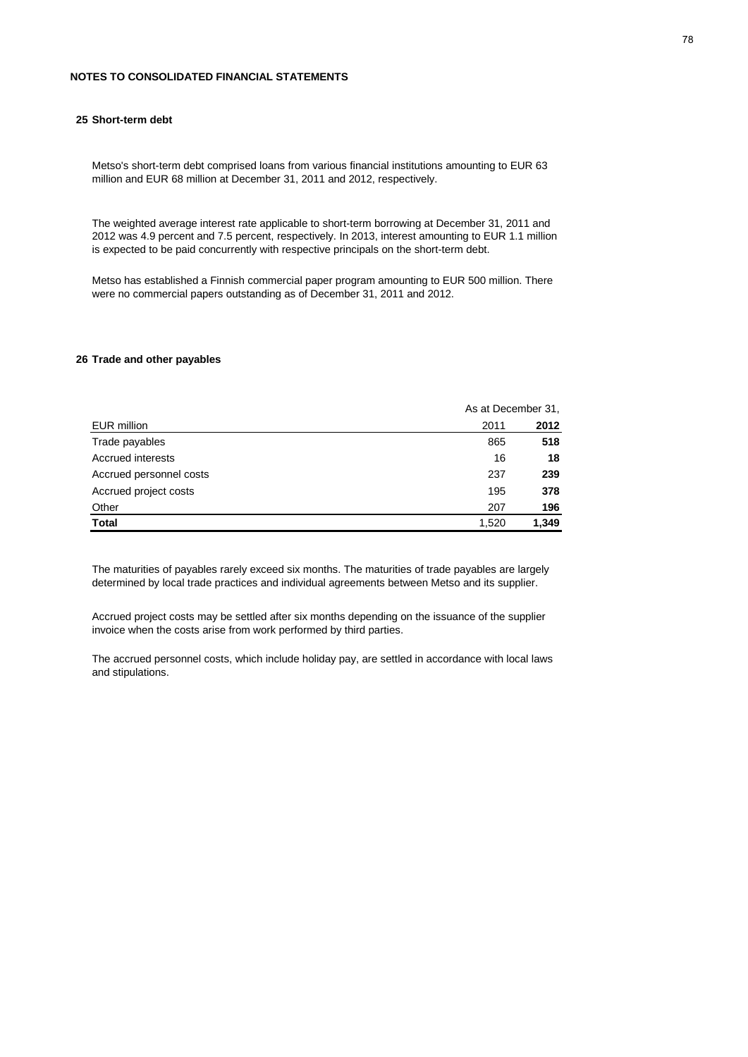## NOTES TO CONSOLIDATED FINANCIAL STATEMENTS

### 25 Short-term debt

Metso's short-term debt comprised loans from various financial institutions amounting to EUR 63 million and EUR 68 million at December 31, 2011 and 2012, respectively.

The weighted average interest rate applicable to short-term borrowing at December 31, 2011 and 2012 was 4.9 percent and 7.5 percent, respectively. In 2013, interest amounting to EUR 1.1 million is expected to be paid concurrently with respective principals on the short-term debt.

Metso has established a Finnish commercial paper program amounting to EUR 500 million. There were no commercial papers outstanding as of December 31, 2011 and 2012.

### 26 Trade and other payables

| | As at December 31, | |
|---|---|---|
| EUR million | 2011 | **2012** |
| Trade payables | 865 | **518** |
| Accrued interests | 16 | **18** |
| Accrued personnel costs | 237 | **239** |
| Accrued project costs | 195 | **378** |
| Other | 207 | **196** |
| **Total** | 1,520 | **1,349** |

The maturities of payables rarely exceed six months. The maturities of trade payables are largely determined by local trade practices and individual agreements between Metso and its supplier.

Accrued project costs may be settled after six months depending on the issuance of the supplier invoice when the costs arise from work performed by third parties.

The accrued personnel costs, which include holiday pay, are settled in accordance with local laws and stipulations.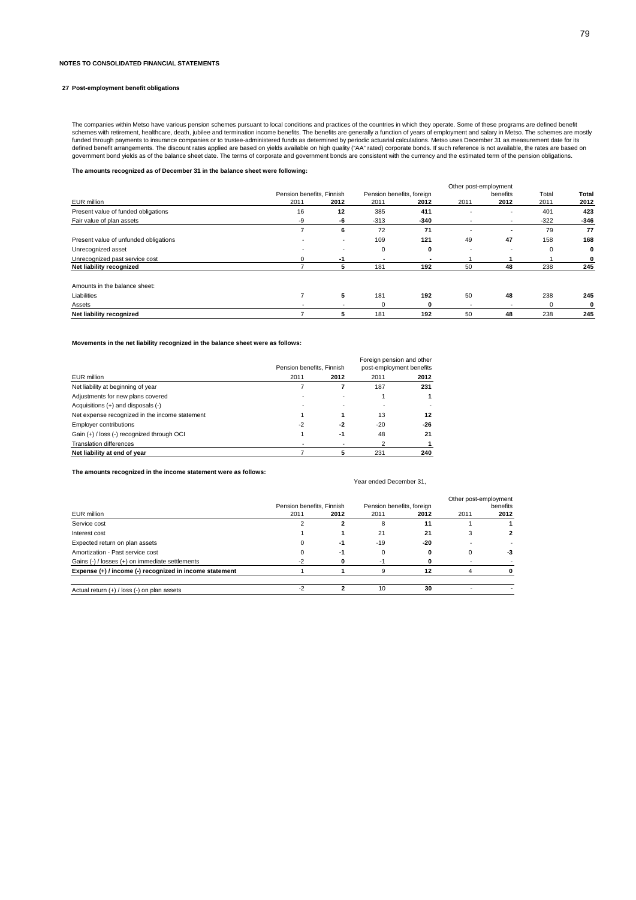NOTES TO CONSOLIDATED FINANCIAL STATEMENTS

## 27 Post-employment benefit obligations

The companies within Metso have various pension schemes pursuant to local conditions and practices of the countries in which they operate. Some of these programs are defined benefit schemes with retirement, healthcare, death, jubilee and termination income benefits. The benefits are generally a function of years of employment and salary in Metso. The schemes are mostly funded through payments to insurance companies or to trustee-administered funds as determined by periodic actuarial calculations. Metso uses December 31 as measurement date for its defined benefit arrangements. The discount rates applied are based on yields available on high quality ("AA" rated) corporate bonds. If such reference is not available, the rates are based on government bond yields as of the balance sheet date. The terms of corporate and government bonds are consistent with the currency and the estimated term of the pension obligations.

**The amounts recognized as of December 31 in the balance sheet were following:**

| | Pension benefits, Finnish | | Pension benefits, foreign | | Other post-employment benefits | | Total | **Total** |
|---|---|---|---|---|---|---|---|---|
| EUR million | 2011 | **2012** | 2011 | **2012** | 2011 | **2012** | 2011 | **2012** |
| Present value of funded obligations | 16 | **12** | 385 | **411** | - | - | 401 | **423** |
| Fair value of plan assets | -9 | **-6** | -313 | **-340** | - | - | -322 | **-346** |
| | 7 | **6** | 72 | **71** | - | **-** | 79 | **77** |
| Present value of unfunded obligations | - | - | 109 | **121** | 49 | **47** | 158 | **168** |
| Unrecognized asset | - | - | 0 | **0** | - | - | 0 | **0** |
| Unrecognized past service cost | 0 | **-1** | - | **-** | 1 | **1** | 1 | **0** |
| **Net liability recognized** | 7 | **5** | 181 | **192** | 50 | **48** | 238 | **245** |
| | | | | | | | | |
| Amounts in the balance sheet: | | | | | | | | |
| Liabilities | 7 | **5** | 181 | **192** | 50 | **48** | 238 | **245** |
| Assets | - | - | 0 | **0** | - | - | 0 | **0** |
| **Net liability recognized** | 7 | **5** | 181 | **192** | 50 | **48** | 238 | **245** |

**Movements in the net liability recognized in the balance sheet were as follows:**

| | Pension benefits, Finnish | | Foreign pension and other post-employment benefits | |
|---|---|---|---|---|
| EUR million | 2011 | **2012** | 2011 | **2012** |
| Net liability at beginning of year | 7 | **7** | 187 | **231** |
| Adjustments for new plans covered | - | - | 1 | **1** |
| Acquisitions (+) and disposals (-) | - | - | - | - |
| Net expense recognized in the income statement | 1 | **1** | 13 | **12** |
| Employer contributions | -2 | **-2** | -20 | **-26** |
| Gain (+) / loss (-) recognized through OCI | 1 | **-1** | 48 | **21** |
| Translation differences | - | - | 2 | **1** |
| **Net liability at end of year** | 7 | **5** | 231 | **240** |

**The amounts recognized in the income statement were as follows:**

Year ended December 31,

| | Pension benefits, Finnish | | Pension benefits, foreign | | Other post-employment benefits | |
|---|---|---|---|---|---|---|
| EUR million | 2011 | **2012** | 2011 | **2012** | 2011 | **2012** |
| Service cost | 2 | **2** | 8 | **11** | 1 | **1** |
| Interest cost | 1 | **1** | 21 | **21** | 3 | **2** |
| Expected return on plan assets | 0 | **-1** | -19 | **-20** | - | - |
| Amortization - Past service cost | 0 | **-1** | 0 | **0** | 0 | **-3** |
| Gains (-) / losses (+) on immediate settlements | -2 | **0** | -1 | **0** | - | - |
| **Expense (+) / income (-) recognized in income statement** | 1 | **1** | 9 | **12** | 4 | **0** |
| | | | | | | |
| Actual return (+) / loss (-) on plan assets | -2 | **2** | 10 | **30** | - | **-** |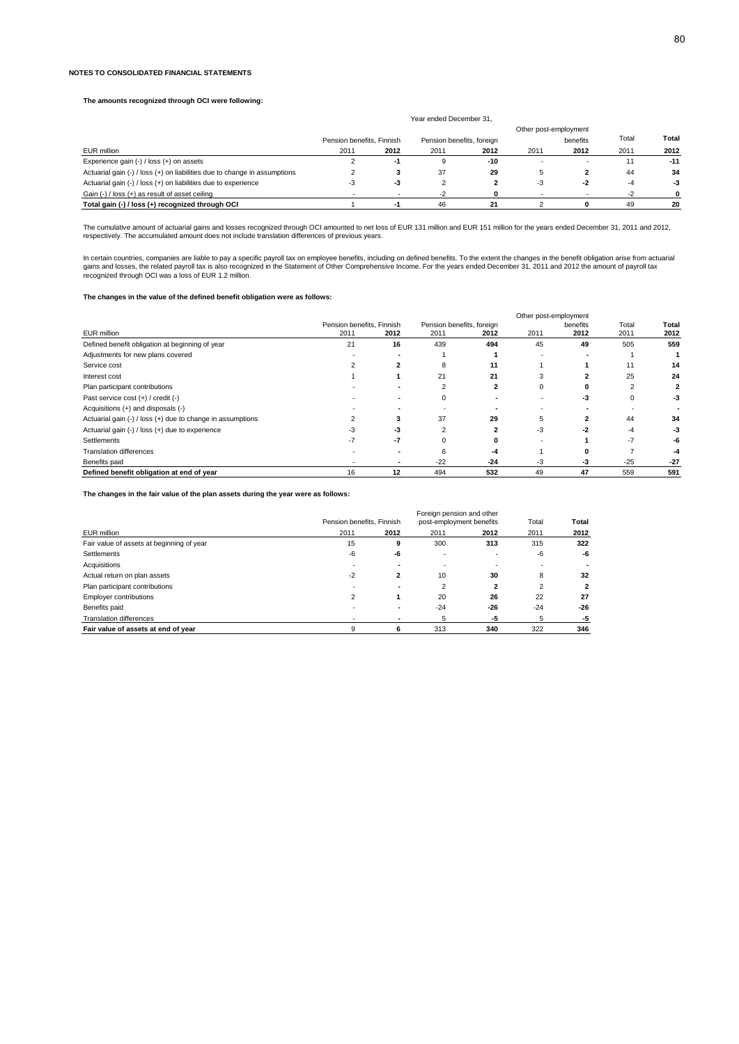**NOTES TO CONSOLIDATED FINANCIAL STATEMENTS**

**The amounts recognized through OCI were following:**

| | Year ended December 31, | | | | | | | |
|---|---|---|---|---|---|---|---|---|
| | Pension benefits, Finnish | | Pension benefits, foreign | | Other post-employment benefits | | Total | **Total** |
| EUR million | 2011 | **2012** | 2011 | **2012** | 2011 | **2012** | 2011 | **2012** |
| Experience gain (-) / loss (+) on assets | 2 | **-1** | 9 | **-10** | - | - | 11 | **-11** |
| Actuarial gain (-) / loss (+) on liabilities due to change in assumptions | 2 | **3** | 37 | **29** | 5 | **2** | 44 | **34** |
| Actuarial gain (-) / loss (+) on liabilities due to experience | -3 | **-3** | 2 | **2** | -3 | **-2** | -4 | **-3** |
| Gain (-) / loss (+) as result of asset ceiling | - | - | -2 | **0** | - | - | -2 | **0** |
| **Total gain (-) / loss (+) recognized through OCI** | 1 | **-1** | 46 | **21** | 2 | **0** | 49 | **20** |

The cumulative amount of actuarial gains and losses recognized through OCI amounted to net loss of EUR 131 million and EUR 151 million for the years ended December 31, 2011 and 2012, respectively. The accumulated amount does not include translation differences of previous years.

In certain countries, companies are liable to pay a specific payroll tax on employee benefits, including on defined benefits. To the extent the changes in the benefit obligation arise from actuarial gains and losses, the related payroll tax is also recognized in the Statement of Other Comprehensive Income. For the years ended December 31, 2011 and 2012 the amount of payroll tax recognized through OCI was a loss of EUR 1.2 million.

**The changes in the value of the defined benefit obligation were as follows:**

| | Pension benefits, Finnish | | Pension benefits, foreign | | Other post-employment benefits | | Total | **Total** |
|---|---|---|---|---|---|---|---|---|
| EUR million | 2011 | **2012** | 2011 | **2012** | 2011 | **2012** | 2011 | **2012** |
| Defined benefit obligation at beginning of year | 21 | **16** | 439 | **494** | 45 | **49** | 505 | **559** |
| Adjustments for new plans covered | - | **-** | 1 | **1** | - | **-** | 1 | **1** |
| Service cost | 2 | **2** | 8 | **11** | 1 | **1** | 11 | **14** |
| Interest cost | 1 | **1** | 21 | **21** | 3 | **2** | 25 | **24** |
| Plan participant contributions | - | **-** | 2 | **2** | 0 | **0** | 2 | **2** |
| Past service cost (+) / credit (-) | - | **-** | 0 | **-** | - | **-3** | 0 | **-3** |
| Acquisitions (+) and disposals (-) | - | **-** | - | **-** | - | **-** | - | **-** |
| Actuarial gain (-) / loss (+) due to change in assumptions | 2 | **3** | 37 | **29** | 5 | **2** | 44 | **34** |
| Actuarial gain (-) / loss (+) due to experience | -3 | **-3** | 2 | **2** | -3 | **-2** | -4 | **-3** |
| Settlements | -7 | **-7** | 0 | **0** | - | **1** | -7 | **-6** |
| Translation differences | - | **-** | 6 | **-4** | 1 | **0** | 7 | **-4** |
| Benefits paid | - | **-** | -22 | **-24** | -3 | **-3** | -25 | **-27** |
| **Defined benefit obligation at end of year** | 16 | **12** | 494 | **532** | 49 | **47** | 559 | **591** |

**The changes in the fair value of the plan assets during the year were as follows:**

| | Pension benefits, Finnish | | Foreign pension and other post-employment benefits | | Total | **Total** |
|---|---|---|---|---|---|---|
| EUR million | 2011 | **2012** | 2011 | **2012** | 2011 | **2012** |
| Fair value of assets at beginning of year | 15 | **9** | 300 | **313** | 315 | **322** |
| Settlements | -6 | **-6** | - | - | -6 | **-6** |
| Acquisitions | - | **-** | - | - | - | **-** |
| Actual return on plan assets | -2 | **2** | 10 | **30** | 8 | **32** |
| Plan participant contributions | - | **-** | 2 | **2** | 2 | **2** |
| Employer contributions | 2 | **1** | 20 | **26** | 22 | **27** |
| Benefits paid | - | **-** | -24 | **-26** | -24 | **-26** |
| Translation differences | - | **-** | 5 | **-5** | 5 | **-5** |
| **Fair value of assets at end of year** | 9 | **6** | 313 | **340** | 322 | **346** |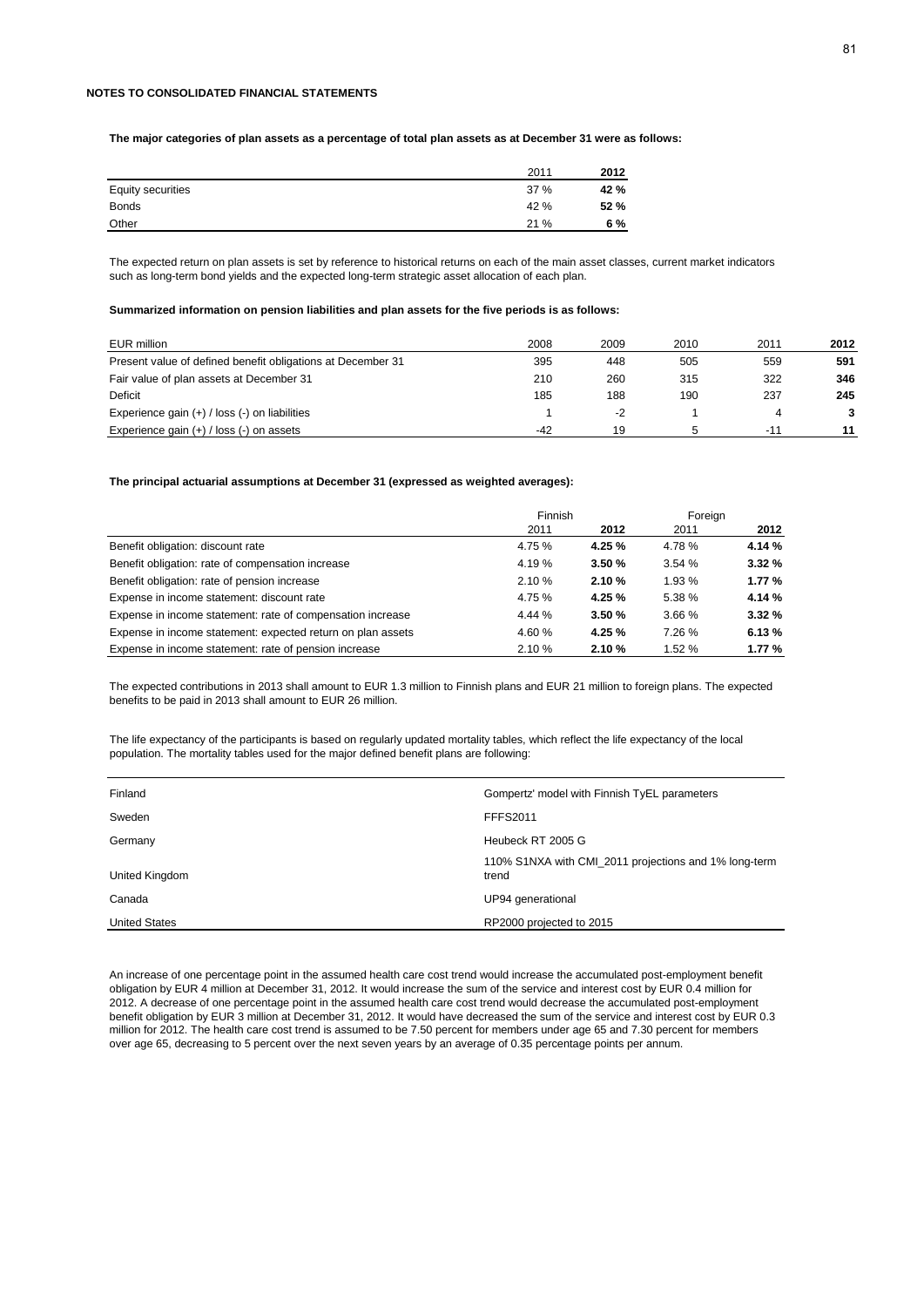**NOTES TO CONSOLIDATED FINANCIAL STATEMENTS**

**The major categories of plan assets as a percentage of total plan assets as at December 31 were as follows:**

| | 2011 | **2012** |
|---|---|---|
| Equity securities | 37 % | **42 %** |
| Bonds | 42 % | **52 %** |
| Other | 21 % | **6 %** |

The expected return on plan assets is set by reference to historical returns on each of the main asset classes, current market indicators such as long-term bond yields and the expected long-term strategic asset allocation of each plan.

**Summarized information on pension liabilities and plan assets for the five periods is as follows:**

| EUR million | 2008 | 2009 | 2010 | 2011 | **2012** |
|---|---|---|---|---|---|
| Present value of defined benefit obligations at December 31 | 395 | 448 | 505 | 559 | **591** |
| Fair value of plan assets at December 31 | 210 | 260 | 315 | 322 | **346** |
| Deficit | 185 | 188 | 190 | 237 | **245** |
| Experience gain (+) / loss (-) on liabilities | 1 | -2 | 1 | 4 | **3** |
| Experience gain (+) / loss (-) on assets | -42 | 19 | 5 | -11 | **11** |

**The principal actuarial assumptions at December 31 (expressed as weighted averages):**

| | Finnish | | Foreign | |
|---|---|---|---|---|
| | 2011 | **2012** | 2011 | **2012** |
| Benefit obligation: discount rate | 4.75 % | **4.25 %** | 4.78 % | **4.14 %** |
| Benefit obligation: rate of compensation increase | 4.19 % | **3.50 %** | 3.54 % | **3.32 %** |
| Benefit obligation: rate of pension increase | 2.10 % | **2.10 %** | 1.93 % | **1.77 %** |
| Expense in income statement: discount rate | 4.75 % | **4.25 %** | 5.38 % | **4.14 %** |
| Expense in income statement: rate of compensation increase | 4.44 % | **3.50 %** | 3.66 % | **3.32 %** |
| Expense in income statement: expected return on plan assets | 4.60 % | **4.25 %** | 7.26 % | **6.13 %** |
| Expense in income statement: rate of pension increase | 2.10 % | **2.10 %** | 1.52 % | **1.77 %** |

The expected contributions in 2013 shall amount to EUR 1.3 million to Finnish plans and EUR 21 million to foreign plans. The expected benefits to be paid in 2013 shall amount to EUR 26 million.

The life expectancy of the participants is based on regularly updated mortality tables, which reflect the life expectancy of the local population. The mortality tables used for the major defined benefit plans are following:

| | |
|---|---|
| Finland | Gompertz' model with Finnish TyEL parameters |
| Sweden | FFFS2011 |
| Germany | Heubeck RT 2005 G |
| United Kingdom | 110% S1NXA with CMI_2011 projections and 1% long-term trend |
| Canada | UP94 generational |
| United States | RP2000 projected to 2015 |

An increase of one percentage point in the assumed health care cost trend would increase the accumulated post-employment benefit obligation by EUR 4 million at December 31, 2012. It would increase the sum of the service and interest cost by EUR 0.4 million for 2012. A decrease of one percentage point in the assumed health care cost trend would decrease the accumulated post-employment benefit obligation by EUR 3 million at December 31, 2012. It would have decreased the sum of the service and interest cost by EUR 0.3 million for 2012. The health care cost trend is assumed to be 7.50 percent for members under age 65 and 7.30 percent for members over age 65, decreasing to 5 percent over the next seven years by an average of 0.35 percentage points per annum.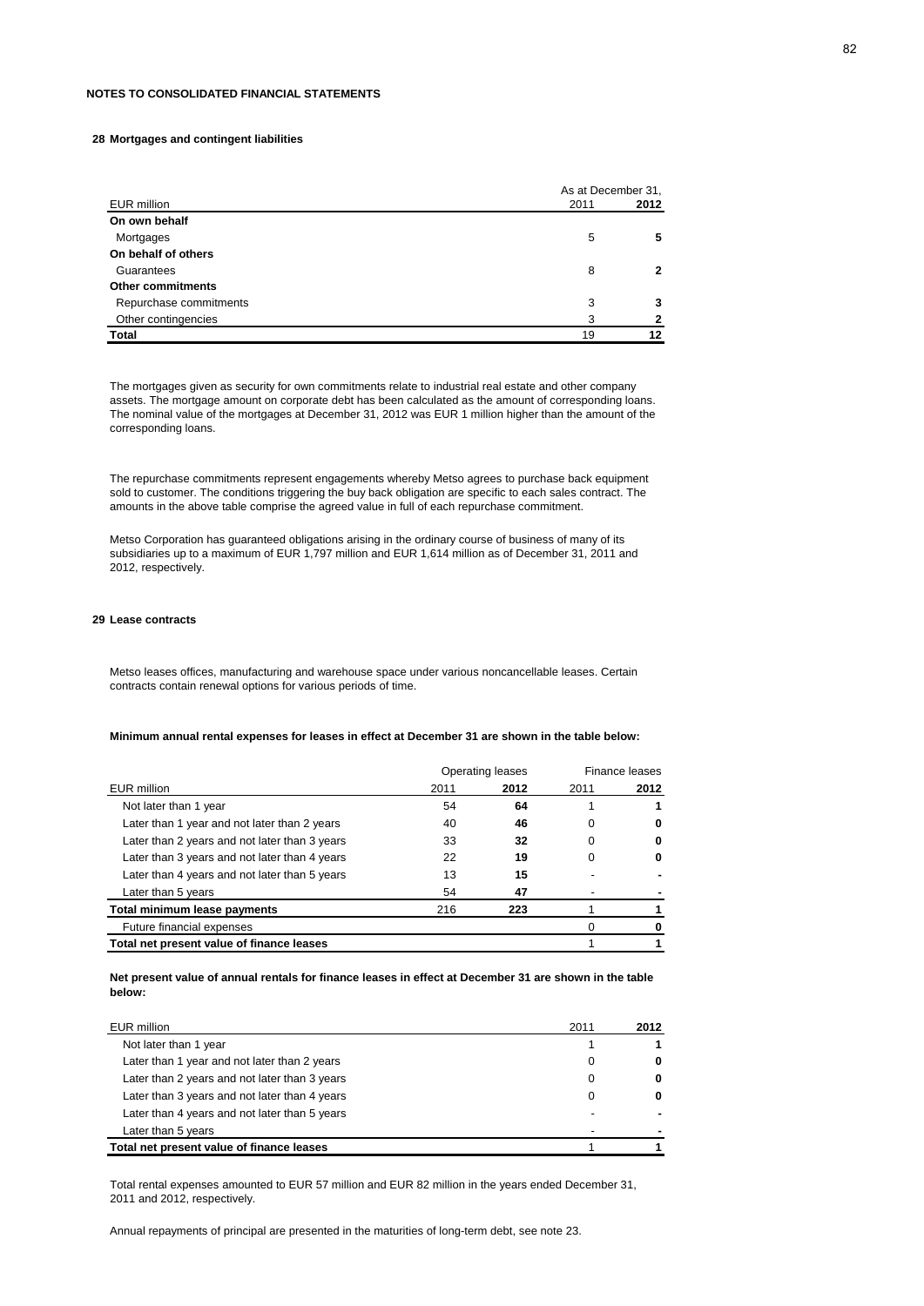**NOTES TO CONSOLIDATED FINANCIAL STATEMENTS**

## 28 Mortgages and contingent liabilities

| EUR million | As at December 31, 2011 | **2012** |
|---|---|---|
| **On own behalf** | | |
| Mortgages | 5 | **5** |
| **On behalf of others** | | |
| Guarantees | 8 | **2** |
| **Other commitments** | | |
| Repurchase commitments | 3 | **3** |
| Other contingencies | 3 | **2** |
| **Total** | 19 | **12** |

The mortgages given as security for own commitments relate to industrial real estate and other company assets. The mortgage amount on corporate debt has been calculated as the amount of corresponding loans. The nominal value of the mortgages at December 31, 2012 was EUR 1 million higher than the amount of the corresponding loans.

The repurchase commitments represent engagements whereby Metso agrees to purchase back equipment sold to customer. The conditions triggering the buy back obligation are specific to each sales contract. The amounts in the above table comprise the agreed value in full of each repurchase commitment.

Metso Corporation has guaranteed obligations arising in the ordinary course of business of many of its subsidiaries up to a maximum of EUR 1,797 million and EUR 1,614 million as of December 31, 2011 and 2012, respectively.

## 29 Lease contracts

Metso leases offices, manufacturing and warehouse space under various noncancellable leases. Certain contracts contain renewal options for various periods of time.

**Minimum annual rental expenses for leases in effect at December 31 are shown in the table below:**

| | Operating leases | | Finance leases | |
|---|---|---|---|---|
| EUR million | 2011 | **2012** | 2011 | **2012** |
| Not later than 1 year | 54 | **64** | 1 | **1** |
| Later than 1 year and not later than 2 years | 40 | **46** | 0 | **0** |
| Later than 2 years and not later than 3 years | 33 | **32** | 0 | **0** |
| Later than 3 years and not later than 4 years | 22 | **19** | 0 | **0** |
| Later than 4 years and not later than 5 years | 13 | **15** | - | **-** |
| Later than 5 years | 54 | **47** | - | **-** |
| **Total minimum lease payments** | 216 | **223** | 1 | **1** |
| Future financial expenses | | | 0 | **0** |
| **Total net present value of finance leases** | | | 1 | **1** |

**Net present value of annual rentals for finance leases in effect at December 31 are shown in the table below:**

| EUR million | 2011 | **2012** |
|---|---|---|
| Not later than 1 year | 1 | **1** |
| Later than 1 year and not later than 2 years | 0 | **0** |
| Later than 2 years and not later than 3 years | 0 | **0** |
| Later than 3 years and not later than 4 years | 0 | **0** |
| Later than 4 years and not later than 5 years | - | **-** |
| Later than 5 years | - | **-** |
| **Total net present value of finance leases** | 1 | **1** |

Total rental expenses amounted to EUR 57 million and EUR 82 million in the years ended December 31, 2011 and 2012, respectively.

Annual repayments of principal are presented in the maturities of long-term debt, see note 23.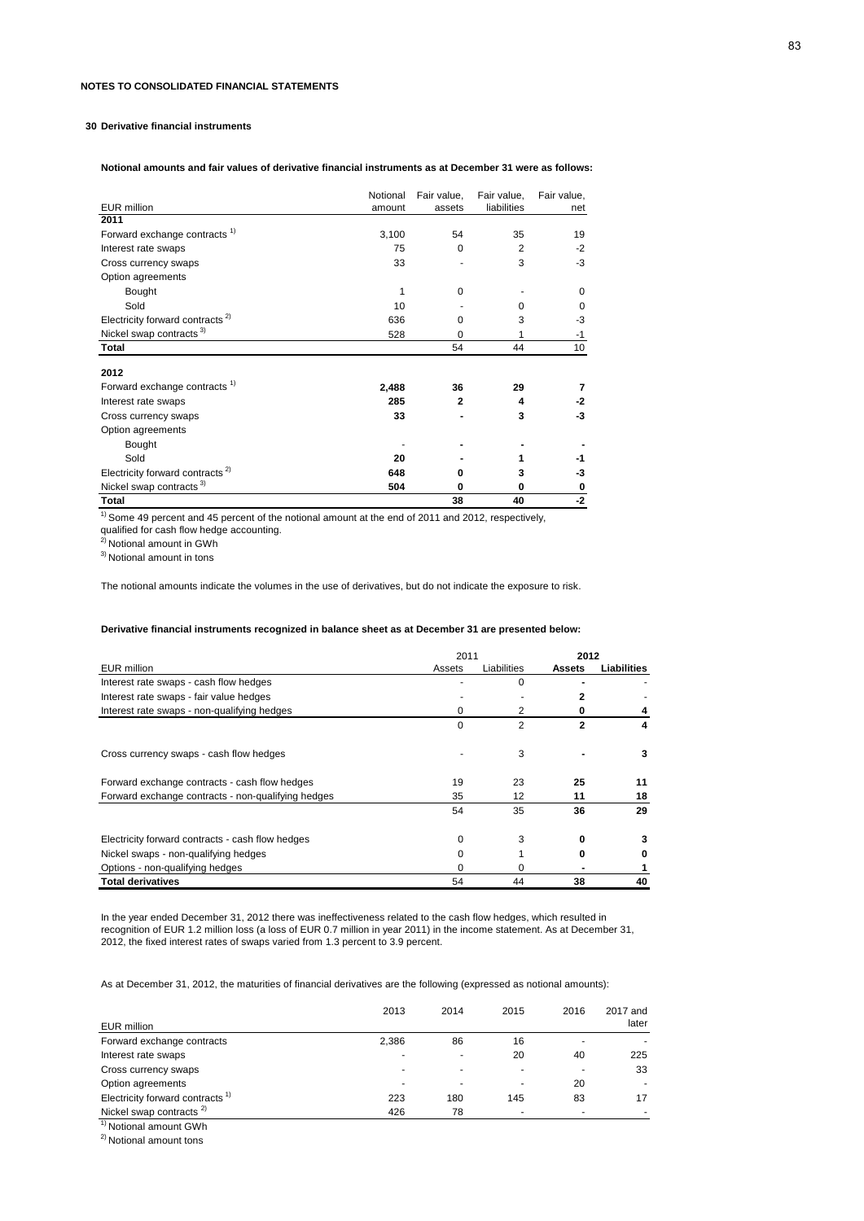NOTES TO CONSOLIDATED FINANCIAL STATEMENTS

## 30 Derivative financial instruments

**Notional amounts and fair values of derivative financial instruments as at December 31 were as follows:**

| EUR million | Notional amount | Fair value, assets | Fair value, liabilities | Fair value, net |
|---|---|---|---|---|
| **2011** | | | | |
| Forward exchange contracts [1] | 3,100 | 54 | 35 | 19 |
| Interest rate swaps | 75 | 0 | 2 | -2 |
| Cross currency swaps | 33 | - | 3 | -3 |
| Option agreements | | | | |
| Bought | 1 | 0 | - | 0 |
| Sold | 10 | - | 0 | 0 |
| Electricity forward contracts [2] | 636 | 0 | 3 | -3 |
| Nickel swap contracts [3] | 528 | 0 | 1 | -1 |
| **Total** | | 54 | 44 | 10 |
| **2012** | | | | |
| Forward exchange contracts [1] | **2,488** | **36** | **29** | **7** |
| Interest rate swaps | **285** | **2** | **4** | **-2** |
| Cross currency swaps | **33** | **-** | **3** | **-3** |
| Option agreements | | | | |
| Bought | - | **-** | **-** | **-** |
| Sold | **20** | **-** | **1** | **-1** |
| Electricity forward contracts [2] | **648** | **0** | **3** | **-3** |
| Nickel swap contracts [3] | **504** | **0** | **0** | **0** |
| **Total** | | **38** | **40** | **-2** |

[1] Some 49 percent and 45 percent of the notional amount at the end of 2011 and 2012, respectively, qualified for cash flow hedge accounting.

[2] Notional amount in GWh

[3] Notional amount in tons

The notional amounts indicate the volumes in the use of derivatives, but do not indicate the exposure to risk.

**Derivative financial instruments recognized in balance sheet as at December 31 are presented below:**

| | 2011 | | **2012** | |
|---|---|---|---|---|
| EUR million | Assets | Liabilities | **Assets** | **Liabilities** |
| Interest rate swaps - cash flow hedges | - | 0 | **-** | **-** |
| Interest rate swaps - fair value hedges | - | - | **2** | **-** |
| Interest rate swaps - non-qualifying hedges | 0 | 2 | **0** | **4** |
| | 0 | 2 | **2** | **4** |
| Cross currency swaps - cash flow hedges | - | 3 | **-** | **3** |
| Forward exchange contracts - cash flow hedges | 19 | 23 | **25** | **11** |
| Forward exchange contracts - non-qualifying hedges | 35 | 12 | **11** | **18** |
| | 54 | 35 | **36** | **29** |
| Electricity forward contracts - cash flow hedges | 0 | 3 | **0** | **3** |
| Nickel swaps - non-qualifying hedges | 0 | 1 | **0** | **0** |
| Options - non-qualifying hedges | 0 | 0 | **-** | **1** |
| **Total derivatives** | 54 | 44 | **38** | **40** |

In the year ended December 31, 2012 there was ineffectiveness related to the cash flow hedges, which resulted in recognition of EUR 1.2 million loss (a loss of EUR 0.7 million in year 2011) in the income statement. As at December 31, 2012, the fixed interest rates of swaps varied from 1.3 percent to 3.9 percent.

As at December 31, 2012, the maturities of financial derivatives are the following (expressed as notional amounts):

| EUR million | 2013 | 2014 | 2015 | 2016 | 2017 and later |
|---|---|---|---|---|---|
| Forward exchange contracts | 2,386 | 86 | 16 | - | - |
| Interest rate swaps | - | - | 20 | 40 | 225 |
| Cross currency swaps | - | - | - | - | 33 |
| Option agreements | - | - | - | 20 | - |
| Electricity forward contracts [1] | 223 | 180 | 145 | 83 | 17 |
| Nickel swap contracts [2] | 426 | 78 | - | - | - |

[1] Notional amount GWh

[2] Notional amount tons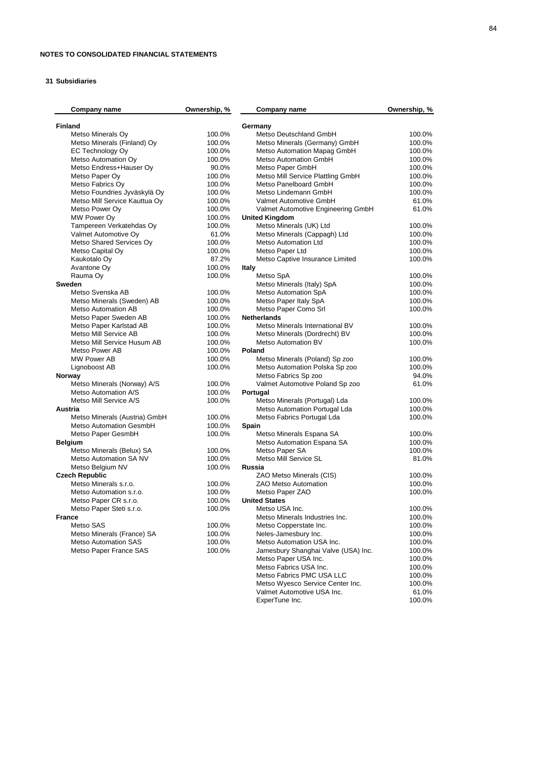**NOTES TO CONSOLIDATED FINANCIAL STATEMENTS**

**31 Subsidiaries**

| Company name | Ownership, % |
|---|---|
| **Finland** | |
| Metso Minerals Oy | 100.0% |
| Metso Minerals (Finland) Oy | 100.0% |
| EC Technology Oy | 100.0% |
| Metso Automation Oy | 100.0% |
| Metso Endress+Hauser Oy | 90.0% |
| Metso Paper Oy | 100.0% |
| Metso Fabrics Oy | 100.0% |
| Metso Foundries Jyväskylä Oy | 100.0% |
| Metso Mill Service Kauttua Oy | 100.0% |
| Metso Power Oy | 100.0% |
| MW Power Oy | 100.0% |
| Tampereen Verkatehdas Oy | 100.0% |
| Valmet Automotive Oy | 61.0% |
| Metso Shared Services Oy | 100.0% |
| Metso Capital Oy | 100.0% |
| Kaukotalo Oy | 87.2% |
| Avantone Oy | 100.0% |
| Rauma Oy | 100.0% |
| **Sweden** | |
| Metso Svenska AB | 100.0% |
| Metso Minerals (Sweden) AB | 100.0% |
| Metso Automation AB | 100.0% |
| Metso Paper Sweden AB | 100.0% |
| Metso Paper Karlstad AB | 100.0% |
| Metso Mill Service AB | 100.0% |
| Metso Mill Service Husum AB | 100.0% |
| Metso Power AB | 100.0% |
| MW Power AB | 100.0% |
| Lignoboost AB | 100.0% |
| **Norway** | |
| Metso Minerals (Norway) A/S | 100.0% |
| Metso Automation A/S | 100.0% |
| Metso Mill Service A/S | 100.0% |
| **Austria** | |
| Metso Minerals (Austria) GmbH | 100.0% |
| Metso Automation GesmbH | 100.0% |
| Metso Paper GesmbH | 100.0% |
| **Belgium** | |
| Metso Minerals (Belux) SA | 100.0% |
| Metso Automation SA NV | 100.0% |
| Metso Belgium NV | 100.0% |
| **Czech Republic** | |
| Metso Minerals s.r.o. | 100.0% |
| Metso Automation s.r.o. | 100.0% |
| Metso Paper CR s.r.o. | 100.0% |
| Metso Paper Steti s.r.o. | 100.0% |
| **France** | |
| Metso SAS | 100.0% |
| Metso Minerals (France) SA | 100.0% |
| Metso Automation SAS | 100.0% |
| Metso Paper France SAS | 100.0% |
| **Germany** | |
| Metso Deutschland GmbH | 100.0% |
| Metso Minerals (Germany) GmbH | 100.0% |
| Metso Automation Mapag GmbH | 100.0% |
| Metso Automation GmbH | 100.0% |
| Metso Paper GmbH | 100.0% |
| Metso Mill Service Plattling GmbH | 100.0% |
| Metso Panelboard GmbH | 100.0% |
| Metso Lindemann GmbH | 100.0% |
| Valmet Automotive GmbH | 61.0% |
| Valmet Automotive Engineering GmbH | 61.0% |
| **United Kingdom** | |
| Metso Minerals (UK) Ltd | 100.0% |
| Metso Minerals (Cappagh) Ltd | 100.0% |
| Metso Automation Ltd | 100.0% |
| Metso Paper Ltd | 100.0% |
| Metso Captive Insurance Limited | 100.0% |
| **Italy** | |
| Metso SpA | 100.0% |
| Metso Minerals (Italy) SpA | 100.0% |
| Metso Automation SpA | 100.0% |
| Metso Paper Italy SpA | 100.0% |
| Metso Paper Como Srl | 100.0% |
| **Netherlands** | |
| Metso Minerals International BV | 100.0% |
| Metso Minerals (Dordrecht) BV | 100.0% |
| Metso Automation BV | 100.0% |
| **Poland** | |
| Metso Minerals (Poland) Sp zoo | 100.0% |
| Metso Automation Polska Sp zoo | 100.0% |
| Metso Fabrics Sp zoo | 94.0% |
| Valmet Automotive Poland Sp zoo | 61.0% |
| **Portugal** | |
| Metso Minerals (Portugal) Lda | 100.0% |
| Metso Automation Portugal Lda | 100.0% |
| Metso Fabrics Portugal Lda | 100.0% |
| **Spain** | |
| Metso Minerals Espana SA | 100.0% |
| Metso Automation Espana SA | 100.0% |
| Metso Paper SA | 100.0% |
| Metso Mill Service SL | 81.0% |
| **Russia** | |
| ZAO Metso Minerals (CIS) | 100.0% |
| ZAO Metso Automation | 100.0% |
| Metso Paper ZAO | 100.0% |
| **United States** | |
| Metso USA Inc. | 100.0% |
| Metso Minerals Industries Inc. | 100.0% |
| Metso Copperstate Inc. | 100.0% |
| Neles-Jamesbury Inc. | 100.0% |
| Metso Automation USA Inc. | 100.0% |
| Jamesbury Shanghai Valve (USA) Inc. | 100.0% |
| Metso Paper USA Inc. | 100.0% |
| Metso Fabrics USA Inc. | 100.0% |
| Metso Fabrics PMC USA LLC | 100.0% |
| Metso Wyesco Service Center Inc. | 100.0% |
| Valmet Automotive USA Inc. | 61.0% |
| ExperTune Inc. | 100.0% |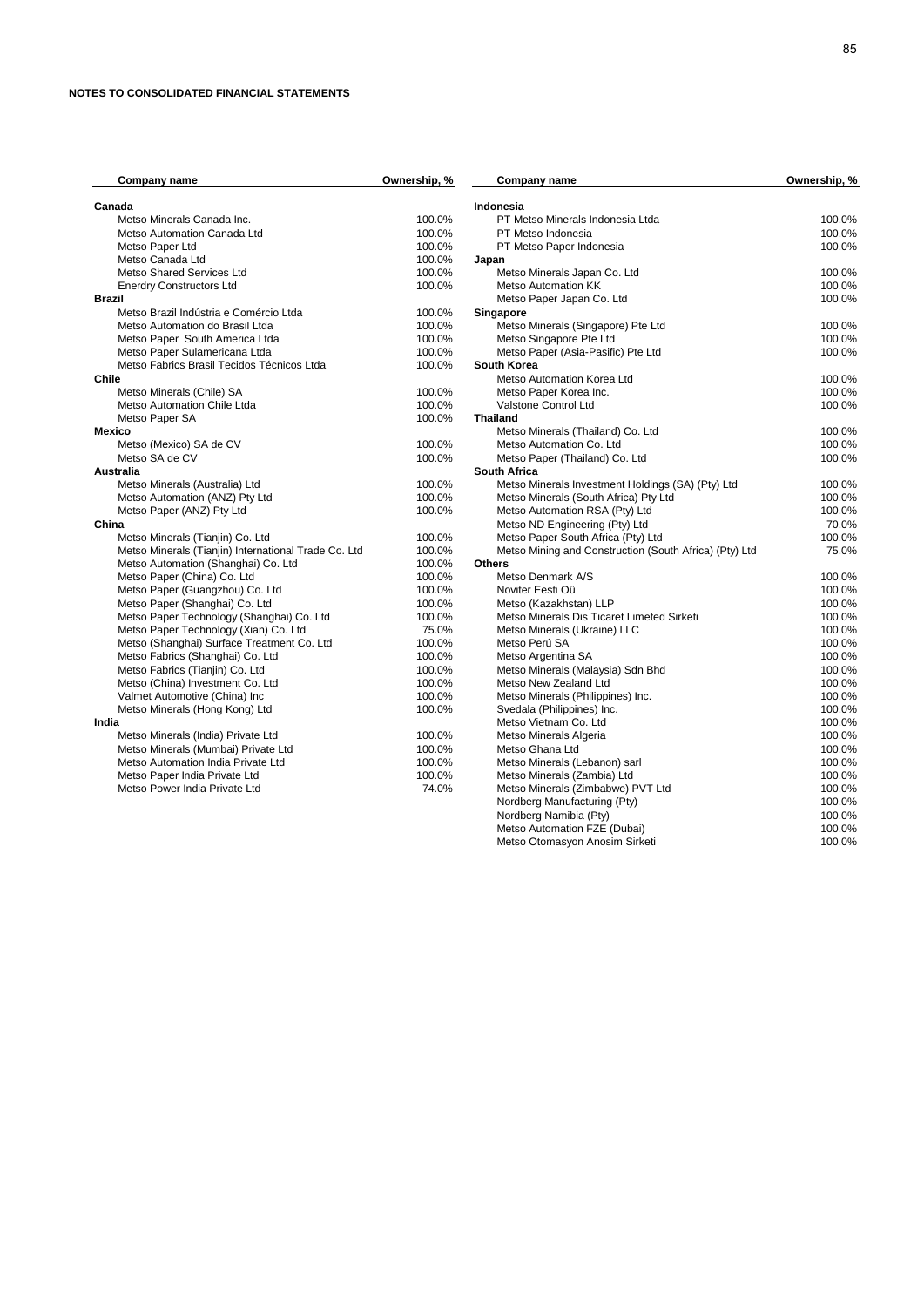**NOTES TO CONSOLIDATED FINANCIAL STATEMENTS**

| Company name | Ownership, % |
|---|---|
| **Canada** | |
| Metso Minerals Canada Inc. | 100.0% |
| Metso Automation Canada Ltd | 100.0% |
| Metso Paper Ltd | 100.0% |
| Metso Canada Ltd | 100.0% |
| Metso Shared Services Ltd | 100.0% |
| Enerdry Constructors Ltd | 100.0% |
| **Brazil** | |
| Metso Brazil Indústria e Comércio Ltda | 100.0% |
| Metso Automation do Brasil Ltda | 100.0% |
| Metso Paper South America Ltda | 100.0% |
| Metso Paper Sulamericana Ltda | 100.0% |
| Metso Fabrics Brasil Tecidos Técnicos Ltda | 100.0% |
| **Chile** | |
| Metso Minerals (Chile) SA | 100.0% |
| Metso Automation Chile Ltda | 100.0% |
| Metso Paper SA | 100.0% |
| **Mexico** | |
| Metso (Mexico) SA de CV | 100.0% |
| Metso SA de CV | 100.0% |
| **Australia** | |
| Metso Minerals (Australia) Ltd | 100.0% |
| Metso Automation (ANZ) Pty Ltd | 100.0% |
| Metso Paper (ANZ) Pty Ltd | 100.0% |
| **China** | |
| Metso Minerals (Tianjin) Co. Ltd | 100.0% |
| Metso Minerals (Tianjin) International Trade Co. Ltd | 100.0% |
| Metso Automation (Shanghai) Co. Ltd | 100.0% |
| Metso Paper (China) Co. Ltd | 100.0% |
| Metso Paper (Guangzhou) Co. Ltd | 100.0% |
| Metso Paper (Shanghai) Co. Ltd | 100.0% |
| Metso Paper Technology (Shanghai) Co. Ltd | 100.0% |
| Metso Paper Technology (Xian) Co. Ltd | 75.0% |
| Metso (Shanghai) Surface Treatment Co. Ltd | 100.0% |
| Metso Fabrics (Shanghai) Co. Ltd | 100.0% |
| Metso Fabrics (Tianjin) Co. Ltd | 100.0% |
| Metso (China) Investment Co. Ltd | 100.0% |
| Valmet Automotive (China) Inc | 100.0% |
| Metso Minerals (Hong Kong) Ltd | 100.0% |
| **India** | |
| Metso Minerals (India) Private Ltd | 100.0% |
| Metso Minerals (Mumbai) Private Ltd | 100.0% |
| Metso Automation India Private Ltd | 100.0% |
| Metso Paper India Private Ltd | 100.0% |
| Metso Power India Private Ltd | 74.0% |
| **Indonesia** | |
| PT Metso Minerals Indonesia Ltda | 100.0% |
| PT Metso Indonesia | 100.0% |
| PT Metso Paper Indonesia | 100.0% |
| **Japan** | |
| Metso Minerals Japan Co. Ltd | 100.0% |
| Metso Automation KK | 100.0% |
| Metso Paper Japan Co. Ltd | 100.0% |
| **Singapore** | |
| Metso Minerals (Singapore) Pte Ltd | 100.0% |
| Metso Singapore Pte Ltd | 100.0% |
| Metso Paper (Asia-Pasific) Pte Ltd | 100.0% |
| **South Korea** | |
| Metso Automation Korea Ltd | 100.0% |
| Metso Paper Korea Inc. | 100.0% |
| Valstone Control Ltd | 100.0% |
| **Thailand** | |
| Metso Minerals (Thailand) Co. Ltd | 100.0% |
| Metso Automation Co. Ltd | 100.0% |
| Metso Paper (Thailand) Co. Ltd | 100.0% |
| **South Africa** | |
| Metso Minerals Investment Holdings (SA) (Pty) Ltd | 100.0% |
| Metso Minerals (South Africa) Pty Ltd | 100.0% |
| Metso Automation RSA (Pty) Ltd | 100.0% |
| Metso ND Engineering (Pty) Ltd | 70.0% |
| Metso Paper South Africa (Pty) Ltd | 100.0% |
| Metso Mining and Construction (South Africa) (Pty) Ltd | 75.0% |
| **Others** | |
| Metso Denmark A/S | 100.0% |
| Noviter Eesti Oü | 100.0% |
| Metso (Kazakhstan) LLP | 100.0% |
| Metso Minerals Dis Ticaret Limeted Sirketi | 100.0% |
| Metso Minerals (Ukraine) LLC | 100.0% |
| Metso Perú SA | 100.0% |
| Metso Argentina SA | 100.0% |
| Metso Minerals (Malaysia) Sdn Bhd | 100.0% |
| Metso New Zealand Ltd | 100.0% |
| Metso Minerals (Philippines) Inc. | 100.0% |
| Svedala (Philippines) Inc. | 100.0% |
| Metso Vietnam Co. Ltd | 100.0% |
| Metso Minerals Algeria | 100.0% |
| Metso Ghana Ltd | 100.0% |
| Metso Minerals (Lebanon) sarl | 100.0% |
| Metso Minerals (Zambia) Ltd | 100.0% |
| Metso Minerals (Zimbabwe) PVT Ltd | 100.0% |
| Nordberg Manufacturing (Pty) | 100.0% |
| Nordberg Namibia (Pty) | 100.0% |
| Metso Automation FZE (Dubai) | 100.0% |
| Metso Otomasyon Anosim Sirketi | 100.0% |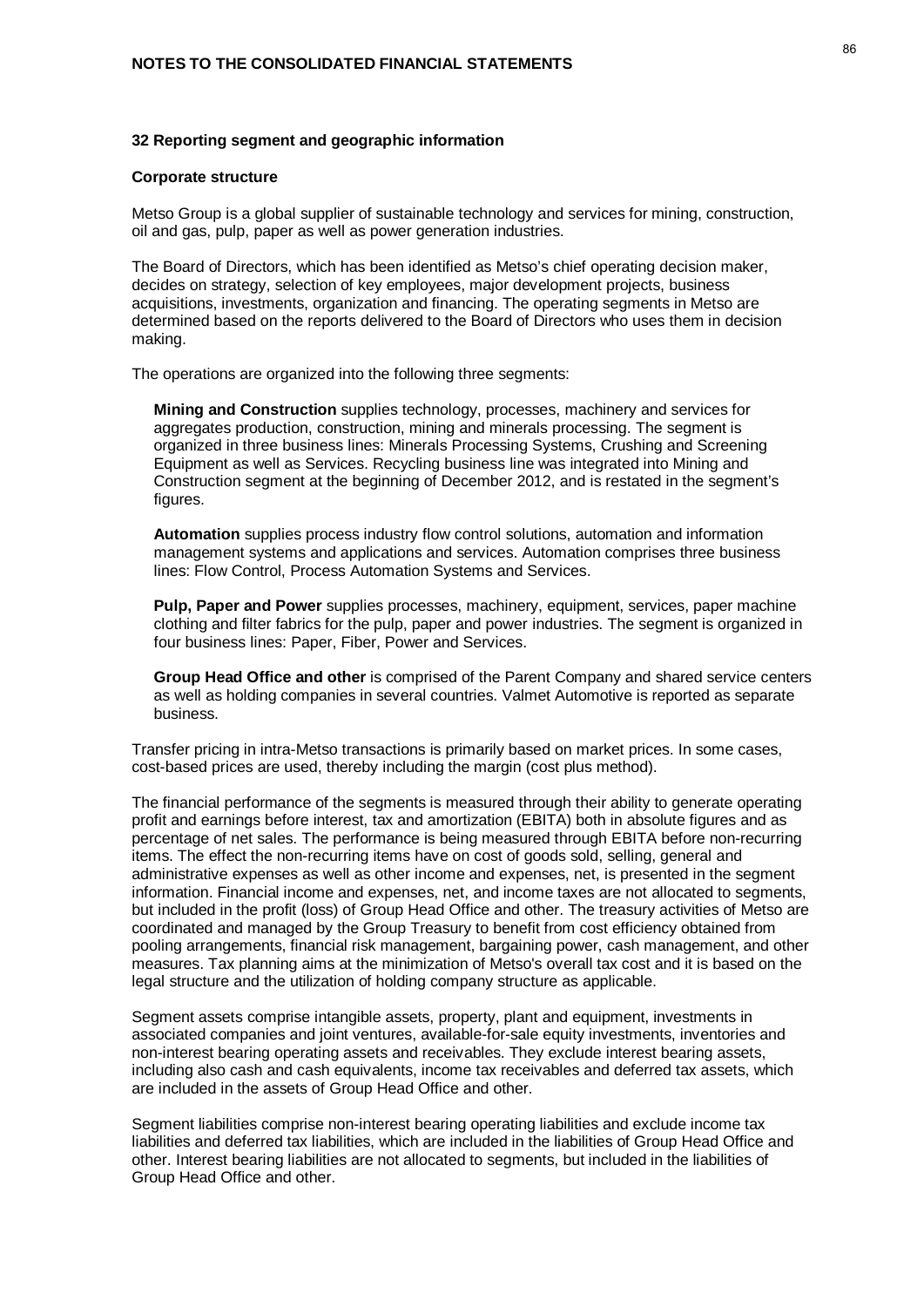## 32 Reporting segment and geographic information

### Corporate structure

Metso Group is a global supplier of sustainable technology and services for mining, construction, oil and gas, pulp, paper as well as power generation industries.

The Board of Directors, which has been identified as Metso's chief operating decision maker, decides on strategy, selection of key employees, major development projects, business acquisitions, investments, organization and financing. The operating segments in Metso are determined based on the reports delivered to the Board of Directors who uses them in decision making.

The operations are organized into the following three segments:

**Mining and Construction** supplies technology, processes, machinery and services for aggregates production, construction, mining and minerals processing. The segment is organized in three business lines: Minerals Processing Systems, Crushing and Screening Equipment as well as Services. Recycling business line was integrated into Mining and Construction segment at the beginning of December 2012, and is restated in the segment's figures.

**Automation** supplies process industry flow control solutions, automation and information management systems and applications and services. Automation comprises three business lines: Flow Control, Process Automation Systems and Services.

**Pulp, Paper and Power** supplies processes, machinery, equipment, services, paper machine clothing and filter fabrics for the pulp, paper and power industries. The segment is organized in four business lines: Paper, Fiber, Power and Services.

**Group Head Office and other** is comprised of the Parent Company and shared service centers as well as holding companies in several countries. Valmet Automotive is reported as separate business.

Transfer pricing in intra-Metso transactions is primarily based on market prices. In some cases, cost-based prices are used, thereby including the margin (cost plus method).

The financial performance of the segments is measured through their ability to generate operating profit and earnings before interest, tax and amortization (EBITA) both in absolute figures and as percentage of net sales. The performance is being measured through EBITA before non-recurring items. The effect the non-recurring items have on cost of goods sold, selling, general and administrative expenses as well as other income and expenses, net, is presented in the segment information. Financial income and expenses, net, and income taxes are not allocated to segments, but included in the profit (loss) of Group Head Office and other. The treasury activities of Metso are coordinated and managed by the Group Treasury to benefit from cost efficiency obtained from pooling arrangements, financial risk management, bargaining power, cash management, and other measures. Tax planning aims at the minimization of Metso's overall tax cost and it is based on the legal structure and the utilization of holding company structure as applicable.

Segment assets comprise intangible assets, property, plant and equipment, investments in associated companies and joint ventures, available-for-sale equity investments, inventories and non-interest bearing operating assets and receivables. They exclude interest bearing assets, including also cash and cash equivalents, income tax receivables and deferred tax assets, which are included in the assets of Group Head Office and other.

Segment liabilities comprise non-interest bearing operating liabilities and exclude income tax liabilities and deferred tax liabilities, which are included in the liabilities of Group Head Office and other. Interest bearing liabilities are not allocated to segments, but included in the liabilities of Group Head Office and other.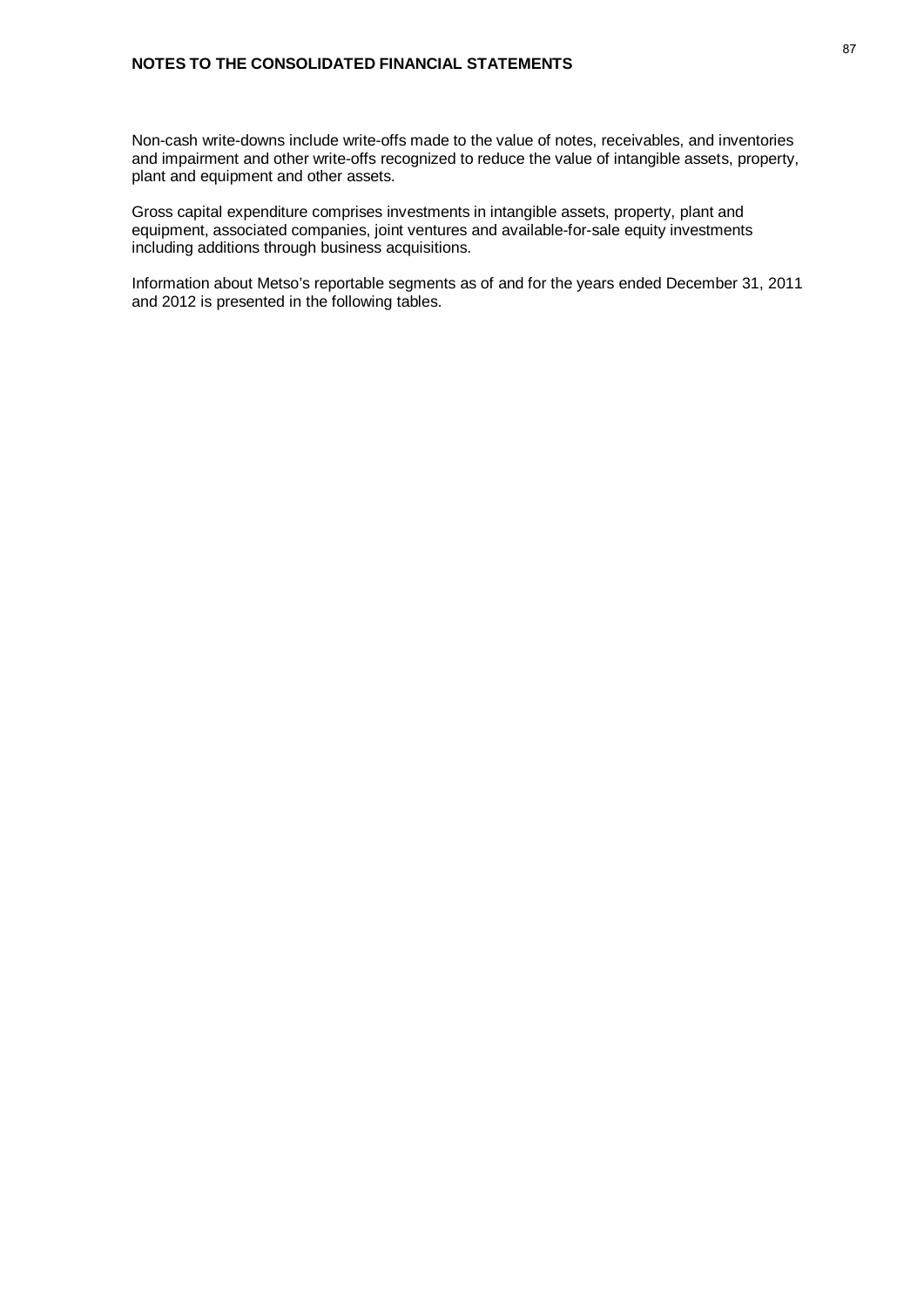Non-cash write-downs include write-offs made to the value of notes, receivables, and inventories and impairment and other write-offs recognized to reduce the value of intangible assets, property, plant and equipment and other assets.

Gross capital expenditure comprises investments in intangible assets, property, plant and equipment, associated companies, joint ventures and available-for-sale equity investments including additions through business acquisitions.

Information about Metso's reportable segments as of and for the years ended December 31, 2011 and 2012 is presented in the following tables.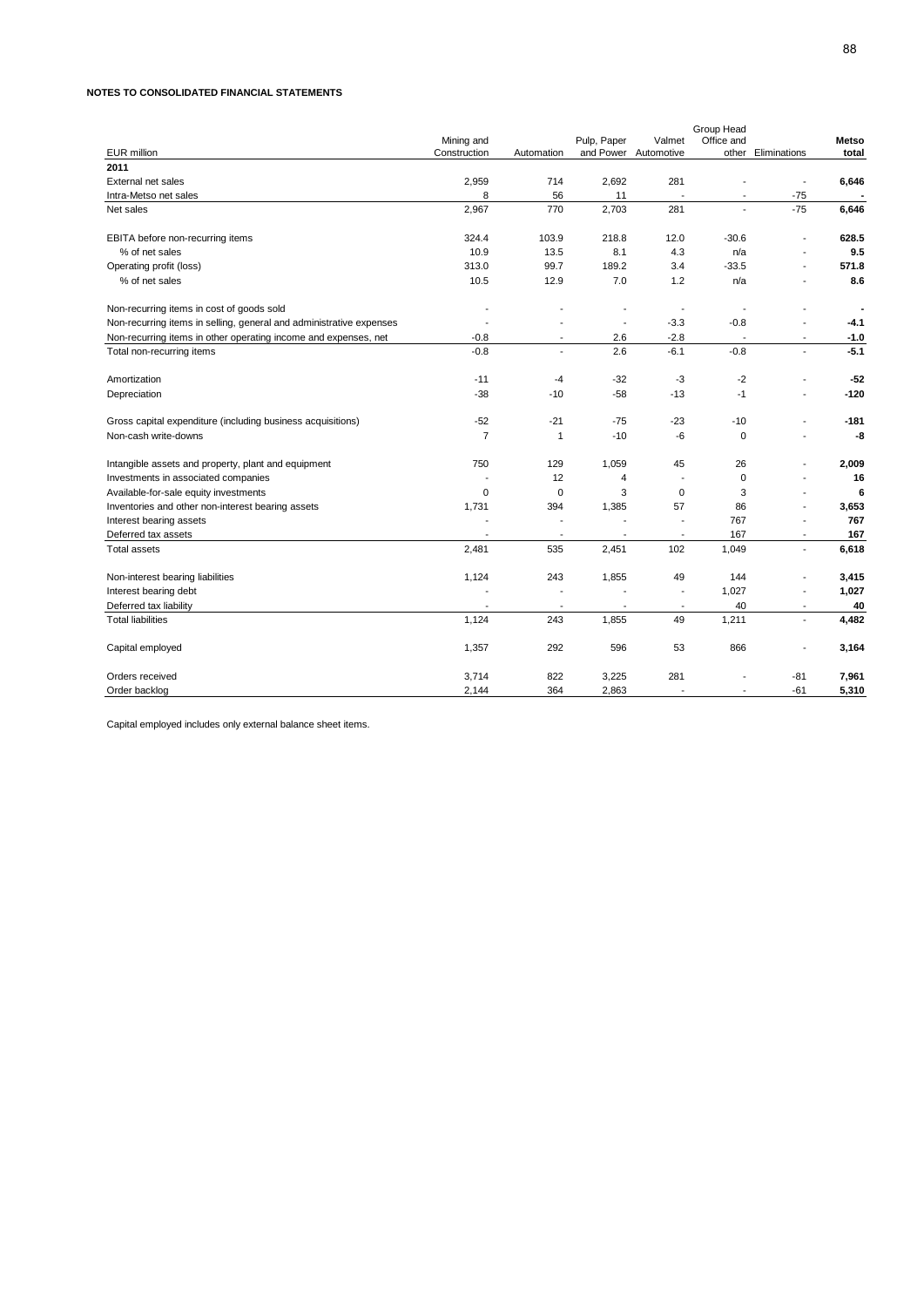**NOTES TO CONSOLIDATED FINANCIAL STATEMENTS**

| EUR million | Mining and Construction | Automation | Pulp, Paper and Power | Valmet Automotive | Group Head Office and other | Eliminations | **Metso total** |
|---|---|---|---|---|---|---|---|
| **2011** | | | | | | | |
| External net sales | 2,959 | 714 | 2,692 | 281 | - | - | **6,646** |
| Intra-Metso net sales | 8 | 56 | 11 | - | - | -75 | **-** |
| Net sales | 2,967 | 770 | 2,703 | 281 | - | -75 | **6,646** |
| | | | | | | | |
| EBITA before non-recurring items | 324.4 | 103.9 | 218.8 | 12.0 | -30.6 | - | **628.5** |
| % of net sales | 10.9 | 13.5 | 8.1 | 4.3 | n/a | - | **9.5** |
| Operating profit (loss) | 313.0 | 99.7 | 189.2 | 3.4 | -33.5 | - | **571.8** |
| % of net sales | 10.5 | 12.9 | 7.0 | 1.2 | n/a | - | **8.6** |
| | | | | | | | |
| Non-recurring items in cost of goods sold | - | - | - | - | - | - | **-** |
| Non-recurring items in selling, general and administrative expenses | - | - | - | -3.3 | -0.8 | - | **-4.1** |
| Non-recurring items in other operating income and expenses, net | -0.8 | - | 2.6 | -2.8 | - | - | **-1.0** |
| Total non-recurring items | -0.8 | - | 2.6 | -6.1 | -0.8 | - | **-5.1** |
| | | | | | | | |
| Amortization | -11 | -4 | -32 | -3 | -2 | - | **-52** |
| Depreciation | -38 | -10 | -58 | -13 | -1 | - | **-120** |
| | | | | | | | |
| Gross capital expenditure (including business acquisitions) | -52 | -21 | -75 | -23 | -10 | - | **-181** |
| Non-cash write-downs | 7 | 1 | -10 | -6 | 0 | - | **-8** |
| | | | | | | | |
| Intangible assets and property, plant and equipment | 750 | 129 | 1,059 | 45 | 26 | - | **2,009** |
| Investments in associated companies | - | 12 | 4 | - | 0 | - | **16** |
| Available-for-sale equity investments | 0 | 0 | 3 | 0 | 3 | - | **6** |
| Inventories and other non-interest bearing assets | 1,731 | 394 | 1,385 | 57 | 86 | - | **3,653** |
| Interest bearing assets | - | - | - | - | 767 | - | **767** |
| Deferred tax assets | - | - | - | - | 167 | - | **167** |
| Total assets | 2,481 | 535 | 2,451 | 102 | 1,049 | - | **6,618** |
| | | | | | | | |
| Non-interest bearing liabilities | 1,124 | 243 | 1,855 | 49 | 144 | - | **3,415** |
| Interest bearing debt | - | - | - | - | 1,027 | - | **1,027** |
| Deferred tax liability | - | - | - | - | 40 | - | **40** |
| Total liabilities | 1,124 | 243 | 1,855 | 49 | 1,211 | - | **4,482** |
| | | | | | | | |
| Capital employed | 1,357 | 292 | 596 | 53 | 866 | - | **3,164** |
| | | | | | | | |
| Orders received | 3,714 | 822 | 3,225 | 281 | - | -81 | **7,961** |
| Order backlog | 2,144 | 364 | 2,863 | - | - | -61 | **5,310** |

Capital employed includes only external balance sheet items.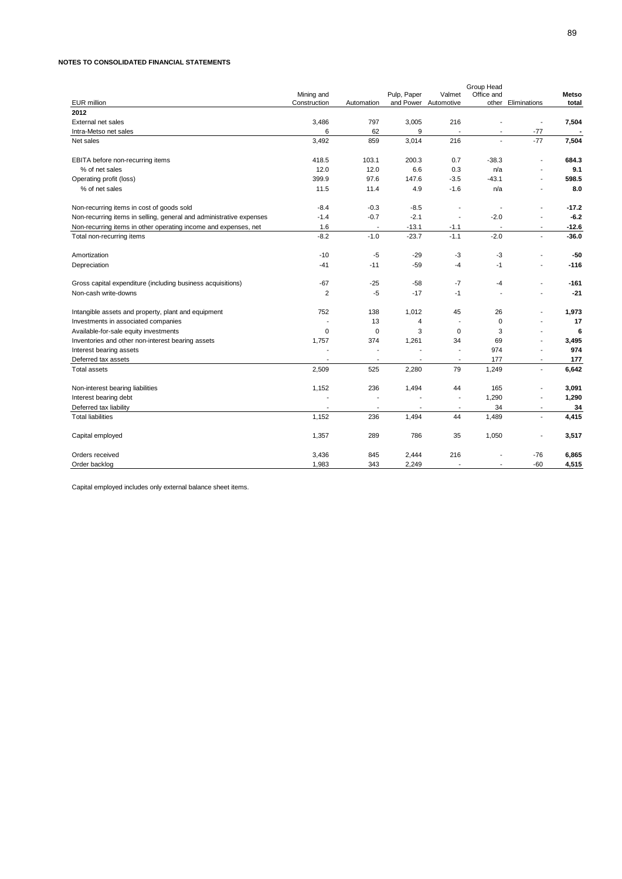**NOTES TO CONSOLIDATED FINANCIAL STATEMENTS**

| EUR million | Mining and Construction | Automation | Pulp, Paper and Power | Valmet Automotive | Group Head Office and other | Eliminations | **Metso total** |
|---|---|---|---|---|---|---|---|
| **2012** | | | | | | | |
| External net sales | 3,486 | 797 | 3,005 | 216 | - | - | **7,504** |
| Intra-Metso net sales | 6 | 62 | 9 | - | - | -77 | **-** |
| Net sales | 3,492 | 859 | 3,014 | 216 | - | -77 | **7,504** |
| | | | | | | | |
| EBITA before non-recurring items | 418.5 | 103.1 | 200.3 | 0.7 | -38.3 | - | **684.3** |
| % of net sales | 12.0 | 12.0 | 6.6 | 0.3 | n/a | - | **9.1** |
| Operating profit (loss) | 399.9 | 97.6 | 147.6 | -3.5 | -43.1 | - | **598.5** |
| % of net sales | 11.5 | 11.4 | 4.9 | -1.6 | n/a | - | **8.0** |
| | | | | | | | |
| Non-recurring items in cost of goods sold | -8.4 | -0.3 | -8.5 | - | - | - | **-17.2** |
| Non-recurring items in selling, general and administrative expenses | -1.4 | -0.7 | -2.1 | - | -2.0 | - | **-6.2** |
| Non-recurring items in other operating income and expenses, net | 1.6 | - | -13.1 | -1.1 | - | - | **-12.6** |
| Total non-recurring items | -8.2 | -1.0 | -23.7 | -1.1 | -2.0 | - | **-36.0** |
| | | | | | | | |
| Amortization | -10 | -5 | -29 | -3 | -3 | - | **-50** |
| Depreciation | -41 | -11 | -59 | -4 | -1 | - | **-116** |
| | | | | | | | |
| Gross capital expenditure (including business acquisitions) | -67 | -25 | -58 | -7 | -4 | - | **-161** |
| Non-cash write-downs | 2 | -5 | -17 | -1 | - | - | **-21** |
| | | | | | | | |
| Intangible assets and property, plant and equipment | 752 | 138 | 1,012 | 45 | 26 | - | **1,973** |
| Investments in associated companies | - | 13 | 4 | - | 0 | - | **17** |
| Available-for-sale equity investments | 0 | 0 | 3 | 0 | 3 | - | **6** |
| Inventories and other non-interest bearing assets | 1,757 | 374 | 1,261 | 34 | 69 | - | **3,495** |
| Interest bearing assets | - | - | - | - | 974 | - | **974** |
| Deferred tax assets | - | - | - | - | 177 | - | **177** |
| Total assets | 2,509 | 525 | 2,280 | 79 | 1,249 | - | **6,642** |
| | | | | | | | |
| Non-interest bearing liabilities | 1,152 | 236 | 1,494 | 44 | 165 | - | **3,091** |
| Interest bearing debt | - | - | - | - | 1,290 | - | **1,290** |
| Deferred tax liability | - | - | - | - | 34 | - | **34** |
| Total liabilities | 1,152 | 236 | 1,494 | 44 | 1,489 | - | **4,415** |
| | | | | | | | |
| Capital employed | 1,357 | 289 | 786 | 35 | 1,050 | - | **3,517** |
| | | | | | | | |
| Orders received | 3,436 | 845 | 2,444 | 216 | - | -76 | **6,865** |
| Order backlog | 1,983 | 343 | 2,249 | - | - | -60 | **4,515** |

Capital employed includes only external balance sheet items.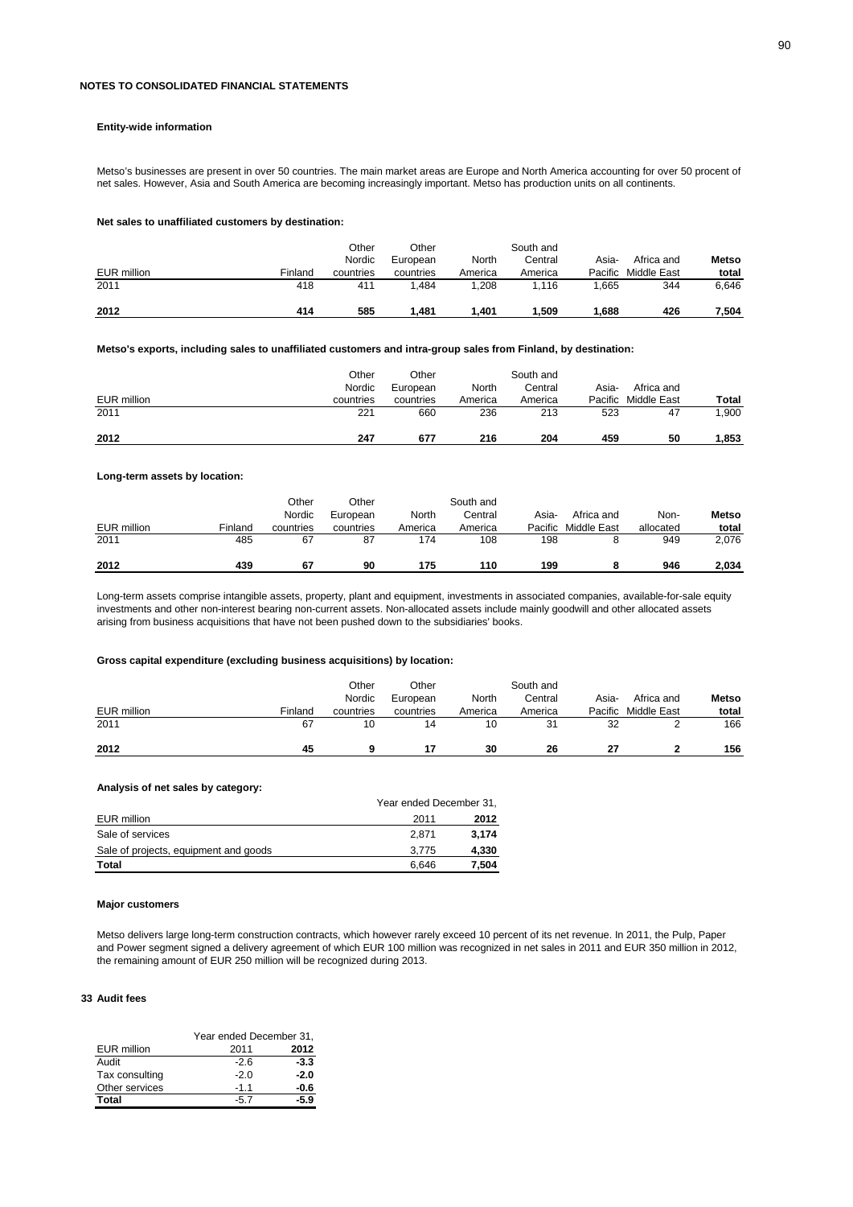**NOTES TO CONSOLIDATED FINANCIAL STATEMENTS**

**Entity-wide information**

Metso's businesses are present in over 50 countries. The main market areas are Europe and North America accounting for over 50 procent of net sales. However, Asia and South America are becoming increasingly important. Metso has production units on all continents.

**Net sales to unaffiliated customers by destination:**

| EUR million | Finland | Other Nordic countries | Other European countries | North America | South and Central America | Asia-Pacific | Africa and Middle East | **Metso total** |
|---|---|---|---|---|---|---|---|---|
| 2011 | 418 | 411 | 1,484 | 1,208 | 1,116 | 1,665 | 344 | 6,646 |
| **2012** | **414** | **585** | **1,481** | **1,401** | **1,509** | **1,688** | **426** | **7,504** |

**Metso's exports, including sales to unaffiliated customers and intra-group sales from Finland, by destination:**

| EUR million | Other Nordic countries | Other European countries | North America | South and Central America | Asia-Pacific | Africa and Middle East | **Total** |
|---|---|---|---|---|---|---|---|
| 2011 | 221 | 660 | 236 | 213 | 523 | 47 | 1,900 |
| **2012** | **247** | **677** | **216** | **204** | **459** | **50** | **1,853** |

**Long-term assets by location:**

| EUR million | Finland | Other Nordic countries | Other European countries | North America | South and Central America | Asia-Pacific | Africa and Middle East | Non-allocated | **Metso total** |
|---|---|---|---|---|---|---|---|---|---|
| 2011 | 485 | 67 | 87 | 174 | 108 | 198 | 8 | 949 | 2,076 |
| **2012** | **439** | **67** | **90** | **175** | **110** | **199** | **8** | **946** | **2,034** |

Long-term assets comprise intangible assets, property, plant and equipment, investments in associated companies, available-for-sale equity investments and other non-interest bearing non-current assets. Non-allocated assets include mainly goodwill and other allocated assets arising from business acquisitions that have not been pushed down to the subsidiaries' books.

**Gross capital expenditure (excluding business acquisitions) by location:**

| EUR million | Finland | Other Nordic countries | Other European countries | North America | South and Central America | Asia-Pacific | Africa and Middle East | **Metso total** |
|---|---|---|---|---|---|---|---|---|
| 2011 | 67 | 10 | 14 | 10 | 31 | 32 | 2 | 166 |
| **2012** | **45** | **9** | **17** | **30** | **26** | **27** | **2** | **156** |

**Analysis of net sales by category:**

| EUR million | Year ended December 31, 2011 | **2012** |
|---|---|---|
| Sale of services | 2,871 | **3,174** |
| Sale of projects, equipment and goods | 3,775 | **4,330** |
| **Total** | 6,646 | **7,504** |

**Major customers**

Metso delivers large long-term construction contracts, which however rarely exceed 10 percent of its net revenue. In 2011, the Pulp, Paper and Power segment signed a delivery agreement of which EUR 100 million was recognized in net sales in 2011 and EUR 350 million in 2012, the remaining amount of EUR 250 million will be recognized during 2013.

## 33 Audit fees

| EUR million | Year ended December 31, 2011 | **2012** |
|---|---|---|
| Audit | -2.6 | **-3.3** |
| Tax consulting | -2.0 | **-2.0** |
| Other services | -1.1 | **-0.6** |
| **Total** | -5.7 | **-5.9** |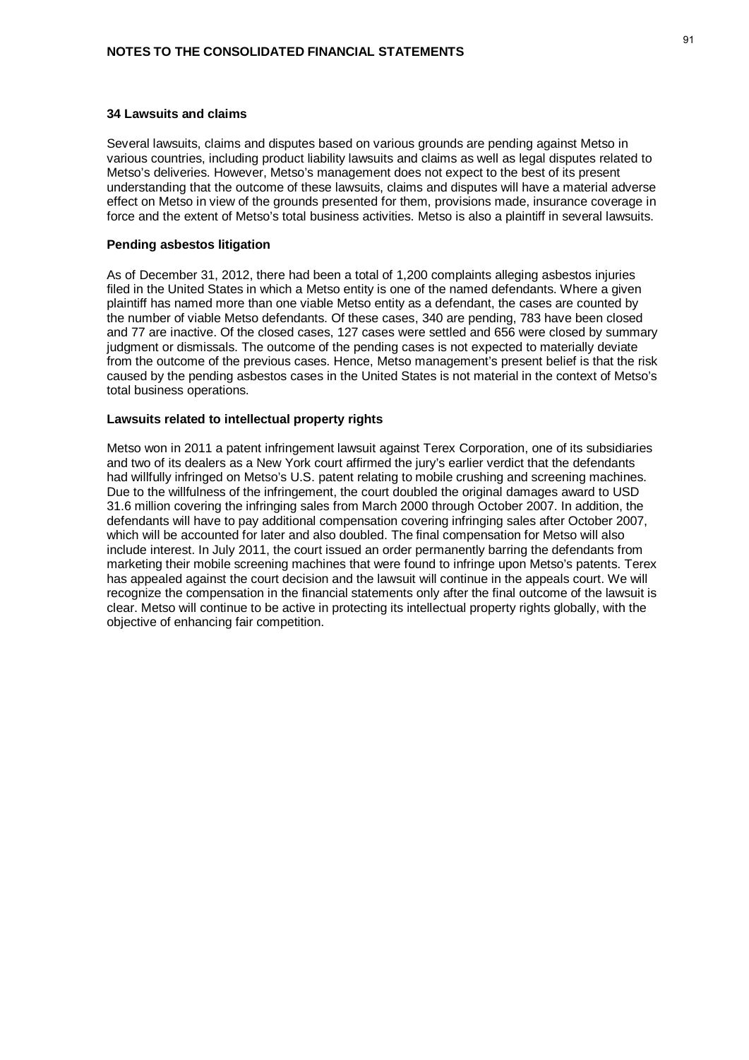## 34 Lawsuits and claims

Several lawsuits, claims and disputes based on various grounds are pending against Metso in various countries, including product liability lawsuits and claims as well as legal disputes related to Metso's deliveries. However, Metso's management does not expect to the best of its present understanding that the outcome of these lawsuits, claims and disputes will have a material adverse effect on Metso in view of the grounds presented for them, provisions made, insurance coverage in force and the extent of Metso's total business activities. Metso is also a plaintiff in several lawsuits.

### Pending asbestos litigation

As of December 31, 2012, there had been a total of 1,200 complaints alleging asbestos injuries filed in the United States in which a Metso entity is one of the named defendants. Where a given plaintiff has named more than one viable Metso entity as a defendant, the cases are counted by the number of viable Metso defendants. Of these cases, 340 are pending, 783 have been closed and 77 are inactive. Of the closed cases, 127 cases were settled and 656 were closed by summary judgment or dismissals. The outcome of the pending cases is not expected to materially deviate from the outcome of the previous cases. Hence, Metso management's present belief is that the risk caused by the pending asbestos cases in the United States is not material in the context of Metso's total business operations.

### Lawsuits related to intellectual property rights

Metso won in 2011 a patent infringement lawsuit against Terex Corporation, one of its subsidiaries and two of its dealers as a New York court affirmed the jury's earlier verdict that the defendants had willfully infringed on Metso's U.S. patent relating to mobile crushing and screening machines. Due to the willfulness of the infringement, the court doubled the original damages award to USD 31.6 million covering the infringing sales from March 2000 through October 2007. In addition, the defendants will have to pay additional compensation covering infringing sales after October 2007, which will be accounted for later and also doubled. The final compensation for Metso will also include interest. In July 2011, the court issued an order permanently barring the defendants from marketing their mobile screening machines that were found to infringe upon Metso's patents. Terex has appealed against the court decision and the lawsuit will continue in the appeals court. We will recognize the compensation in the financial statements only after the final outcome of the lawsuit is clear. Metso will continue to be active in protecting its intellectual property rights globally, with the objective of enhancing fair competition.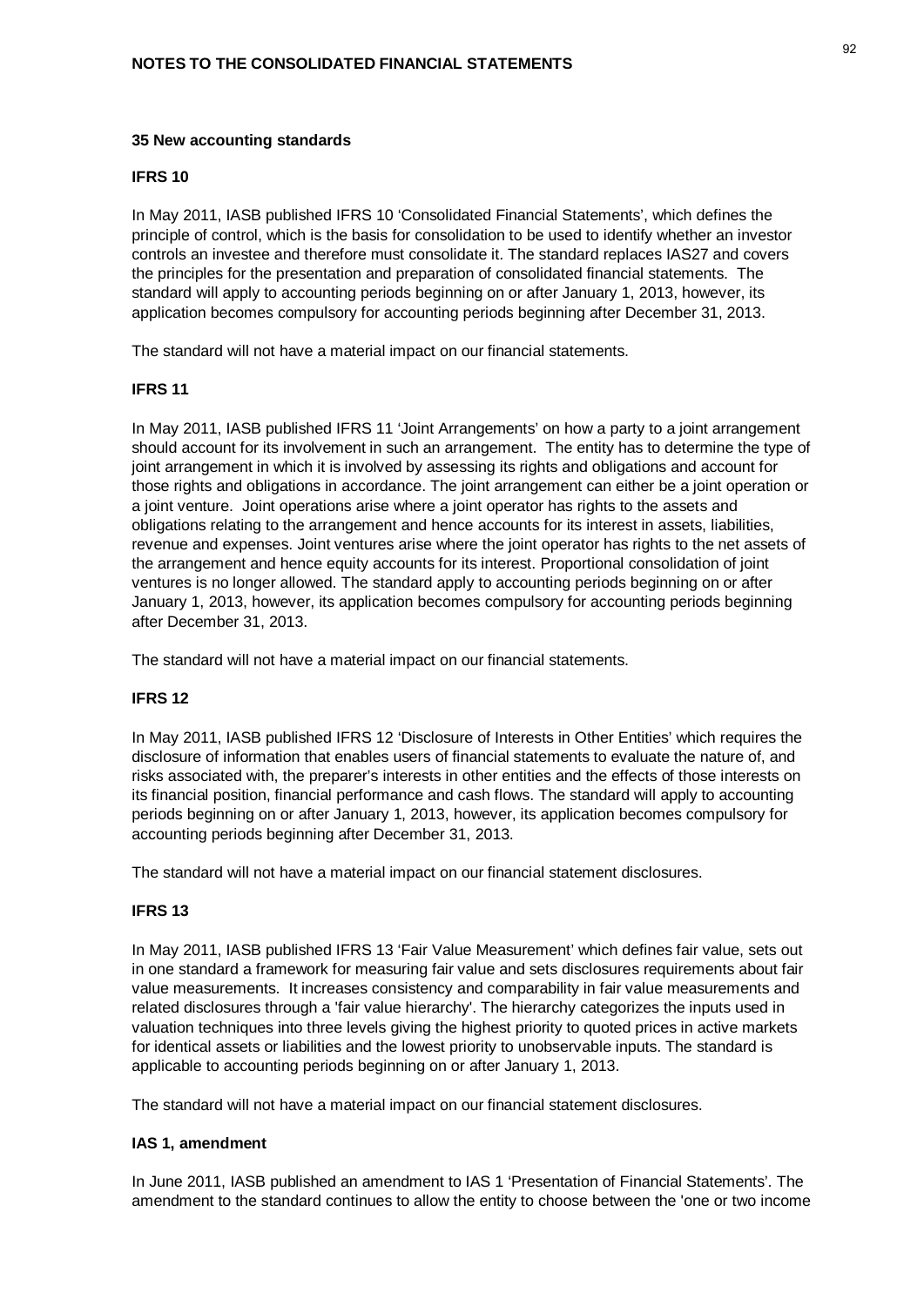## 35 New accounting standards

### IFRS 10

In May 2011, IASB published IFRS 10 'Consolidated Financial Statements', which defines the principle of control, which is the basis for consolidation to be used to identify whether an investor controls an investee and therefore must consolidate it. The standard replaces IAS27 and covers the principles for the presentation and preparation of consolidated financial statements. The standard will apply to accounting periods beginning on or after January 1, 2013, however, its application becomes compulsory for accounting periods beginning after December 31, 2013.

The standard will not have a material impact on our financial statements.

### IFRS 11

In May 2011, IASB published IFRS 11 'Joint Arrangements' on how a party to a joint arrangement should account for its involvement in such an arrangement. The entity has to determine the type of joint arrangement in which it is involved by assessing its rights and obligations and account for those rights and obligations in accordance. The joint arrangement can either be a joint operation or a joint venture. Joint operations arise where a joint operator has rights to the assets and obligations relating to the arrangement and hence accounts for its interest in assets, liabilities, revenue and expenses. Joint ventures arise where the joint operator has rights to the net assets of the arrangement and hence equity accounts for its interest. Proportional consolidation of joint ventures is no longer allowed. The standard apply to accounting periods beginning on or after January 1, 2013, however, its application becomes compulsory for accounting periods beginning after December 31, 2013.

The standard will not have a material impact on our financial statements.

### IFRS 12

In May 2011, IASB published IFRS 12 'Disclosure of Interests in Other Entities' which requires the disclosure of information that enables users of financial statements to evaluate the nature of, and risks associated with, the preparer's interests in other entities and the effects of those interests on its financial position, financial performance and cash flows. The standard will apply to accounting periods beginning on or after January 1, 2013, however, its application becomes compulsory for accounting periods beginning after December 31, 2013.

The standard will not have a material impact on our financial statement disclosures.

### IFRS 13

In May 2011, IASB published IFRS 13 'Fair Value Measurement' which defines fair value, sets out in one standard a framework for measuring fair value and sets disclosures requirements about fair value measurements. It increases consistency and comparability in fair value measurements and related disclosures through a 'fair value hierarchy'. The hierarchy categorizes the inputs used in valuation techniques into three levels giving the highest priority to quoted prices in active markets for identical assets or liabilities and the lowest priority to unobservable inputs. The standard is applicable to accounting periods beginning on or after January 1, 2013.

The standard will not have a material impact on our financial statement disclosures.

### IAS 1, amendment

In June 2011, IASB published an amendment to IAS 1 'Presentation of Financial Statements'. The amendment to the standard continues to allow the entity to choose between the 'one or two income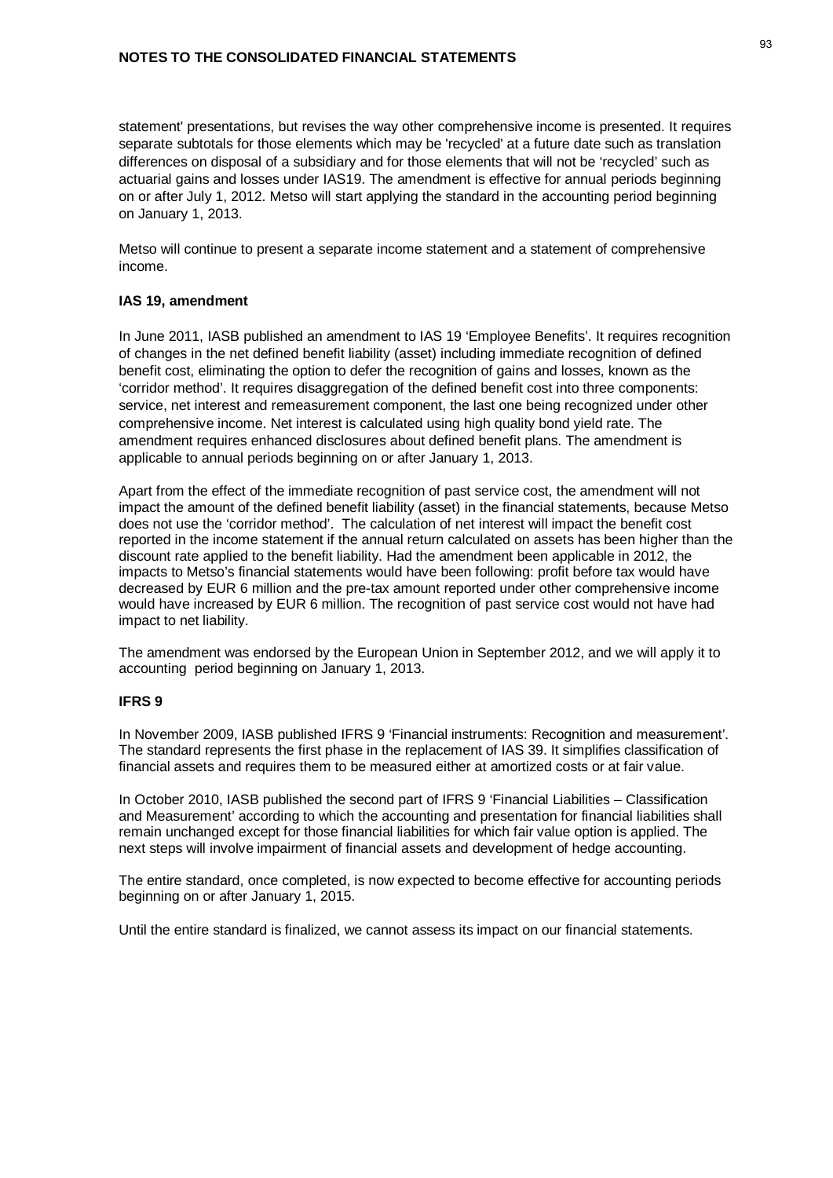statement' presentations, but revises the way other comprehensive income is presented. It requires separate subtotals for those elements which may be 'recycled' at a future date such as translation differences on disposal of a subsidiary and for those elements that will not be 'recycled' such as actuarial gains and losses under IAS19. The amendment is effective for annual periods beginning on or after July 1, 2012. Metso will start applying the standard in the accounting period beginning on January 1, 2013.

Metso will continue to present a separate income statement and a statement of comprehensive income.

**IAS 19, amendment**

In June 2011, IASB published an amendment to IAS 19 'Employee Benefits'. It requires recognition of changes in the net defined benefit liability (asset) including immediate recognition of defined benefit cost, eliminating the option to defer the recognition of gains and losses, known as the 'corridor method'. It requires disaggregation of the defined benefit cost into three components: service, net interest and remeasurement component, the last one being recognized under other comprehensive income. Net interest is calculated using high quality bond yield rate. The amendment requires enhanced disclosures about defined benefit plans. The amendment is applicable to annual periods beginning on or after January 1, 2013.

Apart from the effect of the immediate recognition of past service cost, the amendment will not impact the amount of the defined benefit liability (asset) in the financial statements, because Metso does not use the 'corridor method'. The calculation of net interest will impact the benefit cost reported in the income statement if the annual return calculated on assets has been higher than the discount rate applied to the benefit liability. Had the amendment been applicable in 2012, the impacts to Metso's financial statements would have been following: profit before tax would have decreased by EUR 6 million and the pre-tax amount reported under other comprehensive income would have increased by EUR 6 million. The recognition of past service cost would not have had impact to net liability.

The amendment was endorsed by the European Union in September 2012, and we will apply it to accounting period beginning on January 1, 2013.

**IFRS 9**

In November 2009, IASB published IFRS 9 'Financial instruments: Recognition and measurement'. The standard represents the first phase in the replacement of IAS 39. It simplifies classification of financial assets and requires them to be measured either at amortized costs or at fair value.

In October 2010, IASB published the second part of IFRS 9 'Financial Liabilities – Classification and Measurement' according to which the accounting and presentation for financial liabilities shall remain unchanged except for those financial liabilities for which fair value option is applied. The next steps will involve impairment of financial assets and development of hedge accounting.

The entire standard, once completed, is now expected to become effective for accounting periods beginning on or after January 1, 2015.

Until the entire standard is finalized, we cannot assess its impact on our financial statements.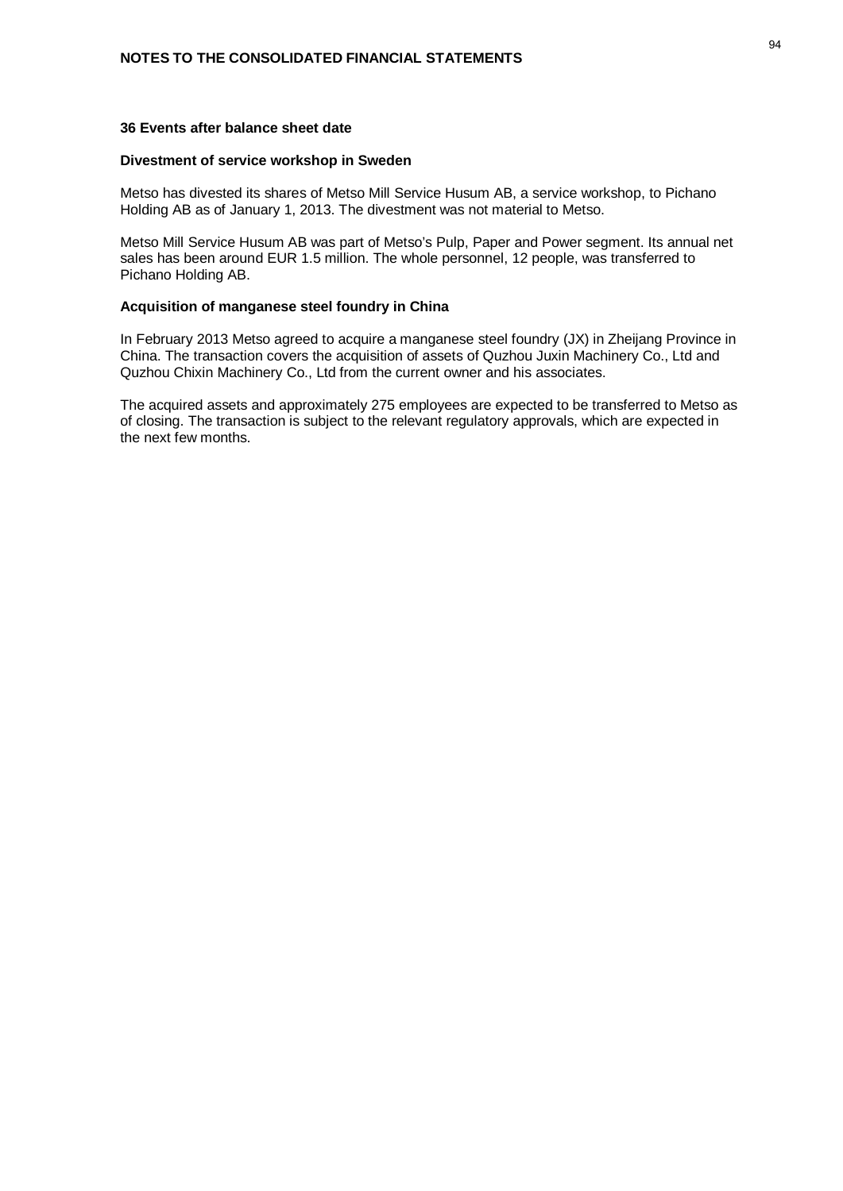## 36 Events after balance sheet date

### Divestment of service workshop in Sweden

Metso has divested its shares of Metso Mill Service Husum AB, a service workshop, to Pichano Holding AB as of January 1, 2013. The divestment was not material to Metso.

Metso Mill Service Husum AB was part of Metso's Pulp, Paper and Power segment. Its annual net sales has been around EUR 1.5 million. The whole personnel, 12 people, was transferred to Pichano Holding AB.

### Acquisition of manganese steel foundry in China

In February 2013 Metso agreed to acquire a manganese steel foundry (JX) in Zheijang Province in China. The transaction covers the acquisition of assets of Quzhou Juxin Machinery Co., Ltd and Quzhou Chixin Machinery Co., Ltd from the current owner and his associates.

The acquired assets and approximately 275 employees are expected to be transferred to Metso as of closing. The transaction is subject to the relevant regulatory approvals, which are expected in the next few months.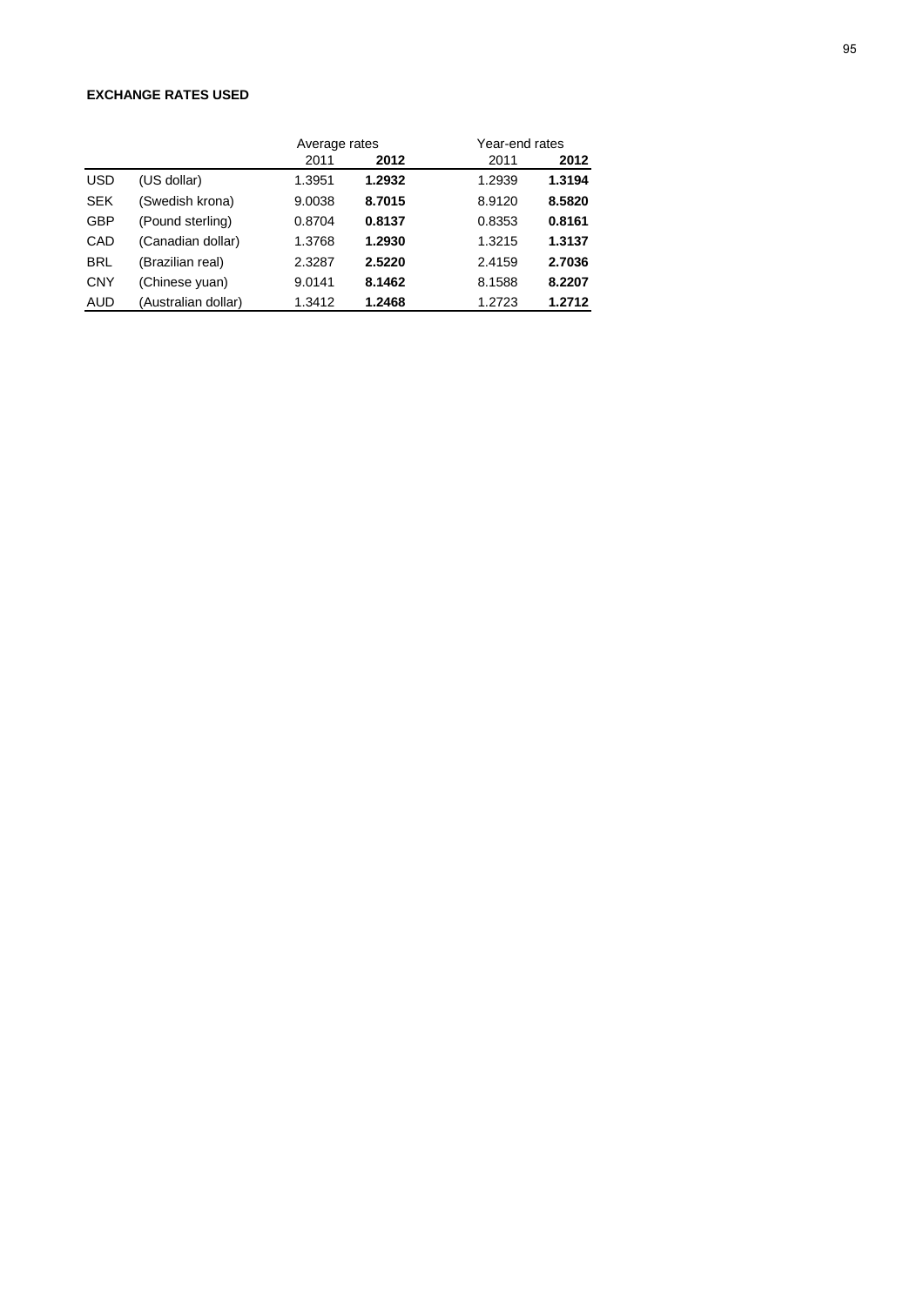**EXCHANGE RATES USED**

| | | Average rates | | Year-end rates | |
|---|---|---|---|---|---|
| | | 2011 | **2012** | 2011 | **2012** |
| USD | (US dollar) | 1.3951 | **1.2932** | 1.2939 | **1.3194** |
| SEK | (Swedish krona) | 9.0038 | **8.7015** | 8.9120 | **8.5820** |
| GBP | (Pound sterling) | 0.8704 | **0.8137** | 0.8353 | **0.8161** |
| CAD | (Canadian dollar) | 1.3768 | **1.2930** | 1.3215 | **1.3137** |
| BRL | (Brazilian real) | 2.3287 | **2.5220** | 2.4159 | **2.7036** |
| CNY | (Chinese yuan) | 9.0141 | **8.1462** | 8.1588 | **8.2207** |
| AUD | (Australian dollar) | 1.3412 | **1.2468** | 1.2723 | **1.2712** |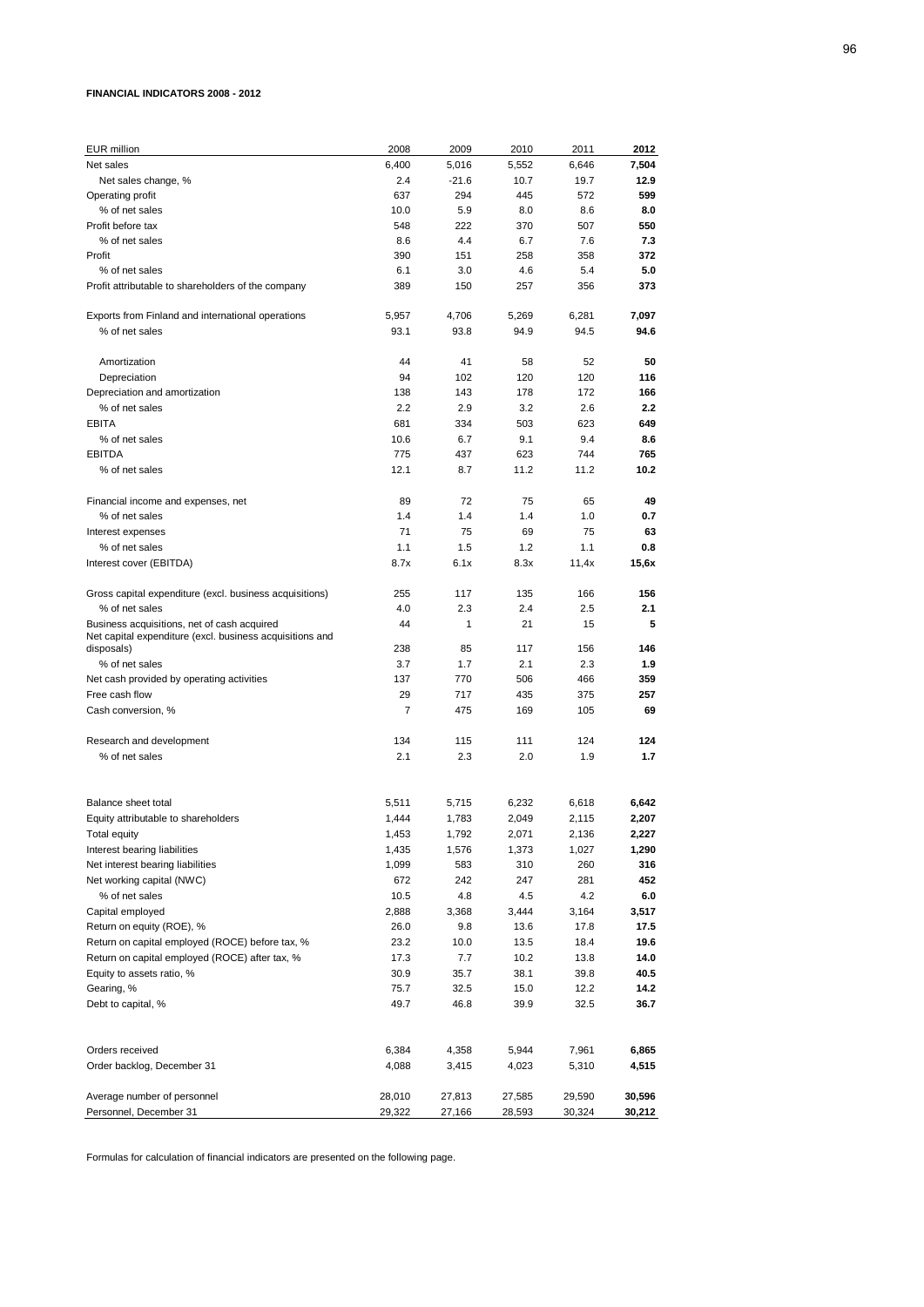**FINANCIAL INDICATORS 2008 - 2012**

| EUR million | 2008 | 2009 | 2010 | 2011 | **2012** |
|---|---|---|---|---|---|
| Net sales | 6,400 | 5,016 | 5,552 | 6,646 | **7,504** |
| Net sales change, % | 2.4 | -21.6 | 10.7 | 19.7 | **12.9** |
| Operating profit | 637 | 294 | 445 | 572 | **599** |
| % of net sales | 10.0 | 5.9 | 8.0 | 8.6 | **8.0** |
| Profit before tax | 548 | 222 | 370 | 507 | **550** |
| % of net sales | 8.6 | 4.4 | 6.7 | 7.6 | **7.3** |
| Profit | 390 | 151 | 258 | 358 | **372** |
| % of net sales | 6.1 | 3.0 | 4.6 | 5.4 | **5.0** |
| Profit attributable to shareholders of the company | 389 | 150 | 257 | 356 | **373** |
| | | | | | |
| Exports from Finland and international operations | 5,957 | 4,706 | 5,269 | 6,281 | **7,097** |
| % of net sales | 93.1 | 93.8 | 94.9 | 94.5 | **94.6** |
| | | | | | |
| Amortization | 44 | 41 | 58 | 52 | **50** |
| Depreciation | 94 | 102 | 120 | 120 | **116** |
| Depreciation and amortization | 138 | 143 | 178 | 172 | **166** |
| % of net sales | 2.2 | 2.9 | 3.2 | 2.6 | **2.2** |
| EBITA | 681 | 334 | 503 | 623 | **649** |
| % of net sales | 10.6 | 6.7 | 9.1 | 9.4 | **8.6** |
| EBITDA | 775 | 437 | 623 | 744 | **765** |
| % of net sales | 12.1 | 8.7 | 11.2 | 11.2 | **10.2** |
| | | | | | |
| Financial income and expenses, net | 89 | 72 | 75 | 65 | **49** |
| % of net sales | 1.4 | 1.4 | 1.4 | 1.0 | **0.7** |
| Interest expenses | 71 | 75 | 69 | 75 | **63** |
| % of net sales | 1.1 | 1.5 | 1.2 | 1.1 | **0.8** |
| Interest cover (EBITDA) | 8.7x | 6.1x | 8.3x | 11,4x | **15,6x** |
| | | | | | |
| Gross capital expenditure (excl. business acquisitions) | 255 | 117 | 135 | 166 | **156** |
| % of net sales | 4.0 | 2.3 | 2.4 | 2.5 | **2.1** |
| Business acquisitions, net of cash acquired | 44 | 1 | 21 | 15 | **5** |
| Net capital expenditure (excl. business acquisitions and disposals) | 238 | 85 | 117 | 156 | **146** |
| % of net sales | 3.7 | 1.7 | 2.1 | 2.3 | **1.9** |
| Net cash provided by operating activities | 137 | 770 | 506 | 466 | **359** |
| Free cash flow | 29 | 717 | 435 | 375 | **257** |
| Cash conversion, % | 7 | 475 | 169 | 105 | **69** |
| | | | | | |
| Research and development | 134 | 115 | 111 | 124 | **124** |
| % of net sales | 2.1 | 2.3 | 2.0 | 1.9 | **1.7** |
| | | | | | |
| Balance sheet total | 5,511 | 5,715 | 6,232 | 6,618 | **6,642** |
| Equity attributable to shareholders | 1,444 | 1,783 | 2,049 | 2,115 | **2,207** |
| Total equity | 1,453 | 1,792 | 2,071 | 2,136 | **2,227** |
| Interest bearing liabilities | 1,435 | 1,576 | 1,373 | 1,027 | **1,290** |
| Net interest bearing liabilities | 1,099 | 583 | 310 | 260 | **316** |
| Net working capital (NWC) | 672 | 242 | 247 | 281 | **452** |
| % of net sales | 10.5 | 4.8 | 4.5 | 4.2 | **6.0** |
| Capital employed | 2,888 | 3,368 | 3,444 | 3,164 | **3,517** |
| Return on equity (ROE), % | 26.0 | 9.8 | 13.6 | 17.8 | **17.5** |
| Return on capital employed (ROCE) before tax, % | 23.2 | 10.0 | 13.5 | 18.4 | **19.6** |
| Return on capital employed (ROCE) after tax, % | 17.3 | 7.7 | 10.2 | 13.8 | **14.0** |
| Equity to assets ratio, % | 30.9 | 35.7 | 38.1 | 39.8 | **40.5** |
| Gearing, % | 75.7 | 32.5 | 15.0 | 12.2 | **14.2** |
| Debt to capital, % | 49.7 | 46.8 | 39.9 | 32.5 | **36.7** |
| | | | | | |
| Orders received | 6,384 | 4,358 | 5,944 | 7,961 | **6,865** |
| Order backlog, December 31 | 4,088 | 3,415 | 4,023 | 5,310 | **4,515** |
| | | | | | |
| Average number of personnel | 28,010 | 27,813 | 27,585 | 29,590 | **30,596** |
| Personnel, December 31 | 29,322 | 27,166 | 28,593 | 30,324 | **30,212** |

Formulas for calculation of financial indicators are presented on the following page.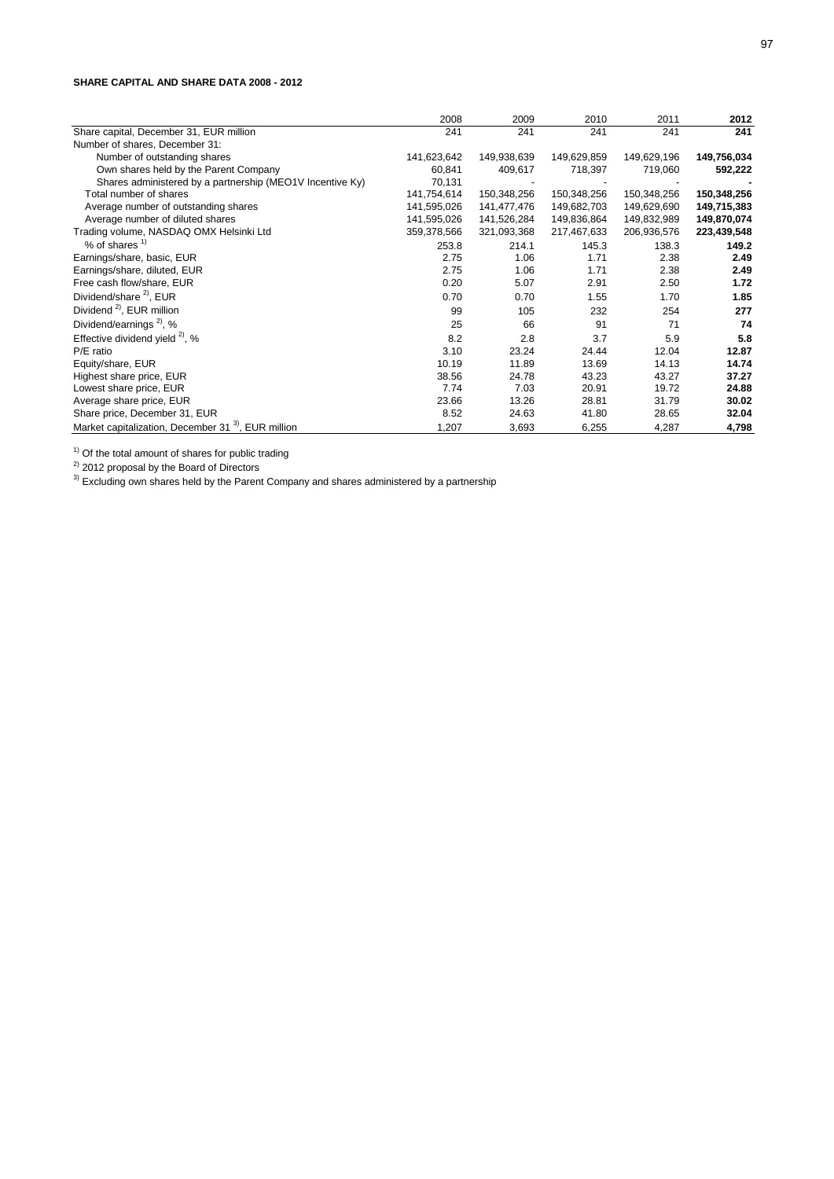**SHARE CAPITAL AND SHARE DATA 2008 - 2012**

| | 2008 | 2009 | 2010 | 2011 | **2012** |
|---|---|---|---|---|---|
| Share capital, December 31, EUR million | 241 | 241 | 241 | 241 | **241** |
| Number of shares, December 31: | | | | | |
| Number of outstanding shares | 141,623,642 | 149,938,639 | 149,629,859 | 149,629,196 | **149,756,034** |
| Own shares held by the Parent Company | 60,841 | 409,617 | 718,397 | 719,060 | **592,222** |
| Shares administered by a partnership (MEO1V Incentive Ky) | 70,131 | - | - | - | **-** |
| Total number of shares | 141,754,614 | 150,348,256 | 150,348,256 | 150,348,256 | **150,348,256** |
| Average number of outstanding shares | 141,595,026 | 141,477,476 | 149,682,703 | 149,629,690 | **149,715,383** |
| Average number of diluted shares | 141,595,026 | 141,526,284 | 149,836,864 | 149,832,989 | **149,870,074** |
| Trading volume, NASDAQ OMX Helsinki Ltd | 359,378,566 | 321,093,368 | 217,467,633 | 206,936,576 | **223,439,548** |
| % of shares [1] | 253.8 | 214.1 | 145.3 | 138.3 | **149.2** |
| Earnings/share, basic, EUR | 2.75 | 1.06 | 1.71 | 2.38 | **2.49** |
| Earnings/share, diluted, EUR | 2.75 | 1.06 | 1.71 | 2.38 | **2.49** |
| Free cash flow/share, EUR | 0.20 | 5.07 | 2.91 | 2.50 | **1.72** |
| Dividend/share [2], EUR | 0.70 | 0.70 | 1.55 | 1.70 | **1.85** |
| Dividend [2], EUR million | 99 | 105 | 232 | 254 | **277** |
| Dividend/earnings [2], % | 25 | 66 | 91 | 71 | **74** |
| Effective dividend yield [2], % | 8.2 | 2.8 | 3.7 | 5.9 | **5.8** |
| P/E ratio | 3.10 | 23.24 | 24.44 | 12.04 | **12.87** |
| Equity/share, EUR | 10.19 | 11.89 | 13.69 | 14.13 | **14.74** |
| Highest share price, EUR | 38.56 | 24.78 | 43.23 | 43.27 | **37.27** |
| Lowest share price, EUR | 7.74 | 7.03 | 20.91 | 19.72 | **24.88** |
| Average share price, EUR | 23.66 | 13.26 | 28.81 | 31.79 | **30.02** |
| Share price, December 31, EUR | 8.52 | 24.63 | 41.80 | 28.65 | **32.04** |
| Market capitalization, December 31 [3], EUR million | 1,207 | 3,693 | 6,255 | 4,287 | **4,798** |

[1] Of the total amount of shares for public trading

[2] 2012 proposal by the Board of Directors

[3] Excluding own shares held by the Parent Company and shares administered by a partnership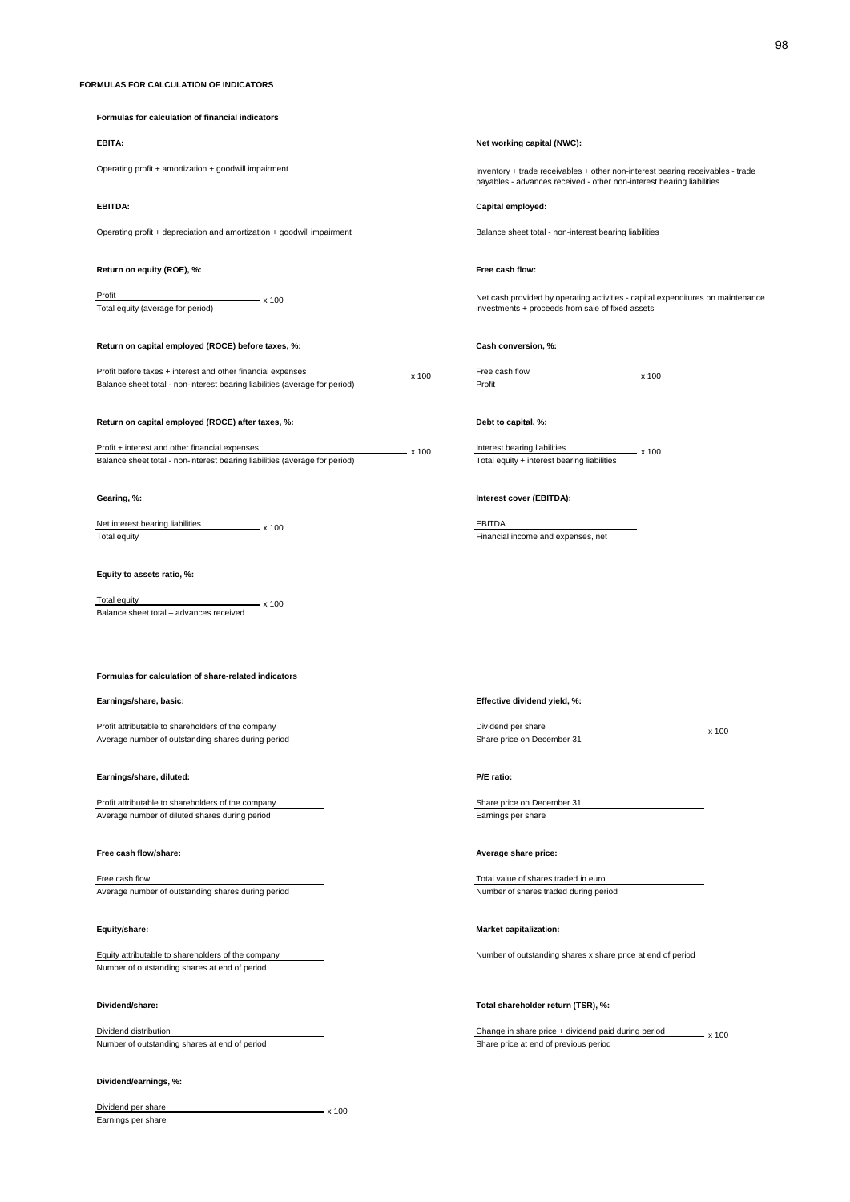# FORMULAS FOR CALCULATION OF INDICATORS

## Formulas for calculation of financial indicators

**EBITA:**

Operating profit + amortization + goodwill impairment

**EBITDA:**

Operating profit + depreciation and amortization + goodwill impairment

**Return on equity (ROE), %:**

$$\frac{\text{Profit}}{\text{Total equity (average for period)}} \times 100$$

**Return on capital employed (ROCE) before taxes, %:**

$$\frac{\text{Profit before taxes + interest and other financial expenses}}{\text{Balance sheet total - non-interest bearing liabilities (average for period)}} \times 100$$

**Return on capital employed (ROCE) after taxes, %:**

$$\frac{\text{Profit + interest and other financial expenses}}{\text{Balance sheet total - non-interest bearing liabilities (average for period)}} \times 100$$

**Gearing, %:**

$$\frac{\text{Net interest bearing liabilities}}{\text{Total equity}} \times 100$$

**Equity to assets ratio, %:**

$$\frac{\text{Total equity}}{\text{Balance sheet total – advances received}} \times 100$$

**Net working capital (NWC):**

Inventory + trade receivables + other non-interest bearing receivables - trade payables - advances received - other non-interest bearing liabilities

**Capital employed:**

Balance sheet total - non-interest bearing liabilities

**Free cash flow:**

Net cash provided by operating activities - capital expenditures on maintenance investments + proceeds from sale of fixed assets

**Cash conversion, %:**

$$\frac{\text{Free cash flow}}{\text{Profit}} \times 100$$

**Debt to capital, %:**

$$\frac{\text{Interest bearing liabilities}}{\text{Total equity + interest bearing liabilities}} \times 100$$

**Interest cover (EBITDA):**

$$\frac{\text{EBITDA}}{\text{Financial income and expenses, net}}$$

## Formulas for calculation of share-related indicators

**Earnings/share, basic:**

$$\frac{\text{Profit attributable to shareholders of the company}}{\text{Average number of outstanding shares during period}}$$

**Earnings/share, diluted:**

$$\frac{\text{Profit attributable to shareholders of the company}}{\text{Average number of diluted shares during period}}$$

**Free cash flow/share:**

$$\frac{\text{Free cash flow}}{\text{Average number of outstanding shares during period}}$$

**Equity/share:**

$$\frac{\text{Equity attributable to shareholders of the company}}{\text{Number of outstanding shares at end of period}}$$

**Dividend/share:**

$$\frac{\text{Dividend distribution}}{\text{Number of outstanding shares at end of period}}$$

**Dividend/earnings, %:**

$$\frac{\text{Dividend per share}}{\text{Earnings per share}} \times 100$$

**Effective dividend yield, %:**

$$\frac{\text{Dividend per share}}{\text{Share price on December 31}} \times 100$$

**P/E ratio:**

$$\frac{\text{Share price on December 31}}{\text{Earnings per share}}$$

**Average share price:**

$$\frac{\text{Total value of shares traded in euro}}{\text{Number of shares traded during period}}$$

**Market capitalization:**

Number of outstanding shares x share price at end of period

**Total shareholder return (TSR), %:**

$$\frac{\text{Change in share price + dividend paid during period}}{\text{Share price at end of previous period}} \times 100$$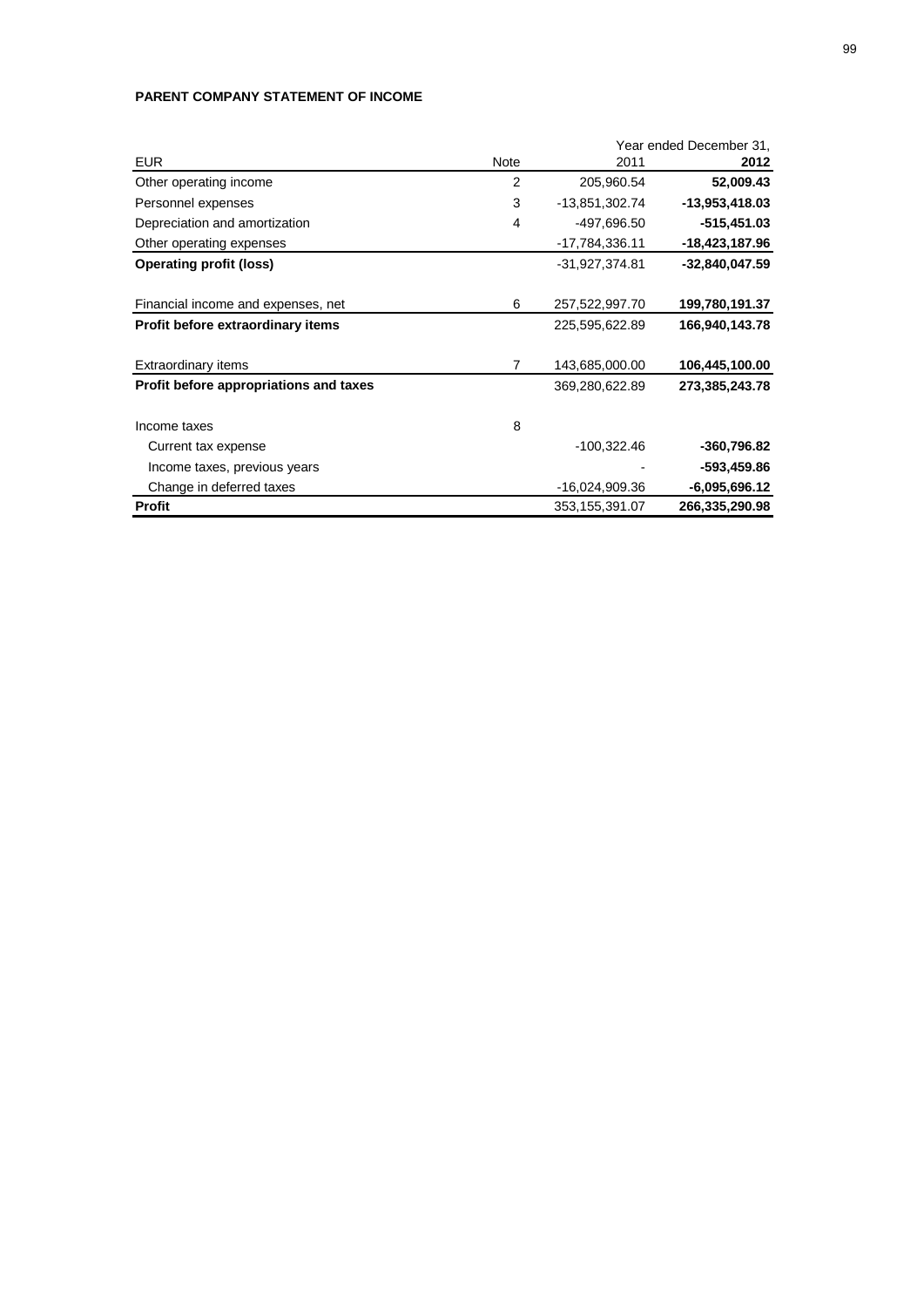## PARENT COMPANY STATEMENT OF INCOME

| EUR | Note | Year ended December 31, 2011 | 2012 |
|---|---|---|---|
| Other operating income | 2 | 205,960.54 | **52,009.43** |
| Personnel expenses | 3 | -13,851,302.74 | **-13,953,418.03** |
| Depreciation and amortization | 4 | -497,696.50 | **-515,451.03** |
| Other operating expenses | | -17,784,336.11 | **-18,423,187.96** |
| **Operating profit (loss)** | | -31,927,374.81 | **-32,840,047.59** |
| | | | |
| Financial income and expenses, net | 6 | 257,522,997.70 | **199,780,191.37** |
| **Profit before extraordinary items** | | 225,595,622.89 | **166,940,143.78** |
| | | | |
| Extraordinary items | 7 | 143,685,000.00 | **106,445,100.00** |
| **Profit before appropriations and taxes** | | 369,280,622.89 | **273,385,243.78** |
| | | | |
| Income taxes | 8 | | |
| Current tax expense | | -100,322.46 | **-360,796.82** |
| Income taxes, previous years | | - | **-593,459.86** |
| Change in deferred taxes | | -16,024,909.36 | **-6,095,696.12** |
| **Profit** | | 353,155,391.07 | **266,335,290.98** |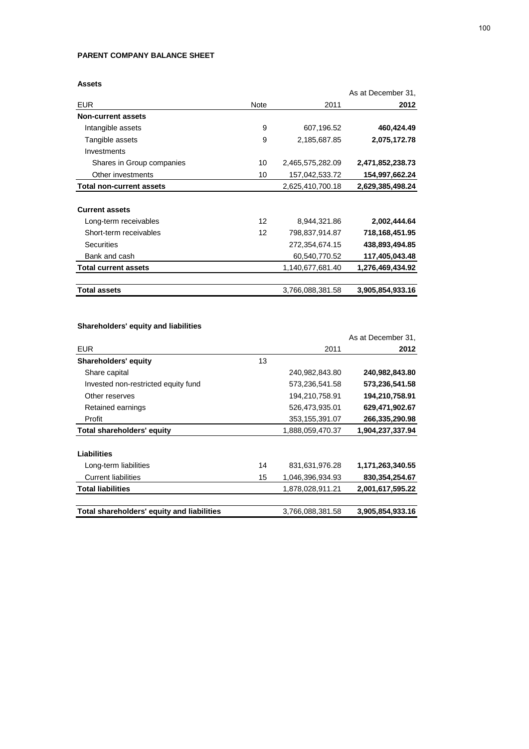## PARENT COMPANY BALANCE SHEET

### Assets

| EUR | Note | 2011 | As at December 31, 2012 |
|---|---|---|---|
| **Non-current assets** | | | |
| Intangible assets | 9 | 607,196.52 | **460,424.49** |
| Tangible assets | 9 | 2,185,687.85 | **2,075,172.78** |
| Investments | | | |
| Shares in Group companies | 10 | 2,465,575,282.09 | **2,471,852,238.73** |
| Other investments | 10 | 157,042,533.72 | **154,997,662.24** |
| **Total non-current assets** | | 2,625,410,700.18 | **2,629,385,498.24** |
| | | | |
| **Current assets** | | | |
| Long-term receivables | 12 | 8,944,321.86 | **2,002,444.64** |
| Short-term receivables | 12 | 798,837,914.87 | **718,168,451.95** |
| Securities | | 272,354,674.15 | **438,893,494.85** |
| Bank and cash | | 60,540,770.52 | **117,405,043.48** |
| **Total current assets** | | 1,140,677,681.40 | **1,276,469,434.92** |
| | | | |
| **Total assets** | | 3,766,088,381.58 | **3,905,854,933.16** |

### Shareholders' equity and liabilities

| EUR | | 2011 | As at December 31, 2012 |
|---|---|---|---|
| **Shareholders' equity** | 13 | | |
| Share capital | | 240,982,843.80 | **240,982,843.80** |
| Invested non-restricted equity fund | | 573,236,541.58 | **573,236,541.58** |
| Other reserves | | 194,210,758.91 | **194,210,758.91** |
| Retained earnings | | 526,473,935.01 | **629,471,902.67** |
| Profit | | 353,155,391.07 | **266,335,290.98** |
| **Total shareholders' equity** | | 1,888,059,470.37 | **1,904,237,337.94** |
| | | | |
| **Liabilities** | | | |
| Long-term liabilities | 14 | 831,631,976.28 | **1,171,263,340.55** |
| Current liabilities | 15 | 1,046,396,934.93 | **830,354,254.67** |
| **Total liabilities** | | 1,878,028,911.21 | **2,001,617,595.22** |
| | | | |
| **Total shareholders' equity and liabilities** | | 3,766,088,381.58 | **3,905,854,933.16** |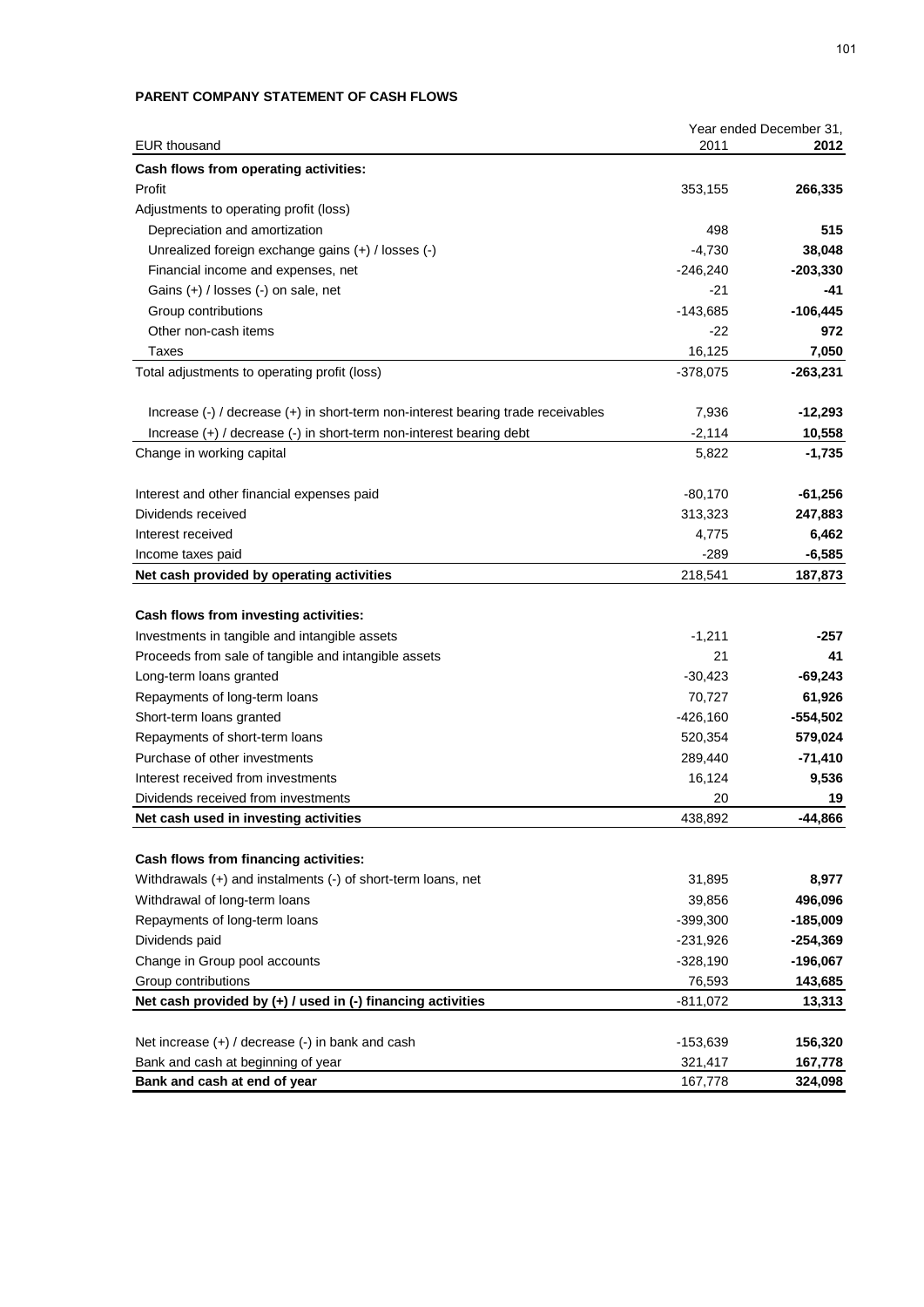**PARENT COMPANY STATEMENT OF CASH FLOWS**

| EUR thousand | Year ended December 31, 2011 | **2012** |
|---|---|---|
| **Cash flows from operating activities:** | | |
| Profit | 353,155 | **266,335** |
| Adjustments to operating profit (loss) | | |
| Depreciation and amortization | 498 | **515** |
| Unrealized foreign exchange gains (+) / losses (-) | -4,730 | **38,048** |
| Financial income and expenses, net | -246,240 | **-203,330** |
| Gains (+) / losses (-) on sale, net | -21 | **-41** |
| Group contributions | -143,685 | **-106,445** |
| Other non-cash items | -22 | **972** |
| Taxes | 16,125 | **7,050** |
| Total adjustments to operating profit (loss) | -378,075 | **-263,231** |
| | | |
| Increase (-) / decrease (+) in short-term non-interest bearing trade receivables | 7,936 | **-12,293** |
| Increase (+) / decrease (-) in short-term non-interest bearing debt | -2,114 | **10,558** |
| Change in working capital | 5,822 | **-1,735** |
| | | |
| Interest and other financial expenses paid | -80,170 | **-61,256** |
| Dividends received | 313,323 | **247,883** |
| Interest received | 4,775 | **6,462** |
| Income taxes paid | -289 | **-6,585** |
| **Net cash provided by operating activities** | 218,541 | **187,873** |
| | | |
| **Cash flows from investing activities:** | | |
| Investments in tangible and intangible assets | -1,211 | **-257** |
| Proceeds from sale of tangible and intangible assets | 21 | **41** |
| Long-term loans granted | -30,423 | **-69,243** |
| Repayments of long-term loans | 70,727 | **61,926** |
| Short-term loans granted | -426,160 | **-554,502** |
| Repayments of short-term loans | 520,354 | **579,024** |
| Purchase of other investments | 289,440 | **-71,410** |
| Interest received from investments | 16,124 | **9,536** |
| Dividends received from investments | 20 | **19** |
| **Net cash used in investing activities** | 438,892 | **-44,866** |
| | | |
| **Cash flows from financing activities:** | | |
| Withdrawals (+) and instalments (-) of short-term loans, net | 31,895 | **8,977** |
| Withdrawal of long-term loans | 39,856 | **496,096** |
| Repayments of long-term loans | -399,300 | **-185,009** |
| Dividends paid | -231,926 | **-254,369** |
| Change in Group pool accounts | -328,190 | **-196,067** |
| Group contributions | 76,593 | **143,685** |
| **Net cash provided by (+) / used in (-) financing activities** | -811,072 | **13,313** |
| | | |
| Net increase (+) / decrease (-) in bank and cash | -153,639 | **156,320** |
| Bank and cash at beginning of year | 321,417 | **167,778** |
| **Bank and cash at end of year** | 167,778 | **324,098** |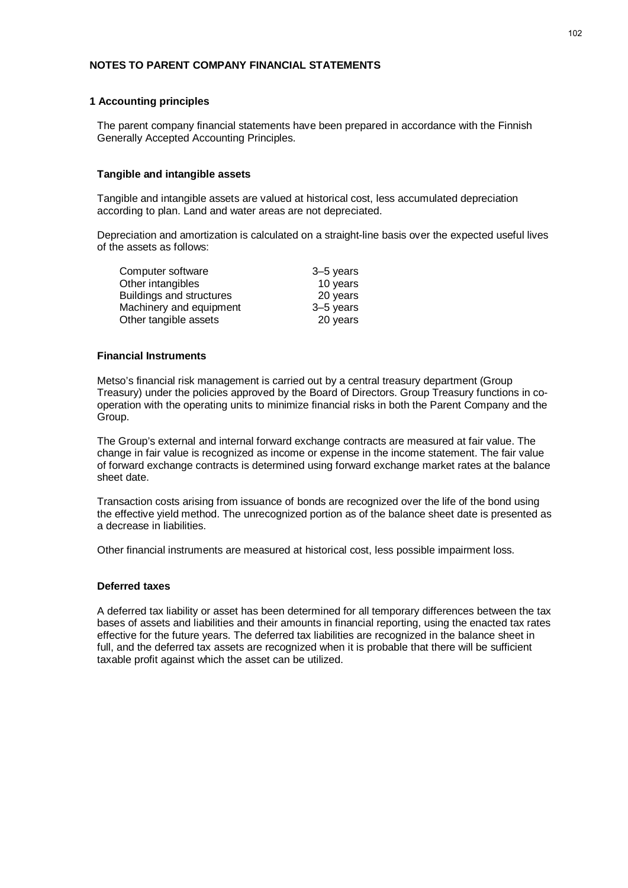## NOTES TO PARENT COMPANY FINANCIAL STATEMENTS

### 1 Accounting principles

The parent company financial statements have been prepared in accordance with the Finnish Generally Accepted Accounting Principles.

#### Tangible and intangible assets

Tangible and intangible assets are valued at historical cost, less accumulated depreciation according to plan. Land and water areas are not depreciated.

Depreciation and amortization is calculated on a straight-line basis over the expected useful lives of the assets as follows:

| | |
|---|---|
| Computer software | 3–5 years |
| Other intangibles | 10 years |
| Buildings and structures | 20 years |
| Machinery and equipment | 3–5 years |
| Other tangible assets | 20 years |

#### Financial Instruments

Metso's financial risk management is carried out by a central treasury department (Group Treasury) under the policies approved by the Board of Directors. Group Treasury functions in co-operation with the operating units to minimize financial risks in both the Parent Company and the Group.

The Group's external and internal forward exchange contracts are measured at fair value. The change in fair value is recognized as income or expense in the income statement. The fair value of forward exchange contracts is determined using forward exchange market rates at the balance sheet date.

Transaction costs arising from issuance of bonds are recognized over the life of the bond using the effective yield method. The unrecognized portion as of the balance sheet date is presented as a decrease in liabilities.

Other financial instruments are measured at historical cost, less possible impairment loss.

#### Deferred taxes

A deferred tax liability or asset has been determined for all temporary differences between the tax bases of assets and liabilities and their amounts in financial reporting, using the enacted tax rates effective for the future years. The deferred tax liabilities are recognized in the balance sheet in full, and the deferred tax assets are recognized when it is probable that there will be sufficient taxable profit against which the asset can be utilized.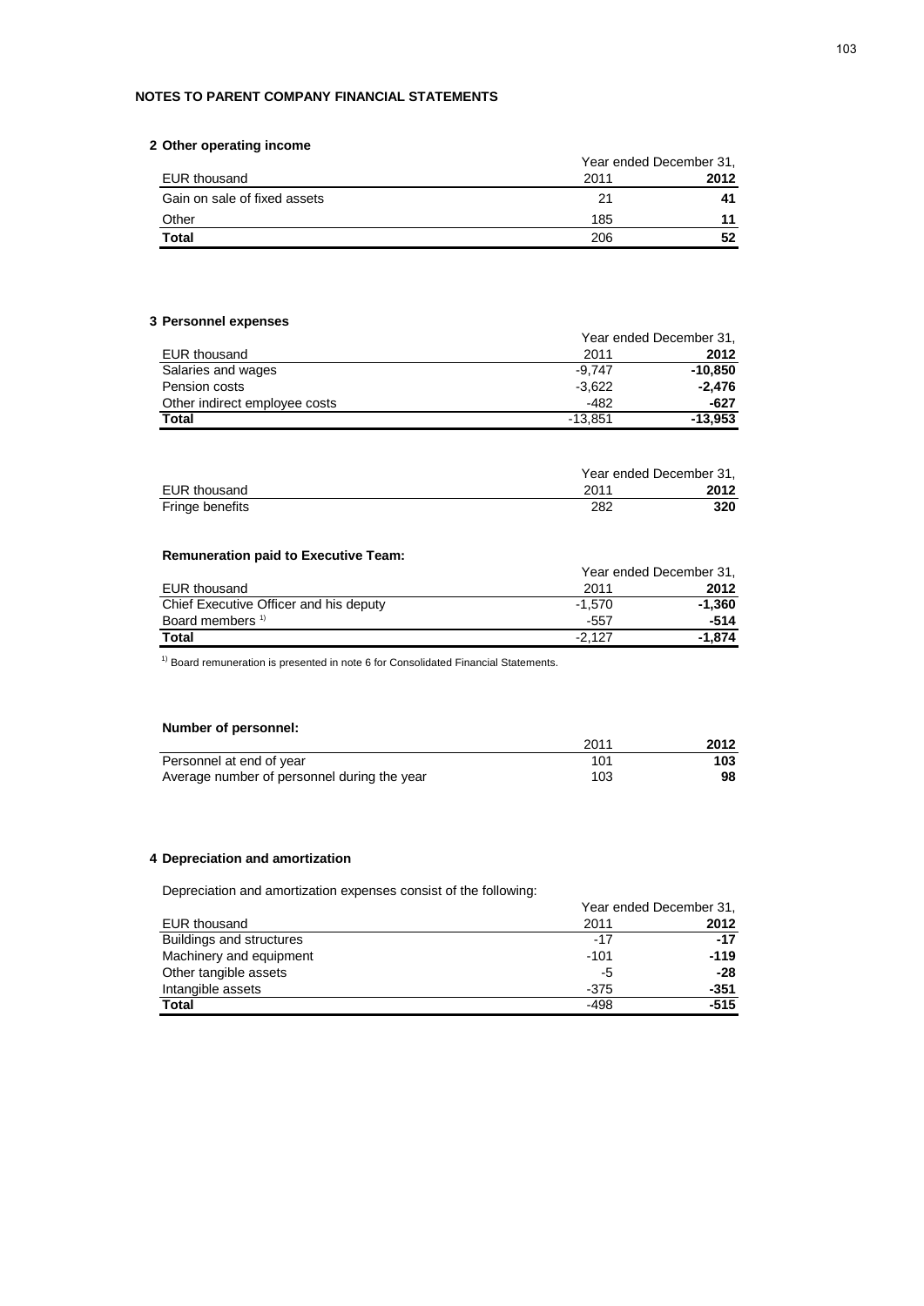## NOTES TO PARENT COMPANY FINANCIAL STATEMENTS

### 2 Other operating income

| EUR thousand | Year ended December 31, 2011 | **2012** |
|---|---|---|
| Gain on sale of fixed assets | 21 | **41** |
| Other | 185 | **11** |
| **Total** | 206 | **52** |

### 3 Personnel expenses

| EUR thousand | Year ended December 31, 2011 | **2012** |
|---|---|---|
| Salaries and wages | -9,747 | **-10,850** |
| Pension costs | -3,622 | **-2,476** |
| Other indirect employee costs | -482 | **-627** |
| **Total** | -13,851 | **-13,953** |

| EUR thousand | Year ended December 31, 2011 | **2012** |
|---|---|---|
| Fringe benefits | 282 | **320** |

**Remuneration paid to Executive Team:**

| EUR thousand | Year ended December 31, 2011 | **2012** |
|---|---|---|
| Chief Executive Officer and his deputy | -1,570 | **-1,360** |
| Board members [1] | -557 | **-514** |
| **Total** | -2,127 | **-1,874** |

[1] Board remuneration is presented in note 6 for Consolidated Financial Statements.

**Number of personnel:**

| | 2011 | **2012** |
|---|---|---|
| Personnel at end of year | 101 | **103** |
| Average number of personnel during the year | 103 | **98** |

### 4 Depreciation and amortization

Depreciation and amortization expenses consist of the following:

| EUR thousand | Year ended December 31, 2011 | **2012** |
|---|---|---|
| Buildings and structures | -17 | **-17** |
| Machinery and equipment | -101 | **-119** |
| Other tangible assets | -5 | **-28** |
| Intangible assets | -375 | **-351** |
| **Total** | -498 | **-515** |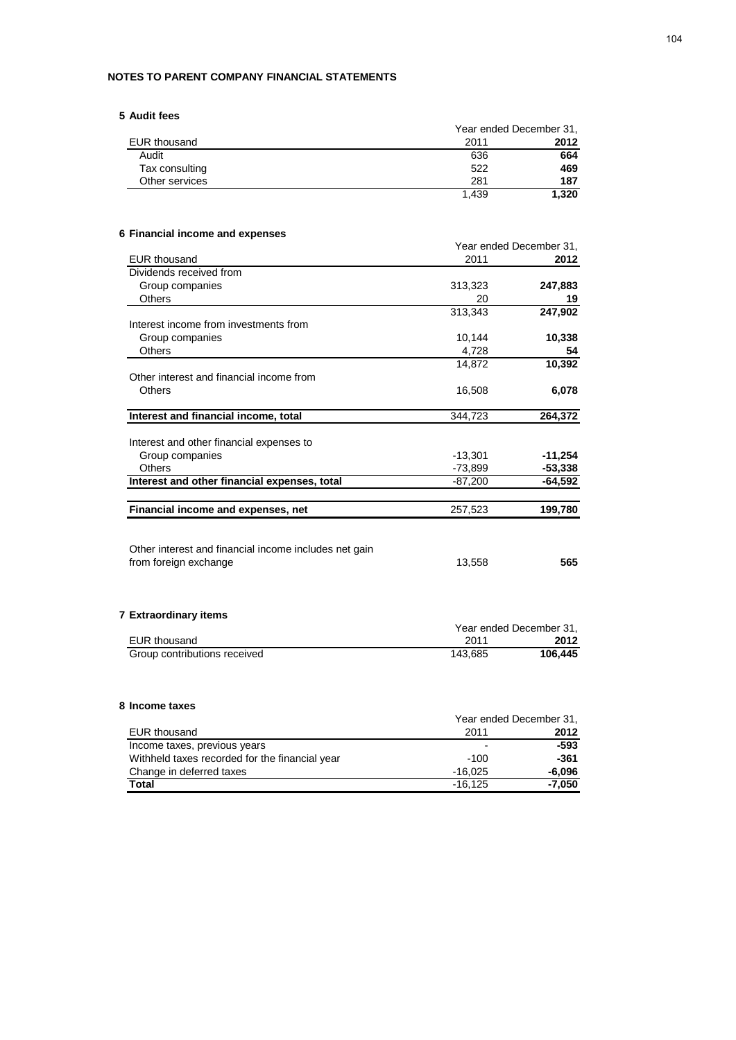## NOTES TO PARENT COMPANY FINANCIAL STATEMENTS

### 5 Audit fees

| EUR thousand | Year ended December 31, 2011 | 2012 |
|---|---|---|
| Audit | 636 | **664** |
| Tax consulting | 522 | **469** |
| Other services | 281 | **187** |
| | 1,439 | **1,320** |

### 6 Financial income and expenses

| EUR thousand | Year ended December 31, 2011 | 2012 |
|---|---|---|
| Dividends received from | | |
| Group companies | 313,323 | **247,883** |
| Others | 20 | **19** |
| | 313,343 | **247,902** |
| Interest income from investments from | | |
| Group companies | 10,144 | **10,338** |
| Others | 4,728 | **54** |
| | 14,872 | **10,392** |
| Other interest and financial income from | | |
| Others | 16,508 | **6,078** |
| **Interest and financial income, total** | 344,723 | **264,372** |
| Interest and other financial expenses to | | |
| Group companies | -13,301 | **-11,254** |
| Others | -73,899 | **-53,338** |
| **Interest and other financial expenses, total** | -87,200 | **-64,592** |
| **Financial income and expenses, net** | 257,523 | **199,780** |
| Other interest and financial income includes net gain from foreign exchange | 13,558 | **565** |

### 7 Extraordinary items

| EUR thousand | Year ended December 31, 2011 | 2012 |
|---|---|---|
| Group contributions received | 143,685 | **106,445** |

### 8 Income taxes

| EUR thousand | Year ended December 31, 2011 | 2012 |
|---|---|---|
| Income taxes, previous years | - | **-593** |
| Withheld taxes recorded for the financial year | -100 | **-361** |
| Change in deferred taxes | -16,025 | **-6,096** |
| **Total** | -16,125 | **-7,050** |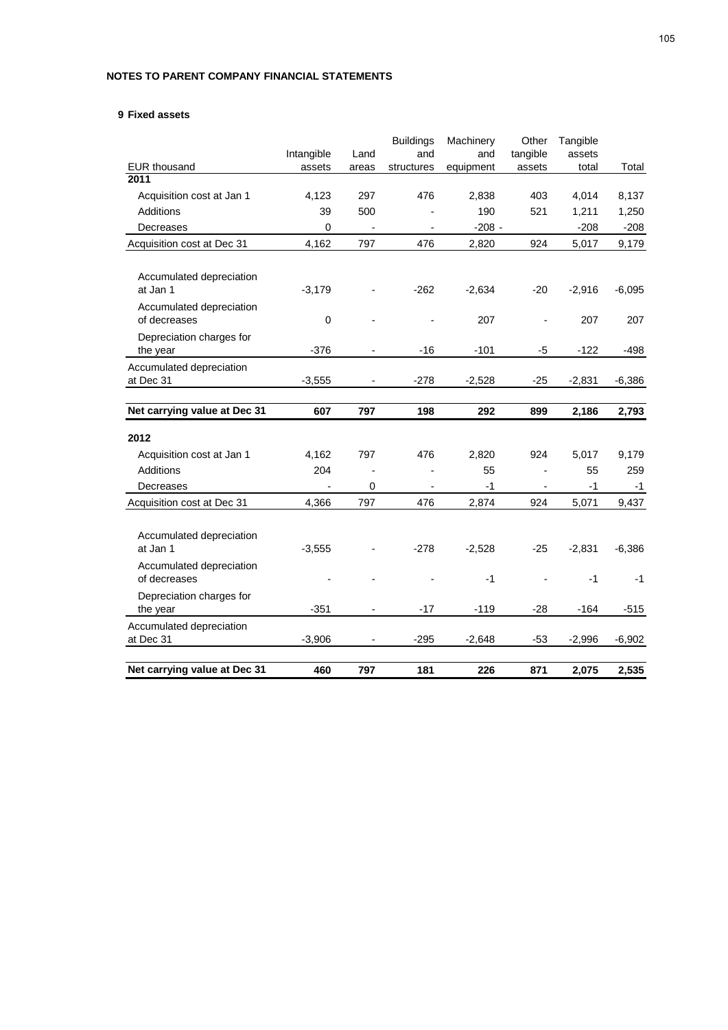## NOTES TO PARENT COMPANY FINANCIAL STATEMENTS

### 9 Fixed assets

| EUR thousand | Intangible assets | Land areas | Buildings and structures | Machinery and equipment | Other tangible assets | Tangible assets total | Total |
|---|---|---|---|---|---|---|---|
| **2011** | | | | | | | |
| Acquisition cost at Jan 1 | 4,123 | 297 | 476 | 2,838 | 403 | 4,014 | 8,137 |
| Additions | 39 | 500 | - | 190 | 521 | 1,211 | 1,250 |
| Decreases | 0 | - | - | -208 | - | -208 | -208 |
| Acquisition cost at Dec 31 | 4,162 | 797 | 476 | 2,820 | 924 | 5,017 | 9,179 |
| Accumulated depreciation at Jan 1 | -3,179 | - | -262 | -2,634 | -20 | -2,916 | -6,095 |
| Accumulated depreciation of decreases | 0 | - | - | 207 | - | 207 | 207 |
| Depreciation charges for the year | -376 | - | -16 | -101 | -5 | -122 | -498 |
| Accumulated depreciation at Dec 31 | -3,555 | - | -278 | -2,528 | -25 | -2,831 | -6,386 |
| **Net carrying value at Dec 31** | **607** | **797** | **198** | **292** | **899** | **2,186** | **2,793** |
| **2012** | | | | | | | |
| Acquisition cost at Jan 1 | 4,162 | 797 | 476 | 2,820 | 924 | 5,017 | 9,179 |
| Additions | 204 | - | - | 55 | - | 55 | 259 |
| Decreases | - | 0 | - | -1 | - | -1 | -1 |
| Acquisition cost at Dec 31 | 4,366 | 797 | 476 | 2,874 | 924 | 5,071 | 9,437 |
| Accumulated depreciation at Jan 1 | -3,555 | - | -278 | -2,528 | -25 | -2,831 | -6,386 |
| Accumulated depreciation of decreases | - | - | - | -1 | - | -1 | -1 |
| Depreciation charges for the year | -351 | - | -17 | -119 | -28 | -164 | -515 |
| Accumulated depreciation at Dec 31 | -3,906 | - | -295 | -2,648 | -53 | -2,996 | -6,902 |
| **Net carrying value at Dec 31** | **460** | **797** | **181** | **226** | **871** | **2,075** | **2,535** |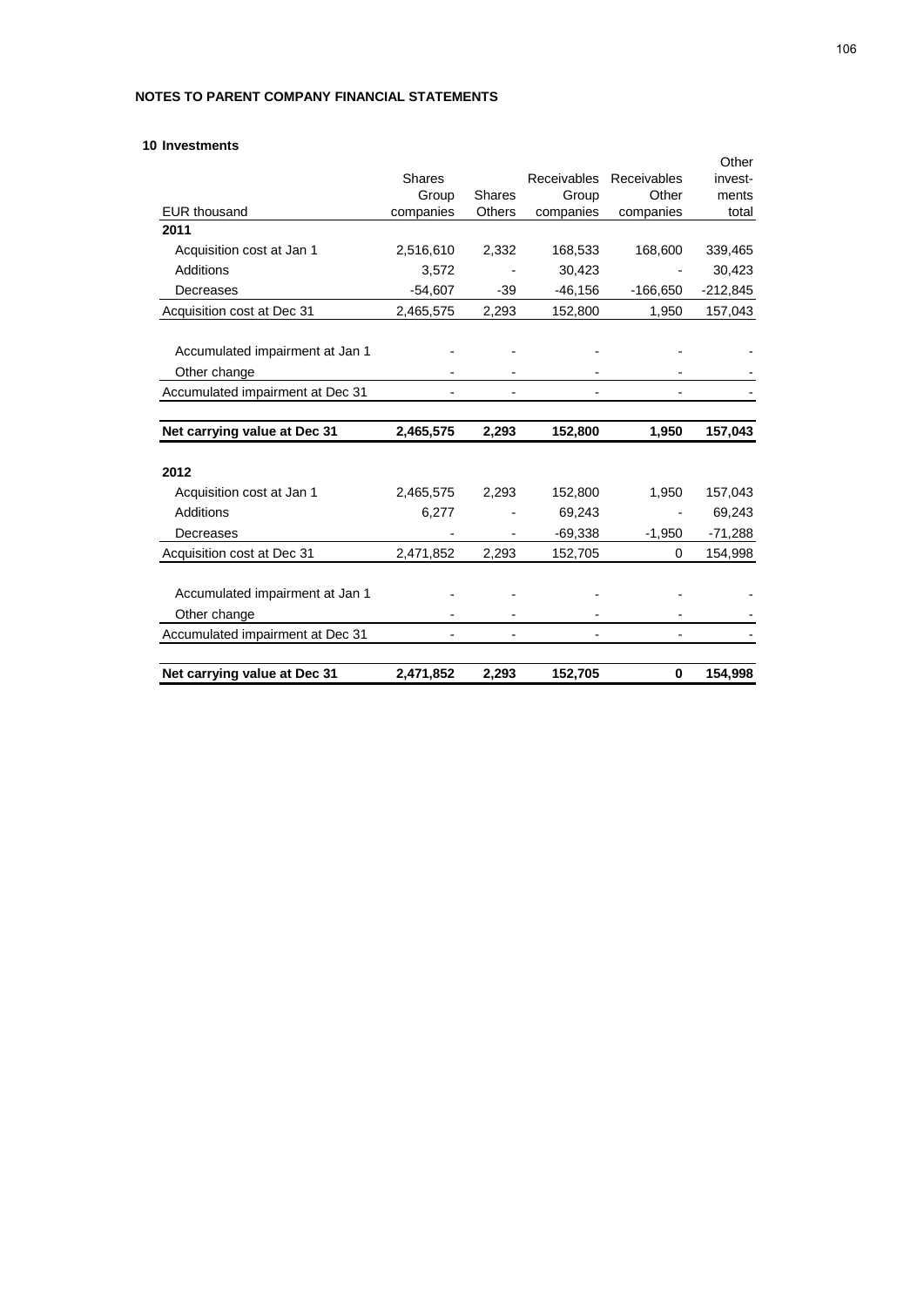## NOTES TO PARENT COMPANY FINANCIAL STATEMENTS

### 10 Investments

| EUR thousand | Shares Group companies | Shares Others | Receivables Group companies | Receivables Other companies | Other investments total |
|---|---|---|---|---|---|
| **2011** | | | | | |
| Acquisition cost at Jan 1 | 2,516,610 | 2,332 | 168,533 | 168,600 | 339,465 |
| Additions | 3,572 | - | 30,423 | - | 30,423 |
| Decreases | -54,607 | -39 | -46,156 | -166,650 | -212,845 |
| Acquisition cost at Dec 31 | 2,465,575 | 2,293 | 152,800 | 1,950 | 157,043 |
| Accumulated impairment at Jan 1 | - | - | - | - | - |
| Other change | - | - | - | - | - |
| Accumulated impairment at Dec 31 | - | - | - | - | - |
| **Net carrying value at Dec 31** | **2,465,575** | **2,293** | **152,800** | **1,950** | **157,043** |
| **2012** | | | | | |
| Acquisition cost at Jan 1 | 2,465,575 | 2,293 | 152,800 | 1,950 | 157,043 |
| Additions | 6,277 | - | 69,243 | - | 69,243 |
| Decreases | - | - | -69,338 | -1,950 | -71,288 |
| Acquisition cost at Dec 31 | 2,471,852 | 2,293 | 152,705 | 0 | 154,998 |
| Accumulated impairment at Jan 1 | - | - | - | - | - |
| Other change | - | - | - | - | - |
| Accumulated impairment at Dec 31 | - | - | - | - | - |
| **Net carrying value at Dec 31** | **2,471,852** | **2,293** | **152,705** | **0** | **154,998** |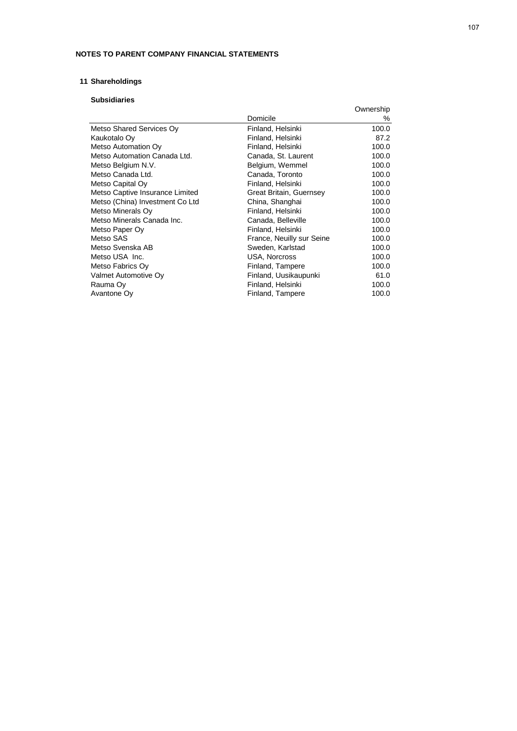## NOTES TO PARENT COMPANY FINANCIAL STATEMENTS

### 11 Shareholdings

**Subsidiaries**

| | Domicile | Ownership % |
|---|---|---|
| Metso Shared Services Oy | Finland, Helsinki | 100.0 |
| Kaukotalo Oy | Finland, Helsinki | 87.2 |
| Metso Automation Oy | Finland, Helsinki | 100.0 |
| Metso Automation Canada Ltd. | Canada, St. Laurent | 100.0 |
| Metso Belgium N.V. | Belgium, Wemmel | 100.0 |
| Metso Canada Ltd. | Canada, Toronto | 100.0 |
| Metso Capital Oy | Finland, Helsinki | 100.0 |
| Metso Captive Insurance Limited | Great Britain, Guernsey | 100.0 |
| Metso (China) Investment Co Ltd | China, Shanghai | 100.0 |
| Metso Minerals Oy | Finland, Helsinki | 100.0 |
| Metso Minerals Canada Inc. | Canada, Belleville | 100.0 |
| Metso Paper Oy | Finland, Helsinki | 100.0 |
| Metso SAS | France, Neuilly sur Seine | 100.0 |
| Metso Svenska AB | Sweden, Karlstad | 100.0 |
| Metso USA Inc. | USA, Norcross | 100.0 |
| Metso Fabrics Oy | Finland, Tampere | 100.0 |
| Valmet Automotive Oy | Finland, Uusikaupunki | 61.0 |
| Rauma Oy | Finland, Helsinki | 100.0 |
| Avantone Oy | Finland, Tampere | 100.0 |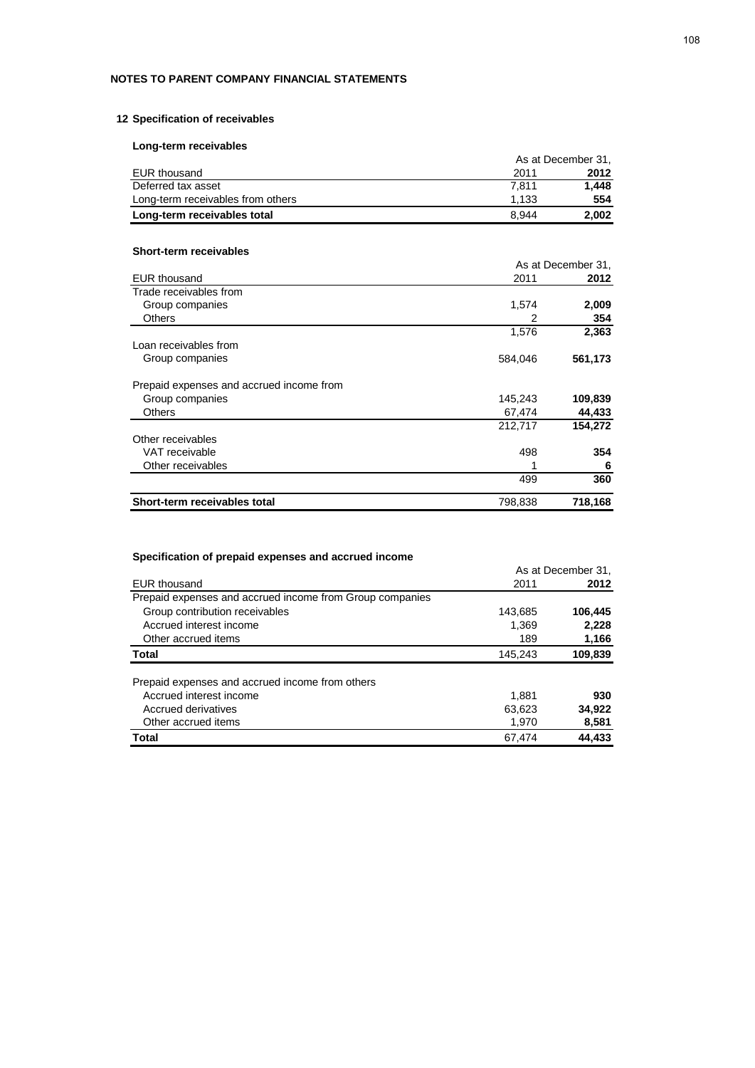## NOTES TO PARENT COMPANY FINANCIAL STATEMENTS

### 12 Specification of receivables

**Long-term receivables**

| EUR thousand | As at December 31, 2011 | **2012** |
|---|---|---|
| Deferred tax asset | 7,811 | **1,448** |
| Long-term receivables from others | 1,133 | **554** |
| **Long-term receivables total** | 8,944 | **2,002** |

**Short-term receivables**

| EUR thousand | As at December 31, 2011 | **2012** |
|---|---|---|
| Trade receivables from | | |
| Group companies | 1,574 | **2,009** |
| Others | 2 | **354** |
| | 1,576 | **2,363** |
| Loan receivables from | | |
| Group companies | 584,046 | **561,173** |
| Prepaid expenses and accrued income from | | |
| Group companies | 145,243 | **109,839** |
| Others | 67,474 | **44,433** |
| | 212,717 | **154,272** |
| Other receivables | | |
| VAT receivable | 498 | **354** |
| Other receivables | 1 | **6** |
| | 499 | **360** |
| **Short-term receivables total** | 798,838 | **718,168** |

**Specification of prepaid expenses and accrued income**

| EUR thousand | As at December 31, 2011 | **2012** |
|---|---|---|
| Prepaid expenses and accrued income from Group companies | | |
| Group contribution receivables | 143,685 | **106,445** |
| Accrued interest income | 1,369 | **2,228** |
| Other accrued items | 189 | **1,166** |
| **Total** | 145,243 | **109,839** |
| Prepaid expenses and accrued income from others | | |
| Accrued interest income | 1,881 | **930** |
| Accrued derivatives | 63,623 | **34,922** |
| Other accrued items | 1,970 | **8,581** |
| **Total** | 67,474 | **44,433** |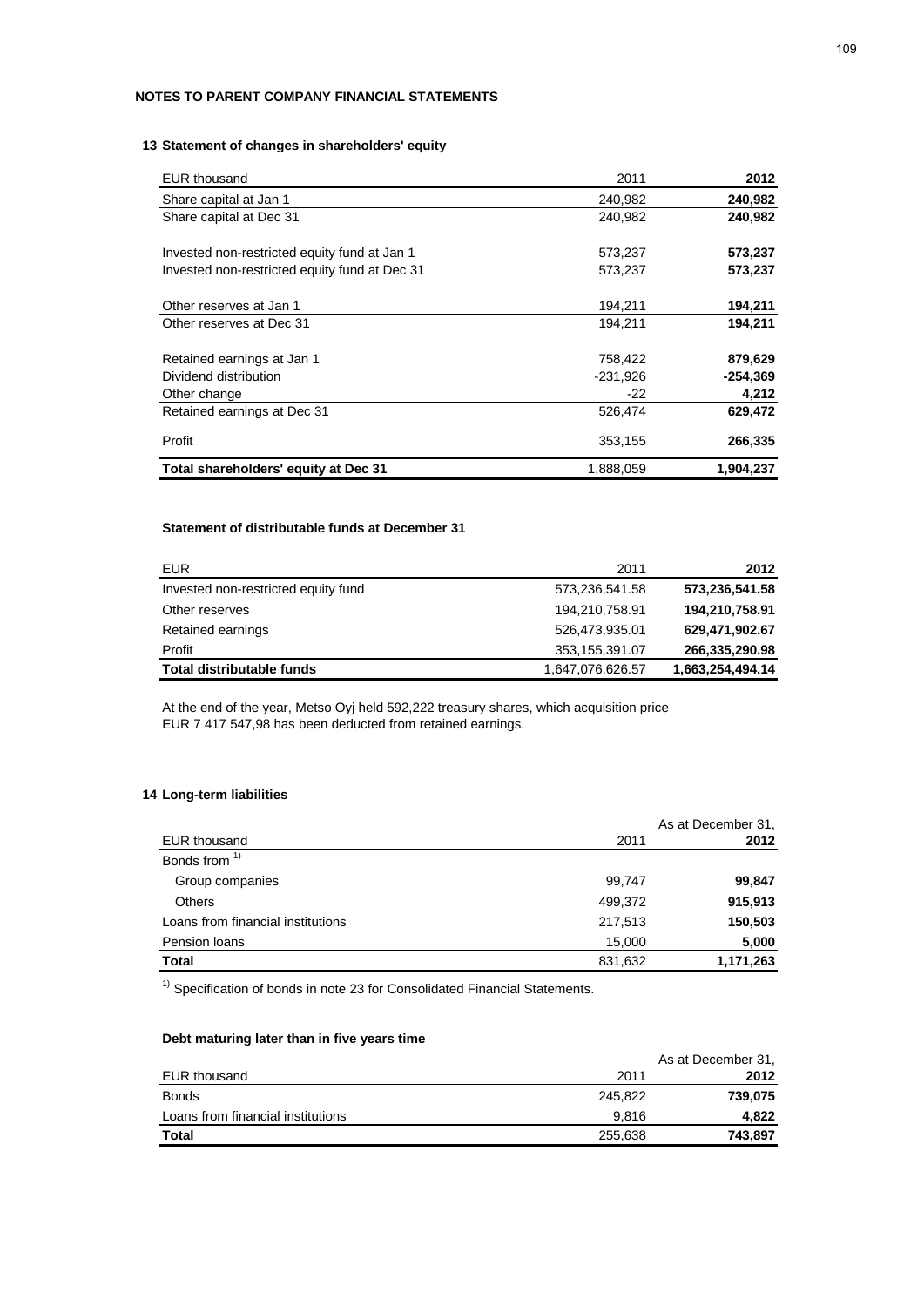## NOTES TO PARENT COMPANY FINANCIAL STATEMENTS

### 13 Statement of changes in shareholders' equity

| EUR thousand | 2011 | **2012** |
|---|---|---|
| Share capital at Jan 1 | 240,982 | **240,982** |
| Share capital at Dec 31 | 240,982 | **240,982** |
| | | |
| Invested non-restricted equity fund at Jan 1 | 573,237 | **573,237** |
| Invested non-restricted equity fund at Dec 31 | 573,237 | **573,237** |
| | | |
| Other reserves at Jan 1 | 194,211 | **194,211** |
| Other reserves at Dec 31 | 194,211 | **194,211** |
| | | |
| Retained earnings at Jan 1 | 758,422 | **879,629** |
| Dividend distribution | -231,926 | **-254,369** |
| Other change | -22 | **4,212** |
| Retained earnings at Dec 31 | 526,474 | **629,472** |
| | | |
| Profit | 353,155 | **266,335** |
| **Total shareholders' equity at Dec 31** | 1,888,059 | **1,904,237** |

#### Statement of distributable funds at December 31

| EUR | 2011 | **2012** |
|---|---|---|
| Invested non-restricted equity fund | 573,236,541.58 | **573,236,541.58** |
| Other reserves | 194,210,758.91 | **194,210,758.91** |
| Retained earnings | 526,473,935.01 | **629,471,902.67** |
| Profit | 353,155,391.07 | **266,335,290.98** |
| **Total distributable funds** | 1,647,076,626.57 | **1,663,254,494.14** |

At the end of the year, Metso Oyj held 592,222 treasury shares, which acquisition price EUR 7 417 547,98 has been deducted from retained earnings.

### 14 Long-term liabilities

| | | As at December 31, |
|---|---|---|
| EUR thousand | 2011 | **2012** |
| Bonds from [1] | | |
| Group companies | 99,747 | **99,847** |
| Others | 499,372 | **915,913** |
| Loans from financial institutions | 217,513 | **150,503** |
| Pension loans | 15,000 | **5,000** |
| **Total** | 831,632 | **1,171,263** |

[1] Specification of bonds in note 23 for Consolidated Financial Statements.

#### Debt maturing later than in five years time

| | | As at December 31, |
|---|---|---|
| EUR thousand | 2011 | **2012** |
| Bonds | 245,822 | **739,075** |
| Loans from financial institutions | 9,816 | **4,822** |
| **Total** | 255,638 | **743,897** |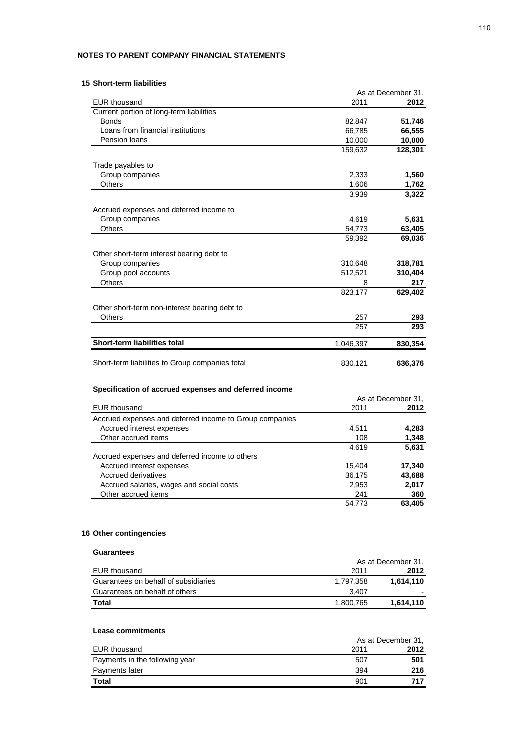## NOTES TO PARENT COMPANY FINANCIAL STATEMENTS

### 15 Short-term liabilities

| EUR thousand | As at December 31, 2011 | 2012 |
|---|---|---|
| Current portion of long-term liabilities | | |
| Bonds | 82,847 | **51,746** |
| Loans from financial institutions | 66,785 | **66,555** |
| Pension loans | 10,000 | **10,000** |
| | 159,632 | **128,301** |
| Trade payables to | | |
| Group companies | 2,333 | **1,560** |
| Others | 1,606 | **1,762** |
| | 3,939 | **3,322** |
| Accrued expenses and deferred income to | | |
| Group companies | 4,619 | **5,631** |
| Others | 54,773 | **63,405** |
| | 59,392 | **69,036** |
| Other short-term interest bearing debt to | | |
| Group companies | 310,648 | **318,781** |
| Group pool accounts | 512,521 | **310,404** |
| Others | 8 | **217** |
| | 823,177 | **629,402** |
| Other short-term non-interest bearing debt to | | |
| Others | 257 | **293** |
| | 257 | **293** |
| **Short-term liabilities total** | 1,046,397 | **830,354** |
| Short-term liabilities to Group companies total | 830,121 | **636,376** |

### Specification of accrued expenses and deferred income

| EUR thousand | As at December 31, 2011 | 2012 |
|---|---|---|
| Accrued expenses and deferred income to Group companies | | |
| Accrued interest expenses | 4,511 | **4,283** |
| Other accrued items | 108 | **1,348** |
| | 4,619 | **5,631** |
| Accrued expenses and deferred income to others | | |
| Accrued interest expenses | 15,404 | **17,340** |
| Accrued derivatives | 36,175 | **43,688** |
| Accrued salaries, wages and social costs | 2,953 | **2,017** |
| Other accrued items | 241 | **360** |
| | 54,773 | **63,405** |

### 16 Other contingencies

#### Guarantees

| EUR thousand | As at December 31, 2011 | 2012 |
|---|---|---|
| Guarantees on behalf of subsidiaries | 1,797,358 | **1,614,110** |
| Guarantees on behalf of others | 3,407 | **-** |
| **Total** | 1,800,765 | **1,614,110** |

#### Lease commitments

| EUR thousand | As at December 31, 2011 | 2012 |
|---|---|---|
| Payments in the following year | 507 | **501** |
| Payments later | 394 | **216** |
| **Total** | 901 | **717** |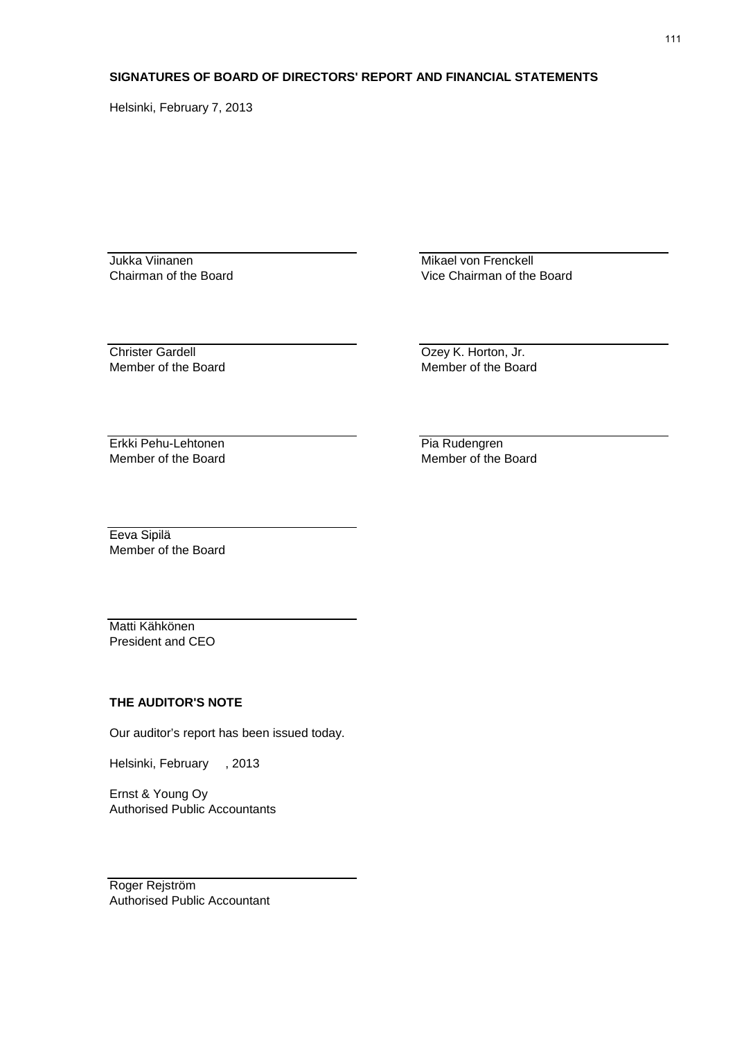**SIGNATURES OF BOARD OF DIRECTORS' REPORT AND FINANCIAL STATEMENTS**

Helsinki, February 7, 2013

Jukka Viinanen
Chairman of the Board

Mikael von Frenckell
Vice Chairman of the Board

Christer Gardell
Member of the Board

Ozey K. Horton, Jr.
Member of the Board

Erkki Pehu-Lehtonen
Member of the Board

Pia Rudengren
Member of the Board

Eeva Sipilä
Member of the Board

Matti Kähkönen
President and CEO

**THE AUDITOR'S NOTE**

Our auditor's report has been issued today.

Helsinki, February , 2013

Ernst & Young Oy
Authorised Public Accountants

Roger Rejström
Authorised Public Accountant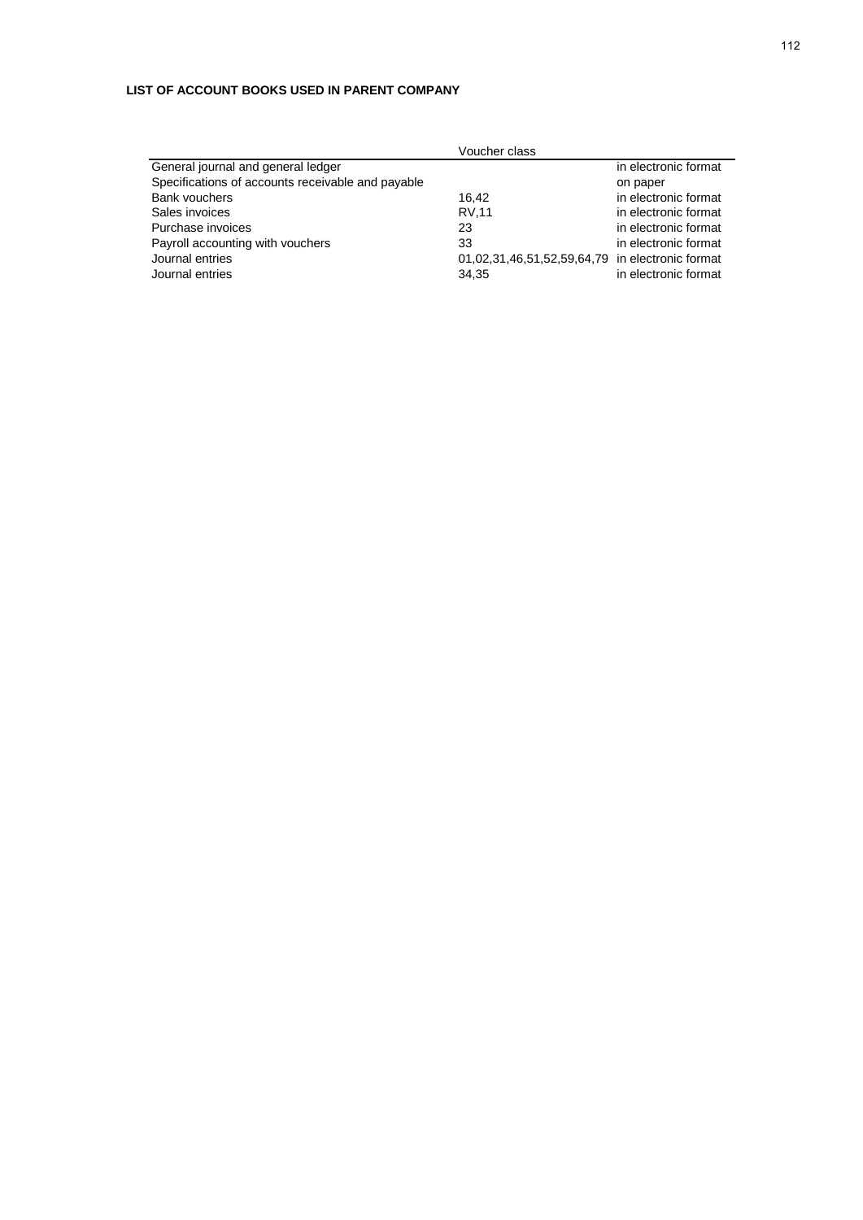**LIST OF ACCOUNT BOOKS USED IN PARENT COMPANY**

| | Voucher class | |
|---|---|---|
| General journal and general ledger | | in electronic format |
| Specifications of accounts receivable and payable | | on paper |
| Bank vouchers | 16,42 | in electronic format |
| Sales invoices | RV,11 | in electronic format |
| Purchase invoices | 23 | in electronic format |
| Payroll accounting with vouchers | 33 | in electronic format |
| Journal entries | 01,02,31,46,51,52,59,64,79 | in electronic format |
| Journal entries | 34,35 | in electronic format |